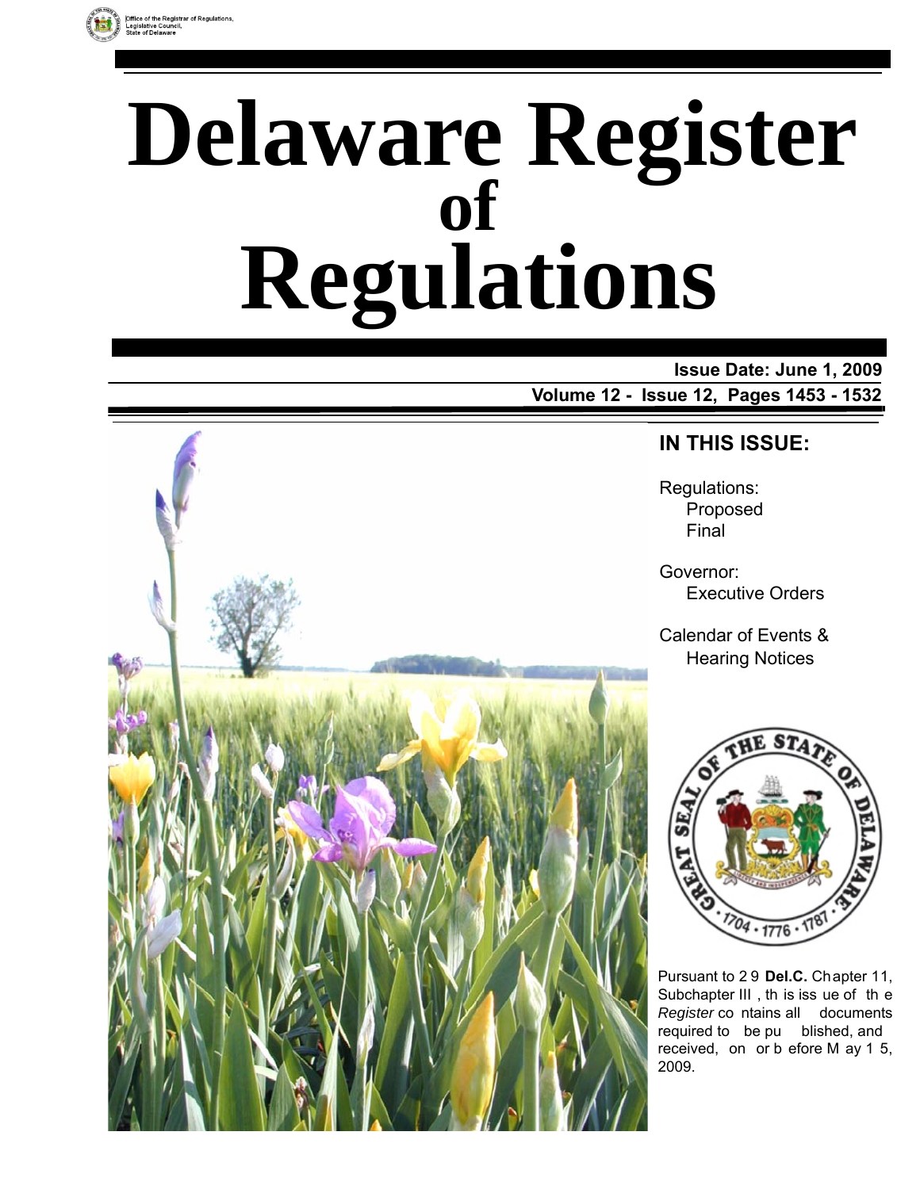Office of the Registrar of Regulations, Legislative Council, State of Delaware

# Delaware Register of Regulations

**Issue Date: June 1, 2009**

**Volume 12 - Issue 12, Pages 1453 - 1532**

## IN THIS ISSUE:

Regulations:
- Proposed
- Final

Governor:
- Executive Orders

Calendar of Events & Hearing Notices

Pursuant to 29 **Del.C.** Chapter 11, Subchapter III, this issue of the *Register* contains all documents required to be published, and received, on or before May 15, 2009.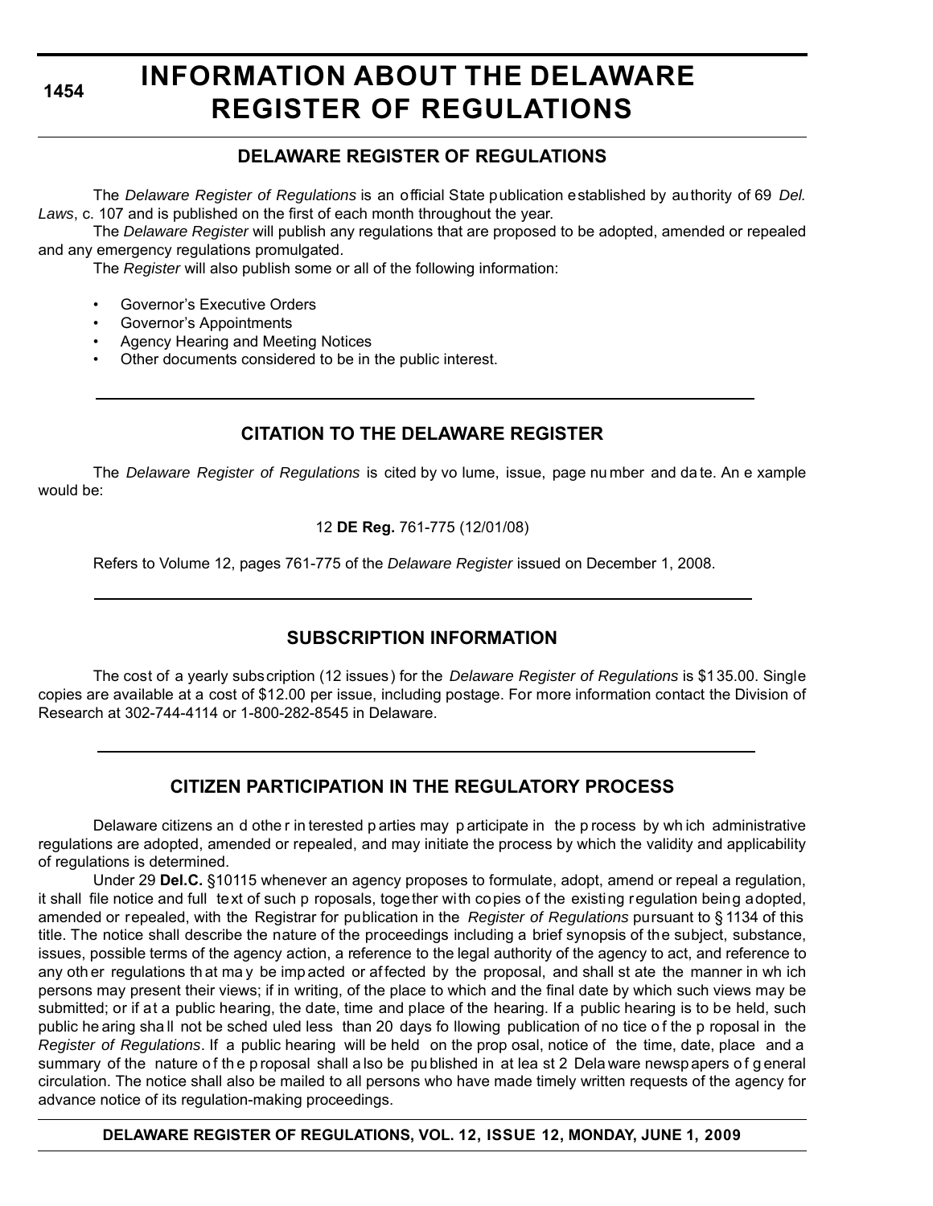# INFORMATION ABOUT THE DELAWARE REGISTER OF REGULATIONS

## DELAWARE REGISTER OF REGULATIONS

The *Delaware Register of Regulations* is an official State publication established by authority of 69 *Del. Laws*, c. 107 and is published on the first of each month throughout the year.

The *Delaware Register* will publish any regulations that are proposed to be adopted, amended or repealed and any emergency regulations promulgated.

The *Register* will also publish some or all of the following information:

- Governor's Executive Orders
- Governor's Appointments
- Agency Hearing and Meeting Notices
- Other documents considered to be in the public interest.

## CITATION TO THE DELAWARE REGISTER

The *Delaware Register of Regulations* is cited by volume, issue, page number and date. An example would be:

12 **DE Reg.** 761-775 (12/01/08)

Refers to Volume 12, pages 761-775 of the *Delaware Register* issued on December 1, 2008.

## SUBSCRIPTION INFORMATION

The cost of a yearly subscription (12 issues) for the *Delaware Register of Regulations* is $135.00. Single copies are available at a cost of $12.00 per issue, including postage. For more information contact the Division of Research at 302-744-4114 or 1-800-282-8545 in Delaware.

## CITIZEN PARTICIPATION IN THE REGULATORY PROCESS

Delaware citizens and other interested parties may participate in the process by which administrative regulations are adopted, amended or repealed, and may initiate the process by which the validity and applicability of regulations is determined.

Under 29 **Del.C.** §10115 whenever an agency proposes to formulate, adopt, amend or repeal a regulation, it shall file notice and full text of such proposals, together with copies of the existing regulation being adopted, amended or repealed, with the Registrar for publication in the *Register of Regulations* pursuant to § 1134 of this title. The notice shall describe the nature of the proceedings including a brief synopsis of the subject, substance, issues, possible terms of the agency action, a reference to the legal authority of the agency to act, and reference to any other regulations that may be impacted or affected by the proposal, and shall state the manner in which persons may present their views; if in writing, of the place to which and the final date by which such views may be submitted; or if at a public hearing, the date, time and place of the hearing. If a public hearing is to be held, such public hearing shall not be scheduled less than 20 days following publication of notice of the proposal in the *Register of Regulations*. If a public hearing will be held on the proposal, notice of the time, date, place and a summary of the nature of the proposal shall also be published in at least 2 Delaware newspapers of general circulation. The notice shall also be mailed to all persons who have made timely written requests of the agency for advance notice of its regulation-making proceedings.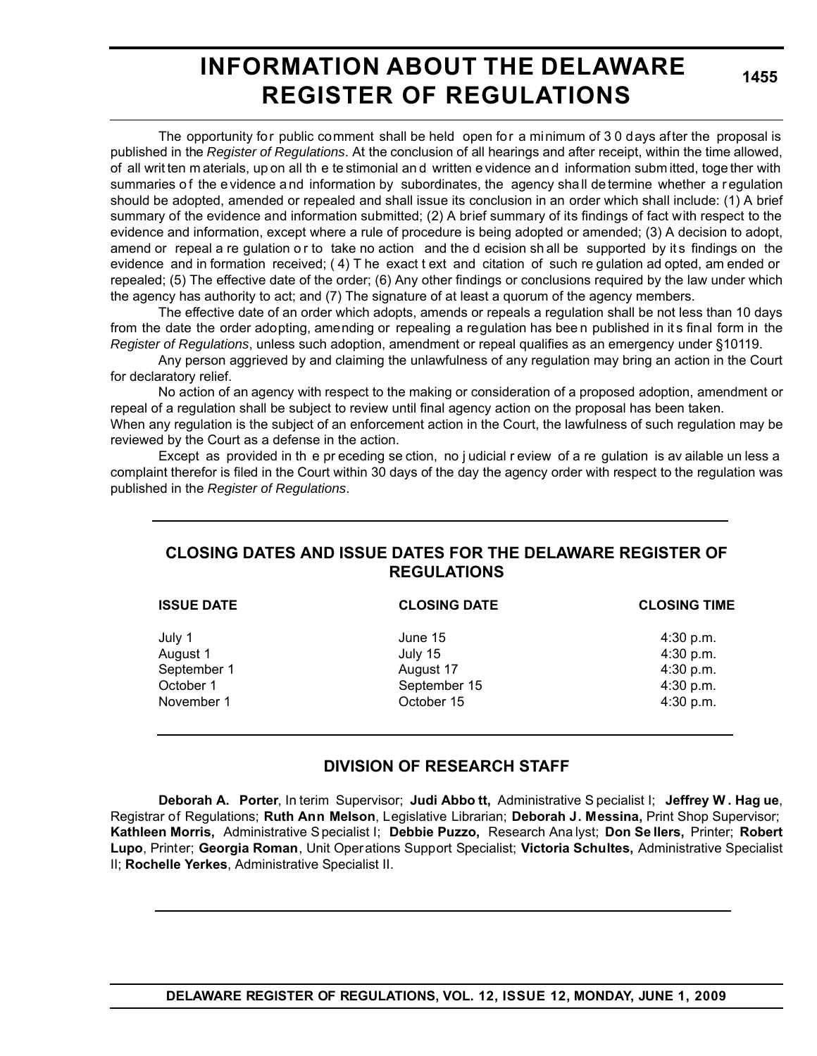# INFORMATION ABOUT THE DELAWARE REGISTER OF REGULATIONS

The opportunity for public comment shall be held open for a minimum of 30 days after the proposal is published in the *Register of Regulations*. At the conclusion of all hearings and after receipt, within the time allowed, of all written materials, upon all the testimonial and written evidence and information submitted, together with summaries of the evidence and information by subordinates, the agency shall determine whether a regulation should be adopted, amended or repealed and shall issue its conclusion in an order which shall include: (1) A brief summary of the evidence and information submitted; (2) A brief summary of its findings of fact with respect to the evidence and information, except where a rule of procedure is being adopted or amended; (3) A decision to adopt, amend or repeal a regulation or to take no action and the decision shall be supported by its findings on the evidence and information received; (4) The exact text and citation of such regulation adopted, amended or repealed; (5) The effective date of the order; (6) Any other findings or conclusions required by the law under which the agency has authority to act; and (7) The signature of at least a quorum of the agency members.

The effective date of an order which adopts, amends or repeals a regulation shall be not less than 10 days from the date the order adopting, amending or repealing a regulation has been published in its final form in the *Register of Regulations*, unless such adoption, amendment or repeal qualifies as an emergency under §10119.

Any person aggrieved by and claiming the unlawfulness of any regulation may bring an action in the Court for declaratory relief.

No action of an agency with respect to the making or consideration of a proposed adoption, amendment or repeal of a regulation shall be subject to review until final agency action on the proposal has been taken.

When any regulation is the subject of an enforcement action in the Court, the lawfulness of such regulation may be reviewed by the Court as a defense in the action.

Except as provided in the preceding section, no judicial review of a regulation is available unless a complaint therefor is filed in the Court within 30 days of the day the agency order with respect to the regulation was published in the *Register of Regulations*.

## CLOSING DATES AND ISSUE DATES FOR THE DELAWARE REGISTER OF REGULATIONS

| ISSUE DATE | CLOSING DATE | CLOSING TIME |
|---|---|---|
| July 1 | June 15 | 4:30 p.m. |
| August 1 | July 15 | 4:30 p.m. |
| September 1 | August 17 | 4:30 p.m. |
| October 1 | September 15 | 4:30 p.m. |
| November 1 | October 15 | 4:30 p.m. |

## DIVISION OF RESEARCH STAFF

**Deborah A. Porter**, Interim Supervisor; **Judi Abbott,** Administrative Specialist I; **Jeffrey W. Hague**, Registrar of Regulations; **Ruth Ann Melson**, Legislative Librarian; **Deborah J. Messina,** Print Shop Supervisor; **Kathleen Morris,** Administrative Specialist I; **Debbie Puzzo,** Research Analyst; **Don Sellers,** Printer; **Robert Lupo**, Printer; **Georgia Roman**, Unit Operations Support Specialist; **Victoria Schultes,** Administrative Specialist II; **Rochelle Yerkes**, Administrative Specialist II.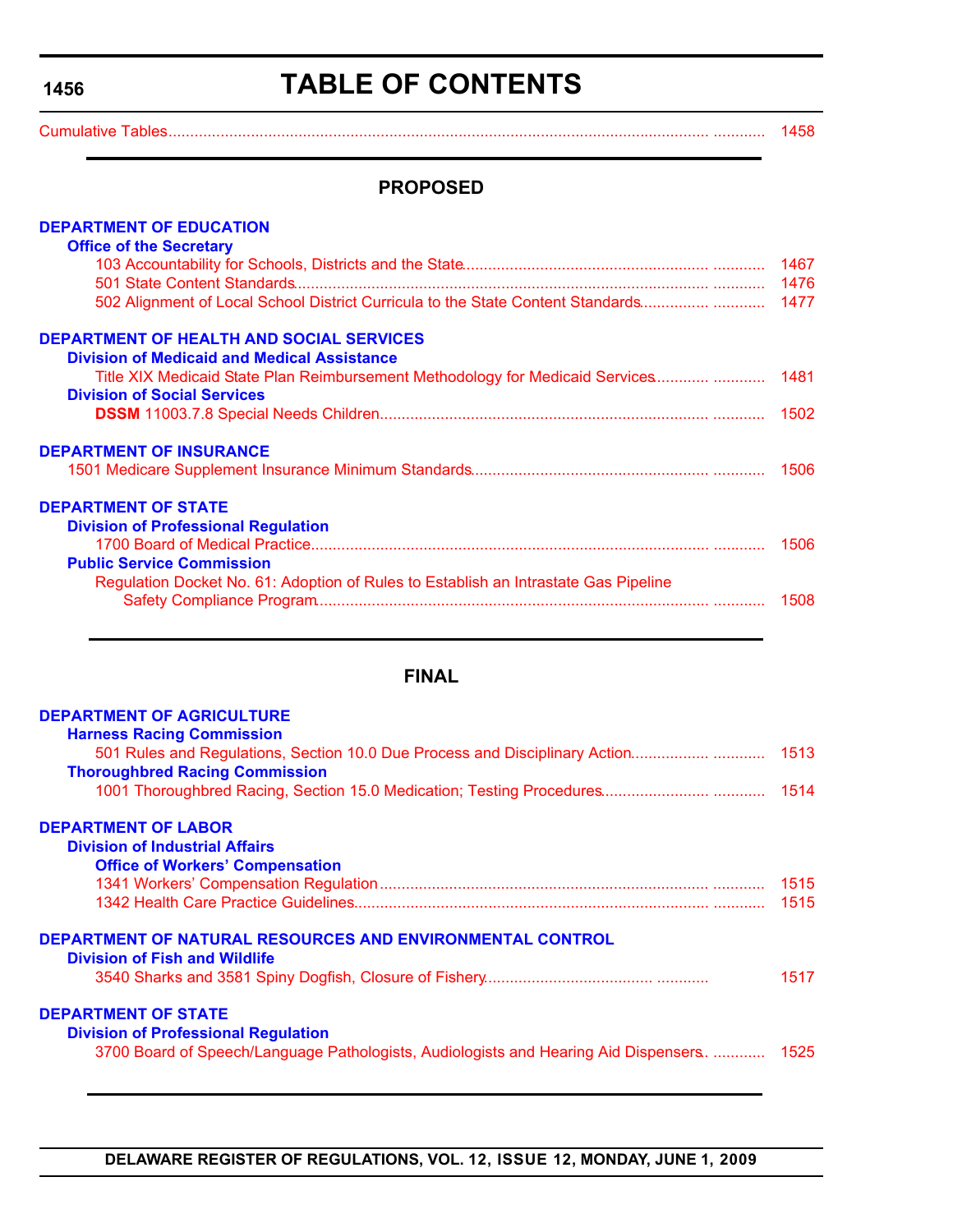# TABLE OF CONTENTS

Cumulative Tables ........................................................................ 1458

## PROPOSED

### DEPARTMENT OF EDUCATION

**Office of the Secretary**

103 Accountability for Schools, Districts and the State ........................................ 1467
501 State Content Standards ........................................................................ 1476
502 Alignment of Local School District Curricula to the State Content Standards ........ 1477

### DEPARTMENT OF HEALTH AND SOCIAL SERVICES

**Division of Medicaid and Medical Assistance**

Title XIX Medicaid State Plan Reimbursement Methodology for Medicaid Services ........ 1481

**Division of Social Services**

**DSSM** 11003.7.8 Special Needs Children ........................................................ 1502

### DEPARTMENT OF INSURANCE

1501 Medicare Supplement Insurance Minimum Standards ........................................ 1506

### DEPARTMENT OF STATE

**Division of Professional Regulation**

1700 Board of Medical Practice ........................................................................ 1506

**Public Service Commission**

Regulation Docket No. 61: Adoption of Rules to Establish an Intrastate Gas Pipeline Safety Compliance Program ........................................................................ 1508

## FINAL

### DEPARTMENT OF AGRICULTURE

**Harness Racing Commission**

501 Rules and Regulations, Section 10.0 Due Process and Disciplinary Action ........ 1513

**Thoroughbred Racing Commission**

1001 Thoroughbred Racing, Section 15.0 Medication; Testing Procedures ........ 1514

### DEPARTMENT OF LABOR

**Division of Industrial Affairs**

**Office of Workers' Compensation**

1341 Workers' Compensation Regulation ........................................................ 1515
1342 Health Care Practice Guidelines ........................................................ 1515

### DEPARTMENT OF NATURAL RESOURCES AND ENVIRONMENTAL CONTROL

**Division of Fish and Wildlife**

3540 Sharks and 3581 Spiny Dogfish, Closure of Fishery ........................................ 1517

### DEPARTMENT OF STATE

**Division of Professional Regulation**

3700 Board of Speech/Language Pathologists, Audiologists and Hearing Aid Dispensers ........ 1525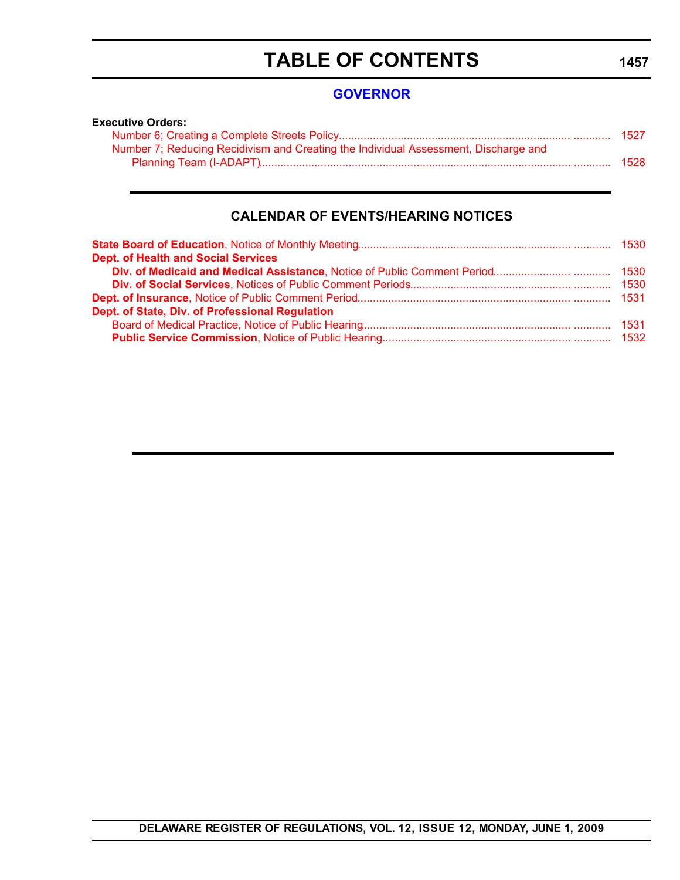# TABLE OF CONTENTS

## GOVERNOR

**Executive Orders:**

Number 6; Creating a Complete Streets Policy ............ 1527

Number 7; Reducing Recidivism and Creating the Individual Assessment, Discharge and Planning Team (I-ADAPT) ............ 1528

## CALENDAR OF EVENTS/HEARING NOTICES

**State Board of Education**, Notice of Monthly Meeting ............ 1530

**Dept. of Health and Social Services**

- **Div. of Medicaid and Medical Assistance**, Notice of Public Comment Period ............ 1530
- **Div. of Social Services**, Notices of Public Comment Periods ............ 1530

**Dept. of Insurance**, Notice of Public Comment Period ............ 1531

**Dept. of State, Div. of Professional Regulation**

- Board of Medical Practice, Notice of Public Hearing ............ 1531
- **Public Service Commission**, Notice of Public Hearing ............ 1532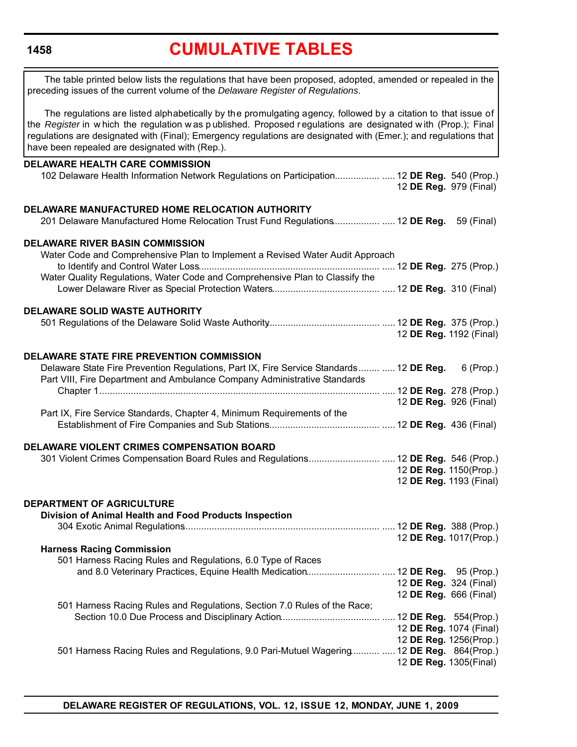# CUMULATIVE TABLES

The table printed below lists the regulations that have been proposed, adopted, amended or repealed in the preceding issues of the current volume of the *Delaware Register of Regulations*.

The regulations are listed alphabetically by the promulgating agency, followed by a citation to that issue of the *Register* in which the regulation was published. Proposed regulations are designated with (Prop.); Final regulations are designated with (Final); Emergency regulations are designated with (Emer.); and regulations that have been repealed are designated with (Rep.).

**DELAWARE HEALTH CARE COMMISSION**

102 Delaware Health Information Network Regulations on Participation ..... 12 **DE Reg.** 540 (Prop.)
12 **DE Reg.** 979 (Final)

**DELAWARE MANUFACTURED HOME RELOCATION AUTHORITY**

201 Delaware Manufactured Home Relocation Trust Fund Regulations ..... 12 **DE Reg.** 59 (Final)

**DELAWARE RIVER BASIN COMMISSION**

Water Code and Comprehensive Plan to Implement a Revised Water Audit Approach to Identify and Control Water Loss ..... 12 **DE Reg.** 275 (Prop.)

Water Quality Regulations, Water Code and Comprehensive Plan to Classify the Lower Delaware River as Special Protection Waters ..... 12 **DE Reg.** 310 (Final)

**DELAWARE SOLID WASTE AUTHORITY**

501 Regulations of the Delaware Solid Waste Authority ..... 12 **DE Reg.** 375 (Prop.)
12 **DE Reg.** 1192 (Final)

**DELAWARE STATE FIRE PREVENTION COMMISSION**

Delaware State Fire Prevention Regulations, Part IX, Fire Service Standards ..... 12 **DE Reg.** 6 (Prop.)

Part VIII, Fire Department and Ambulance Company Administrative Standards Chapter 1 ..... 12 **DE Reg.** 278 (Prop.)
12 **DE Reg.** 926 (Final)

Part IX, Fire Service Standards, Chapter 4, Minimum Requirements of the Establishment of Fire Companies and Sub Stations ..... 12 **DE Reg.** 436 (Final)

**DELAWARE VIOLENT CRIMES COMPENSATION BOARD**

301 Violent Crimes Compensation Board Rules and Regulations ..... 12 **DE Reg.** 546 (Prop.)
12 **DE Reg.** 1150(Prop.)
12 **DE Reg.** 1193 (Final)

**DEPARTMENT OF AGRICULTURE**

**Division of Animal Health and Food Products Inspection**

304 Exotic Animal Regulations ..... 12 **DE Reg.** 388 (Prop.)
12 **DE Reg.** 1017(Prop.)

**Harness Racing Commission**

501 Harness Racing Rules and Regulations, 6.0 Type of Races and 8.0 Veterinary Practices, Equine Health Medication ..... 12 **DE Reg.** 95 (Prop.)
12 **DE Reg.** 324 (Final)
12 **DE Reg.** 666 (Final)

501 Harness Racing Rules and Regulations, Section 7.0 Rules of the Race; Section 10.0 Due Process and Disciplinary Action ..... 12 **DE Reg.** 554(Prop.)
12 **DE Reg.** 1074 (Final)
12 **DE Reg.** 1256(Prop.)

501 Harness Racing Rules and Regulations, 9.0 Pari-Mutuel Wagering ..... 12 **DE Reg.** 864(Prop.)
12 **DE Reg.** 1305(Final)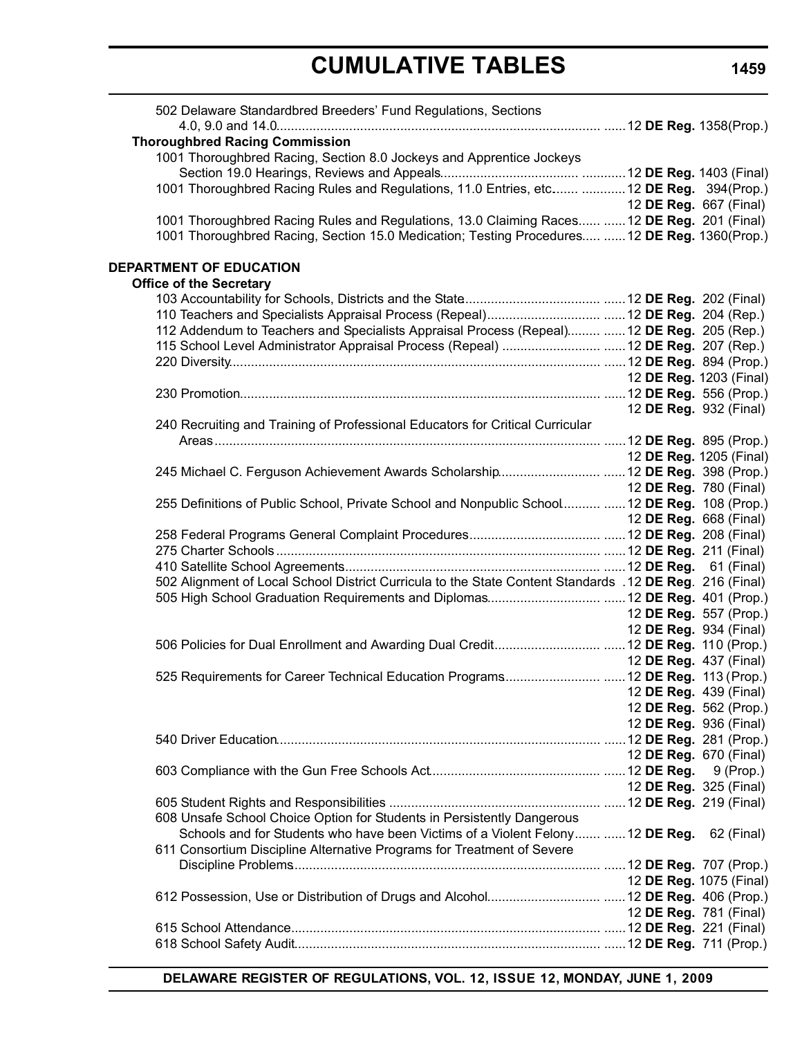# CUMULATIVE TABLES

502 Delaware Standardbred Breeders' Fund Regulations, Sections 4.0, 9.0 and 14.0 ...... 12 **DE Reg.** 1358(Prop.)

**Thoroughbred Racing Commission**

1001 Thoroughbred Racing, Section 8.0 Jockeys and Apprentice Jockeys Section 19.0 Hearings, Reviews and Appeals ...... 12 **DE Reg.** 1403 (Final)

1001 Thoroughbred Racing Rules and Regulations, 11.0 Entries, etc. ...... 12 **DE Reg.** 394(Prop.)
12 **DE Reg.** 667 (Final)

1001 Thoroughbred Racing Rules and Regulations, 13.0 Claiming Races ...... 12 **DE Reg.** 201 (Final)

1001 Thoroughbred Racing, Section 15.0 Medication; Testing Procedures ...... 12 **DE Reg.** 1360(Prop.)

**DEPARTMENT OF EDUCATION**

**Office of the Secretary**

103 Accountability for Schools, Districts and the State ...... 12 **DE Reg.** 202 (Final)

110 Teachers and Specialists Appraisal Process (Repeal) ...... 12 **DE Reg.** 204 (Rep.)

112 Addendum to Teachers and Specialists Appraisal Process (Repeal) ...... 12 **DE Reg.** 205 (Rep.)

115 School Level Administrator Appraisal Process (Repeal) ...... 12 **DE Reg.** 207 (Rep.)

220 Diversity ...... 12 **DE Reg.** 894 (Prop.)
12 **DE Reg.** 1203 (Final)

230 Promotion ...... 12 **DE Reg.** 556 (Prop.)
12 **DE Reg.** 932 (Final)

240 Recruiting and Training of Professional Educators for Critical Curricular Areas ...... 12 **DE Reg.** 895 (Prop.)
12 **DE Reg.** 1205 (Final)

245 Michael C. Ferguson Achievement Awards Scholarship ...... 12 **DE Reg.** 398 (Prop.)
12 **DE Reg.** 780 (Final)

255 Definitions of Public School, Private School and Nonpublic School ...... 12 **DE Reg.** 108 (Prop.)
12 **DE Reg.** 668 (Final)

258 Federal Programs General Complaint Procedures ...... 12 **DE Reg.** 208 (Final)

275 Charter Schools ...... 12 **DE Reg.** 211 (Final)

410 Satellite School Agreements ...... 12 **DE Reg.** 61 (Final)

502 Alignment of Local School District Curricula to the State Content Standards . 12 **DE Reg**. 216 (Final)

505 High School Graduation Requirements and Diplomas ...... 12 **DE Reg.** 401 (Prop.)
12 **DE Reg.** 557 (Prop.)
12 **DE Reg.** 934 (Final)

506 Policies for Dual Enrollment and Awarding Dual Credit ...... 12 **DE Reg.** 110 (Prop.)
12 **DE Reg.** 437 (Final)

525 Requirements for Career Technical Education Programs ...... 12 **DE Reg.** 113 (Prop.)
12 **DE Reg.** 439 (Final)
12 **DE Reg.** 562 (Prop.)
12 **DE Reg.** 936 (Final)

540 Driver Education ...... 12 **DE Reg.** 281 (Prop.)
12 **DE Reg.** 670 (Final)

603 Compliance with the Gun Free Schools Act ...... 12 **DE Reg.** 9 (Prop.)
12 **DE Reg.** 325 (Final)

605 Student Rights and Responsibilities ...... 12 **DE Reg.** 219 (Final)

608 Unsafe School Choice Option for Students in Persistently Dangerous Schools and for Students who have been Victims of a Violent Felony ...... 12 **DE Reg.** 62 (Final)

611 Consortium Discipline Alternative Programs for Treatment of Severe Discipline Problems ...... 12 **DE Reg.** 707 (Prop.)
12 **DE Reg.** 1075 (Final)

612 Possession, Use or Distribution of Drugs and Alcohol ...... 12 **DE Reg.** 406 (Prop.)
12 **DE Reg.** 781 (Final)

615 School Attendance ...... 12 **DE Reg.** 221 (Final)

618 School Safety Audit ...... 12 **DE Reg.** 711 (Prop.)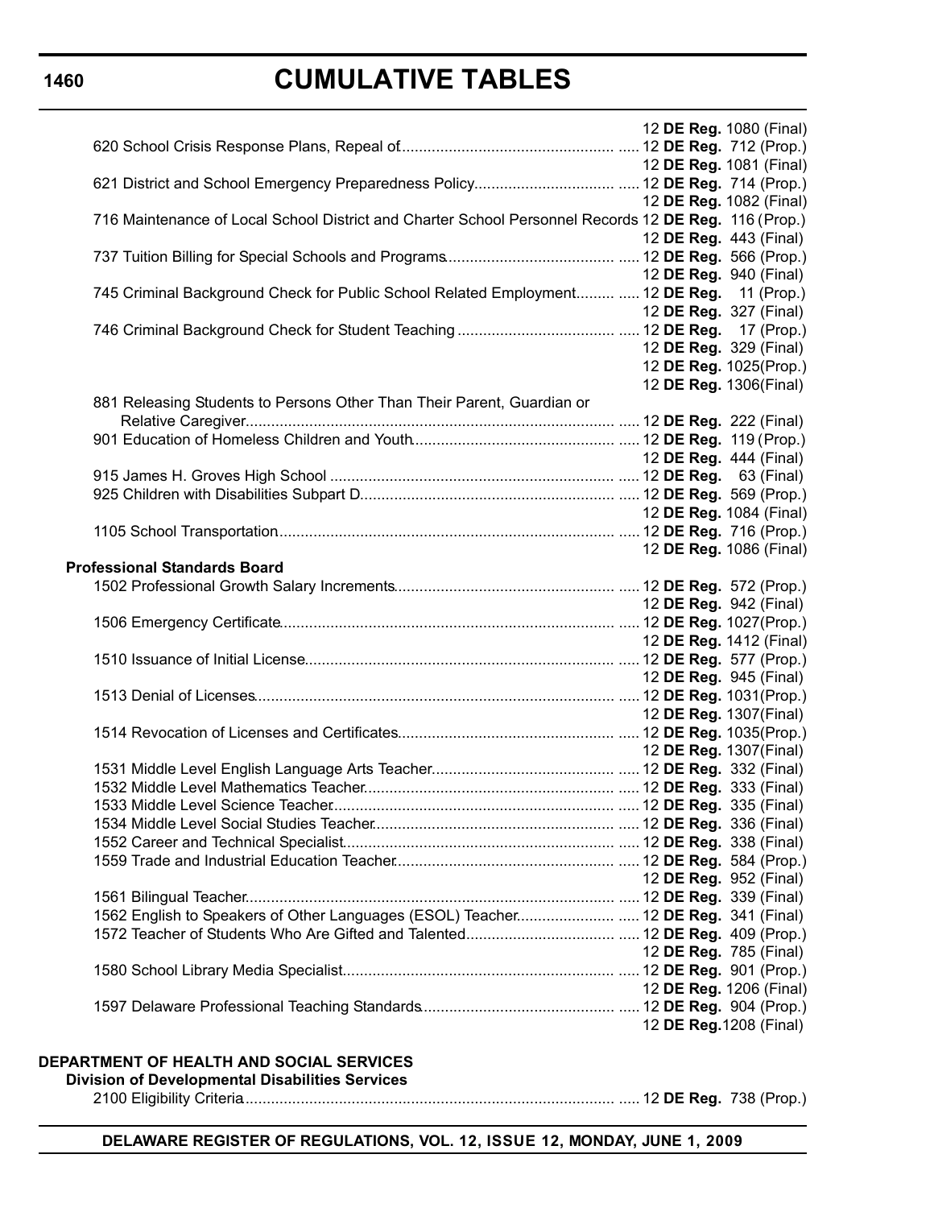# CUMULATIVE TABLES

| | |
|---|---|
| | 12 **DE Reg.** 1080 (Final) |
| 620 School Crisis Response Plans, Repeal of | 12 **DE Reg.** 712 (Prop.) |
| | 12 **DE Reg.** 1081 (Final) |
| 621 District and School Emergency Preparedness Policy | 12 **DE Reg.** 714 (Prop.) |
| | 12 **DE Reg.** 1082 (Final) |
| 716 Maintenance of Local School District and Charter School Personnel Records | 12 **DE Reg.** 116 (Prop.) |
| | 12 **DE Reg.** 443 (Final) |
| 737 Tuition Billing for Special Schools and Programs | 12 **DE Reg.** 566 (Prop.) |
| | 12 **DE Reg.** 940 (Final) |
| 745 Criminal Background Check for Public School Related Employment | 12 **DE Reg.** 11 (Prop.) |
| | 12 **DE Reg.** 327 (Final) |
| 746 Criminal Background Check for Student Teaching | 12 **DE Reg.** 17 (Prop.) |
| | 12 **DE Reg.** 329 (Final) |
| | 12 **DE Reg.** 1025(Prop.) |
| | 12 **DE Reg.** 1306(Final) |
| 881 Releasing Students to Persons Other Than Their Parent, Guardian or Relative Caregiver | 12 **DE Reg.** 222 (Final) |
| 901 Education of Homeless Children and Youth | 12 **DE Reg.** 119 (Prop.) |
| | 12 **DE Reg.** 444 (Final) |
| 915 James H. Groves High School | 12 **DE Reg.** 63 (Final) |
| 925 Children with Disabilities Subpart D | 12 **DE Reg.** 569 (Prop.) |
| | 12 **DE Reg.** 1084 (Final) |
| 1105 School Transportation | 12 **DE Reg.** 716 (Prop.) |
| | 12 **DE Reg.** 1086 (Final) |
| **Professional Standards Board** | |
| 1502 Professional Growth Salary Increments | 12 **DE Reg.** 572 (Prop.) |
| | 12 **DE Reg.** 942 (Final) |
| 1506 Emergency Certificate | 12 **DE Reg.** 1027(Prop.) |
| | 12 **DE Reg.** 1412 (Final) |
| 1510 Issuance of Initial License | 12 **DE Reg.** 577 (Prop.) |
| | 12 **DE Reg.** 945 (Final) |
| 1513 Denial of Licenses | 12 **DE Reg.** 1031(Prop.) |
| | 12 **DE Reg.** 1307(Final) |
| 1514 Revocation of Licenses and Certificates | 12 **DE Reg.** 1035(Prop.) |
| | 12 **DE Reg.** 1307(Final) |
| 1531 Middle Level English Language Arts Teacher | 12 **DE Reg.** 332 (Final) |
| 1532 Middle Level Mathematics Teacher | 12 **DE Reg.** 333 (Final) |
| 1533 Middle Level Science Teacher | 12 **DE Reg.** 335 (Final) |
| 1534 Middle Level Social Studies Teacher | 12 **DE Reg.** 336 (Final) |
| 1552 Career and Technical Specialist | 12 **DE Reg.** 338 (Final) |
| 1559 Trade and Industrial Education Teacher | 12 **DE Reg.** 584 (Prop.) |
| | 12 **DE Reg.** 952 (Final) |
| 1561 Bilingual Teacher | 12 **DE Reg.** 339 (Final) |
| 1562 English to Speakers of Other Languages (ESOL) Teacher | 12 **DE Reg.** 341 (Final) |
| 1572 Teacher of Students Who Are Gifted and Talented | 12 **DE Reg.** 409 (Prop.) |
| | 12 **DE Reg.** 785 (Final) |
| 1580 School Library Media Specialist | 12 **DE Reg.** 901 (Prop.) |
| | 12 **DE Reg.** 1206 (Final) |
| 1597 Delaware Professional Teaching Standards | 12 **DE Reg.** 904 (Prop.) |
| | 12 **DE Reg.**1208 (Final) |

**DEPARTMENT OF HEALTH AND SOCIAL SERVICES**

**Division of Developmental Disabilities Services**

| | |
|---|---|
| 2100 Eligibility Criteria | 12 **DE Reg.** 738 (Prop.) |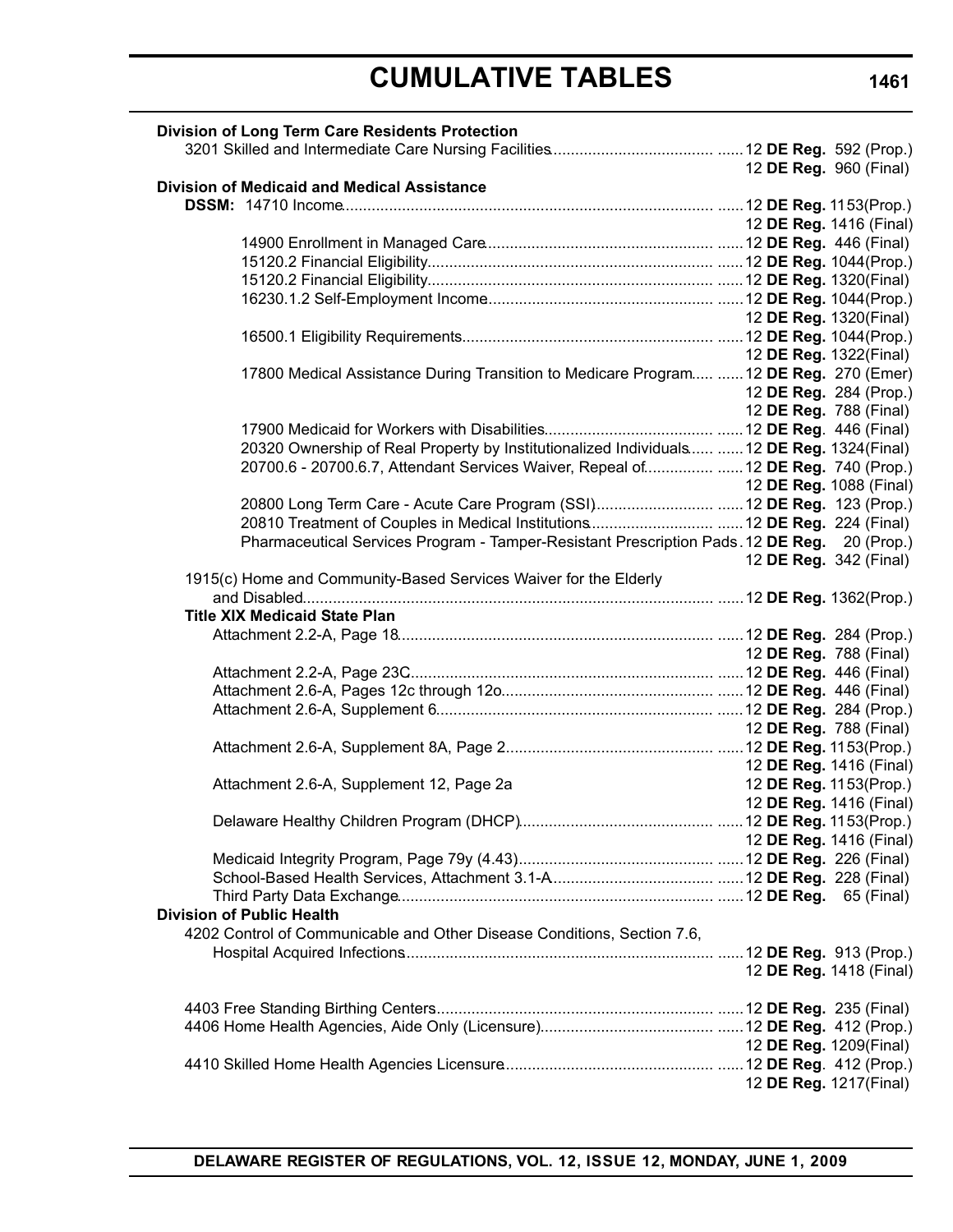# CUMULATIVE TABLES

**Division of Long Term Care Residents Protection**

| | |
|---|---|
| 3201 Skilled and Intermediate Care Nursing Facilities | 12 **DE Reg.** 592 (Prop.) |
| | 12 **DE Reg.** 960 (Final) |

**Division of Medicaid and Medical Assistance**

| | |
|---|---|
| **DSSM:** 14710 Income | 12 **DE Reg.** 1153(Prop.) |
| | 12 **DE Reg.** 1416 (Final) |
| 14900 Enrollment in Managed Care | 12 **DE Reg.** 446 (Final) |
| 15120.2 Financial Eligibility | 12 **DE Reg.** 1044(Prop.) |
| 15120.2 Financial Eligibility | 12 **DE Reg.** 1320(Final) |
| 16230.1.2 Self-Employment Income | 12 **DE Reg.** 1044(Prop.) |
| | 12 **DE Reg.** 1320(Final) |
| 16500.1 Eligibility Requirements | 12 **DE Reg.** 1044(Prop.) |
| | 12 **DE Reg.** 1322(Final) |
| 17800 Medical Assistance During Transition to Medicare Program | 12 **DE Reg.** 270 (Emer) |
| | 12 **DE Reg.** 284 (Prop.) |
| | 12 **DE Reg.** 788 (Final) |
| 17900 Medicaid for Workers with Disabilities | 12 **DE Reg**. 446 (Final) |
| 20320 Ownership of Real Property by Institutionalized Individuals | 12 **DE Reg.** 1324(Final) |
| 20700.6 - 20700.6.7, Attendant Services Waiver, Repeal of | 12 **DE Reg.** 740 (Prop.) |
| | 12 **DE Reg.** 1088 (Final) |
| 20800 Long Term Care - Acute Care Program (SSI) | 12 **DE Reg.** 123 (Prop.) |
| 20810 Treatment of Couples in Medical Institutions | 12 **DE Reg.** 224 (Final) |
| Pharmaceutical Services Program - Tamper-Resistant Prescription Pads | 12 **DE Reg.** 20 (Prop.) |
| | 12 **DE Reg.** 342 (Final) |
| 1915(c) Home and Community-Based Services Waiver for the Elderly and Disabled | 12 **DE Reg.** 1362(Prop.) |

**Title XIX Medicaid State Plan**

| | |
|---|---|
| Attachment 2.2-A, Page 18 | 12 **DE Reg.** 284 (Prop.) |
| | 12 **DE Reg.** 788 (Final) |
| Attachment 2.2-A, Page 23C | 12 **DE Reg.** 446 (Final) |
| Attachment 2.6-A, Pages 12c through 12o | 12 **DE Reg.** 446 (Final) |
| Attachment 2.6-A, Supplement 6 | 12 **DE Reg.** 284 (Prop.) |
| | 12 **DE Reg.** 788 (Final) |
| Attachment 2.6-A, Supplement 8A, Page 2 | 12 **DE Reg.** 1153(Prop.) |
| | 12 **DE Reg.** 1416 (Final) |
| Attachment 2.6-A, Supplement 12, Page 2a | 12 **DE Reg.** 1153(Prop.) |
| | 12 **DE Reg.** 1416 (Final) |
| Delaware Healthy Children Program (DHCP) | 12 **DE Reg.** 1153(Prop.) |
| | 12 **DE Reg.** 1416 (Final) |
| Medicaid Integrity Program, Page 79y (4.43) | 12 **DE Reg.** 226 (Final) |
| School-Based Health Services, Attachment 3.1-A | 12 **DE Reg.** 228 (Final) |
| Third Party Data Exchange | 12 **DE Reg.** 65 (Final) |

**Division of Public Health**

| | |
|---|---|
| 4202 Control of Communicable and Other Disease Conditions, Section 7.6, Hospital Acquired Infections | 12 **DE Reg.** 913 (Prop.) |
| | 12 **DE Reg.** 1418 (Final) |
| 4403 Free Standing Birthing Centers | 12 **DE Reg.** 235 (Final) |
| 4406 Home Health Agencies, Aide Only (Licensure) | 12 **DE Reg.** 412 (Prop.) |
| | 12 **DE Reg.** 1209(Final) |
| 4410 Skilled Home Health Agencies Licensure | 12 **DE Reg**. 412 (Prop.) |
| | 12 **DE Reg.** 1217(Final) |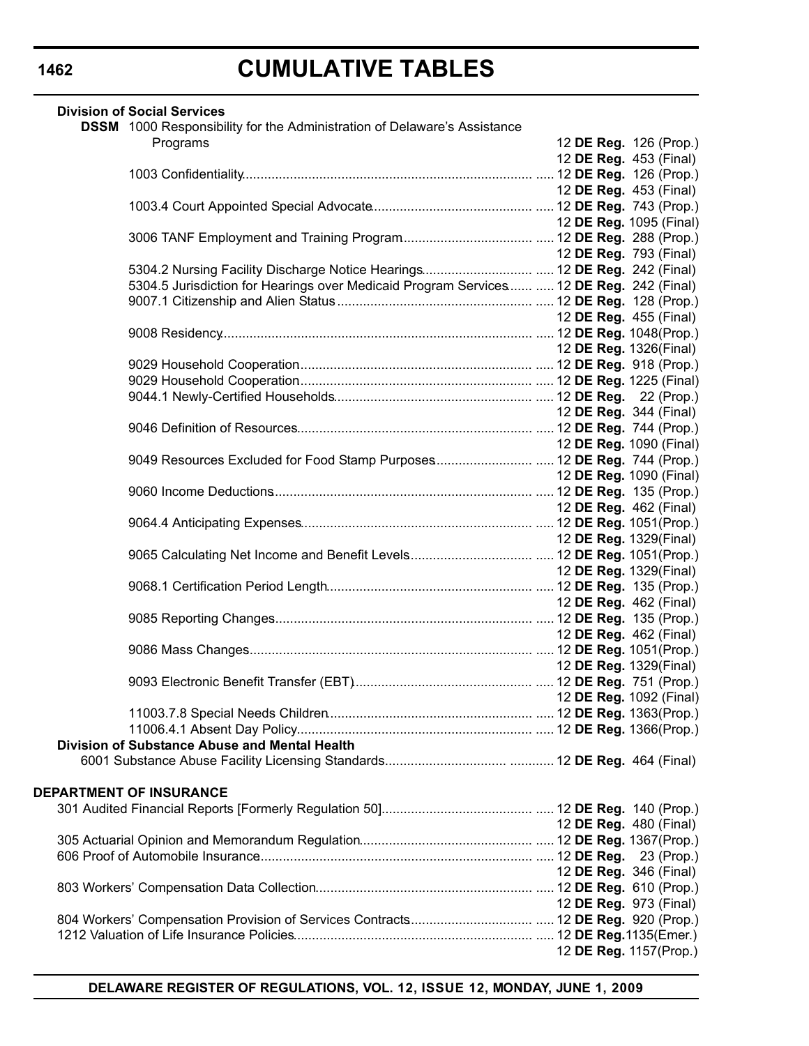# CUMULATIVE TABLES

**Division of Social Services**

| | |
|---|---|
| **DSSM** 1000 Responsibility for the Administration of Delaware's Assistance Programs | 12 **DE Reg.** 126 (Prop.) |
| | 12 **DE Reg.** 453 (Final) |
| 1003 Confidentiality | 12 **DE Reg.** 126 (Prop.) |
| | 12 **DE Reg.** 453 (Final) |
| 1003.4 Court Appointed Special Advocate | 12 **DE Reg.** 743 (Prop.) |
| | 12 **DE Reg.** 1095 (Final) |
| 3006 TANF Employment and Training Program | 12 **DE Reg.** 288 (Prop.) |
| | 12 **DE Reg.** 793 (Final) |
| 5304.2 Nursing Facility Discharge Notice Hearings | 12 **DE Reg.** 242 (Final) |
| 5304.5 Jurisdiction for Hearings over Medicaid Program Services | 12 **DE Reg.** 242 (Final) |
| 9007.1 Citizenship and Alien Status | 12 **DE Reg.** 128 (Prop.) |
| | 12 **DE Reg.** 455 (Final) |
| 9008 Residency | 12 **DE Reg.** 1048(Prop.) |
| | 12 **DE Reg.** 1326(Final) |
| 9029 Household Cooperation | 12 **DE Reg.** 918 (Prop.) |
| 9029 Household Cooperation | 12 **DE Reg.** 1225 (Final) |
| 9044.1 Newly-Certified Households | 12 **DE Reg.** 22 (Prop.) |
| | 12 **DE Reg.** 344 (Final) |
| 9046 Definition of Resources | 12 **DE Reg.** 744 (Prop.) |
| | 12 **DE Reg.** 1090 (Final) |
| 9049 Resources Excluded for Food Stamp Purposes | 12 **DE Reg.** 744 (Prop.) |
| | 12 **DE Reg.** 1090 (Final) |
| 9060 Income Deductions | 12 **DE Reg.** 135 (Prop.) |
| | 12 **DE Reg.** 462 (Final) |
| 9064.4 Anticipating Expenses | 12 **DE Reg.** 1051(Prop.) |
| | 12 **DE Reg.** 1329(Final) |
| 9065 Calculating Net Income and Benefit Levels | 12 **DE Reg.** 1051(Prop.) |
| | 12 **DE Reg.** 1329(Final) |
| 9068.1 Certification Period Length | 12 **DE Reg.** 135 (Prop.) |
| | 12 **DE Reg.** 462 (Final) |
| 9085 Reporting Changes | 12 **DE Reg.** 135 (Prop.) |
| | 12 **DE Reg.** 462 (Final) |
| 9086 Mass Changes | 12 **DE Reg.** 1051(Prop.) |
| | 12 **DE Reg.** 1329(Final) |
| 9093 Electronic Benefit Transfer (EBT) | 12 **DE Reg.** 751 (Prop.) |
| | 12 **DE Reg.** 1092 (Final) |
| 11003.7.8 Special Needs Children | 12 **DE Reg.** 1363(Prop.) |
| 11006.4.1 Absent Day Policy | 12 **DE Reg.** 1366(Prop.) |

**Division of Substance Abuse and Mental Health**

| | |
|---|---|
| 6001 Substance Abuse Facility Licensing Standards | 12 **DE Reg.** 464 (Final) |

**DEPARTMENT OF INSURANCE**

| | |
|---|---|
| 301 Audited Financial Reports [Formerly Regulation 50] | 12 **DE Reg.** 140 (Prop.) |
| | 12 **DE Reg.** 480 (Final) |
| 305 Actuarial Opinion and Memorandum Regulation | 12 **DE Reg.** 1367(Prop.) |
| 606 Proof of Automobile Insurance | 12 **DE Reg.** 23 (Prop.) |
| | 12 **DE Reg.** 346 (Final) |
| 803 Workers' Compensation Data Collection | 12 **DE Reg.** 610 (Prop.) |
| | 12 **DE Reg.** 973 (Final) |
| 804 Workers' Compensation Provision of Services Contracts | 12 **DE Reg.** 920 (Prop.) |
| 1212 Valuation of Life Insurance Policies | 12 **DE Reg.** 1135(Emer.) |
| | 12 **DE Reg.** 1157(Prop.) |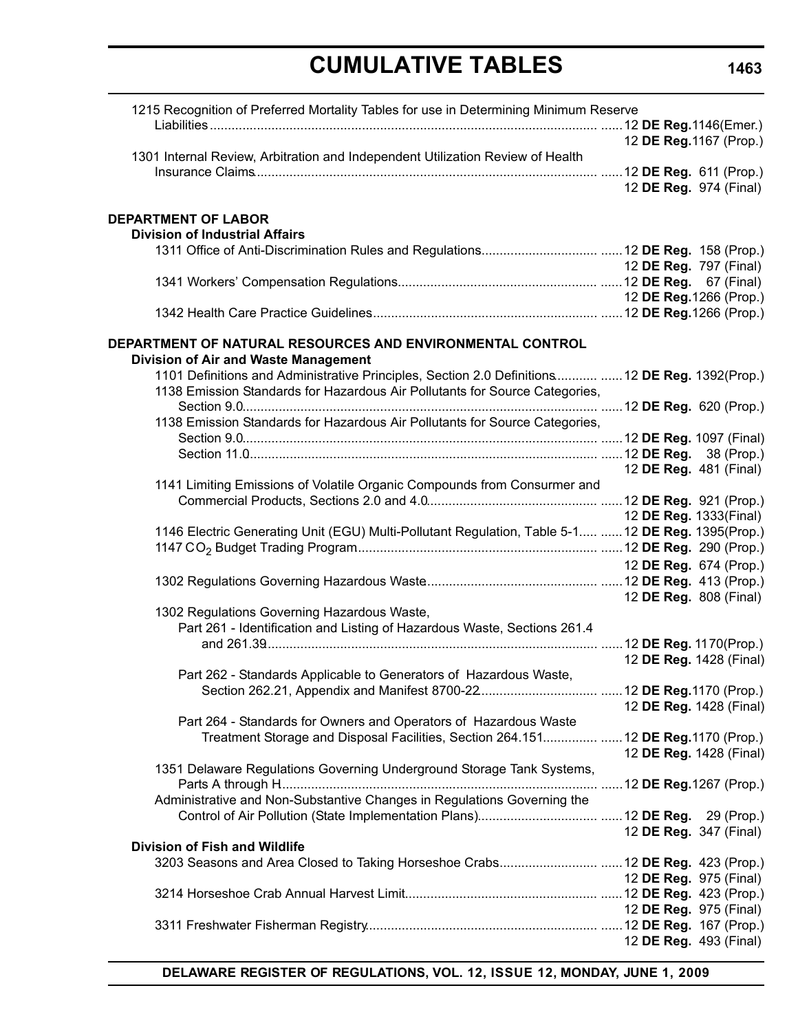1215 Recognition of Preferred Mortality Tables for use in Determining Minimum Reserve Liabilities ...... 12 **DE Reg.** 1146(Emer.)
12 **DE Reg.** 1167 (Prop.)

1301 Internal Review, Arbitration and Independent Utilization Review of Health Insurance Claims ...... 12 **DE Reg.** 611 (Prop.)
12 **DE Reg.** 974 (Final)

**DEPARTMENT OF LABOR**

**Division of Industrial Affairs**

1311 Office of Anti-Discrimination Rules and Regulations ...... 12 **DE Reg.** 158 (Prop.)
12 **DE Reg.** 797 (Final)

1341 Workers' Compensation Regulations ...... 12 **DE Reg.** 67 (Final)
12 **DE Reg.** 1266 (Prop.)

1342 Health Care Practice Guidelines ...... 12 **DE Reg.** 1266 (Prop.)

**DEPARTMENT OF NATURAL RESOURCES AND ENVIRONMENTAL CONTROL**

**Division of Air and Waste Management**

1101 Definitions and Administrative Principles, Section 2.0 Definitions ...... 12 **DE Reg.** 1392(Prop.)

1138 Emission Standards for Hazardous Air Pollutants for Source Categories, Section 9.0 ...... 12 **DE Reg.** 620 (Prop.)

1138 Emission Standards for Hazardous Air Pollutants for Source Categories,
Section 9.0 ...... 12 **DE Reg.** 1097 (Final)
Section 11.0 ...... 12 **DE Reg.** 38 (Prop.)
12 **DE Reg.** 481 (Final)

1141 Limiting Emissions of Volatile Organic Compounds from Consurmer and Commercial Products, Sections 2.0 and 4.0 ...... 12 **DE Reg.** 921 (Prop.)
12 **DE Reg.** 1333(Final)

1146 Electric Generating Unit (EGU) Multi-Pollutant Regulation, Table 5-1 ...... 12 **DE Reg.** 1395(Prop.)

1147 $CO_2$ Budget Trading Program ...... 12 **DE Reg.** 290 (Prop.)
12 **DE Reg.** 674 (Prop.)

1302 Regulations Governing Hazardous Waste ...... 12 **DE Reg.** 413 (Prop.)
12 **DE Reg.** 808 (Final)

1302 Regulations Governing Hazardous Waste,

Part 261 - Identification and Listing of Hazardous Waste, Sections 261.4 and 261.39 ...... 12 **DE Reg.** 1170(Prop.)
12 **DE Reg.** 1428 (Final)

Part 262 - Standards Applicable to Generators of Hazardous Waste, Section 262.21, Appendix and Manifest 8700-22 ...... 12 **DE Reg.** 1170 (Prop.)
12 **DE Reg.** 1428 (Final)

Part 264 - Standards for Owners and Operators of Hazardous Waste Treatment Storage and Disposal Facilities, Section 264.151 ...... 12 **DE Reg.** 1170 (Prop.)
12 **DE Reg.** 1428 (Final)

1351 Delaware Regulations Governing Underground Storage Tank Systems, Parts A through H ...... 12 **DE Reg.** 1267 (Prop.)

Administrative and Non-Substantive Changes in Regulations Governing the Control of Air Pollution (State Implementation Plans) ...... 12 **DE Reg.** 29 (Prop.)
12 **DE Reg.** 347 (Final)

**Division of Fish and Wildlife**

3203 Seasons and Area Closed to Taking Horseshoe Crabs ...... 12 **DE Reg.** 423 (Prop.)
12 **DE Reg.** 975 (Final)

3214 Horseshoe Crab Annual Harvest Limit ...... 12 **DE Reg.** 423 (Prop.)
12 **DE Reg.** 975 (Final)

3311 Freshwater Fisherman Registry ...... 12 **DE Reg.** 167 (Prop.)
12 **DE Reg.** 493 (Final)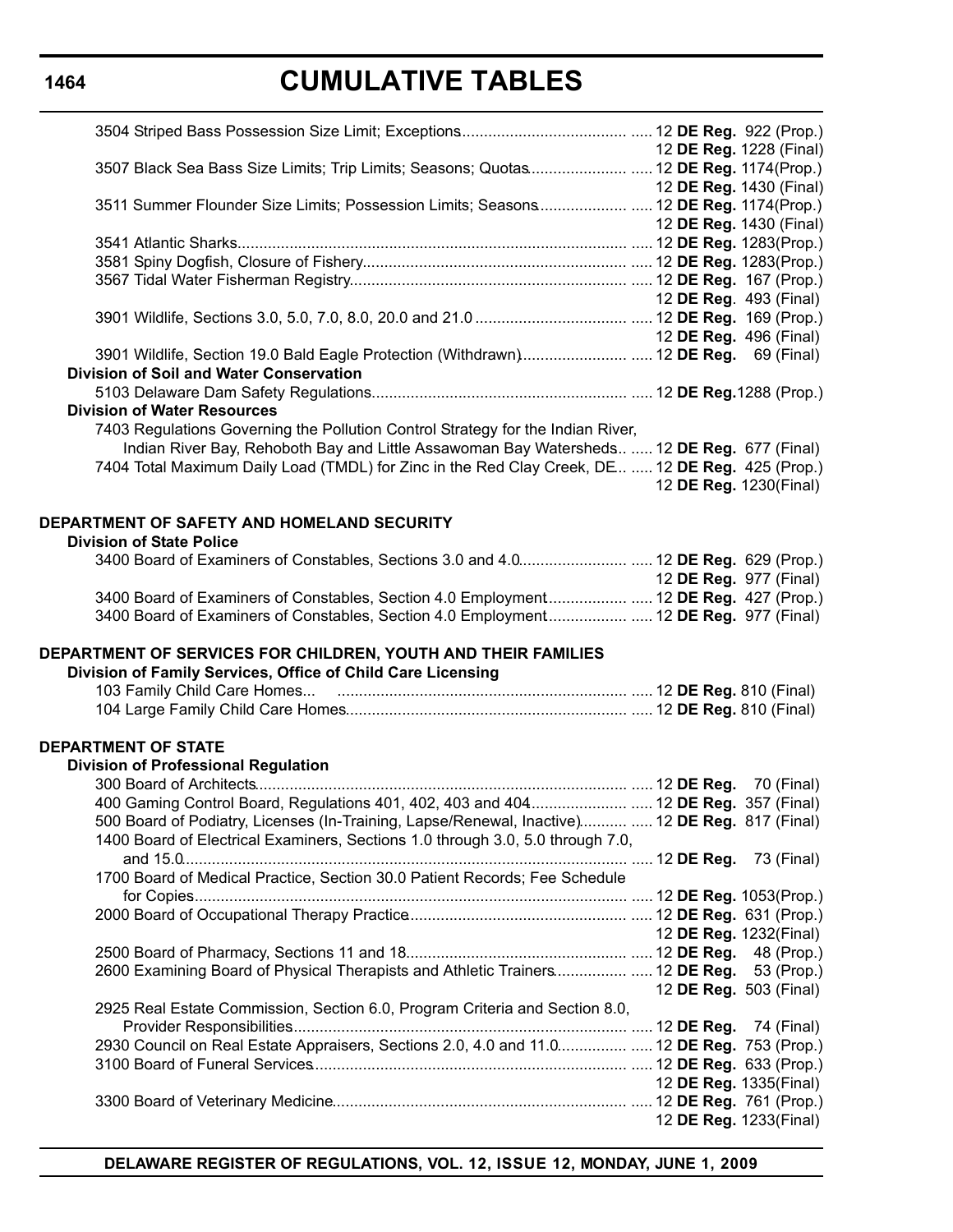# CUMULATIVE TABLES

3504 Striped Bass Possession Size Limit; Exceptions ..... 12 **DE Reg.** 922 (Prop.)
12 **DE Reg.** 1228 (Final)

3507 Black Sea Bass Size Limits; Trip Limits; Seasons; Quotas ..... 12 **DE Reg.** 1174(Prop.)
12 **DE Reg.** 1430 (Final)

3511 Summer Flounder Size Limits; Possession Limits; Seasons ..... 12 **DE Reg.** 1174(Prop.)
12 **DE Reg.** 1430 (Final)

3541 Atlantic Sharks ..... 12 **DE Reg.** 1283(Prop.)

3581 Spiny Dogfish, Closure of Fishery ..... 12 **DE Reg.** 1283(Prop.)

3567 Tidal Water Fisherman Registry ..... 12 **DE Reg.** 167 (Prop.)
12 **DE Reg**. 493 (Final)

3901 Wildlife, Sections 3.0, 5.0, 7.0, 8.0, 20.0 and 21.0 ..... 12 **DE Reg.** 169 (Prop.)
12 **DE Reg.** 496 (Final)

3901 Wildlife, Section 19.0 Bald Eagle Protection (Withdrawn) ..... 12 **DE Reg.** 69 (Final)

**Division of Soil and Water Conservation**

5103 Delaware Dam Safety Regulations ..... 12 **DE Reg.**1288 (Prop.)

**Division of Water Resources**

7403 Regulations Governing the Pollution Control Strategy for the Indian River, Indian River Bay, Rehoboth Bay and Little Assawoman Bay Watersheds ..... 12 **DE Reg.** 677 (Final)

7404 Total Maximum Daily Load (TMDL) for Zinc in the Red Clay Creek, DE ..... 12 **DE Reg.** 425 (Prop.)
12 **DE Reg.** 1230(Final)

## DEPARTMENT OF SAFETY AND HOMELAND SECURITY

**Division of State Police**

3400 Board of Examiners of Constables, Sections 3.0 and 4.0 ..... 12 **DE Reg.** 629 (Prop.)
12 **DE Reg.** 977 (Final)

3400 Board of Examiners of Constables, Section 4.0 Employment ..... 12 **DE Reg.** 427 (Prop.)

3400 Board of Examiners of Constables, Section 4.0 Employment ..... 12 **DE Reg.** 977 (Final)

## DEPARTMENT OF SERVICES FOR CHILDREN, YOUTH AND THEIR FAMILIES

**Division of Family Services, Office of Child Care Licensing**

103 Family Child Care Homes... ..... 12 **DE Reg.** 810 (Final)

104 Large Family Child Care Homes ..... 12 **DE Reg.** 810 (Final)

## DEPARTMENT OF STATE

**Division of Professional Regulation**

300 Board of Architects ..... 12 **DE Reg.** 70 (Final)

400 Gaming Control Board, Regulations 401, 402, 403 and 404 ..... 12 **DE Reg.** 357 (Final)

500 Board of Podiatry, Licenses (In-Training, Lapse/Renewal, Inactive) ..... 12 **DE Reg.** 817 (Final)

1400 Board of Electrical Examiners, Sections 1.0 through 3.0, 5.0 through 7.0, and 15.0 ..... 12 **DE Reg.** 73 (Final)

1700 Board of Medical Practice, Section 30.0 Patient Records; Fee Schedule for Copies ..... 12 **DE Reg.** 1053(Prop.)

2000 Board of Occupational Therapy Practice ..... 12 **DE Reg.** 631 (Prop.)
12 **DE Reg.** 1232(Final)

2500 Board of Pharmacy, Sections 11 and 18 ..... 12 **DE Reg.** 48 (Prop.)

2600 Examining Board of Physical Therapists and Athletic Trainers ..... 12 **DE Reg.** 53 (Prop.)
12 **DE Reg.** 503 (Final)

2925 Real Estate Commission, Section 6.0, Program Criteria and Section 8.0, Provider Responsibilities ..... 12 **DE Reg.** 74 (Final)

2930 Council on Real Estate Appraisers, Sections 2.0, 4.0 and 11.0 ..... 12 **DE Reg.** 753 (Prop.)

3100 Board of Funeral Services ..... 12 **DE Reg.** 633 (Prop.)
12 **DE Reg.** 1335(Final)

3300 Board of Veterinary Medicine ..... 12 **DE Reg.** 761 (Prop.)
12 **DE Reg.** 1233(Final)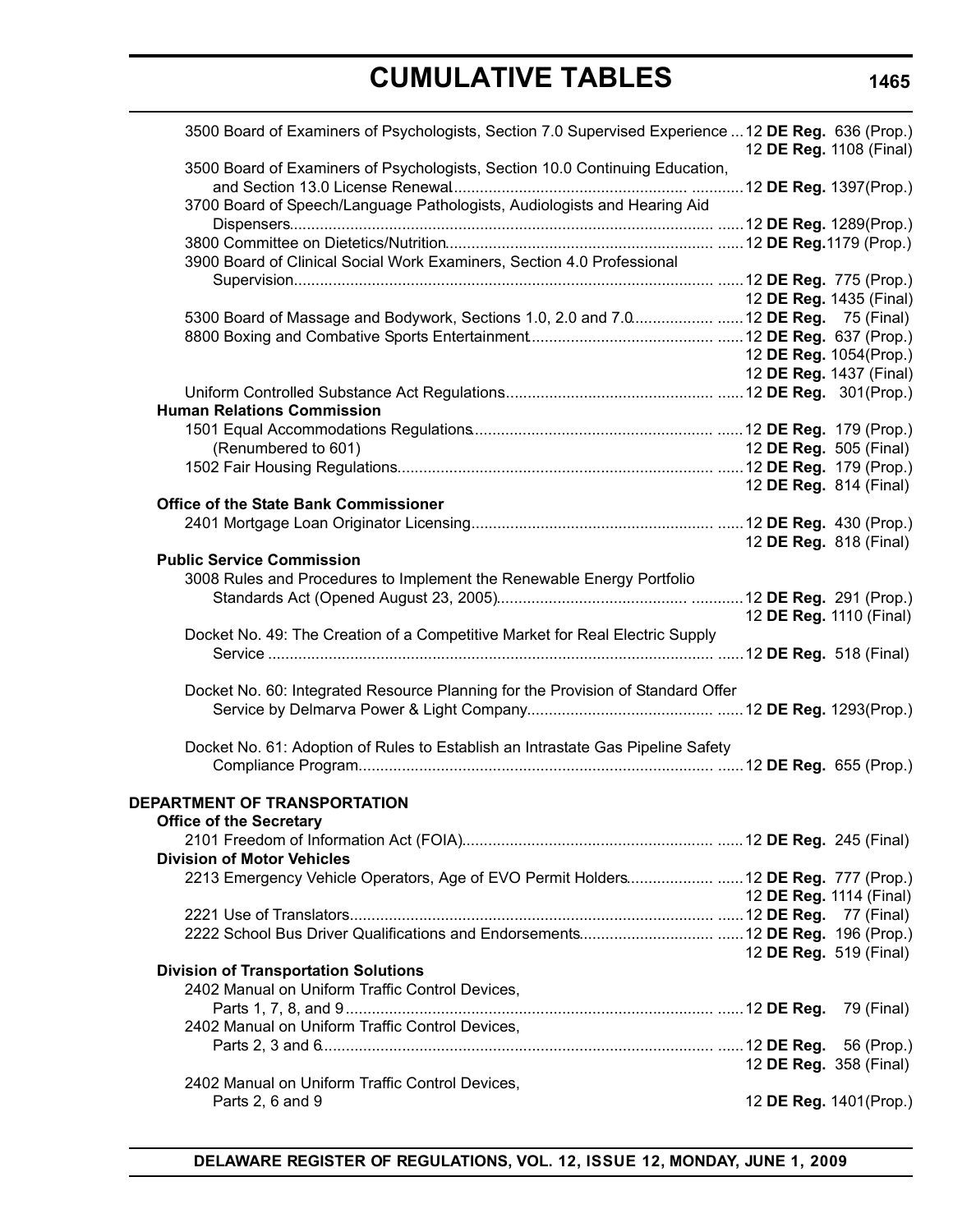## CUMULATIVE TABLES

3500 Board of Examiners of Psychologists, Section 7.0 Supervised Experience ... 12 **DE Reg.** 636 (Prop.)
12 **DE Reg.** 1108 (Final)

3500 Board of Examiners of Psychologists, Section 10.0 Continuing Education, and Section 13.0 License Renewal ............ 12 **DE Reg.** 1397(Prop.)

3700 Board of Speech/Language Pathologists, Audiologists and Hearing Aid Dispensers ...... 12 **DE Reg.** 1289(Prop.)

3800 Committee on Dietetics/Nutrition ...... 12 **DE Reg.**1179 (Prop.)

3900 Board of Clinical Social Work Examiners, Section 4.0 Professional Supervision ...... 12 **DE Reg.** 775 (Prop.)
12 **DE Reg.** 1435 (Final)

5300 Board of Massage and Bodywork, Sections 1.0, 2.0 and 7.0 ...... 12 **DE Reg.** 75 (Final)

8800 Boxing and Combative Sports Entertainment ...... 12 **DE Reg.** 637 (Prop.)
12 **DE Reg.** 1054(Prop.)
12 **DE Reg.** 1437 (Final)

Uniform Controlled Substance Act Regulations ...... 12 **DE Reg.** 301(Prop.)

**Human Relations Commission**

1501 Equal Accommodations Regulations ...... 12 **DE Reg.** 179 (Prop.)
(Renumbered to 601) 12 **DE Reg.** 505 (Final)

1502 Fair Housing Regulations ...... 12 **DE Reg.** 179 (Prop.)
12 **DE Reg.** 814 (Final)

**Office of the State Bank Commissioner**

2401 Mortgage Loan Originator Licensing ...... 12 **DE Reg.** 430 (Prop.)
12 **DE Reg.** 818 (Final)

**Public Service Commission**

3008 Rules and Procedures to Implement the Renewable Energy Portfolio Standards Act (Opened August 23, 2005) ............ 12 **DE Reg.** 291 (Prop.)
12 **DE Reg.** 1110 (Final)

Docket No. 49: The Creation of a Competitive Market for Real Electric Supply Service ...... 12 **DE Reg.** 518 (Final)

Docket No. 60: Integrated Resource Planning for the Provision of Standard Offer Service by Delmarva Power & Light Company ...... 12 **DE Reg.** 1293(Prop.)

Docket No. 61: Adoption of Rules to Establish an Intrastate Gas Pipeline Safety Compliance Program ...... 12 **DE Reg.** 655 (Prop.)

### DEPARTMENT OF TRANSPORTATION

**Office of the Secretary**

2101 Freedom of Information Act (FOIA) ...... 12 **DE Reg.** 245 (Final)

**Division of Motor Vehicles**

2213 Emergency Vehicle Operators, Age of EVO Permit Holders ...... 12 **DE Reg.** 777 (Prop.)
12 **DE Reg.** 1114 (Final)

2221 Use of Translators ...... 12 **DE Reg.** 77 (Final)

2222 School Bus Driver Qualifications and Endorsements ...... 12 **DE Reg.** 196 (Prop.)
12 **DE Reg.** 519 (Final)

**Division of Transportation Solutions**

2402 Manual on Uniform Traffic Control Devices, Parts 1, 7, 8, and 9 ...... 12 **DE Reg.** 79 (Final)

2402 Manual on Uniform Traffic Control Devices, Parts 2, 3 and 6 ...... 12 **DE Reg.** 56 (Prop.)
12 **DE Reg.** 358 (Final)

2402 Manual on Uniform Traffic Control Devices, Parts 2, 6 and 9 12 **DE Reg.** 1401(Prop.)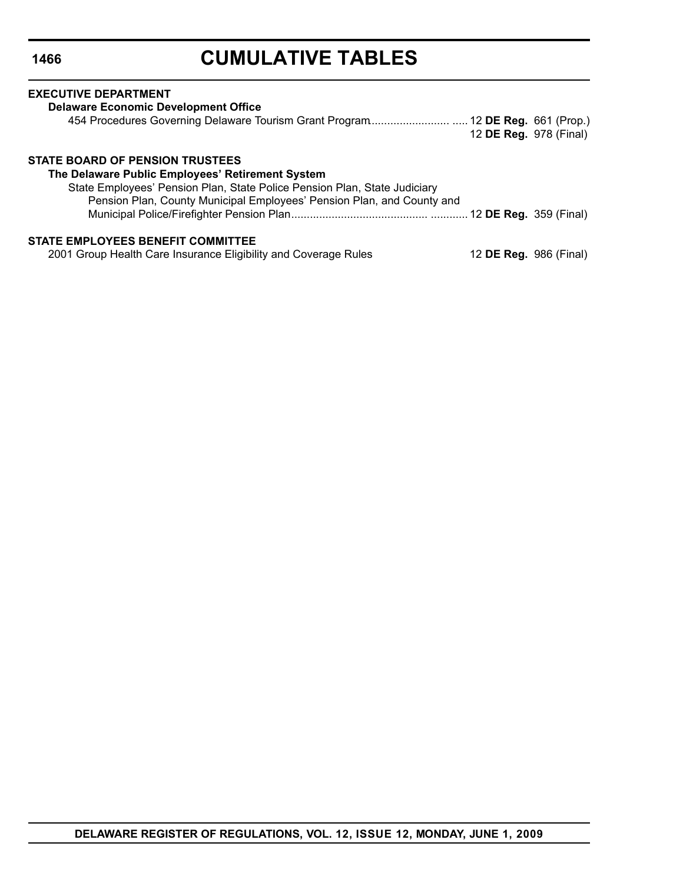# CUMULATIVE TABLES

**EXECUTIVE DEPARTMENT**

**Delaware Economic Development Office**

454 Procedures Governing Delaware Tourism Grant Program ............................ 12 **DE Reg.** 661 (Prop.)
12 **DE Reg.** 978 (Final)

**STATE BOARD OF PENSION TRUSTEES**

**The Delaware Public Employees' Retirement System**

State Employees' Pension Plan, State Police Pension Plan, State Judiciary Pension Plan, County Municipal Employees' Pension Plan, and County and Municipal Police/Firefighter Pension Plan ................................................ 12 **DE Reg.** 359 (Final)

**STATE EMPLOYEES BENEFIT COMMITTEE**

2001 Group Health Care Insurance Eligibility and Coverage Rules 12 **DE Reg.** 986 (Final)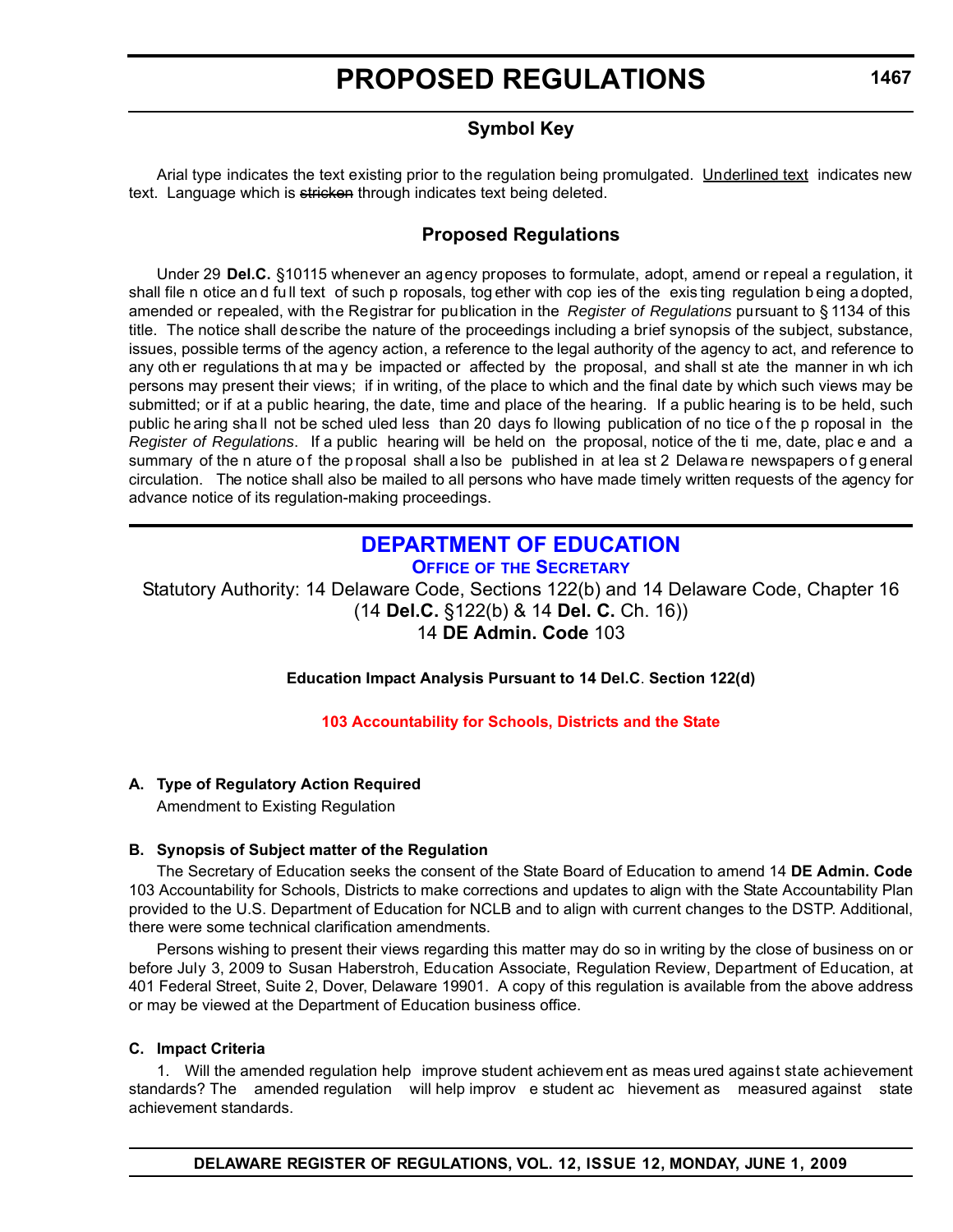# PROPOSED REGULATIONS

## Symbol Key

Arial type indicates the text existing prior to the regulation being promulgated. Underlined text indicates new text. Language which is ~~stricken~~ through indicates text being deleted.

## Proposed Regulations

Under 29 **Del.C.** §10115 whenever an agency proposes to formulate, adopt, amend or repeal a regulation, it shall file notice and full text of such proposals, together with copies of the existing regulation being adopted, amended or repealed, with the Registrar for publication in the *Register of Regulations* pursuant to §1134 of this title. The notice shall describe the nature of the proceedings including a brief synopsis of the subject, substance, issues, possible terms of the agency action, a reference to the legal authority of the agency to act, and reference to any other regulations that may be impacted or affected by the proposal, and shall state the manner in which persons may present their views; if in writing, of the place to which and the final date by which such views may be submitted; or if at a public hearing, the date, time and place of the hearing. If a public hearing is to be held, such public hearing shall not be scheduled less than 20 days following publication of notice of the proposal in the *Register of Regulations*. If a public hearing will be held on the proposal, notice of the time, date, place and a summary of the nature of the proposal shall also be published in at least 2 Delaware newspapers of general circulation. The notice shall also be mailed to all persons who have made timely written requests of the agency for advance notice of its regulation-making proceedings.

## DEPARTMENT OF EDUCATION

### OFFICE OF THE SECRETARY

Statutory Authority: 14 Delaware Code, Sections 122(b) and 14 Delaware Code, Chapter 16 (14 **Del.C.** §122(b) & 14 **Del. C.** Ch. 16))
14 **DE Admin. Code** 103

**Education Impact Analysis Pursuant to 14 Del.C. Section 122(d)**

**103 Accountability for Schools, Districts and the State**

**A. Type of Regulatory Action Required**

Amendment to Existing Regulation

**B. Synopsis of Subject matter of the Regulation**

The Secretary of Education seeks the consent of the State Board of Education to amend 14 **DE Admin. Code** 103 Accountability for Schools, Districts to make corrections and updates to align with the State Accountability Plan provided to the U.S. Department of Education for NCLB and to align with current changes to the DSTP. Additional, there were some technical clarification amendments.

Persons wishing to present their views regarding this matter may do so in writing by the close of business on or before July 3, 2009 to Susan Haberstroh, Education Associate, Regulation Review, Department of Education, at 401 Federal Street, Suite 2, Dover, Delaware 19901. A copy of this regulation is available from the above address or may be viewed at the Department of Education business office.

**C. Impact Criteria**

1. Will the amended regulation help improve student achievement as measured against state achievement standards? The amended regulation will help improve student achievement as measured against state achievement standards.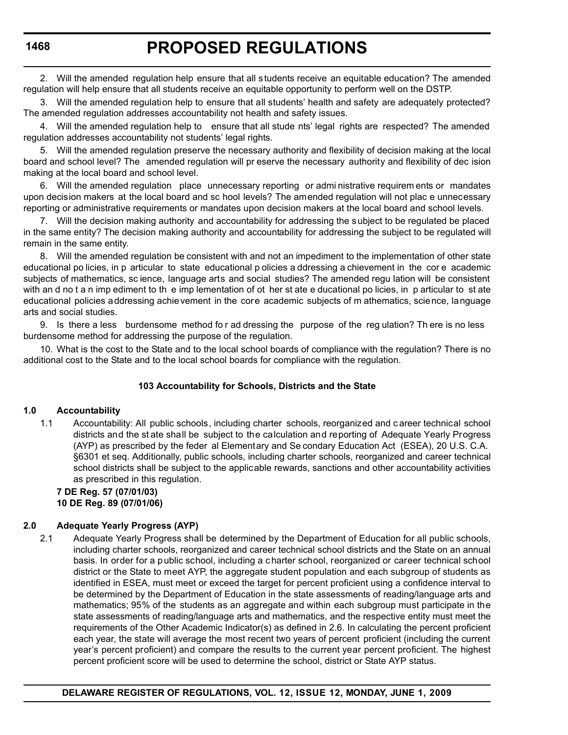2. Will the amended regulation help ensure that all students receive an equitable education? The amended regulation will help ensure that all students receive an equitable opportunity to perform well on the DSTP.

3. Will the amended regulation help to ensure that all students' health and safety are adequately protected? The amended regulation addresses accountability not health and safety issues.

4. Will the amended regulation help to ensure that all students' legal rights are respected? The amended regulation addresses accountability not students' legal rights.

5. Will the amended regulation preserve the necessary authority and flexibility of decision making at the local board and school level? The amended regulation will preserve the necessary authority and flexibility of decision making at the local board and school level.

6. Will the amended regulation place unnecessary reporting or administrative requirements or mandates upon decision makers at the local board and school levels? The amended regulation will not place unnecessary reporting or administrative requirements or mandates upon decision makers at the local board and school levels.

7. Will the decision making authority and accountability for addressing the subject to be regulated be placed in the same entity? The decision making authority and accountability for addressing the subject to be regulated will remain in the same entity.

8. Will the amended regulation be consistent with and not an impediment to the implementation of other state educational policies, in particular to state educational policies addressing achievement in the core academic subjects of mathematics, science, language arts and social studies? The amended regulation will be consistent with and not an impediment to the implementation of other state educational policies, in particular to state educational policies addressing achievement in the core academic subjects of mathematics, science, language arts and social studies.

9. Is there a less burdensome method for addressing the purpose of the regulation? There is no less burdensome method for addressing the purpose of the regulation.

10. What is the cost to the State and to the local school boards of compliance with the regulation? There is no additional cost to the State and to the local school boards for compliance with the regulation.

**103 Accountability for Schools, Districts and the State**

**1.0 Accountability**

1.1 Accountability: All public schools, including charter schools, reorganized and career technical school districts and the state shall be subject to the calculation and reporting of Adequate Yearly Progress (AYP) as prescribed by the federal Elementary and Secondary Education Act (ESEA), 20 U.S. C.A. §6301 et seq. Additionally, public schools, including charter schools, reorganized and career technical school districts shall be subject to the applicable rewards, sanctions and other accountability activities as prescribed in this regulation.

**7 DE Reg. 57 (07/01/03)**
**10 DE Reg. 89 (07/01/06)**

**2.0 Adequate Yearly Progress (AYP)**

2.1 Adequate Yearly Progress shall be determined by the Department of Education for all public schools, including charter schools, reorganized and career technical school districts and the State on an annual basis. In order for a public school, including a charter school, reorganized or career technical school district or the State to meet AYP, the aggregate student population and each subgroup of students as identified in ESEA, must meet or exceed the target for percent proficient using a confidence interval to be determined by the Department of Education in the state assessments of reading/language arts and mathematics; 95% of the students as an aggregate and within each subgroup must participate in the state assessments of reading/language arts and mathematics, and the respective entity must meet the requirements of the Other Academic Indicator(s) as defined in 2.6. In calculating the percent proficient each year, the state will average the most recent two years of percent proficient (including the current year's percent proficient) and compare the results to the current year percent proficient. The highest percent proficient score will be used to determine the school, district or State AYP status.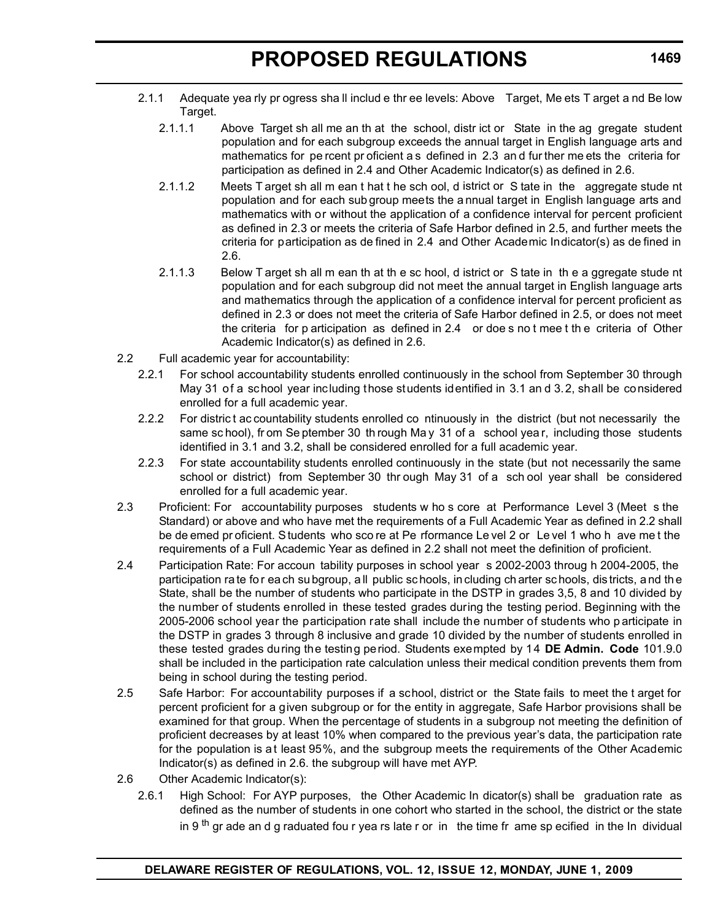- 2.1.1 Adequate yearly progress shall include three levels: Above Target, Meets Target and Below Target.
  - 2.1.1.1 Above Target shall mean that the school, district or State in the aggregate student population and for each subgroup exceeds the annual target in English language arts and mathematics for percent proficient as defined in 2.3 and further meets the criteria for participation as defined in 2.4 and Other Academic Indicator(s) as defined in 2.6.
  - 2.1.1.2 Meets Target shall mean that the school, district or State in the aggregate student population and for each subgroup meets the annual target in English language arts and mathematics with or without the application of a confidence interval for percent proficient as defined in 2.3 or meets the criteria of Safe Harbor defined in 2.5, and further meets the criteria for participation as defined in 2.4 and Other Academic Indicator(s) as defined in 2.6.
  - 2.1.1.3 Below Target shall mean that the school, district or State in the aggregate student population and for each subgroup did not meet the annual target in English language arts and mathematics through the application of a confidence interval for percent proficient as defined in 2.3 or does not meet the criteria of Safe Harbor defined in 2.5, or does not meet the criteria for participation as defined in 2.4 or does not meet the criteria of Other Academic Indicator(s) as defined in 2.6.

2.2 Full academic year for accountability:

- 2.2.1 For school accountability students enrolled continuously in the school from September 30 through May 31 of a school year including those students identified in 3.1 and 3.2, shall be considered enrolled for a full academic year.
- 2.2.2 For district accountability students enrolled continuously in the district (but not necessarily the same school), from September 30 through May 31 of a school year, including those students identified in 3.1 and 3.2, shall be considered enrolled for a full academic year.
- 2.2.3 For state accountability students enrolled continuously in the state (but not necessarily the same school or district) from September 30 through May 31 of a school year shall be considered enrolled for a full academic year.

2.3 Proficient: For accountability purposes students who score at Performance Level 3 (Meets the Standard) or above and who have met the requirements of a Full Academic Year as defined in 2.2 shall be deemed proficient. Students who score at Performance Level 2 or Level 1 who have met the requirements of a Full Academic Year as defined in 2.2 shall not meet the definition of proficient.

2.4 Participation Rate: For accountability purposes in school years 2002-2003 through 2004-2005, the participation rate for each subgroup, all public schools, including charter schools, districts, and the State, shall be the number of students who participate in the DSTP in grades 3,5, 8 and 10 divided by the number of students enrolled in these tested grades during the testing period. Beginning with the 2005-2006 school year the participation rate shall include the number of students who participate in the DSTP in grades 3 through 8 inclusive and grade 10 divided by the number of students enrolled in these tested grades during the testing period. Students exempted by 14 **DE Admin. Code** 101.9.0 shall be included in the participation rate calculation unless their medical condition prevents them from being in school during the testing period.

2.5 Safe Harbor: For accountability purposes if a school, district or the State fails to meet the target for percent proficient for a given subgroup or for the entity in aggregate, Safe Harbor provisions shall be examined for that group. When the percentage of students in a subgroup not meeting the definition of proficient decreases by at least 10% when compared to the previous year's data, the participation rate for the population is at least 95%, and the subgroup meets the requirements of the Other Academic Indicator(s) as defined in 2.6. the subgroup will have met AYP.

2.6 Other Academic Indicator(s):

- 2.6.1 High School: For AYP purposes, the Other Academic Indicator(s) shall be graduation rate as defined as the number of students in one cohort who started in the school, the district or the state in 9th grade and graduated four years later or in the time frame specified in the Individual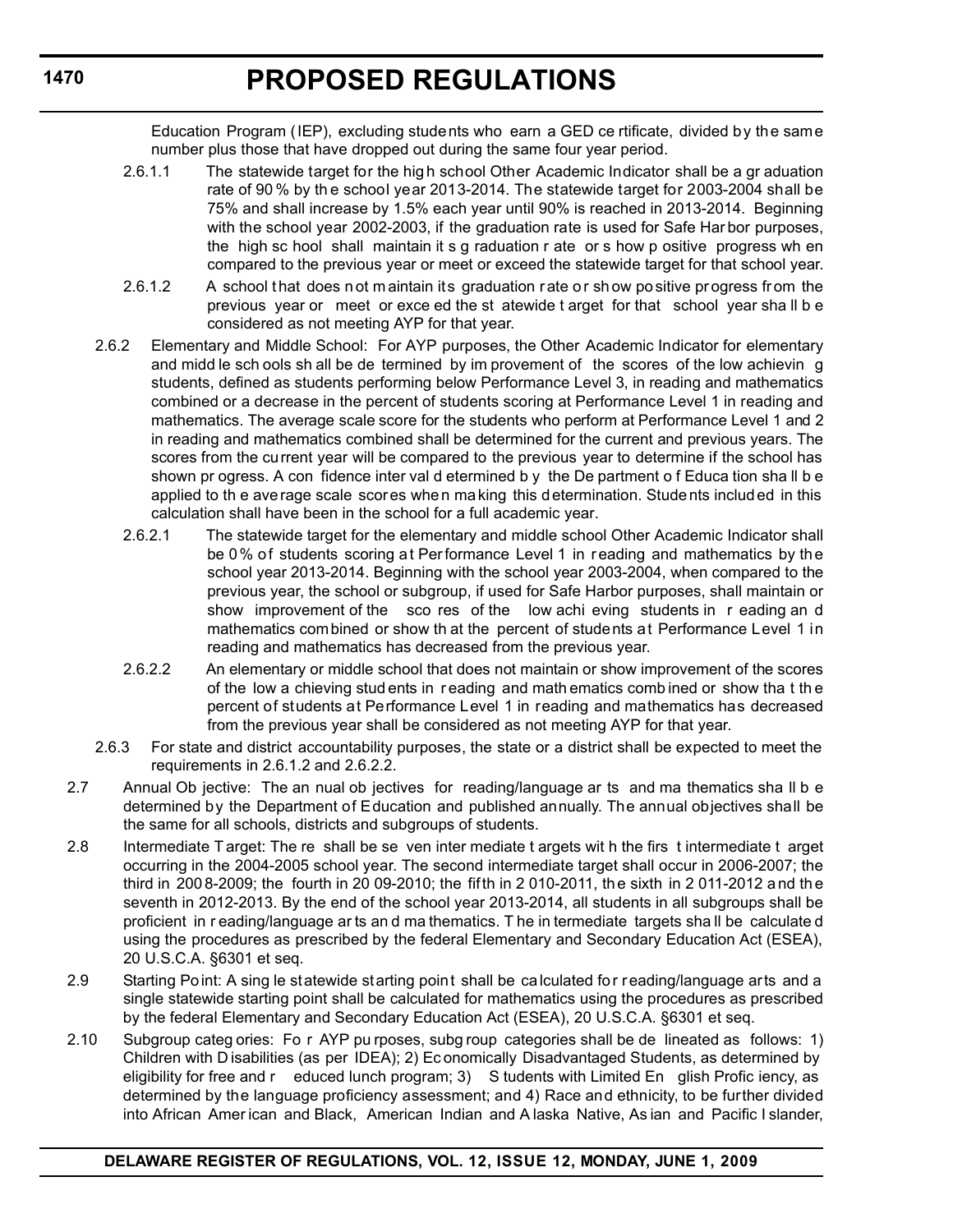Education Program (IEP), excluding students who earn a GED certificate, divided by the same number plus those that have dropped out during the same four year period.

2.6.1.1 The statewide target for the high school Other Academic Indicator shall be a graduation rate of 90% by the school year 2013-2014. The statewide target for 2003-2004 shall be 75% and shall increase by 1.5% each year until 90% is reached in 2013-2014. Beginning with the school year 2002-2003, if the graduation rate is used for Safe Harbor purposes, the high school shall maintain its graduation rate or show positive progress when compared to the previous year or meet or exceed the statewide target for that school year.

2.6.1.2 A school that does not maintain its graduation rate or show positive progress from the previous year or meet or exceed the statewide target for that school year shall be considered as not meeting AYP for that year.

2.6.2 Elementary and Middle School: For AYP purposes, the Other Academic Indicator for elementary and middle schools shall be determined by improvement of the scores of the low achieving students, defined as students performing below Performance Level 3, in reading and mathematics combined or a decrease in the percent of students scoring at Performance Level 1 in reading and mathematics. The average scale score for the students who perform at Performance Level 1 and 2 in reading and mathematics combined shall be determined for the current and previous years. The scores from the current year will be compared to the previous year to determine if the school has shown progress. A confidence interval determined by the Department of Education shall be applied to the average scale scores when making this determination. Students included in this calculation shall have been in the school for a full academic year.

2.6.2.1 The statewide target for the elementary and middle school Other Academic Indicator shall be 0% of students scoring at Performance Level 1 in reading and mathematics by the school year 2013-2014. Beginning with the school year 2003-2004, when compared to the previous year, the school or subgroup, if used for Safe Harbor purposes, shall maintain or show improvement of the scores of the low achieving students in reading and mathematics combined or show that the percent of students at Performance Level 1 in reading and mathematics has decreased from the previous year.

2.6.2.2 An elementary or middle school that does not maintain or show improvement of the scores of the low achieving students in reading and mathematics combined or show that the percent of students at Performance Level 1 in reading and mathematics has decreased from the previous year shall be considered as not meeting AYP for that year.

2.6.3 For state and district accountability purposes, the state or a district shall be expected to meet the requirements in 2.6.1.2 and 2.6.2.2.

2.7 Annual Objective: The annual objectives for reading/language arts and mathematics shall be determined by the Department of Education and published annually. The annual objectives shall be the same for all schools, districts and subgroups of students.

2.8 Intermediate Target: There shall be seven intermediate targets with the first intermediate target occurring in the 2004-2005 school year. The second intermediate target shall occur in 2006-2007; the third in 2008-2009; the fourth in 2009-2010; the fifth in 2010-2011, the sixth in 2011-2012 and the seventh in 2012-2013. By the end of the school year 2013-2014, all students in all subgroups shall be proficient in reading/language arts and mathematics. The intermediate targets shall be calculated using the procedures as prescribed by the federal Elementary and Secondary Education Act (ESEA), 20 U.S.C.A. §6301 et seq.

2.9 Starting Point: A single statewide starting point shall be calculated for reading/language arts and a single statewide starting point shall be calculated for mathematics using the procedures as prescribed by the federal Elementary and Secondary Education Act (ESEA), 20 U.S.C.A. §6301 et seq.

2.10 Subgroup categories: For AYP purposes, subgroup categories shall be delineated as follows: 1) Children with Disabilities (as per IDEA); 2) Economically Disadvantaged Students, as determined by eligibility for free and reduced lunch program; 3) Students with Limited English Proficiency, as determined by the language proficiency assessment; and 4) Race and ethnicity, to be further divided into African American and Black, American Indian and Alaska Native, Asian and Pacific Islander,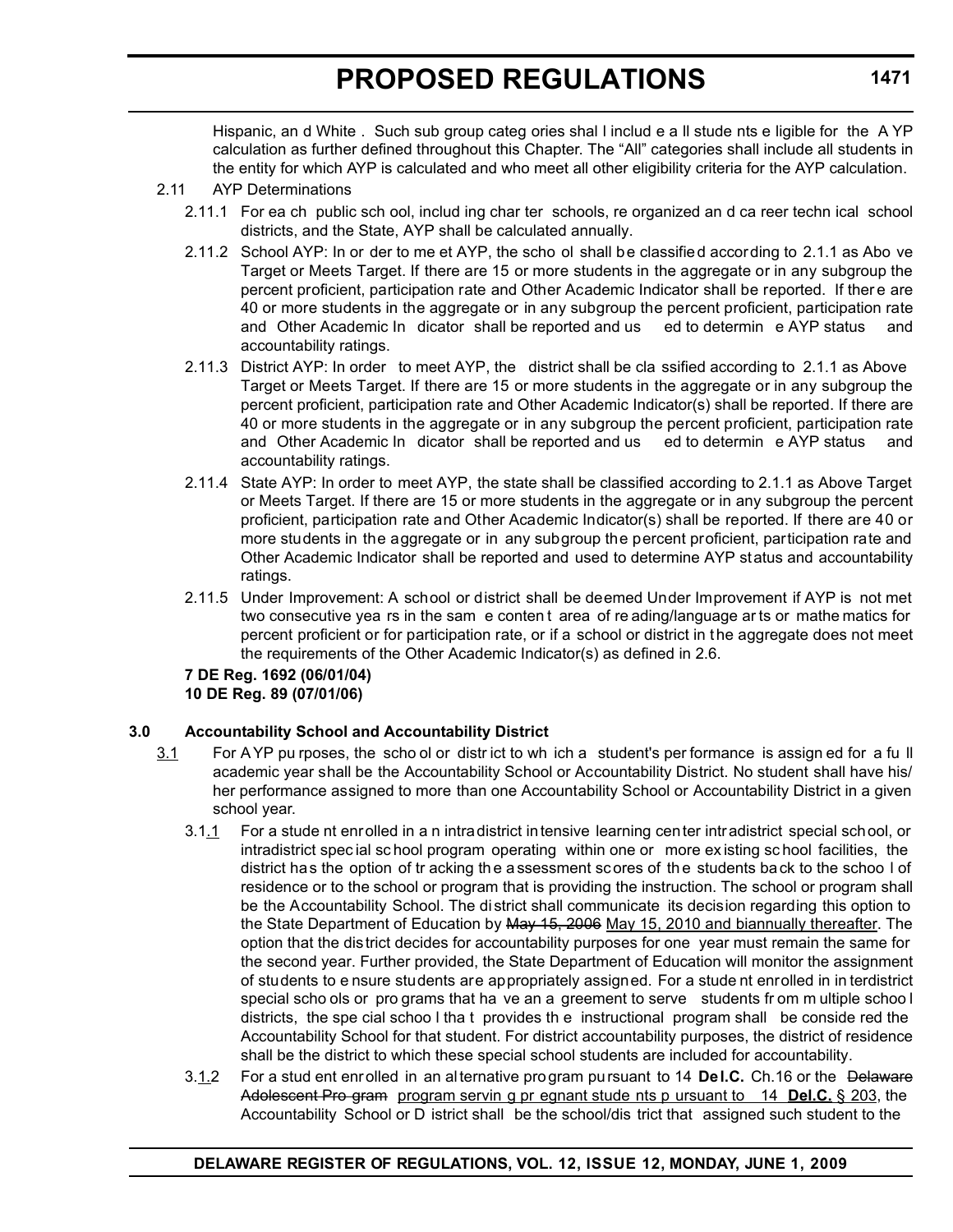Hispanic, and White. Such subgroup categories shall include all students eligible for the AYP calculation as further defined throughout this Chapter. The "All" categories shall include all students in the entity for which AYP is calculated and who meet all other eligibility criteria for the AYP calculation.

2.11 AYP Determinations

2.11.1 For each public school, including charter schools, reorganized and career technical school districts, and the State, AYP shall be calculated annually.

2.11.2 School AYP: In order to meet AYP, the school shall be classified according to 2.1.1 as Above Target or Meets Target. If there are 15 or more students in the aggregate or in any subgroup the percent proficient, participation rate and Other Academic Indicator shall be reported. If there are 40 or more students in the aggregate or in any subgroup the percent proficient, participation rate and Other Academic Indicator shall be reported and used to determine AYP status and accountability ratings.

2.11.3 District AYP: In order to meet AYP, the district shall be classified according to 2.1.1 as Above Target or Meets Target. If there are 15 or more students in the aggregate or in any subgroup the percent proficient, participation rate and Other Academic Indicator(s) shall be reported. If there are 40 or more students in the aggregate or in any subgroup the percent proficient, participation rate and Other Academic Indicator shall be reported and used to determine AYP status and accountability ratings.

2.11.4 State AYP: In order to meet AYP, the state shall be classified according to 2.1.1 as Above Target or Meets Target. If there are 15 or more students in the aggregate or in any subgroup the percent proficient, participation rate and Other Academic Indicator(s) shall be reported. If there are 40 or more students in the aggregate or in any subgroup the percent proficient, participation rate and Other Academic Indicator shall be reported and used to determine AYP status and accountability ratings.

2.11.5 Under Improvement: A school or district shall be deemed Under Improvement if AYP is not met two consecutive years in the same content area of reading/language arts or mathematics for percent proficient or for participation rate, or if a school or district in the aggregate does not meet the requirements of the Other Academic Indicator(s) as defined in 2.6.

**7 DE Reg. 1692 (06/01/04)**
**10 DE Reg. 89 (07/01/06)**

**3.0 Accountability School and Accountability District**

3.1 For AYP purposes, the school or district to which a student's performance is assigned for a full academic year shall be the Accountability School or Accountability District. No student shall have his/her performance assigned to more than one Accountability School or Accountability District in a given school year.

3.1.1 For a student enrolled in an intradistrict intensive learning center intradistrict special school, or intradistrict special school program operating within one or more existing school facilities, the district has the option of tracking the assessment scores of the students back to the school of residence or to the school or program that is providing the instruction. The school or program shall be the Accountability School. The district shall communicate its decision regarding this option to the State Department of Education by ~~May 15, 2006~~ May 15, 2010 and biannually thereafter. The option that the district decides for accountability purposes for one year must remain the same for the second year. Further provided, the State Department of Education will monitor the assignment of students to ensure students are appropriately assigned. For a student enrolled in interdistrict special schools or programs that have an agreement to serve students from multiple school districts, the special school that provides the instructional program shall be considered the Accountability School for that student. For district accountability purposes, the district of residence shall be the district to which these special school students are included for accountability.

3.1.2 For a student enrolled in an alternative program pursuant to 14 **Del.C.** Ch.16 or the ~~Delaware Adolescent Program~~ program serving pregnant students pursuant to 14 **Del.C.** § 203, the Accountability School or District shall be the school/district that assigned such student to the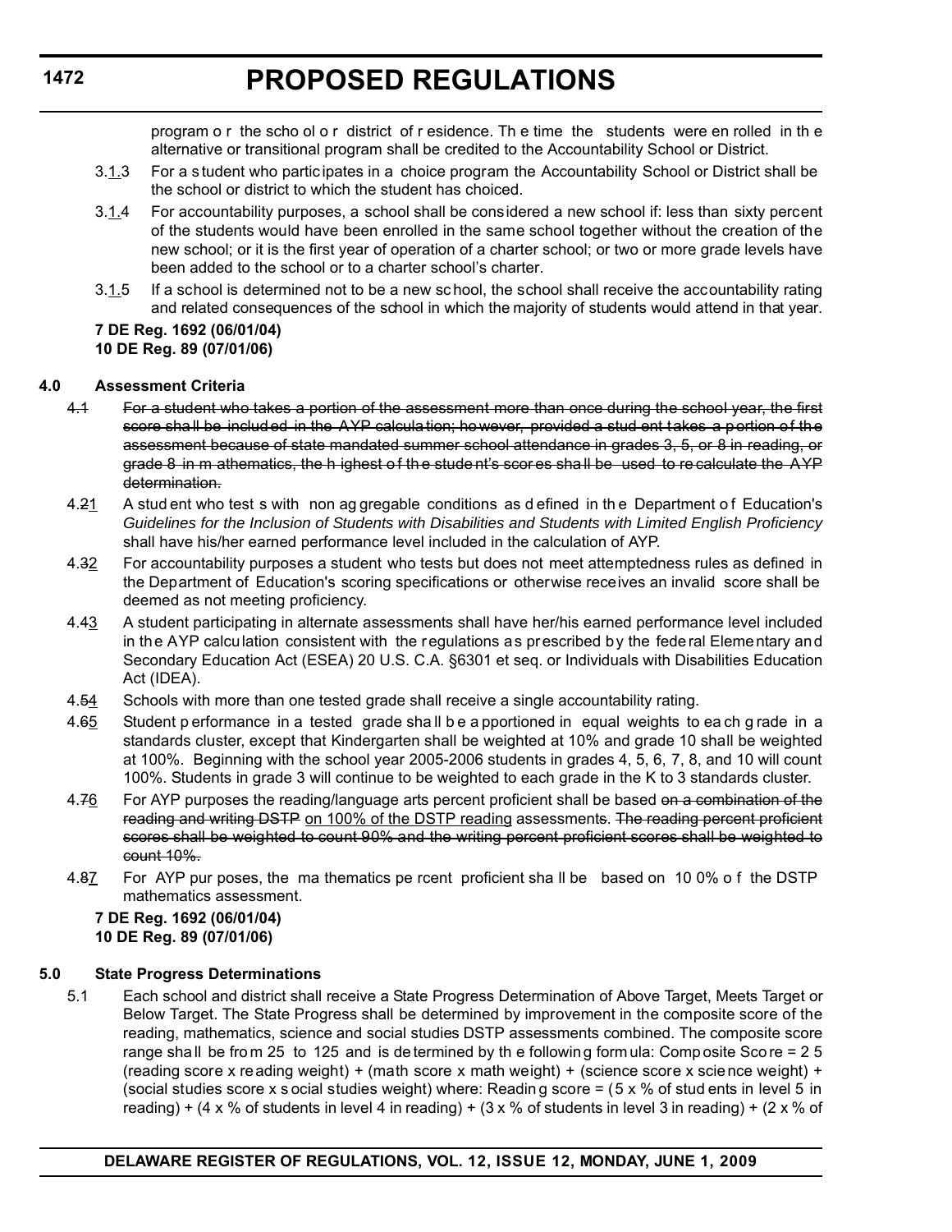program or the school or district of residence. The time the students were enrolled in the alternative or transitional program shall be credited to the Accountability School or District.

3.1.3 For a student who participates in a choice program the Accountability School or District shall be the school or district to which the student has choiced.

3.1.4 For accountability purposes, a school shall be considered a new school if: less than sixty percent of the students would have been enrolled in the same school together without the creation of the new school; or it is the first year of operation of a charter school; or two or more grade levels have been added to the school or to a charter school's charter.

3.1.5 If a school is determined not to be a new school, the school shall receive the accountability rating and related consequences of the school in which the majority of students would attend in that year.

**7 DE Reg. 1692 (06/01/04)**
**10 DE Reg. 89 (07/01/06)**

**4.0 Assessment Criteria**

~~4.1 For a student who takes a portion of the assessment more than once during the school year, the first score shall be included in the AYP calculation; however, provided a student takes a portion of the assessment because of state mandated summer school attendance in grades 3, 5, or 8 in reading, or grade 8 in mathematics, the highest of the student's scores shall be used to recalculate the AYP determination.~~

4.~~2~~1 A student who tests with non aggregable conditions as defined in the Department of Education's *Guidelines for the Inclusion of Students with Disabilities and Students with Limited English Proficiency* shall have his/her earned performance level included in the calculation of AYP.

4.~~3~~2 For accountability purposes a student who tests but does not meet attemptedness rules as defined in the Department of Education's scoring specifications or otherwise receives an invalid score shall be deemed as not meeting proficiency.

4.~~4~~3 A student participating in alternate assessments shall have her/his earned performance level included in the AYP calculation consistent with the regulations as prescribed by the federal Elementary and Secondary Education Act (ESEA) 20 U.S. C.A. §6301 et seq. or Individuals with Disabilities Education Act (IDEA).

4.~~5~~4 Schools with more than one tested grade shall receive a single accountability rating.

4.~~6~~5 Student performance in a tested grade shall be apportioned in equal weights to each grade in a standards cluster, except that Kindergarten shall be weighted at 10% and grade 10 shall be weighted at 100%. Beginning with the school year 2005-2006 students in grades 4, 5, 6, 7, 8, and 10 will count 100%. Students in grade 3 will continue to be weighted to each grade in the K to 3 standards cluster.

4.~~7~~6 For AYP purposes the reading/language arts percent proficient shall be based ~~on a combination of the reading and writing DSTP~~ on 100% of the DSTP reading assessments. ~~The reading percent proficient scores shall be weighted to count 90% and the writing percent proficient scores shall be weighted to count 10%.~~

4.~~8~~7 For AYP purposes, the mathematics percent proficient shall be based on 100% of the DSTP mathematics assessment.

**7 DE Reg. 1692 (06/01/04)**
**10 DE Reg. 89 (07/01/06)**

**5.0 State Progress Determinations**

5.1 Each school and district shall receive a State Progress Determination of Above Target, Meets Target or Below Target. The State Progress shall be determined by improvement in the composite score of the reading, mathematics, science and social studies DSTP assessments combined. The composite score range shall be from 25 to 125 and is determined by the following formula: Composite Score = 25 (reading score x reading weight) + (math score x math weight) + (science score x science weight) + (social studies score x social studies weight) where: Reading score = (5 x % of students in level 5 in reading) + (4 x % of students in level 4 in reading) + (3 x % of students in level 3 in reading) + (2 x % of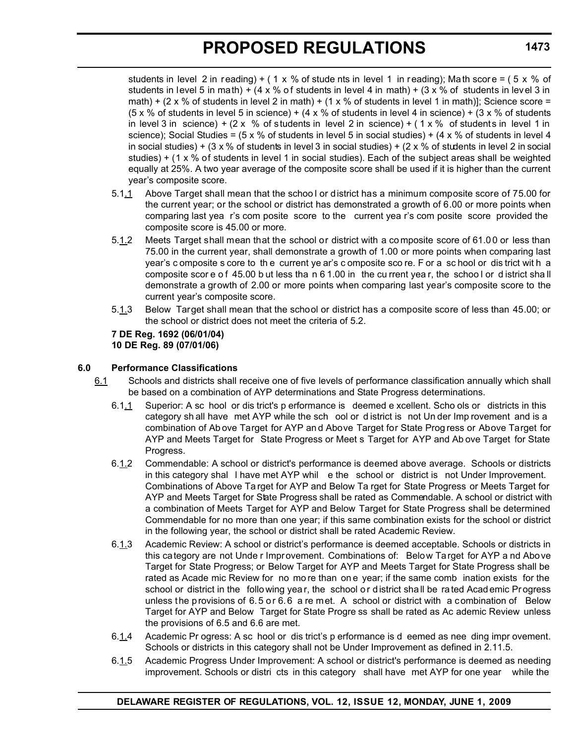students in level 2 in reading) + (1 x % of students in level 1 in reading); Math score = (5 x % of students in level 5 in math) + (4 x % of students in level 4 in math) + (3 x % of students in level 3 in math) + (2 x % of students in level 2 in math) + (1 x % of students in level 1 in math)]; Science score = (5 x % of students in level 5 in science) + (4 x % of students in level 4 in science) + (3 x % of students in level 3 in science) + (2 x % of students in level 2 in science) + (1 x % of students in level 1 in science); Social Studies = (5 x % of students in level 5 in social studies) + (4 x % of students in level 4 in social studies) + (3 x % of students in level 3 in social studies) + (2 x % of students in level 2 in social studies) + (1 x % of students in level 1 in social studies). Each of the subject areas shall be weighted equally at 25%. A two year average of the composite score shall be used if it is higher than the current year's composite score.

5.1.1 Above Target shall mean that the school or district has a minimum composite score of 75.00 for the current year; or the school or district has demonstrated a growth of 6.00 or more points when comparing last year's composite score to the current year's composite score provided the composite score is 45.00 or more.

5.1.2 Meets Target shall mean that the school or district with a composite score of 61.00 or less than 75.00 in the current year, shall demonstrate a growth of 1.00 or more points when comparing last year's composite score to the current year's composite score. For a school or district with a composite score of 45.00 but less than 61.00 in the current year, the school or district shall demonstrate a growth of 2.00 or more points when comparing last year's composite score to the current year's composite score.

5.1.3 Below Target shall mean that the school or district has a composite score of less than 45.00; or the school or district does not meet the criteria of 5.2.

**7 DE Reg. 1692 (06/01/04)**
**10 DE Reg. 89 (07/01/06)**

**6.0 Performance Classifications**

6.1 Schools and districts shall receive one of five levels of performance classification annually which shall be based on a combination of AYP determinations and State Progress determinations.

6.1.1 Superior: A school or district's performance is deemed excellent. Schools or districts in this category shall have met AYP while the school or district is not Under Improvement and is a combination of Above Target for AYP and Above Target for State Progress or Above Target for AYP and Meets Target for State Progress or Meets Target for AYP and Above Target for State Progress.

6.1.2 Commendable: A school or district's performance is deemed above average. Schools or districts in this category shall have met AYP while the school or district is not Under Improvement. Combinations of Above Target for AYP and Below Target for State Progress or Meets Target for AYP and Meets Target for State Progress shall be rated as Commendable. A school or district with a combination of Meets Target for AYP and Below Target for State Progress shall be determined Commendable for no more than one year; if this same combination exists for the school or district in the following year, the school or district shall be rated Academic Review.

6.1.3 Academic Review: A school or district's performance is deemed acceptable. Schools or districts in this category are not Under Improvement. Combinations of: Below Target for AYP and Above Target for State Progress; or Below Target for AYP and Meets Target for State Progress shall be rated as Academic Review for no more than one year; if the same combination exists for the school or district in the following year, the school or district shall be rated Academic Progress unless the provisions of 6.5 or 6.6 are met. A school or district with a combination of Below Target for AYP and Below Target for State Progress shall be rated as Academic Review unless the provisions of 6.5 and 6.6 are met.

6.1.4 Academic Progress: A school or district's performance is deemed as needing improvement. Schools or districts in this category shall not be Under Improvement as defined in 2.11.5.

6.1.5 Academic Progress Under Improvement: A school or district's performance is deemed as needing improvement. Schools or districts in this category shall have met AYP for one year while the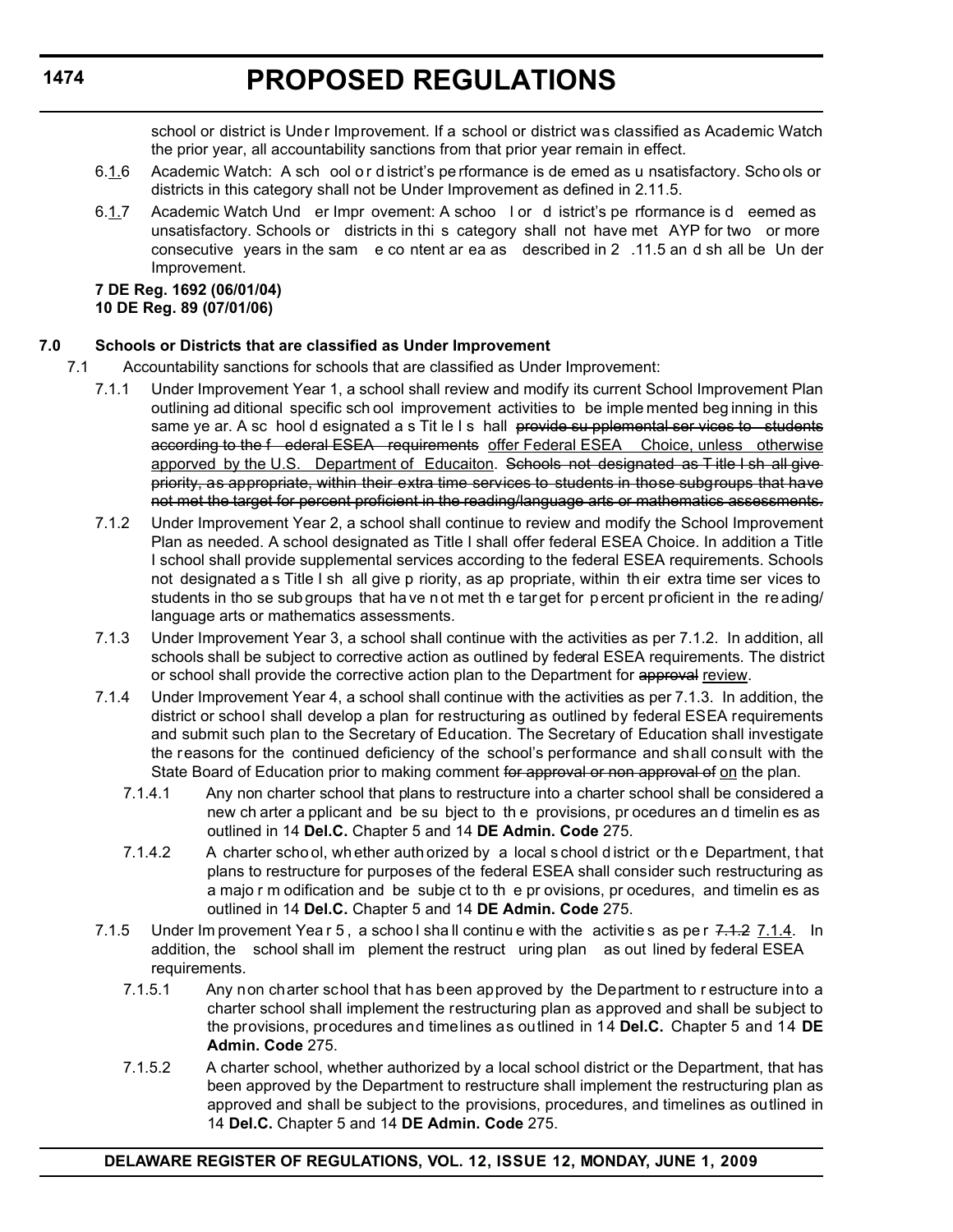school or district is Under Improvement. If a school or district was classified as Academic Watch the prior year, all accountability sanctions from that prior year remain in effect.

6.<u>1.</u>6 Academic Watch: A school or district's performance is deemed as unsatisfactory. Schools or districts in this category shall not be Under Improvement as defined in 2.11.5.

6.<u>1.</u>7 Academic Watch Under Improvement: A school or district's performance is deemed as unsatisfactory. Schools or districts in this category shall not have met AYP for two or more consecutive years in the same content area as described in 2.11.5 and shall be Under Improvement.

**7 DE Reg. 1692 (06/01/04)**
**10 DE Reg. 89 (07/01/06)**

**7.0 Schools or Districts that are classified as Under Improvement**

7.1 Accountability sanctions for schools that are classified as Under Improvement:

7.1.1 Under Improvement Year 1, a school shall review and modify its current School Improvement Plan outlining additional specific school improvement activities to be implemented beginning in this same year. A school designated as Title I shall ~~provide supplemental services to students according to the federal ESEA requirements~~ <u>offer Federal ESEA Choice, unless otherwise apporved by the U.S. Department of Educaiton</u>. ~~Schools not designated as Title I shall give priority, as appropriate, within their extra time services to students in those subgroups that have not met the target for percent proficient in the reading/language arts or mathematics assessments.~~

7.1.2 Under Improvement Year 2, a school shall continue to review and modify the School Improvement Plan as needed. A school designated as Title I shall offer federal ESEA Choice. In addition a Title I school shall provide supplemental services according to the federal ESEA requirements. Schools not designated as Title I shall give priority, as appropriate, within their extra time services to students in those subgroups that have not met the target for percent proficient in the reading/language arts or mathematics assessments.

7.1.3 Under Improvement Year 3, a school shall continue with the activities as per 7.1.2. In addition, all schools shall be subject to corrective action as outlined by federal ESEA requirements. The district or school shall provide the corrective action plan to the Department for ~~approval~~ <u>review</u>.

7.1.4 Under Improvement Year 4, a school shall continue with the activities as per 7.1.3. In addition, the district or school shall develop a plan for restructuring as outlined by federal ESEA requirements and submit such plan to the Secretary of Education. The Secretary of Education shall investigate the reasons for the continued deficiency of the school's performance and shall consult with the State Board of Education prior to making comment ~~for approval or non approval of~~ <u>on</u> the plan.

7.1.4.1 Any non charter school that plans to restructure into a charter school shall be considered a new charter applicant and be subject to the provisions, procedures and timelines as outlined in 14 **Del.C.** Chapter 5 and 14 **DE Admin. Code** 275.

7.1.4.2 A charter school, whether authorized by a local school district or the Department, that plans to restructure for purposes of the federal ESEA shall consider such restructuring as a major modification and be subject to the provisions, procedures, and timelines as outlined in 14 **Del.C.** Chapter 5 and 14 **DE Admin. Code** 275.

7.1.5 Under Improvement Year 5, a school shall continue with the activities as per ~~7.1.2~~ <u>7.1.4</u>. In addition, the school shall implement the restructuring plan as outlined by federal ESEA requirements.

7.1.5.1 Any non charter school that has been approved by the Department to restructure into a charter school shall implement the restructuring plan as approved and shall be subject to the provisions, procedures and timelines as outlined in 14 **Del.C.** Chapter 5 and 14 **DE Admin. Code** 275.

7.1.5.2 A charter school, whether authorized by a local school district or the Department, that has been approved by the Department to restructure shall implement the restructuring plan as approved and shall be subject to the provisions, procedures, and timelines as outlined in 14 **Del.C.** Chapter 5 and 14 **DE Admin. Code** 275.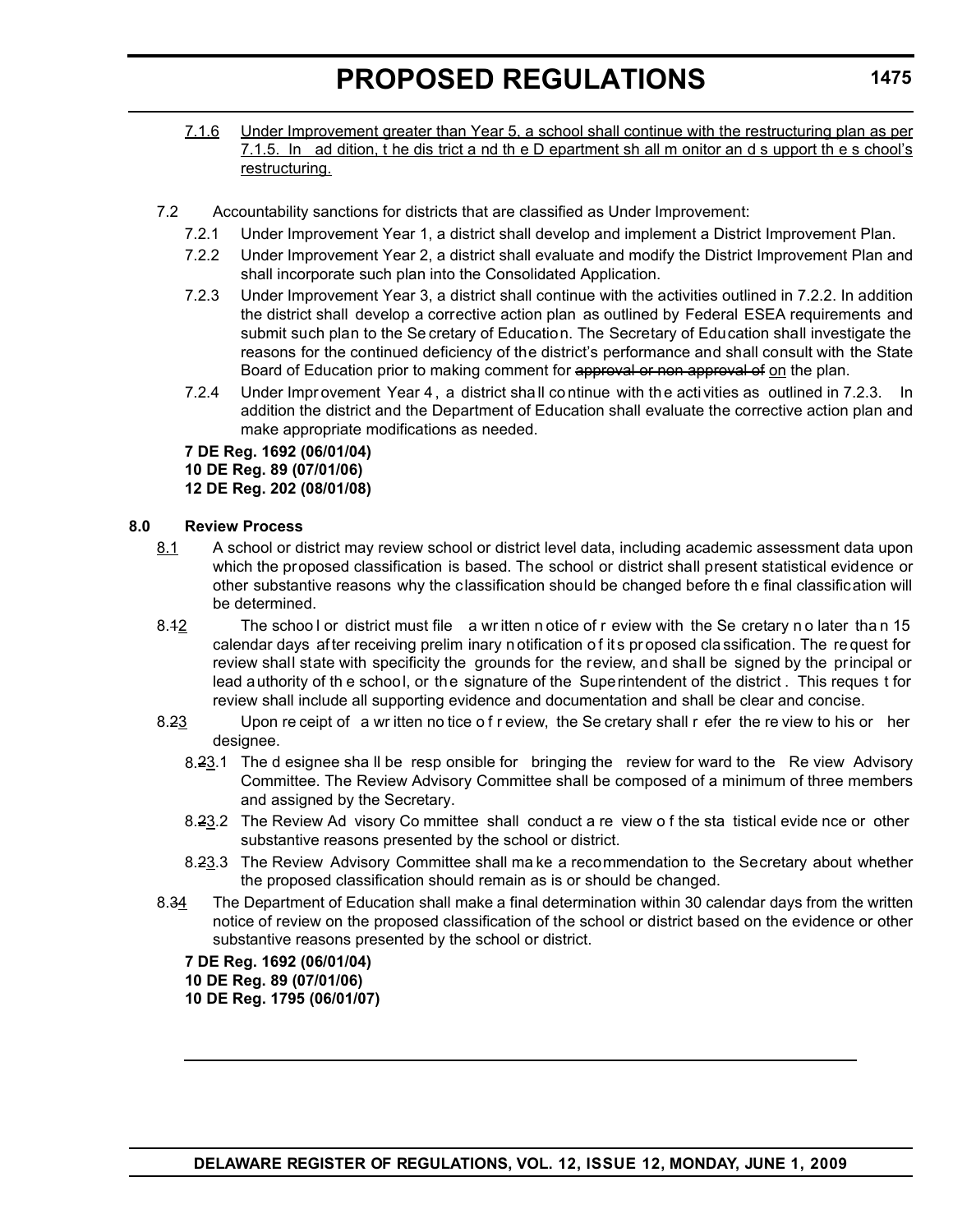7.1.6 Under Improvement greater than Year 5, a school shall continue with the restructuring plan as per 7.1.5. In addition, the district and the Department shall monitor and support the school's restructuring.

7.2 Accountability sanctions for districts that are classified as Under Improvement:

7.2.1 Under Improvement Year 1, a district shall develop and implement a District Improvement Plan.

7.2.2 Under Improvement Year 2, a district shall evaluate and modify the District Improvement Plan and shall incorporate such plan into the Consolidated Application.

7.2.3 Under Improvement Year 3, a district shall continue with the activities outlined in 7.2.2. In addition the district shall develop a corrective action plan as outlined by Federal ESEA requirements and submit such plan to the Secretary of Education. The Secretary of Education shall investigate the reasons for the continued deficiency of the district's performance and shall consult with the State Board of Education prior to making comment for ~~approval or non approval of~~ on the plan.

7.2.4 Under Improvement Year 4, a district shall continue with the activities as outlined in 7.2.3. In addition the district and the Department of Education shall evaluate the corrective action plan and make appropriate modifications as needed.

**7 DE Reg. 1692 (06/01/04)**
**10 DE Reg. 89 (07/01/06)**
**12 DE Reg. 202 (08/01/08)**

**8.0 Review Process**

8.1 A school or district may review school or district level data, including academic assessment data upon which the proposed classification is based. The school or district shall present statistical evidence or other substantive reasons why the classification should be changed before the final classification will be determined.

8.~~1~~2 The school or district must file a written notice of review with the Secretary no later than 15 calendar days after receiving preliminary notification of its proposed classification. The request for review shall state with specificity the grounds for the review, and shall be signed by the principal or lead authority of the school, or the signature of the Superintendent of the district. This request for review shall include all supporting evidence and documentation and shall be clear and concise.

8.~~2~~3 Upon receipt of a written notice of review, the Secretary shall refer the review to his or her designee.

8.~~2~~3.1 The designee shall be responsible for bringing the review forward to the Review Advisory Committee. The Review Advisory Committee shall be composed of a minimum of three members and assigned by the Secretary.

8.~~2~~3.2 The Review Advisory Committee shall conduct a review of the statistical evidence or other substantive reasons presented by the school or district.

8.~~2~~3.3 The Review Advisory Committee shall make a recommendation to the Secretary about whether the proposed classification should remain as is or should be changed.

8.~~3~~4 The Department of Education shall make a final determination within 30 calendar days from the written notice of review on the proposed classification of the school or district based on the evidence or other substantive reasons presented by the school or district.

**7 DE Reg. 1692 (06/01/04)**
**10 DE Reg. 89 (07/01/06)**
**10 DE Reg. 1795 (06/01/07)**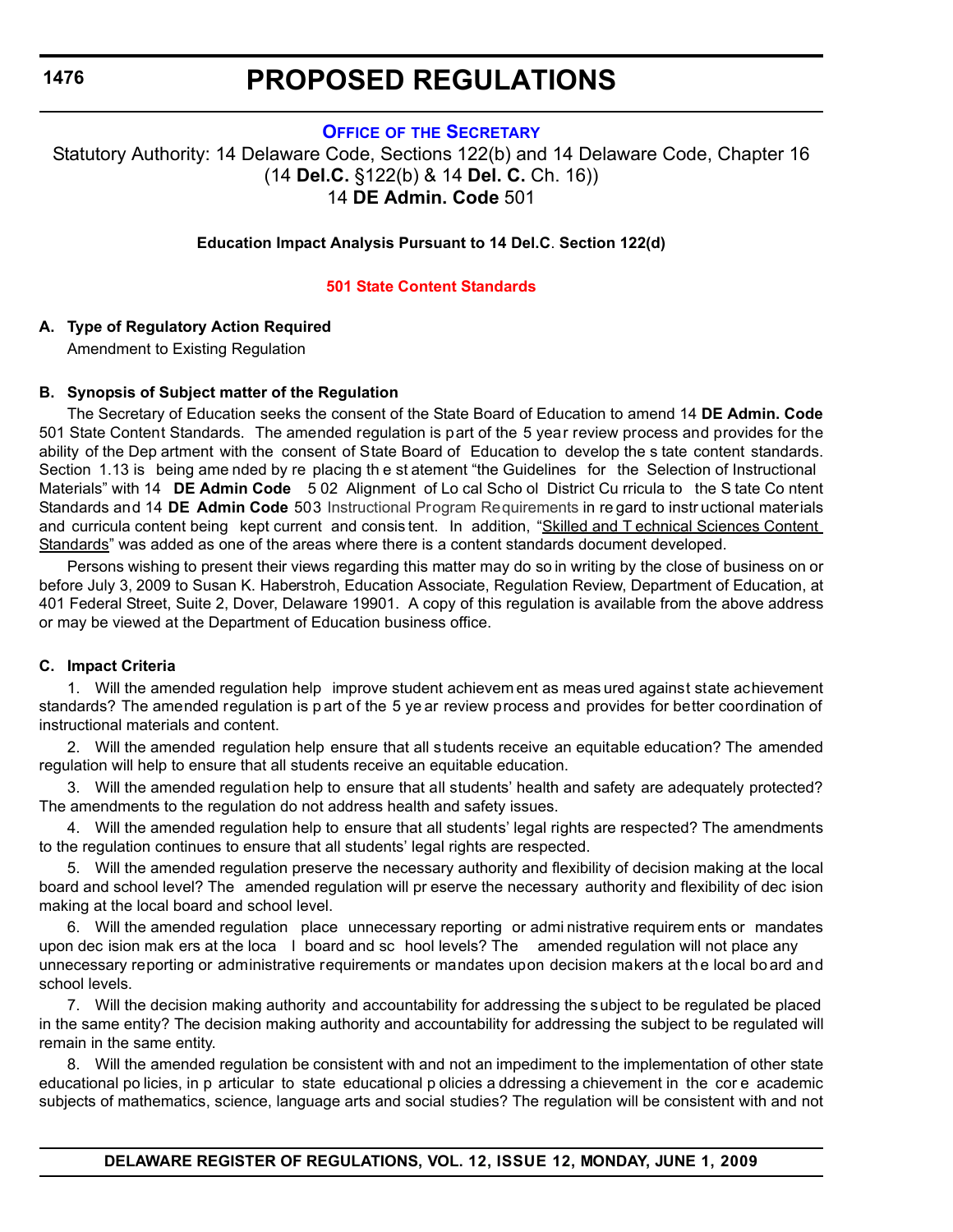# PROPOSED REGULATIONS

## OFFICE OF THE SECRETARY

Statutory Authority: 14 Delaware Code, Sections 122(b) and 14 Delaware Code, Chapter 16 (14 **Del.C.** §122(b) & 14 **Del. C.** Ch. 16))
14 **DE Admin. Code** 501

**Education Impact Analysis Pursuant to 14 Del.C. Section 122(d)**

### 501 State Content Standards

**A. Type of Regulatory Action Required**

Amendment to Existing Regulation

**B. Synopsis of Subject matter of the Regulation**

The Secretary of Education seeks the consent of the State Board of Education to amend 14 **DE Admin. Code** 501 State Content Standards. The amended regulation is part of the 5 year review process and provides for the ability of the Department with the consent of State Board of Education to develop the state content standards. Section 1.13 is being amended by replacing the statement "the Guidelines for the Selection of Instructional Materials" with 14 **DE Admin Code** 502 Alignment of Local School District Curricula to the State Content Standards and 14 **DE Admin Code** 503 Instructional Program Requirements in regard to instructional materials and curricula content being kept current and consistent. In addition, "Skilled and Technical Sciences Content Standards" was added as one of the areas where there is a content standards document developed.

Persons wishing to present their views regarding this matter may do so in writing by the close of business on or before July 3, 2009 to Susan K. Haberstroh, Education Associate, Regulation Review, Department of Education, at 401 Federal Street, Suite 2, Dover, Delaware 19901. A copy of this regulation is available from the above address or may be viewed at the Department of Education business office.

**C. Impact Criteria**

1. Will the amended regulation help improve student achievement as measured against state achievement standards? The amended regulation is part of the 5 year review process and provides for better coordination of instructional materials and content.

2. Will the amended regulation help ensure that all students receive an equitable education? The amended regulation will help to ensure that all students receive an equitable education.

3. Will the amended regulation help to ensure that all students' health and safety are adequately protected? The amendments to the regulation do not address health and safety issues.

4. Will the amended regulation help to ensure that all students' legal rights are respected? The amendments to the regulation continues to ensure that all students' legal rights are respected.

5. Will the amended regulation preserve the necessary authority and flexibility of decision making at the local board and school level? The amended regulation will preserve the necessary authority and flexibility of decision making at the local board and school level.

6. Will the amended regulation place unnecessary reporting or administrative requirements or mandates upon decision makers at the local board and school levels? The amended regulation will not place any unnecessary reporting or administrative requirements or mandates upon decision makers at the local board and school levels.

7. Will the decision making authority and accountability for addressing the subject to be regulated be placed in the same entity? The decision making authority and accountability for addressing the subject to be regulated will remain in the same entity.

8. Will the amended regulation be consistent with and not an impediment to the implementation of other state educational policies, in particular to state educational policies addressing achievement in the core academic subjects of mathematics, science, language arts and social studies? The regulation will be consistent with and not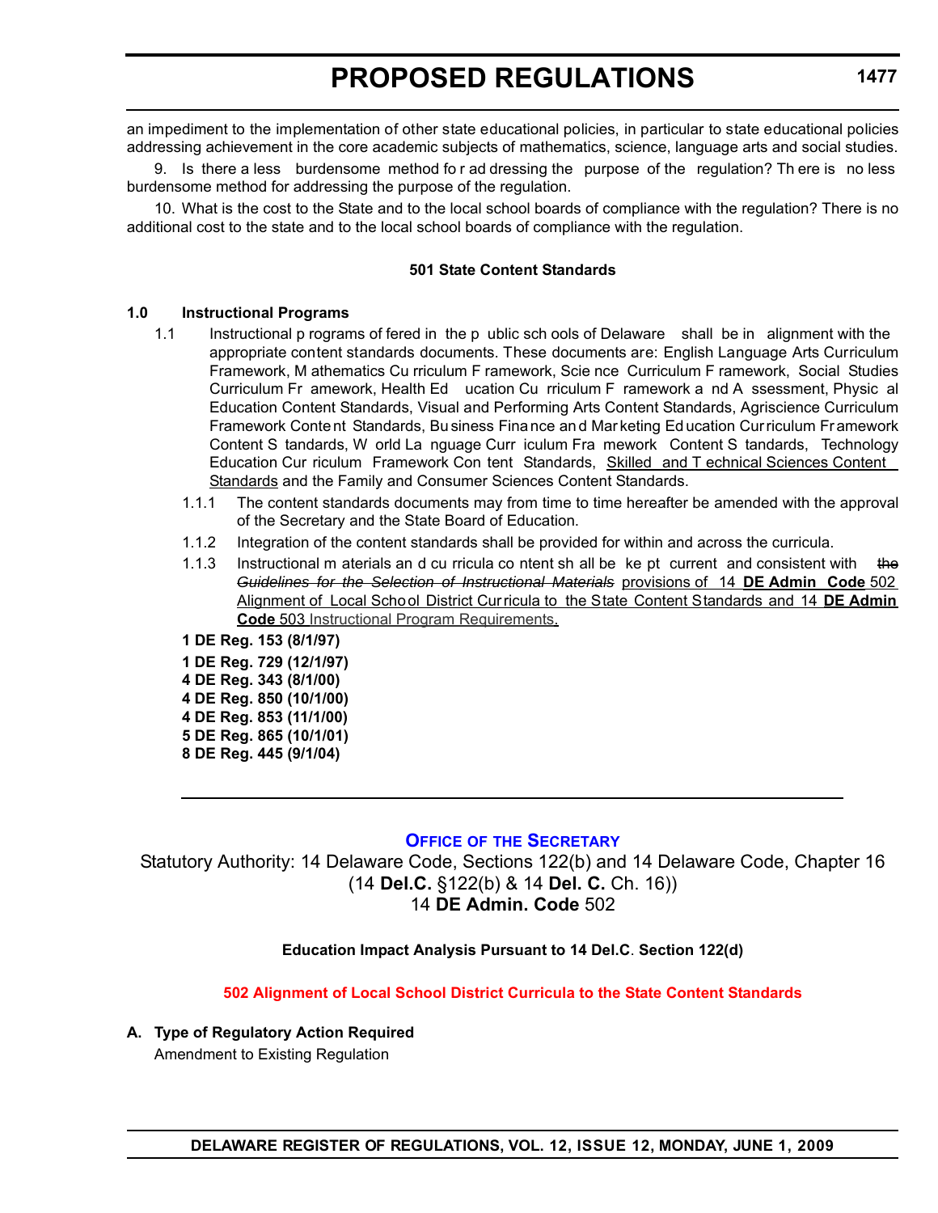an impediment to the implementation of other state educational policies, in particular to state educational policies addressing achievement in the core academic subjects of mathematics, science, language arts and social studies.

9. Is there a less burdensome method for addressing the purpose of the regulation? There is no less burdensome method for addressing the purpose of the regulation.

10. What is the cost to the State and to the local school boards of compliance with the regulation? There is no additional cost to the state and to the local school boards of compliance with the regulation.

**501 State Content Standards**

**1.0 Instructional Programs**

1.1 Instructional programs offered in the public schools of Delaware shall be in alignment with the appropriate content standards documents. These documents are: English Language Arts Curriculum Framework, Mathematics Curriculum Framework, Science Curriculum Framework, Social Studies Curriculum Framework, Health Education Curriculum Framework and Assessment, Physical Education Content Standards, Visual and Performing Arts Content Standards, Agriscience Curriculum Framework Content Standards, Business Finance and Marketing Education Curriculum Framework Content Standards, World Language Curriculum Framework Content Standards, Technology Education Curriculum Framework Content Standards, <u>Skilled and Technical Sciences Content Standards</u> and the Family and Consumer Sciences Content Standards.

1.1.1 The content standards documents may from time to time hereafter be amended with the approval of the Secretary and the State Board of Education.

1.1.2 Integration of the content standards shall be provided for within and across the curricula.

1.1.3 Instructional materials and curricula content shall be kept current and consistent with ~~the *Guidelines for the Selection of Instructional Materials*~~ <u>provisions of 14 **DE Admin Code** 502 Alignment of Local School District Curricula to the State Content Standards and 14 **DE Admin Code** 503 Instructional Program Requirements.</u>

**1 DE Reg. 153 (8/1/97)**
**1 DE Reg. 729 (12/1/97)**
**4 DE Reg. 343 (8/1/00)**
**4 DE Reg. 850 (10/1/00)**
**4 DE Reg. 853 (11/1/00)**
**5 DE Reg. 865 (10/1/01)**
**8 DE Reg. 445 (9/1/04)**

---

## OFFICE OF THE SECRETARY

Statutory Authority: 14 Delaware Code, Sections 122(b) and 14 Delaware Code, Chapter 16 (14 **Del.C.** §122(b) & 14 **Del. C.** Ch. 16))
14 **DE Admin. Code** 502

**Education Impact Analysis Pursuant to 14 Del.C. Section 122(d)**

**502 Alignment of Local School District Curricula to the State Content Standards**

**A. Type of Regulatory Action Required**

Amendment to Existing Regulation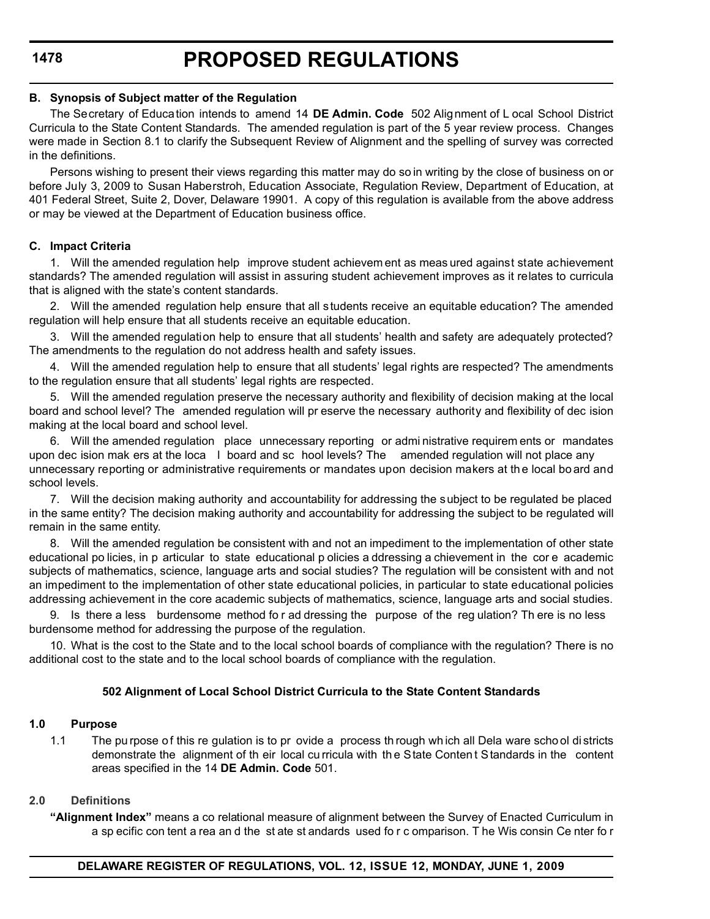**B. Synopsis of Subject matter of the Regulation**

The Secretary of Education intends to amend 14 **DE Admin. Code** 502 Alignment of Local School District Curricula to the State Content Standards. The amended regulation is part of the 5 year review process. Changes were made in Section 8.1 to clarify the Subsequent Review of Alignment and the spelling of survey was corrected in the definitions.

Persons wishing to present their views regarding this matter may do so in writing by the close of business on or before July 3, 2009 to Susan Haberstroh, Education Associate, Regulation Review, Department of Education, at 401 Federal Street, Suite 2, Dover, Delaware 19901. A copy of this regulation is available from the above address or may be viewed at the Department of Education business office.

**C. Impact Criteria**

1. Will the amended regulation help improve student achievement as measured against state achievement standards? The amended regulation will assist in assuring student achievement improves as it relates to curricula that is aligned with the state's content standards.

2. Will the amended regulation help ensure that all students receive an equitable education? The amended regulation will help ensure that all students receive an equitable education.

3. Will the amended regulation help to ensure that all students' health and safety are adequately protected? The amendments to the regulation do not address health and safety issues.

4. Will the amended regulation help to ensure that all students' legal rights are respected? The amendments to the regulation ensure that all students' legal rights are respected.

5. Will the amended regulation preserve the necessary authority and flexibility of decision making at the local board and school level? The amended regulation will preserve the necessary authority and flexibility of decision making at the local board and school level.

6. Will the amended regulation place unnecessary reporting or administrative requirements or mandates upon decision makers at the local board and school levels? The amended regulation will not place any unnecessary reporting or administrative requirements or mandates upon decision makers at the local board and school levels.

7. Will the decision making authority and accountability for addressing the subject to be regulated be placed in the same entity? The decision making authority and accountability for addressing the subject to be regulated will remain in the same entity.

8. Will the amended regulation be consistent with and not an impediment to the implementation of other state educational policies, in particular to state educational policies addressing achievement in the core academic subjects of mathematics, science, language arts and social studies? The regulation will be consistent with and not an impediment to the implementation of other state educational policies, in particular to state educational policies addressing achievement in the core academic subjects of mathematics, science, language arts and social studies.

9. Is there a less burdensome method for addressing the purpose of the regulation? There is no less burdensome method for addressing the purpose of the regulation.

10. What is the cost to the State and to the local school boards of compliance with the regulation? There is no additional cost to the state and to the local school boards of compliance with the regulation.

**502 Alignment of Local School District Curricula to the State Content Standards**

**1.0 Purpose**

1.1 The purpose of this regulation is to provide a process through which all Delaware school districts demonstrate the alignment of their local curricula with the State Content Standards in the content areas specified in the 14 **DE Admin. Code** 501.

**2.0 Definitions**

**"Alignment Index"** means a co relational measure of alignment between the Survey of Enacted Curriculum in a specific content area and the state standards used for comparison. The Wisconsin Center for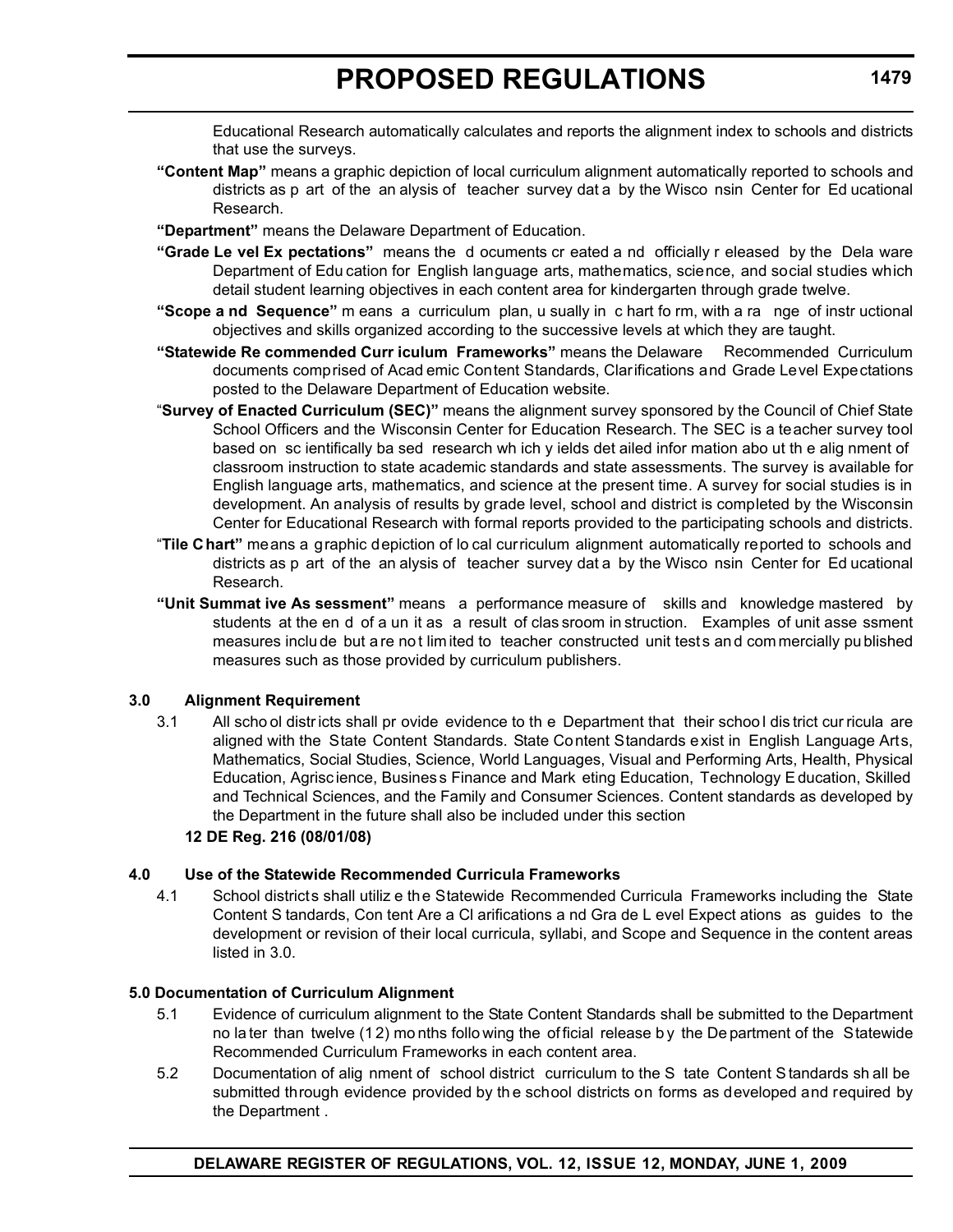Educational Research automatically calculates and reports the alignment index to schools and districts that use the surveys.

**"Content Map"** means a graphic depiction of local curriculum alignment automatically reported to schools and districts as part of the analysis of teacher survey data by the Wisconsin Center for Educational Research.

**"Department"** means the Delaware Department of Education.

**"Grade Level Expectations"** means the documents created and officially released by the Delaware Department of Education for English language arts, mathematics, science, and social studies which detail student learning objectives in each content area for kindergarten through grade twelve.

**"Scope and Sequence"** means a curriculum plan, usually in chart form, with a range of instructional objectives and skills organized according to the successive levels at which they are taught.

**"Statewide Recommended Curriculum Frameworks"** means the Delaware Recommended Curriculum documents comprised of Academic Content Standards, Clarifications and Grade Level Expectations posted to the Delaware Department of Education website.

"**Survey of Enacted Curriculum (SEC)"** means the alignment survey sponsored by the Council of Chief State School Officers and the Wisconsin Center for Education Research. The SEC is a teacher survey tool based on scientifically based research which yields detailed information about the alignment of classroom instruction to state academic standards and state assessments. The survey is available for English language arts, mathematics, and science at the present time. A survey for social studies is in development. An analysis of results by grade level, school and district is completed by the Wisconsin Center for Educational Research with formal reports provided to the participating schools and districts.

"**Tile Chart"** means a graphic depiction of local curriculum alignment automatically reported to schools and districts as part of the analysis of teacher survey data by the Wisconsin Center for Educational Research.

**"Unit Summative Assessment"** means a performance measure of skills and knowledge mastered by students at the end of a unit as a result of classroom instruction. Examples of unit assessment measures include but are not limited to teacher constructed unit tests and commercially published measures such as those provided by curriculum publishers.

**3.0 Alignment Requirement**

3.1 All school districts shall provide evidence to the Department that their school district curricula are aligned with the State Content Standards. State Content Standards exist in English Language Arts, Mathematics, Social Studies, Science, World Languages, Visual and Performing Arts, Health, Physical Education, Agriscience, Business Finance and Marketing Education, Technology Education, Skilled and Technical Sciences, and the Family and Consumer Sciences. Content standards as developed by the Department in the future shall also be included under this section

**12 DE Reg. 216 (08/01/08)**

**4.0 Use of the Statewide Recommended Curricula Frameworks**

4.1 School districts shall utilize the Statewide Recommended Curricula Frameworks including the State Content Standards, Content Area Clarifications and Grade Level Expectations as guides to the development or revision of their local curricula, syllabi, and Scope and Sequence in the content areas listed in 3.0.

**5.0 Documentation of Curriculum Alignment**

5.1 Evidence of curriculum alignment to the State Content Standards shall be submitted to the Department no later than twelve (12) months following the official release by the Department of the Statewide Recommended Curriculum Frameworks in each content area.

5.2 Documentation of alignment of school district curriculum to the State Content Standards shall be submitted through evidence provided by the school districts on forms as developed and required by the Department .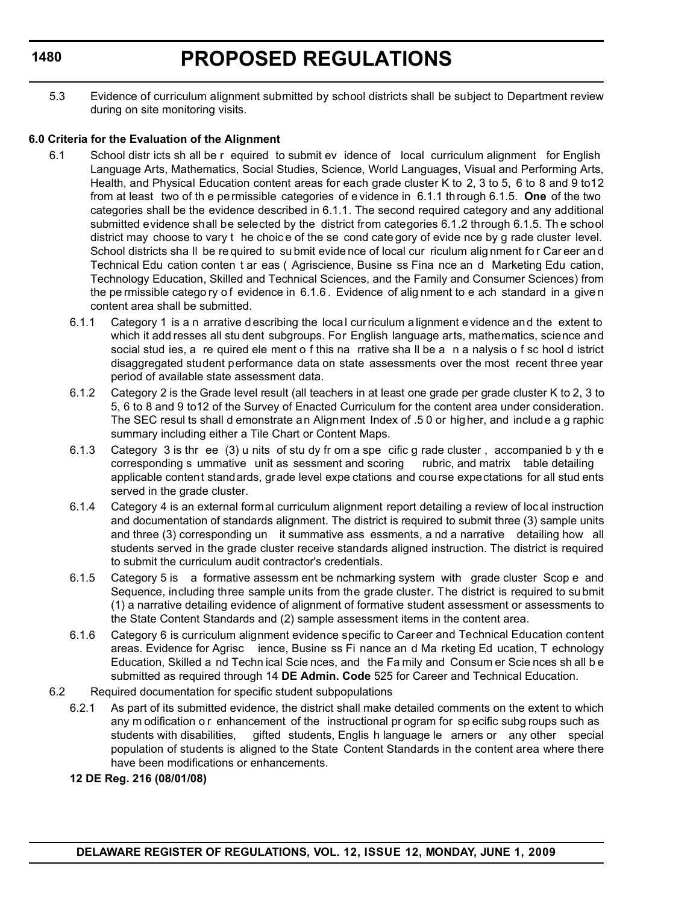5.3 Evidence of curriculum alignment submitted by school districts shall be subject to Department review during on site monitoring visits.

**6.0 Criteria for the Evaluation of the Alignment**

6.1 School districts shall be required to submit evidence of local curriculum alignment for English Language Arts, Mathematics, Social Studies, Science, World Languages, Visual and Performing Arts, Health, and Physical Education content areas for each grade cluster K to 2, 3 to 5, 6 to 8 and 9 to12 from at least two of the permissible categories of evidence in 6.1.1 through 6.1.5. **One** of the two categories shall be the evidence described in 6.1.1. The second required category and any additional submitted evidence shall be selected by the district from categories 6.1.2 through 6.1.5. The school district may choose to vary the choice of the second category of evidence by grade cluster level. School districts shall be required to submit evidence of local curriculum alignment for Career and Technical Education content areas (Agriscience, Business Finance and Marketing Education, Technology Education, Skilled and Technical Sciences, and the Family and Consumer Sciences) from the permissible category of evidence in 6.1.6. Evidence of alignment to each standard in a given content area shall be submitted.

6.1.1 Category 1 is a narrative describing the local curriculum alignment evidence and the extent to which it addresses all student subgroups. For English language arts, mathematics, science and social studies, a required element of this narrative shall be an analysis of school district disaggregated student performance data on state assessments over the most recent three year period of available state assessment data.

6.1.2 Category 2 is the Grade level result (all teachers in at least one grade per grade cluster K to 2, 3 to 5, 6 to 8 and 9 to12 of the Survey of Enacted Curriculum for the content area under consideration. The SEC results shall demonstrate an Alignment Index of .50 or higher, and include a graphic summary including either a Tile Chart or Content Maps.

6.1.3 Category 3 is three (3) units of study from a specific grade cluster, accompanied by the corresponding summative unit assessment and scoring rubric, and matrix table detailing applicable content standards, grade level expectations and course expectations for all students served in the grade cluster.

6.1.4 Category 4 is an external formal curriculum alignment report detailing a review of local instruction and documentation of standards alignment. The district is required to submit three (3) sample units and three (3) corresponding unit summative assessments, and a narrative detailing how all students served in the grade cluster receive standards aligned instruction. The district is required to submit the curriculum audit contractor's credentials.

6.1.5 Category 5 is a formative assessment benchmarking system with grade cluster Scope and Sequence, including three sample units from the grade cluster. The district is required to submit (1) a narrative detailing evidence of alignment of formative student assessment or assessments to the State Content Standards and (2) sample assessment items in the content area.

6.1.6 Category 6 is curriculum alignment evidence specific to Career and Technical Education content areas. Evidence for Agriscience, Business Finance and Marketing Education, Technology Education, Skilled and Technical Sciences, and the Family and Consumer Sciences shall be submitted as required through 14 **DE Admin. Code** 525 for Career and Technical Education.

6.2 Required documentation for specific student subpopulations

6.2.1 As part of its submitted evidence, the district shall make detailed comments on the extent to which any modification or enhancement of the instructional program for specific subgroups such as students with disabilities, gifted students, English language learners or any other special population of students is aligned to the State Content Standards in the content area where there have been modifications or enhancements.

**12 DE Reg. 216 (08/01/08)**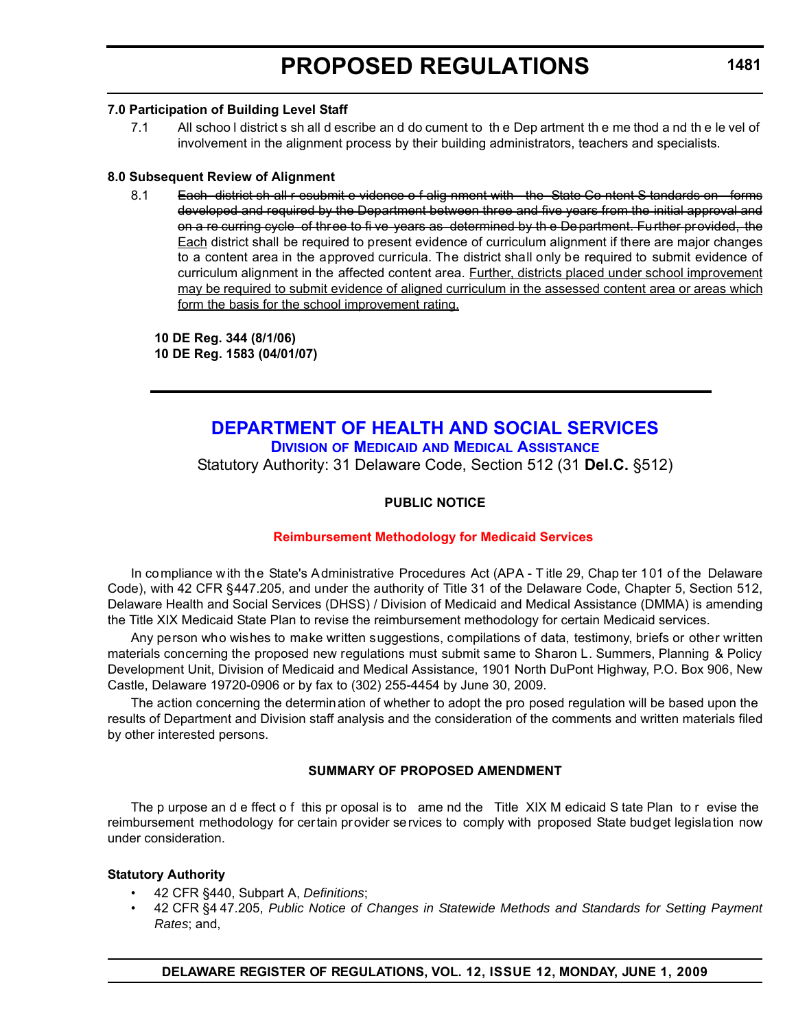**7.0 Participation of Building Level Staff**

7.1 All school districts shall describe and document to the Department the method and the level of involvement in the alignment process by their building administrators, teachers and specialists.

**8.0 Subsequent Review of Alignment**

8.1 ~~Each district shall resubmit evidence of alignment with the State Content Standards on forms developed and required by the Department between three and five years from the initial approval and on a recurring cycle of three to five years as determined by the Department. Further provided, the~~ <u>Each</u> district shall be required to present evidence of curriculum alignment if there are major changes to a content area in the approved curricula. The district shall only be required to submit evidence of curriculum alignment in the affected content area. <u>Further, districts placed under school improvement may be required to submit evidence of aligned curriculum in the assessed content area or areas which form the basis for the school improvement rating.</u>

**10 DE Reg. 344 (8/1/06)**
**10 DE Reg. 1583 (04/01/07)**

---

## DEPARTMENT OF HEALTH AND SOCIAL SERVICES

### Division of Medicaid and Medical Assistance

Statutory Authority: 31 Delaware Code, Section 512 (31 **Del.C.** §512)

**PUBLIC NOTICE**

**Reimbursement Methodology for Medicaid Services**

In compliance with the State's Administrative Procedures Act (APA - Title 29, Chapter 101 of the Delaware Code), with 42 CFR §447.205, and under the authority of Title 31 of the Delaware Code, Chapter 5, Section 512, Delaware Health and Social Services (DHSS) / Division of Medicaid and Medical Assistance (DMMA) is amending the Title XIX Medicaid State Plan to revise the reimbursement methodology for certain Medicaid services.

Any person who wishes to make written suggestions, compilations of data, testimony, briefs or other written materials concerning the proposed new regulations must submit same to Sharon L. Summers, Planning & Policy Development Unit, Division of Medicaid and Medical Assistance, 1901 North DuPont Highway, P.O. Box 906, New Castle, Delaware 19720-0906 or by fax to (302) 255-4454 by June 30, 2009.

The action concerning the determination of whether to adopt the proposed regulation will be based upon the results of Department and Division staff analysis and the consideration of the comments and written materials filed by other interested persons.

**SUMMARY OF PROPOSED AMENDMENT**

The purpose and effect of this proposal is to amend the Title XIX Medicaid State Plan to revise the reimbursement methodology for certain provider services to comply with proposed State budget legislation now under consideration.

**Statutory Authority**

- 42 CFR §440, Subpart A, *Definitions*;
- 42 CFR §447.205, *Public Notice of Changes in Statewide Methods and Standards for Setting Payment Rates*; and,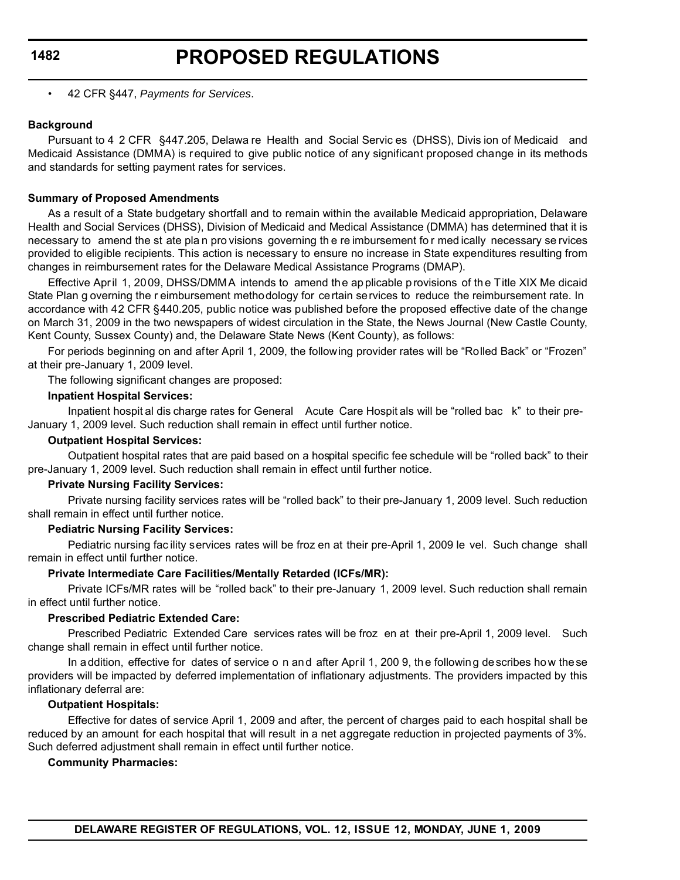- 42 CFR §447, *Payments for Services*.

**Background**

Pursuant to 42 CFR §447.205, Delaware Health and Social Services (DHSS), Division of Medicaid and Medicaid Assistance (DMMA) is required to give public notice of any significant proposed change in its methods and standards for setting payment rates for services.

**Summary of Proposed Amendments**

As a result of a State budgetary shortfall and to remain within the available Medicaid appropriation, Delaware Health and Social Services (DHSS), Division of Medicaid and Medical Assistance (DMMA) has determined that it is necessary to amend the state plan provisions governing the reimbursement for medically necessary services provided to eligible recipients. This action is necessary to ensure no increase in State expenditures resulting from changes in reimbursement rates for the Delaware Medical Assistance Programs (DMAP).

Effective April 1, 2009, DHSS/DMMA intends to amend the applicable provisions of the Title XIX Medicaid State Plan governing the reimbursement methodology for certain services to reduce the reimbursement rate. In accordance with 42 CFR §440.205, public notice was published before the proposed effective date of the change on March 31, 2009 in the two newspapers of widest circulation in the State, the News Journal (New Castle County, Kent County, Sussex County) and, the Delaware State News (Kent County), as follows:

For periods beginning on and after April 1, 2009, the following provider rates will be "Rolled Back" or "Frozen" at their pre-January 1, 2009 level.

The following significant changes are proposed:

**Inpatient Hospital Services:**

Inpatient hospital discharge rates for General Acute Care Hospitals will be "rolled back" to their pre-January 1, 2009 level. Such reduction shall remain in effect until further notice.

**Outpatient Hospital Services:**

Outpatient hospital rates that are paid based on a hospital specific fee schedule will be "rolled back" to their pre-January 1, 2009 level. Such reduction shall remain in effect until further notice.

**Private Nursing Facility Services:**

Private nursing facility services rates will be "rolled back" to their pre-January 1, 2009 level. Such reduction shall remain in effect until further notice.

**Pediatric Nursing Facility Services:**

Pediatric nursing facility services rates will be frozen at their pre-April 1, 2009 level. Such change shall remain in effect until further notice.

**Private Intermediate Care Facilities/Mentally Retarded (ICFs/MR):**

Private ICFs/MR rates will be "rolled back" to their pre-January 1, 2009 level. Such reduction shall remain in effect until further notice.

**Prescribed Pediatric Extended Care:**

Prescribed Pediatric Extended Care services rates will be frozen at their pre-April 1, 2009 level. Such change shall remain in effect until further notice.

In addition, effective for dates of service on and after April 1, 2009, the following describes how these providers will be impacted by deferred implementation of inflationary adjustments. The providers impacted by this inflationary deferral are:

**Outpatient Hospitals:**

Effective for dates of service April 1, 2009 and after, the percent of charges paid to each hospital shall be reduced by an amount for each hospital that will result in a net aggregate reduction in projected payments of 3%. Such deferred adjustment shall remain in effect until further notice.

**Community Pharmacies:**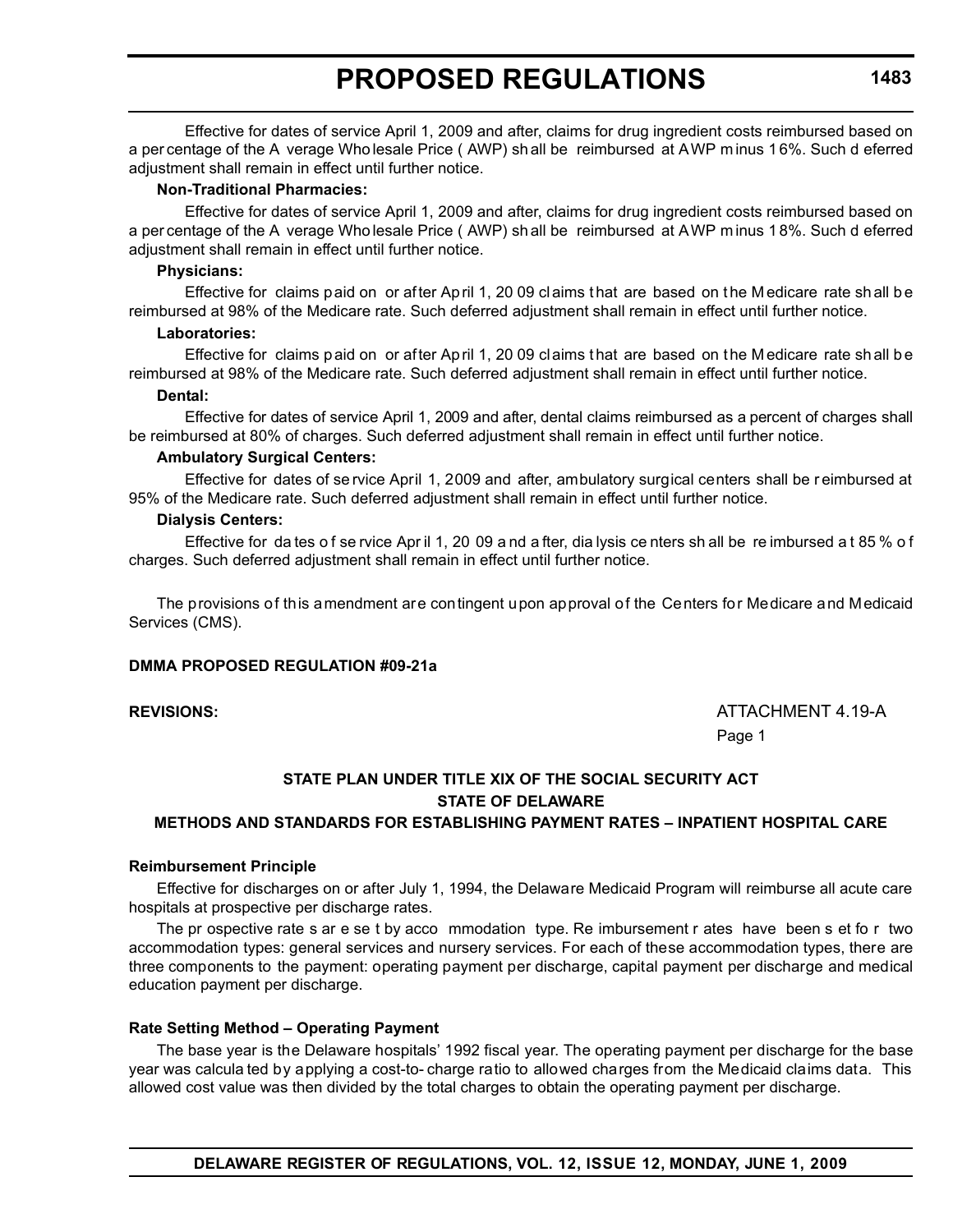Effective for dates of service April 1, 2009 and after, claims for drug ingredient costs reimbursed based on a percentage of the Average Wholesale Price (AWP) shall be reimbursed at AWP minus 16%. Such deferred adjustment shall remain in effect until further notice.

**Non-Traditional Pharmacies:**

Effective for dates of service April 1, 2009 and after, claims for drug ingredient costs reimbursed based on a percentage of the Average Wholesale Price (AWP) shall be reimbursed at AWP minus 18%. Such deferred adjustment shall remain in effect until further notice.

**Physicians:**

Effective for claims paid on or after April 1, 2009 claims that are based on the Medicare rate shall be reimbursed at 98% of the Medicare rate. Such deferred adjustment shall remain in effect until further notice.

**Laboratories:**

Effective for claims paid on or after April 1, 2009 claims that are based on the Medicare rate shall be reimbursed at 98% of the Medicare rate. Such deferred adjustment shall remain in effect until further notice.

**Dental:**

Effective for dates of service April 1, 2009 and after, dental claims reimbursed as a percent of charges shall be reimbursed at 80% of charges. Such deferred adjustment shall remain in effect until further notice.

**Ambulatory Surgical Centers:**

Effective for dates of service April 1, 2009 and after, ambulatory surgical centers shall be reimbursed at 95% of the Medicare rate. Such deferred adjustment shall remain in effect until further notice.

**Dialysis Centers:**

Effective for dates of service April 1, 2009 and after, dialysis centers shall be reimbursed at 85% of charges. Such deferred adjustment shall remain in effect until further notice.

The provisions of this amendment are contingent upon approval of the Centers for Medicare and Medicaid Services (CMS).

**DMMA PROPOSED REGULATION #09-21a**

**REVISIONS:**

ATTACHMENT 4.19-A
Page 1

**STATE PLAN UNDER TITLE XIX OF THE SOCIAL SECURITY ACT**
**STATE OF DELAWARE**
**METHODS AND STANDARDS FOR ESTABLISHING PAYMENT RATES – INPATIENT HOSPITAL CARE**

**Reimbursement Principle**

Effective for discharges on or after July 1, 1994, the Delaware Medicaid Program will reimburse all acute care hospitals at prospective per discharge rates.

The prospective rates are set by accommodation type. Reimbursement rates have been set for two accommodation types: general services and nursery services. For each of these accommodation types, there are three components to the payment: operating payment per discharge, capital payment per discharge and medical education payment per discharge.

**Rate Setting Method – Operating Payment**

The base year is the Delaware hospitals' 1992 fiscal year. The operating payment per discharge for the base year was calculated by applying a cost-to-charge ratio to allowed charges from the Medicaid claims data. This allowed cost value was then divided by the total charges to obtain the operating payment per discharge.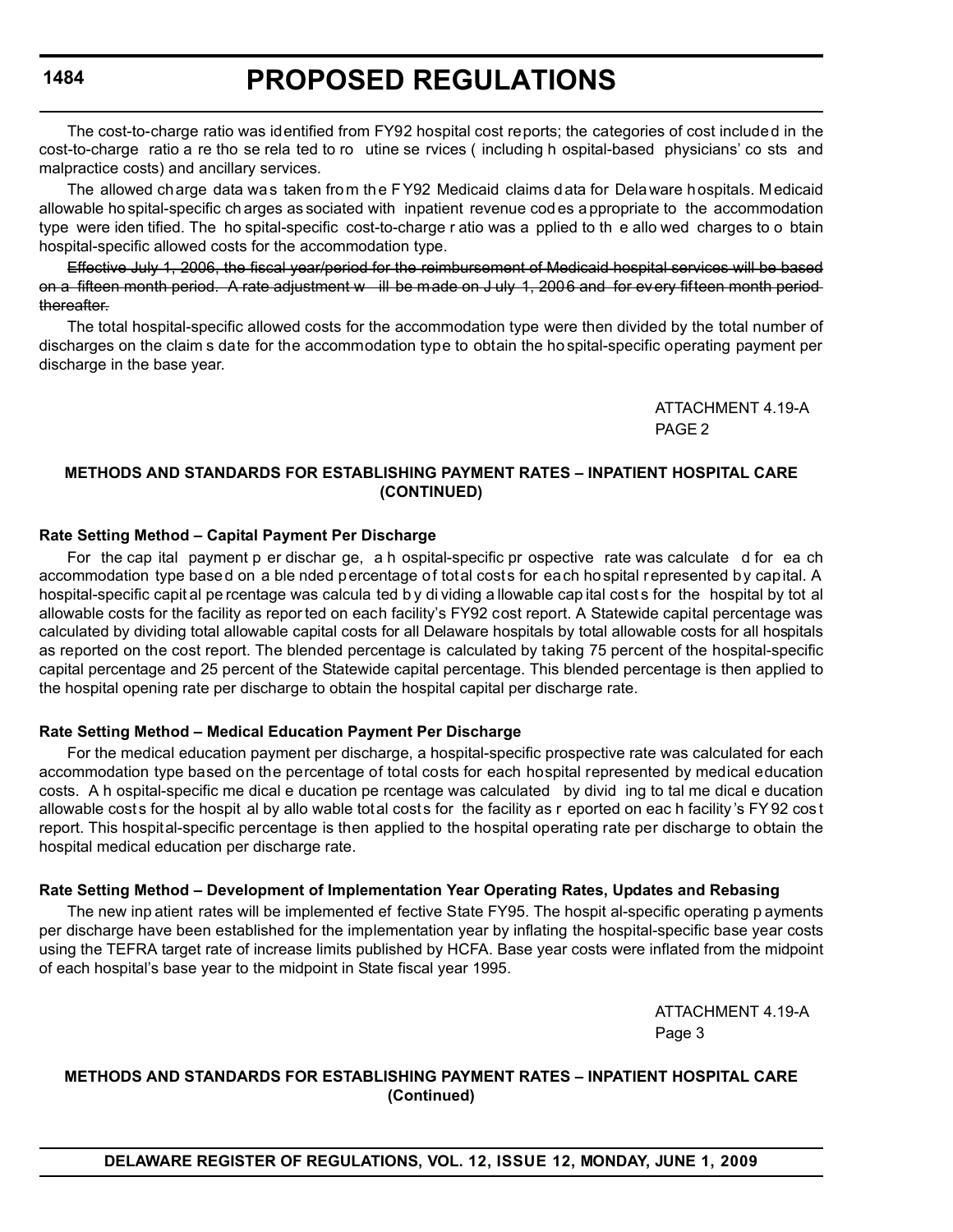The cost-to-charge ratio was identified from FY92 hospital cost reports; the categories of cost included in the cost-to-charge ratio are those related to routine services (including hospital-based physicians' costs and malpractice costs) and ancillary services.

The allowed charge data was taken from the FY92 Medicaid claims data for Delaware hospitals. Medicaid allowable hospital-specific charges associated with inpatient revenue codes appropriate to the accommodation type were identified. The hospital-specific cost-to-charge ratio was applied to the allowed charges to obtain hospital-specific allowed costs for the accommodation type.

~~Effective July 1, 2006, the fiscal year/period for the reimbursement of Medicaid hospital services will be based on a fifteen month period. A rate adjustment will be made on July 1, 2006 and for every fifteen month period thereafter.~~

The total hospital-specific allowed costs for the accommodation type were then divided by the total number of discharges on the claims date for the accommodation type to obtain the hospital-specific operating payment per discharge in the base year.

ATTACHMENT 4.19-A
PAGE 2

**METHODS AND STANDARDS FOR ESTABLISHING PAYMENT RATES – INPATIENT HOSPITAL CARE (CONTINUED)**

**Rate Setting Method – Capital Payment Per Discharge**

For the capital payment per discharge, a hospital-specific prospective rate was calculated for each accommodation type based on a blended percentage of total costs for each hospital represented by capital. A hospital-specific capital percentage was calculated by dividing allowable capital costs for the hospital by total allowable costs for the facility as reported on each facility's FY92 cost report. A Statewide capital percentage was calculated by dividing total allowable capital costs for all Delaware hospitals by total allowable costs for all hospitals as reported on the cost report. The blended percentage is calculated by taking 75 percent of the hospital-specific capital percentage and 25 percent of the Statewide capital percentage. This blended percentage is then applied to the hospital opening rate per discharge to obtain the hospital capital per discharge rate.

**Rate Setting Method – Medical Education Payment Per Discharge**

For the medical education payment per discharge, a hospital-specific prospective rate was calculated for each accommodation type based on the percentage of total costs for each hospital represented by medical education costs. A hospital-specific medical education percentage was calculated by dividing total medical education allowable costs for the hospital by allowable total costs for the facility as reported on each facility's FY92 cost report. This hospital-specific percentage is then applied to the hospital operating rate per discharge to obtain the hospital medical education per discharge rate.

**Rate Setting Method – Development of Implementation Year Operating Rates, Updates and Rebasing**

The new inpatient rates will be implemented effective State FY95. The hospital-specific operating payments per discharge have been established for the implementation year by inflating the hospital-specific base year costs using the TEFRA target rate of increase limits published by HCFA. Base year costs were inflated from the midpoint of each hospital's base year to the midpoint in State fiscal year 1995.

ATTACHMENT 4.19-A
Page 3

**METHODS AND STANDARDS FOR ESTABLISHING PAYMENT RATES – INPATIENT HOSPITAL CARE (Continued)**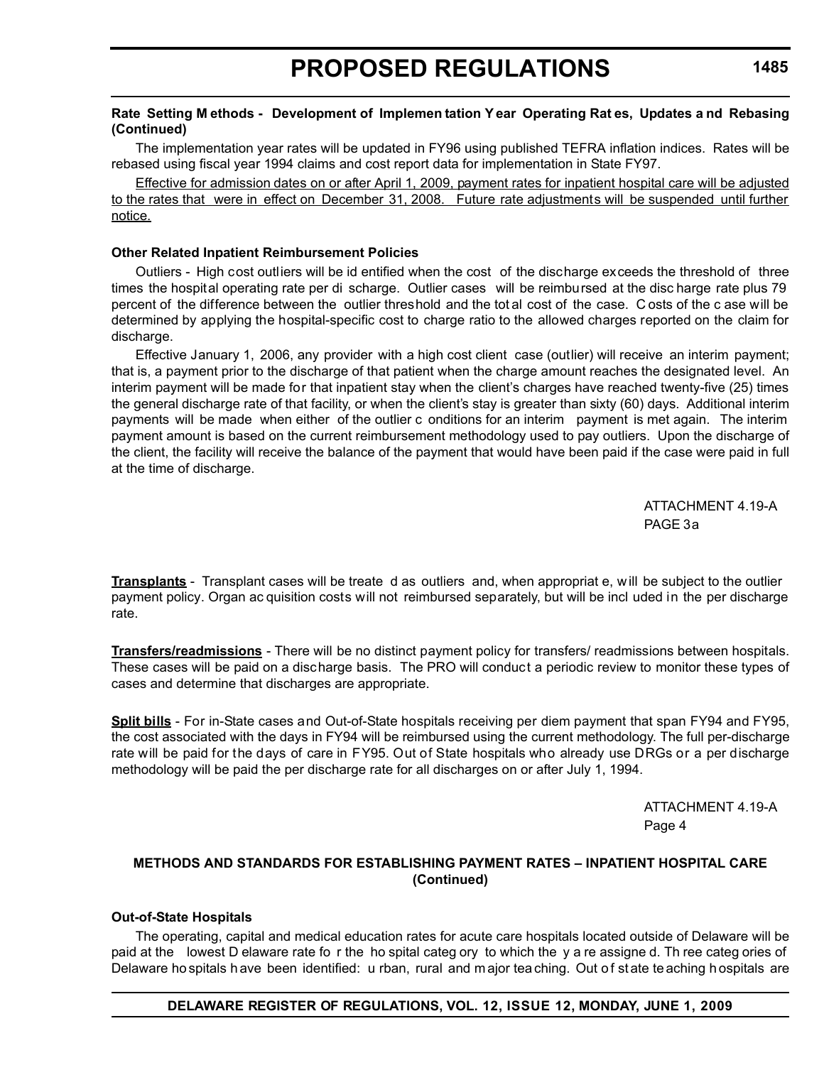**Rate Setting Methods - Development of Implementation Year Operating Rates, Updates and Rebasing (Continued)**

The implementation year rates will be updated in FY96 using published TEFRA inflation indices. Rates will be rebased using fiscal year 1994 claims and cost report data for implementation in State FY97.

<u>Effective for admission dates on or after April 1, 2009, payment rates for inpatient hospital care will be adjusted to the rates that were in effect on December 31, 2008. Future rate adjustments will be suspended until further notice.</u>

**Other Related Inpatient Reimbursement Policies**

Outliers - High cost outliers will be identified when the cost of the discharge exceeds the threshold of three times the hospital operating rate per discharge. Outlier cases will be reimbursed at the discharge rate plus 79 percent of the difference between the outlier threshold and the total cost of the case. Costs of the case will be determined by applying the hospital-specific cost to charge ratio to the allowed charges reported on the claim for discharge.

Effective January 1, 2006, any provider with a high cost client case (outlier) will receive an interim payment; that is, a payment prior to the discharge of that patient when the charge amount reaches the designated level. An interim payment will be made for that inpatient stay when the client's charges have reached twenty-five (25) times the general discharge rate of that facility, or when the client's stay is greater than sixty (60) days. Additional interim payments will be made when either of the outlier conditions for an interim payment is met again. The interim payment amount is based on the current reimbursement methodology used to pay outliers. Upon the discharge of the client, the facility will receive the balance of the payment that would have been paid if the case were paid in full at the time of discharge.

ATTACHMENT 4.19-A
PAGE 3a

**<u>Transplants</u>** - Transplant cases will be treated as outliers and, when appropriate, will be subject to the outlier payment policy. Organ acquisition costs will not reimbursed separately, but will be included in the per discharge rate.

**<u>Transfers/readmissions</u>** - There will be no distinct payment policy for transfers/ readmissions between hospitals. These cases will be paid on a discharge basis. The PRO will conduct a periodic review to monitor these types of cases and determine that discharges are appropriate.

**<u>Split bills</u>** - For in-State cases and Out-of-State hospitals receiving per diem payment that span FY94 and FY95, the cost associated with the days in FY94 will be reimbursed using the current methodology. The full per-discharge rate will be paid for the days of care in FY95. Out of State hospitals who already use DRGs or a per discharge methodology will be paid the per discharge rate for all discharges on or after July 1, 1994.

ATTACHMENT 4.19-A
Page 4

**METHODS AND STANDARDS FOR ESTABLISHING PAYMENT RATES – INPATIENT HOSPITAL CARE (Continued)**

**Out-of-State Hospitals**

The operating, capital and medical education rates for acute care hospitals located outside of Delaware will be paid at the lowest Delaware rate for the hospital category to which they are assigned. Three categories of Delaware hospitals have been identified: urban, rural and major teaching. Out of state teaching hospitals are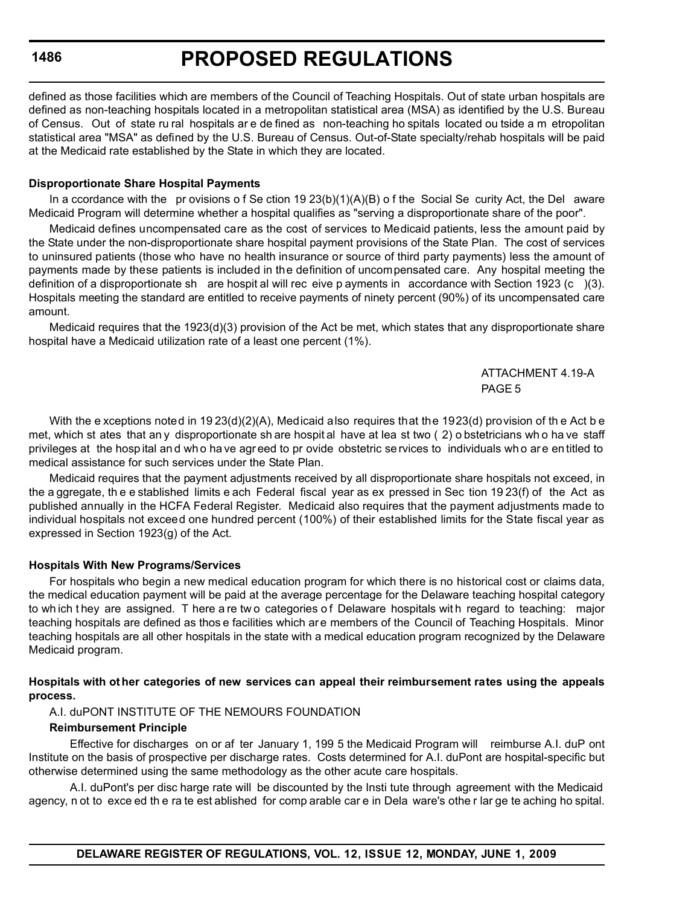defined as those facilities which are members of the Council of Teaching Hospitals. Out of state urban hospitals are defined as non-teaching hospitals located in a metropolitan statistical area (MSA) as identified by the U.S. Bureau of Census. Out of state rural hospitals are defined as non-teaching hospitals located outside a metropolitan statistical area "MSA" as defined by the U.S. Bureau of Census. Out-of-State specialty/rehab hospitals will be paid at the Medicaid rate established by the State in which they are located.

**Disproportionate Share Hospital Payments**

In accordance with the provisions of Section 1923(b)(1)(A)(B) of the Social Security Act, the Delaware Medicaid Program will determine whether a hospital qualifies as "serving a disproportionate share of the poor".

Medicaid defines uncompensated care as the cost of services to Medicaid patients, less the amount paid by the State under the non-disproportionate share hospital payment provisions of the State Plan. The cost of services to uninsured patients (those who have no health insurance or source of third party payments) less the amount of payments made by these patients is included in the definition of uncompensated care. Any hospital meeting the definition of a disproportionate share hospital will receive payments in accordance with Section 1923 (c)(3). Hospitals meeting the standard are entitled to receive payments of ninety percent (90%) of its uncompensated care amount.

Medicaid requires that the 1923(d)(3) provision of the Act be met, which states that any disproportionate share hospital have a Medicaid utilization rate of a least one percent (1%).

ATTACHMENT 4.19-A
PAGE 5

With the exceptions noted in 1923(d)(2)(A), Medicaid also requires that the 1923(d) provision of the Act be met, which states that any disproportionate share hospital have at least two (2) obstetricians who have staff privileges at the hospital and who have agreed to provide obstetric services to individuals who are entitled to medical assistance for such services under the State Plan.

Medicaid requires that the payment adjustments received by all disproportionate share hospitals not exceed, in the aggregate, the established limits each Federal fiscal year as expressed in Section 1923(f) of the Act as published annually in the HCFA Federal Register. Medicaid also requires that the payment adjustments made to individual hospitals not exceed one hundred percent (100%) of their established limits for the State fiscal year as expressed in Section 1923(g) of the Act.

**Hospitals With New Programs/Services**

For hospitals who begin a new medical education program for which there is no historical cost or claims data, the medical education payment will be paid at the average percentage for the Delaware teaching hospital category to which they are assigned. There are two categories of Delaware hospitals with regard to teaching: major teaching hospitals are defined as those facilities which are members of the Council of Teaching Hospitals. Minor teaching hospitals are all other hospitals in the state with a medical education program recognized by the Delaware Medicaid program.

**Hospitals with other categories of new services can appeal their reimbursement rates using the appeals process.**

A.I. duPONT INSTITUTE OF THE NEMOURS FOUNDATION

**Reimbursement Principle**

Effective for discharges on or after January 1, 1995 the Medicaid Program will reimburse A.I. duPont Institute on the basis of prospective per discharge rates. Costs determined for A.I. duPont are hospital-specific but otherwise determined using the same methodology as the other acute care hospitals.

A.I. duPont's per discharge rate will be discounted by the Institute through agreement with the Medicaid agency, not to exceed the rate established for comparable care in Delaware's other large teaching hospital.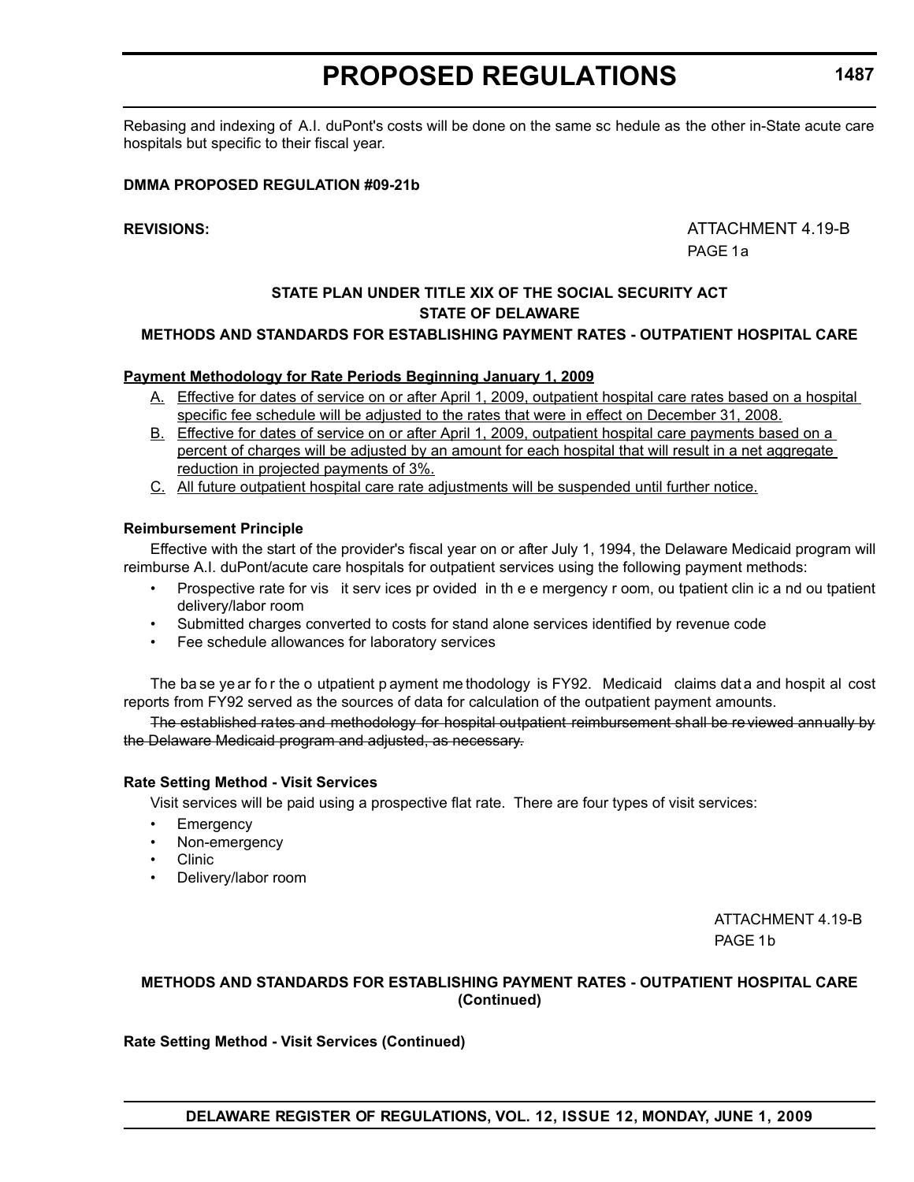Rebasing and indexing of A.I. duPont's costs will be done on the same schedule as the other in-State acute care hospitals but specific to their fiscal year.

**DMMA PROPOSED REGULATION #09-21b**

**REVISIONS:**

ATTACHMENT 4.19-B
PAGE 1a

**STATE PLAN UNDER TITLE XIX OF THE SOCIAL SECURITY ACT**
**STATE OF DELAWARE**
**METHODS AND STANDARDS FOR ESTABLISHING PAYMENT RATES - OUTPATIENT HOSPITAL CARE**

<u>**Payment Methodology for Rate Periods Beginning January 1, 2009**</u>

<u>A. Effective for dates of service on or after April 1, 2009, outpatient hospital care rates based on a hospital specific fee schedule will be adjusted to the rates that were in effect on December 31, 2008.</u>

<u>B. Effective for dates of service on or after April 1, 2009, outpatient hospital care payments based on a percent of charges will be adjusted by an amount for each hospital that will result in a net aggregate reduction in projected payments of 3%.</u>

<u>C. All future outpatient hospital care rate adjustments will be suspended until further notice.</u>

**Reimbursement Principle**

Effective with the start of the provider's fiscal year on or after July 1, 1994, the Delaware Medicaid program will reimburse A.I. duPont/acute care hospitals for outpatient services using the following payment methods:

- Prospective rate for visit services provided in the emergency room, outpatient clinic and outpatient delivery/labor room
- Submitted charges converted to costs for stand alone services identified by revenue code
- Fee schedule allowances for laboratory services

The base year for the outpatient payment methodology is FY92. Medicaid claims data and hospital cost reports from FY92 served as the sources of data for calculation of the outpatient payment amounts.

~~The established rates and methodology for hospital outpatient reimbursement shall be reviewed annually by the Delaware Medicaid program and adjusted, as necessary.~~

**Rate Setting Method - Visit Services**

Visit services will be paid using a prospective flat rate. There are four types of visit services:

- Emergency
- Non-emergency
- Clinic
- Delivery/labor room

ATTACHMENT 4.19-B
PAGE 1b

**METHODS AND STANDARDS FOR ESTABLISHING PAYMENT RATES - OUTPATIENT HOSPITAL CARE (Continued)**

**Rate Setting Method - Visit Services (Continued)**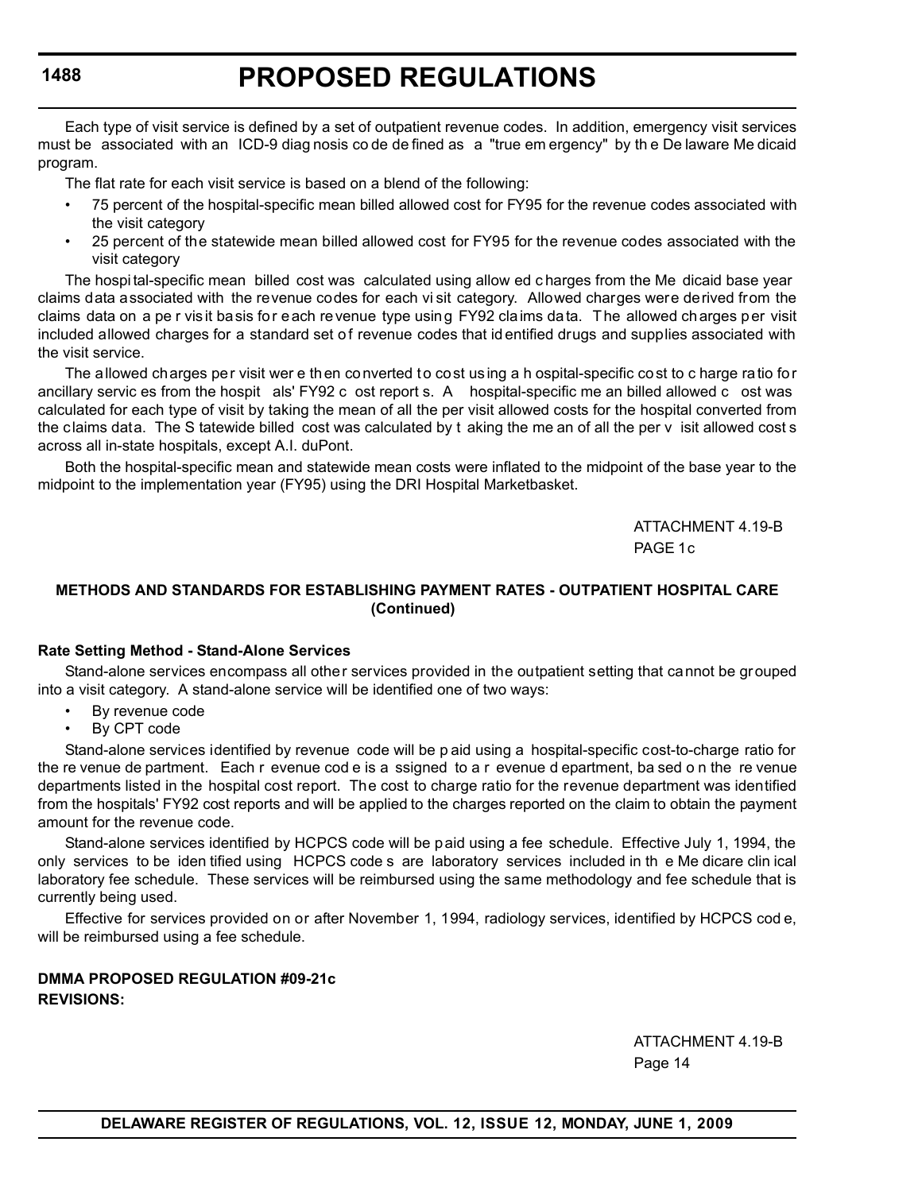Each type of visit service is defined by a set of outpatient revenue codes. In addition, emergency visit services must be associated with an ICD-9 diagnosis code defined as a "true emergency" by the Delaware Medicaid program.

The flat rate for each visit service is based on a blend of the following:

- 75 percent of the hospital-specific mean billed allowed cost for FY95 for the revenue codes associated with the visit category
- 25 percent of the statewide mean billed allowed cost for FY95 for the revenue codes associated with the visit category

The hospital-specific mean billed cost was calculated using allowed charges from the Medicaid base year claims data associated with the revenue codes for each visit category. Allowed charges were derived from the claims data on a per visit basis for each revenue type using FY92 claims data. The allowed charges per visit included allowed charges for a standard set of revenue codes that identified drugs and supplies associated with the visit service.

The allowed charges per visit were then converted to cost using a hospital-specific cost to charge ratio for ancillary services from the hospitals' FY92 cost reports. A hospital-specific mean billed allowed cost was calculated for each type of visit by taking the mean of all the per visit allowed costs for the hospital converted from the claims data. The Statewide billed cost was calculated by taking the mean of all the per visit allowed costs across all in-state hospitals, except A.I. duPont.

Both the hospital-specific mean and statewide mean costs were inflated to the midpoint of the base year to the midpoint to the implementation year (FY95) using the DRI Hospital Marketbasket.

ATTACHMENT 4.19-B
PAGE 1c

**METHODS AND STANDARDS FOR ESTABLISHING PAYMENT RATES - OUTPATIENT HOSPITAL CARE (Continued)**

**Rate Setting Method - Stand-Alone Services**

Stand-alone services encompass all other services provided in the outpatient setting that cannot be grouped into a visit category. A stand-alone service will be identified one of two ways:

- By revenue code
- By CPT code

Stand-alone services identified by revenue code will be paid using a hospital-specific cost-to-charge ratio for the revenue department. Each revenue code is assigned to a revenue department, based on the revenue departments listed in the hospital cost report. The cost to charge ratio for the revenue department was identified from the hospitals' FY92 cost reports and will be applied to the charges reported on the claim to obtain the payment amount for the revenue code.

Stand-alone services identified by HCPCS code will be paid using a fee schedule. Effective July 1, 1994, the only services to be identified using HCPCS codes are laboratory services included in the Medicare clinical laboratory fee schedule. These services will be reimbursed using the same methodology and fee schedule that is currently being used.

Effective for services provided on or after November 1, 1994, radiology services, identified by HCPCS code, will be reimbursed using a fee schedule.

**DMMA PROPOSED REGULATION #09-21c**
**REVISIONS:**

ATTACHMENT 4.19-B
Page 14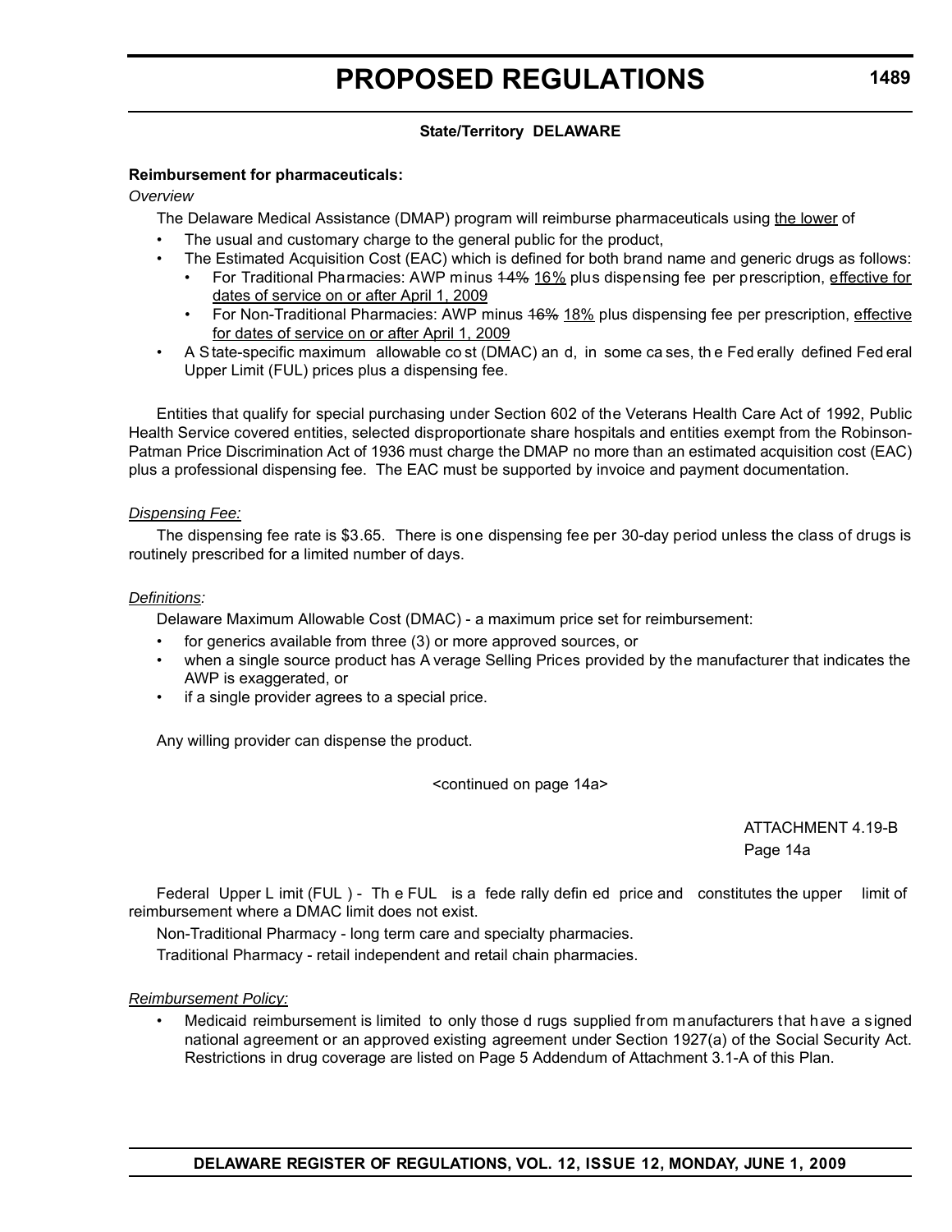**State/Territory DELAWARE**

**Reimbursement for pharmaceuticals:**

*Overview*

The Delaware Medical Assistance (DMAP) program will reimburse pharmaceuticals using <u>the lower</u> of

- The usual and customary charge to the general public for the product,
- The Estimated Acquisition Cost (EAC) which is defined for both brand name and generic drugs as follows:
  - For Traditional Pharmacies: AWP minus ~~14%~~ <u>16%</u> plus dispensing fee per prescription, <u>effective for dates of service on or after April 1, 2009</u>
  - For Non-Traditional Pharmacies: AWP minus ~~16%~~ <u>18%</u> plus dispensing fee per prescription, <u>effective for dates of service on or after April 1, 2009</u>
- A State-specific maximum allowable cost (DMAC) and, in some cases, the Federally defined Federal Upper Limit (FUL) prices plus a dispensing fee.

Entities that qualify for special purchasing under Section 602 of the Veterans Health Care Act of 1992, Public Health Service covered entities, selected disproportionate share hospitals and entities exempt from the Robinson-Patman Price Discrimination Act of 1936 must charge the DMAP no more than an estimated acquisition cost (EAC) plus a professional dispensing fee. The EAC must be supported by invoice and payment documentation.

*<u>Dispensing Fee:</u>*

The dispensing fee rate is $3.65. There is one dispensing fee per 30-day period unless the class of drugs is routinely prescribed for a limited number of days.

*<u>Definitions:</u>*

Delaware Maximum Allowable Cost (DMAC) - a maximum price set for reimbursement:

- for generics available from three (3) or more approved sources, or
- when a single source product has Average Selling Prices provided by the manufacturer that indicates the AWP is exaggerated, or
- if a single provider agrees to a special price.

Any willing provider can dispense the product.

<continued on page 14a>

ATTACHMENT 4.19-B
Page 14a

Federal Upper Limit (FUL) - The FUL is a federally defined price and constitutes the upper limit of reimbursement where a DMAC limit does not exist.

Non-Traditional Pharmacy - long term care and specialty pharmacies.

Traditional Pharmacy - retail independent and retail chain pharmacies.

*<u>Reimbursement Policy:</u>*

- Medicaid reimbursement is limited to only those drugs supplied from manufacturers that have a signed national agreement or an approved existing agreement under Section 1927(a) of the Social Security Act. Restrictions in drug coverage are listed on Page 5 Addendum of Attachment 3.1-A of this Plan.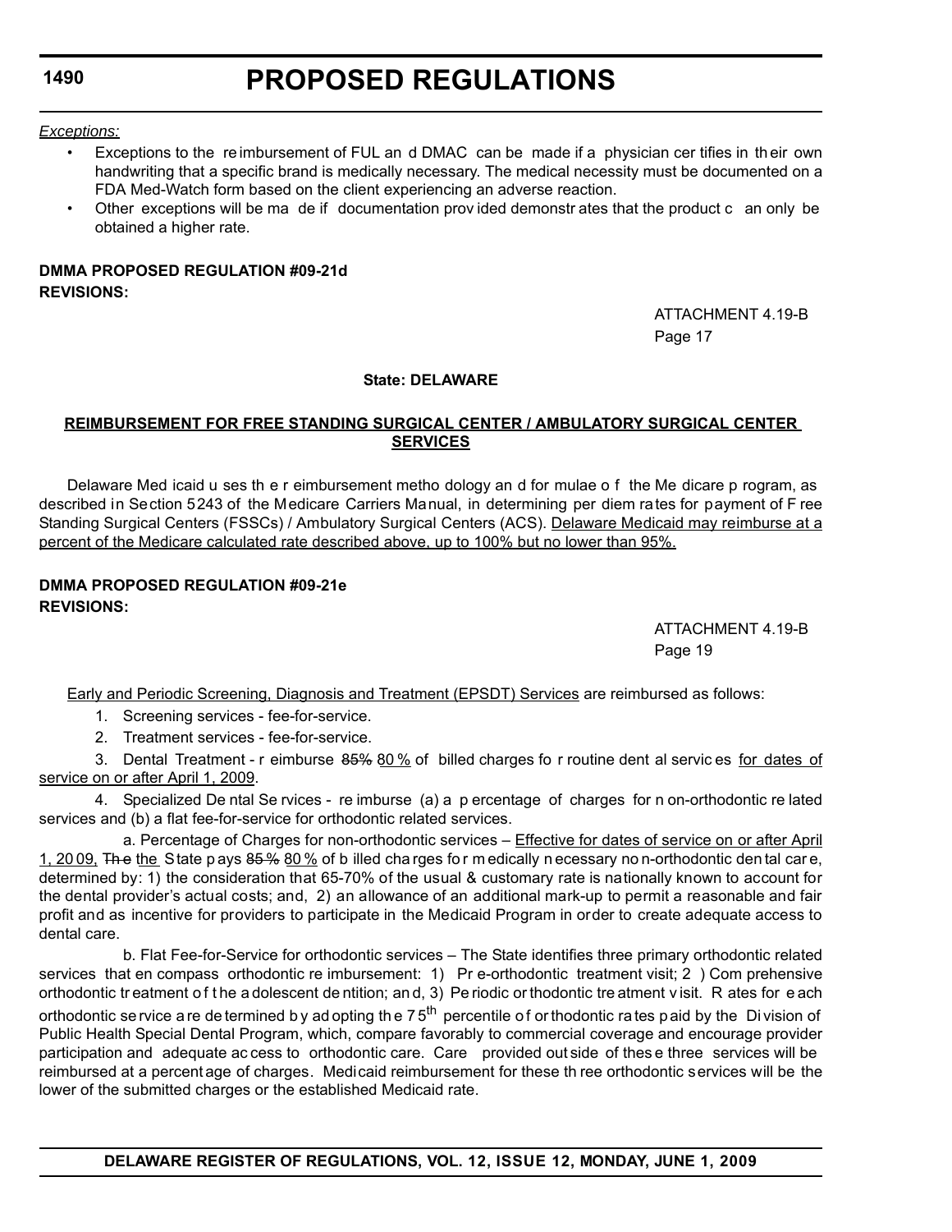*Exceptions:*

- Exceptions to the reimbursement of FUL and DMAC can be made if a physician certifies in their own handwriting that a specific brand is medically necessary. The medical necessity must be documented on a FDA Med-Watch form based on the client experiencing an adverse reaction.
- Other exceptions will be made if documentation provided demonstrates that the product can only be obtained a higher rate.

**DMMA PROPOSED REGULATION #09-21d**
**REVISIONS:**

ATTACHMENT 4.19-B
Page 17

**State: DELAWARE**

**REIMBURSEMENT FOR FREE STANDING SURGICAL CENTER / AMBULATORY SURGICAL CENTER SERVICES**

Delaware Medicaid uses the reimbursement methodology and formulae of the Medicare program, as described in Section 5243 of the Medicare Carriers Manual, in determining per diem rates for payment of Free Standing Surgical Centers (FSSCs) / Ambulatory Surgical Centers (ACS). Delaware Medicaid may reimburse at a percent of the Medicare calculated rate described above, up to 100% but no lower than 95%.

**DMMA PROPOSED REGULATION #09-21e**
**REVISIONS:**

ATTACHMENT 4.19-B
Page 19

Early and Periodic Screening, Diagnosis and Treatment (EPSDT) Services are reimbursed as follows:

1. Screening services - fee-for-service.
2. Treatment services - fee-for-service.
3. Dental Treatment - reimburse ~~85%~~ 80 % of billed charges for routine dental services for dates of service on or after April 1, 2009.
4. Specialized Dental Services - reimburse (a) a percentage of charges for non-orthodontic related services and (b) a flat fee-for-service for orthodontic related services.

   a. Percentage of Charges for non-orthodontic services – Effective for dates of service on or after April 1, 2009, ~~The~~ the State pays ~~85%~~ 80 % of billed charges for medically necessary non-orthodontic dental care, determined by: 1) the consideration that 65-70% of the usual & customary rate is nationally known to account for the dental provider's actual costs; and, 2) an allowance of an additional mark-up to permit a reasonable and fair profit and as incentive for providers to participate in the Medicaid Program in order to create adequate access to dental care.

   b. Flat Fee-for-Service for orthodontic services – The State identifies three primary orthodontic related services that encompass orthodontic reimbursement: 1) Pre-orthodontic treatment visit; 2) Comprehensive orthodontic treatment of the adolescent dentition; and, 3) Periodic orthodontic treatment visit. Rates for each orthodontic service are determined by adopting the 75th percentile of orthodontic rates paid by the Division of Public Health Special Dental Program, which, compare favorably to commercial coverage and encourage provider participation and adequate access to orthodontic care. Care provided outside of these three services will be reimbursed at a percentage of charges. Medicaid reimbursement for these three orthodontic services will be the lower of the submitted charges or the established Medicaid rate.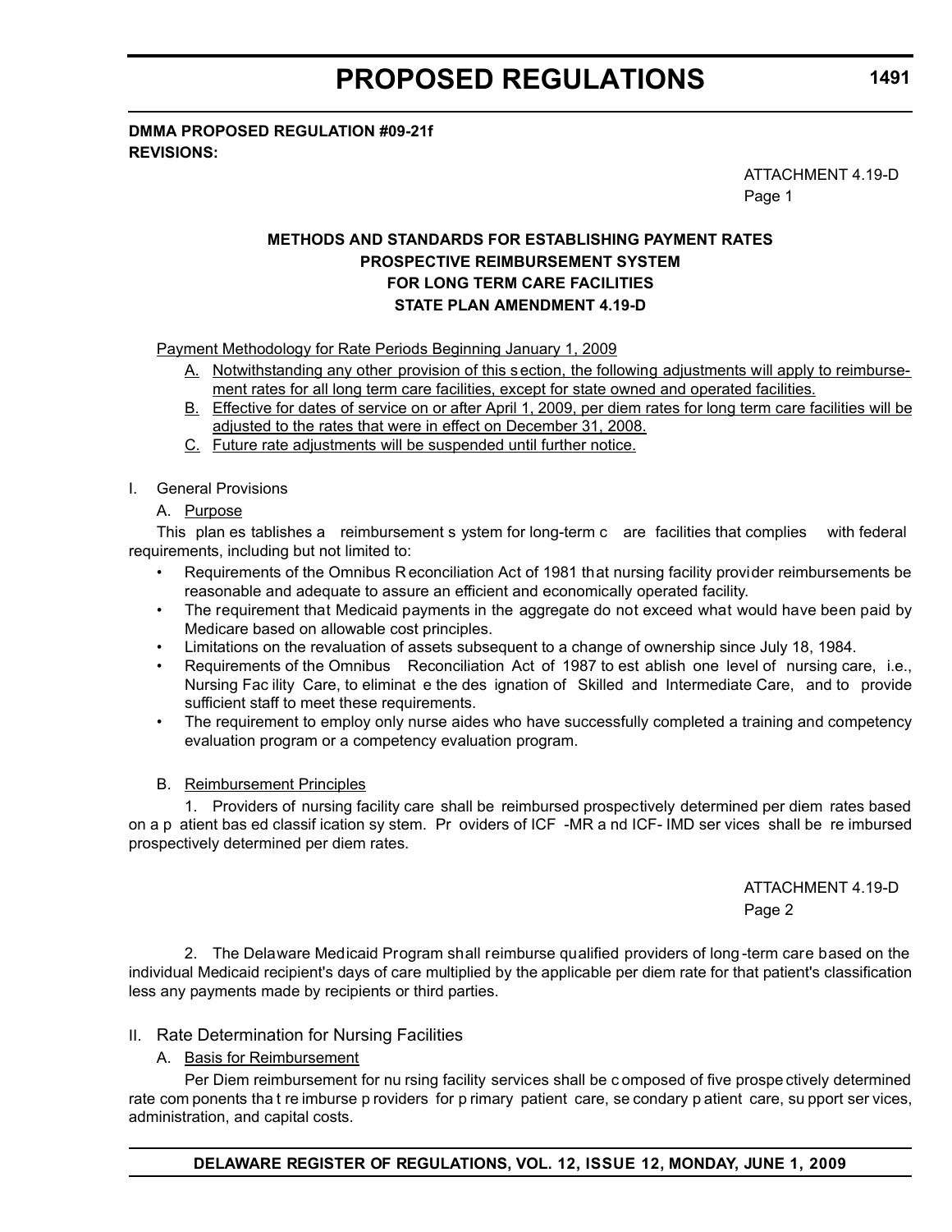**DMMA PROPOSED REGULATION #09-21f**
**REVISIONS:**

ATTACHMENT 4.19-D
Page 1

### METHODS AND STANDARDS FOR ESTABLISHING PAYMENT RATES
### PROSPECTIVE REIMBURSEMENT SYSTEM
### FOR LONG TERM CARE FACILITIES
### STATE PLAN AMENDMENT 4.19-D

Payment Methodology for Rate Periods Beginning January 1, 2009

A. Notwithstanding any other provision of this section, the following adjustments will apply to reimbursement rates for all long term care facilities, except for state owned and operated facilities.
B. Effective for dates of service on or after April 1, 2009, per diem rates for long term care facilities will be adjusted to the rates that were in effect on December 31, 2008.
C. Future rate adjustments will be suspended until further notice.

I. General Provisions

A. Purpose

This plan establishes a reimbursement system for long-term care facilities that complies with federal requirements, including but not limited to:

- Requirements of the Omnibus Reconciliation Act of 1981 that nursing facility provider reimbursements be reasonable and adequate to assure an efficient and economically operated facility.
- The requirement that Medicaid payments in the aggregate do not exceed what would have been paid by Medicare based on allowable cost principles.
- Limitations on the revaluation of assets subsequent to a change of ownership since July 18, 1984.
- Requirements of the Omnibus Reconciliation Act of 1987 to establish one level of nursing care, i.e., Nursing Facility Care, to eliminate the designation of Skilled and Intermediate Care, and to provide sufficient staff to meet these requirements.
- The requirement to employ only nurse aides who have successfully completed a training and competency evaluation program or a competency evaluation program.

B. Reimbursement Principles

1. Providers of nursing facility care shall be reimbursed prospectively determined per diem rates based on a patient based classification system. Providers of ICF-MR and ICF-IMD services shall be reimbursed prospectively determined per diem rates.

ATTACHMENT 4.19-D
Page 2

2. The Delaware Medicaid Program shall reimburse qualified providers of long-term care based on the individual Medicaid recipient's days of care multiplied by the applicable per diem rate for that patient's classification less any payments made by recipients or third parties.

II. Rate Determination for Nursing Facilities

A. Basis for Reimbursement

Per Diem reimbursement for nursing facility services shall be composed of five prospectively determined rate components that reimburse providers for primary patient care, secondary patient care, support services, administration, and capital costs.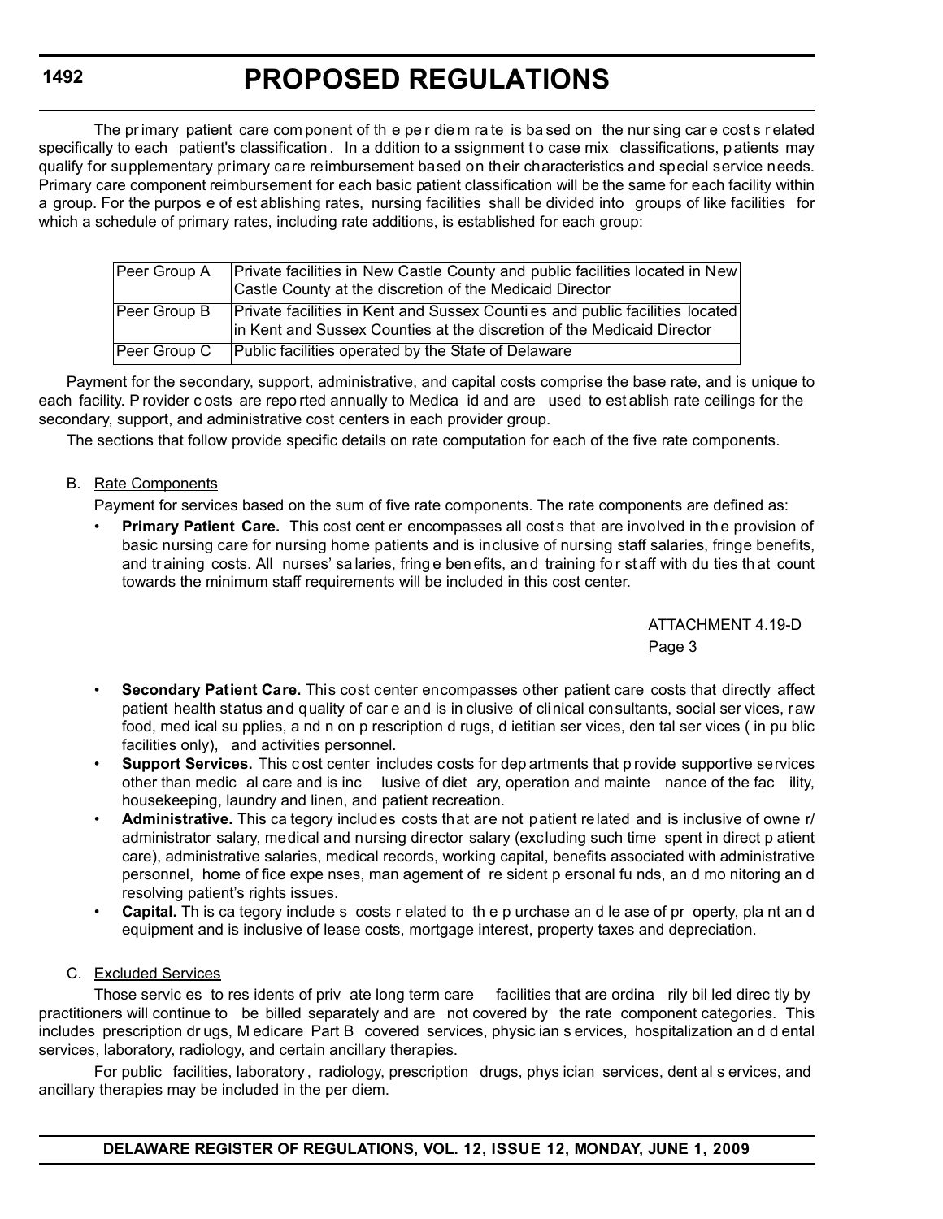The primary patient care component of the per diem rate is based on the nursing care costs related specifically to each patient's classification. In addition to assignment to case mix classifications, patients may qualify for supplementary primary care reimbursement based on their characteristics and special service needs. Primary care component reimbursement for each basic patient classification will be the same for each facility within a group. For the purpose of establishing rates, nursing facilities shall be divided into groups of like facilities for which a schedule of primary rates, including rate additions, is established for each group:

| | |
|---|---|
| Peer Group A | Private facilities in New Castle County and public facilities located in New Castle County at the discretion of the Medicaid Director |
| Peer Group B | Private facilities in Kent and Sussex Counties and public facilities located in Kent and Sussex Counties at the discretion of the Medicaid Director |
| Peer Group C | Public facilities operated by the State of Delaware |

Payment for the secondary, support, administrative, and capital costs comprise the base rate, and is unique to each facility. Provider costs are reported annually to Medicaid and are used to establish rate ceilings for the secondary, support, and administrative cost centers in each provider group.

The sections that follow provide specific details on rate computation for each of the five rate components.

B. Rate Components

Payment for services based on the sum of five rate components. The rate components are defined as:

- **Primary Patient Care.** This cost center encompasses all costs that are involved in the provision of basic nursing care for nursing home patients and is inclusive of nursing staff salaries, fringe benefits, and training costs. All nurses' salaries, fringe benefits, and training for staff with duties that count towards the minimum staff requirements will be included in this cost center.

ATTACHMENT 4.19-D
Page 3

- **Secondary Patient Care.** This cost center encompasses other patient care costs that directly affect patient health status and quality of care and is inclusive of clinical consultants, social services, raw food, medical supplies, and non prescription drugs, dietitian services, dental services (in public facilities only), and activities personnel.
- **Support Services.** This cost center includes costs for departments that provide supportive services other than medical care and is inclusive of dietary, operation and maintenance of the facility, housekeeping, laundry and linen, and patient recreation.
- **Administrative.** This category includes costs that are not patient related and is inclusive of owner/administrator salary, medical and nursing director salary (excluding such time spent in direct patient care), administrative salaries, medical records, working capital, benefits associated with administrative personnel, home office expenses, management of resident personal funds, and monitoring and resolving patient's rights issues.
- **Capital.** This category includes costs related to the purchase and lease of property, plant and equipment and is inclusive of lease costs, mortgage interest, property taxes and depreciation.

C. Excluded Services

Those services to residents of private long term care facilities that are ordinarily billed directly by practitioners will continue to be billed separately and are not covered by the rate component categories. This includes prescription drugs, Medicare Part B covered services, physician services, hospitalization and dental services, laboratory, radiology, and certain ancillary therapies.

For public facilities, laboratory, radiology, prescription drugs, physician services, dental services, and ancillary therapies may be included in the per diem.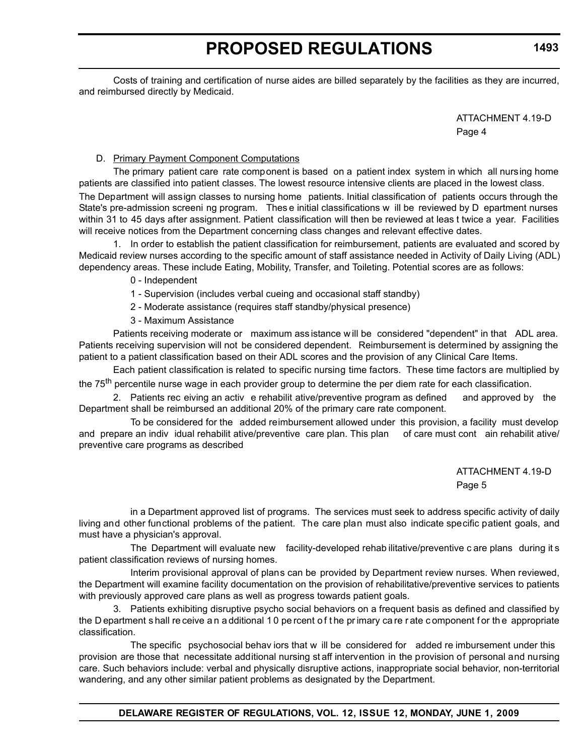Costs of training and certification of nurse aides are billed separately by the facilities as they are incurred, and reimbursed directly by Medicaid.

ATTACHMENT 4.19-D
Page 4

D. Primary Payment Component Computations

The primary patient care rate component is based on a patient index system in which all nursing home patients are classified into patient classes. The lowest resource intensive clients are placed in the lowest class. The Department will assign classes to nursing home patients. Initial classification of patients occurs through the State's pre-admission screening program. These initial classifications will be reviewed by Department nurses within 31 to 45 days after assignment. Patient classification will then be reviewed at least twice a year. Facilities will receive notices from the Department concerning class changes and relevant effective dates.

1. In order to establish the patient classification for reimbursement, patients are evaluated and scored by Medicaid review nurses according to the specific amount of staff assistance needed in Activity of Daily Living (ADL) dependency areas. These include Eating, Mobility, Transfer, and Toileting. Potential scores are as follows:

0 - Independent

1 - Supervision (includes verbal cueing and occasional staff standby)

2 - Moderate assistance (requires staff standby/physical presence)

3 - Maximum Assistance

Patients receiving moderate or maximum assistance will be considered "dependent" in that ADL area. Patients receiving supervision will not be considered dependent. Reimbursement is determined by assigning the patient to a patient classification based on their ADL scores and the provision of any Clinical Care Items.

Each patient classification is related to specific nursing time factors. These time factors are multiplied by the 75th percentile nurse wage in each provider group to determine the per diem rate for each classification.

2. Patients receiving an active rehabilitative/preventive program as defined and approved by the Department shall be reimbursed an additional 20% of the primary care rate component.

To be considered for the added reimbursement allowed under this provision, a facility must develop and prepare an individual rehabilitative/preventive care plan. This plan of care must contain rehabilitative/preventive care programs as described

ATTACHMENT 4.19-D
Page 5

in a Department approved list of programs. The services must seek to address specific activity of daily living and other functional problems of the patient. The care plan must also indicate specific patient goals, and must have a physician's approval.

The Department will evaluate new facility-developed rehabilitative/preventive care plans during its patient classification reviews of nursing homes.

Interim provisional approval of plans can be provided by Department review nurses. When reviewed, the Department will examine facility documentation on the provision of rehabilitative/preventive services to patients with previously approved care plans as well as progress towards patient goals.

3. Patients exhibiting disruptive psycho social behaviors on a frequent basis as defined and classified by the Department shall receive an additional 10 percent of the primary care rate component for the appropriate classification.

The specific psychosocial behaviors that will be considered for added reimbursement under this provision are those that necessitate additional nursing staff intervention in the provision of personal and nursing care. Such behaviors include: verbal and physically disruptive actions, inappropriate social behavior, non-territorial wandering, and any other similar patient problems as designated by the Department.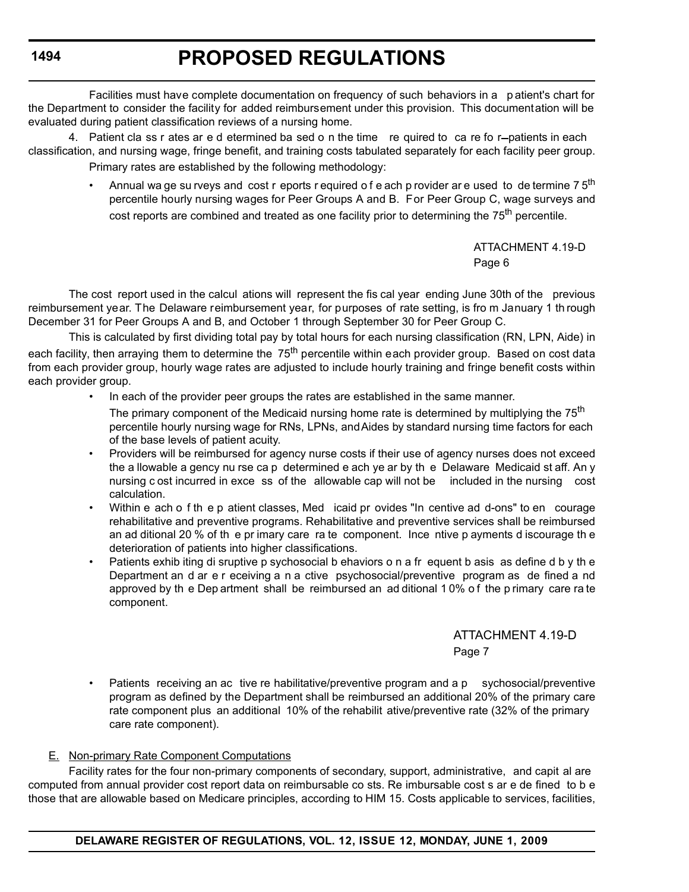Facilities must have complete documentation on frequency of such behaviors in a patient's chart for the Department to consider the facility for added reimbursement under this provision. This documentation will be evaluated during patient classification reviews of a nursing home.

4. Patient class rates are determined based on the time required to care for patients in each classification, and nursing wage, fringe benefit, and training costs tabulated separately for each facility peer group.

Primary rates are established by the following methodology:

- Annual wage surveys and cost reports required of each provider are used to determine 75th percentile hourly nursing wages for Peer Groups A and B. For Peer Group C, wage surveys and cost reports are combined and treated as one facility prior to determining the 75th percentile.

ATTACHMENT 4.19-D
Page 6

The cost report used in the calculations will represent the fiscal year ending June 30th of the previous reimbursement year. The Delaware reimbursement year, for purposes of rate setting, is from January 1 through December 31 for Peer Groups A and B, and October 1 through September 30 for Peer Group C.

This is calculated by first dividing total pay by total hours for each nursing classification (RN, LPN, Aide) in each facility, then arraying them to determine the 75th percentile within each provider group. Based on cost data from each provider group, hourly wage rates are adjusted to include hourly training and fringe benefit costs within each provider group.

- In each of the provider peer groups the rates are established in the same manner.

  The primary component of the Medicaid nursing home rate is determined by multiplying the 75th percentile hourly nursing wage for RNs, LPNs, and Aides by standard nursing time factors for each of the base levels of patient acuity.
- Providers will be reimbursed for agency nurse costs if their use of agency nurses does not exceed the allowable agency nurse cap determined each year by the Delaware Medicaid staff. Any nursing cost incurred in excess of the allowable cap will not be included in the nursing cost calculation.
- Within each of the patient classes, Medicaid provides "Incentive add-ons" to encourage rehabilitative and preventive programs. Rehabilitative and preventive services shall be reimbursed an additional 20% of the primary care rate component. Incentive payments discourage the deterioration of patients into higher classifications.
- Patients exhibiting disruptive psychosocial behaviors on a frequent basis as defined by the Department and are receiving an active psychosocial/preventive program as defined and approved by the Department shall be reimbursed an additional 10% of the primary care rate component.

ATTACHMENT 4.19-D
Page 7

- Patients receiving an active rehabilitative/preventive program and a psychosocial/preventive program as defined by the Department shall be reimbursed an additional 20% of the primary care rate component plus an additional 10% of the rehabilitative/preventive rate (32% of the primary care rate component).

E. Non-primary Rate Component Computations

Facility rates for the four non-primary components of secondary, support, administrative, and capital are computed from annual provider cost report data on reimbursable costs. Reimbursable costs are defined to be those that are allowable based on Medicare principles, according to HIM 15. Costs applicable to services, facilities,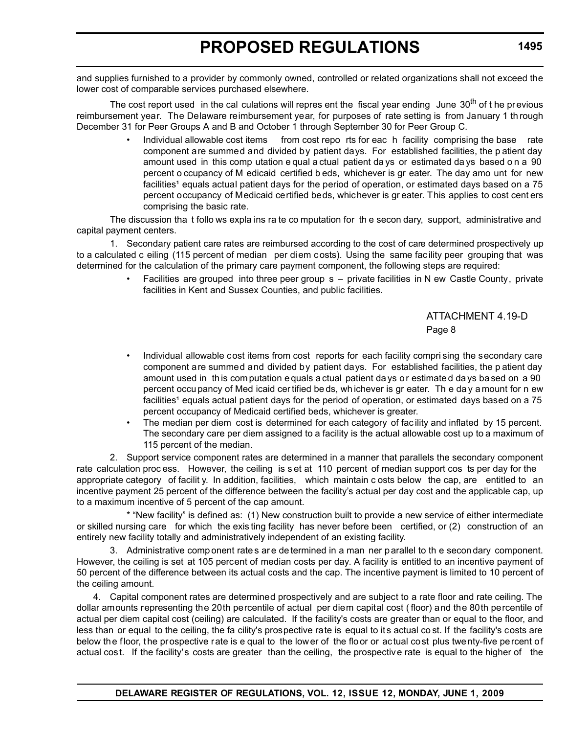and supplies furnished to a provider by commonly owned, controlled or related organizations shall not exceed the lower cost of comparable services purchased elsewhere.

The cost report used in the calculations will represent the fiscal year ending June 30th of the previous reimbursement year. The Delaware reimbursement year, for purposes of rate setting is from January 1 through December 31 for Peer Groups A and B and October 1 through September 30 for Peer Group C.

- Individual allowable cost items from cost reports for each facility comprising the base rate component are summed and divided by patient days. For established facilities, the patient day amount used in this computation equal actual patient days or estimated days based on a 90 percent occupancy of Medicaid certified beds, whichever is greater. The day amount for new facilities[1] equals actual patient days for the period of operation, or estimated days based on a 75 percent occupancy of Medicaid certified beds, whichever is greater. This applies to cost centers comprising the basic rate.

The discussion that follows explains rate computation for the secondary, support, administrative and capital payment centers.

1. Secondary patient care rates are reimbursed according to the cost of care determined prospectively up to a calculated ceiling (115 percent of median per diem costs). Using the same facility peer grouping that was determined for the calculation of the primary care payment component, the following steps are required:

- Facilities are grouped into three peer groups – private facilities in New Castle County, private facilities in Kent and Sussex Counties, and public facilities.

ATTACHMENT 4.19-D
Page 8

- Individual allowable cost items from cost reports for each facility comprising the secondary care component are summed and divided by patient days. For established facilities, the patient day amount used in this computation equals actual patient days or estimated days based on a 90 percent occupancy of Medicaid certified beds, whichever is greater. The day amount for new facilities[1] equals actual patient days for the period of operation, or estimated days based on a 75 percent occupancy of Medicaid certified beds, whichever is greater.
- The median per diem cost is determined for each category of facility and inflated by 15 percent. The secondary care per diem assigned to a facility is the actual allowable cost up to a maximum of 115 percent of the median.

2. Support service component rates are determined in a manner that parallels the secondary component rate calculation process. However, the ceiling is set at 110 percent of median support costs per day for the appropriate category of facility. In addition, facilities, which maintain costs below the cap, are entitled to an incentive payment 25 percent of the difference between the facility's actual per day cost and the applicable cap, up to a maximum incentive of 5 percent of the cap amount.

\* "New facility" is defined as: (1) New construction built to provide a new service of either intermediate or skilled nursing care for which the existing facility has never before been certified, or (2) construction of an entirely new facility totally and administratively independent of an existing facility.

3. Administrative component rates are determined in a manner parallel to the secondary component. However, the ceiling is set at 105 percent of median costs per day. A facility is entitled to an incentive payment of 50 percent of the difference between its actual costs and the cap. The incentive payment is limited to 10 percent of the ceiling amount.

4. Capital component rates are determined prospectively and are subject to a rate floor and rate ceiling. The dollar amounts representing the 20th percentile of actual per diem capital cost (floor) and the 80th percentile of actual per diem capital cost (ceiling) are calculated. If the facility's costs are greater than or equal to the floor, and less than or equal to the ceiling, the facility's prospective rate is equal to its actual cost. If the facility's costs are below the floor, the prospective rate is equal to the lower of the floor or actual cost plus twenty-five percent of actual cost. If the facility's costs are greater than the ceiling, the prospective rate is equal to the higher of the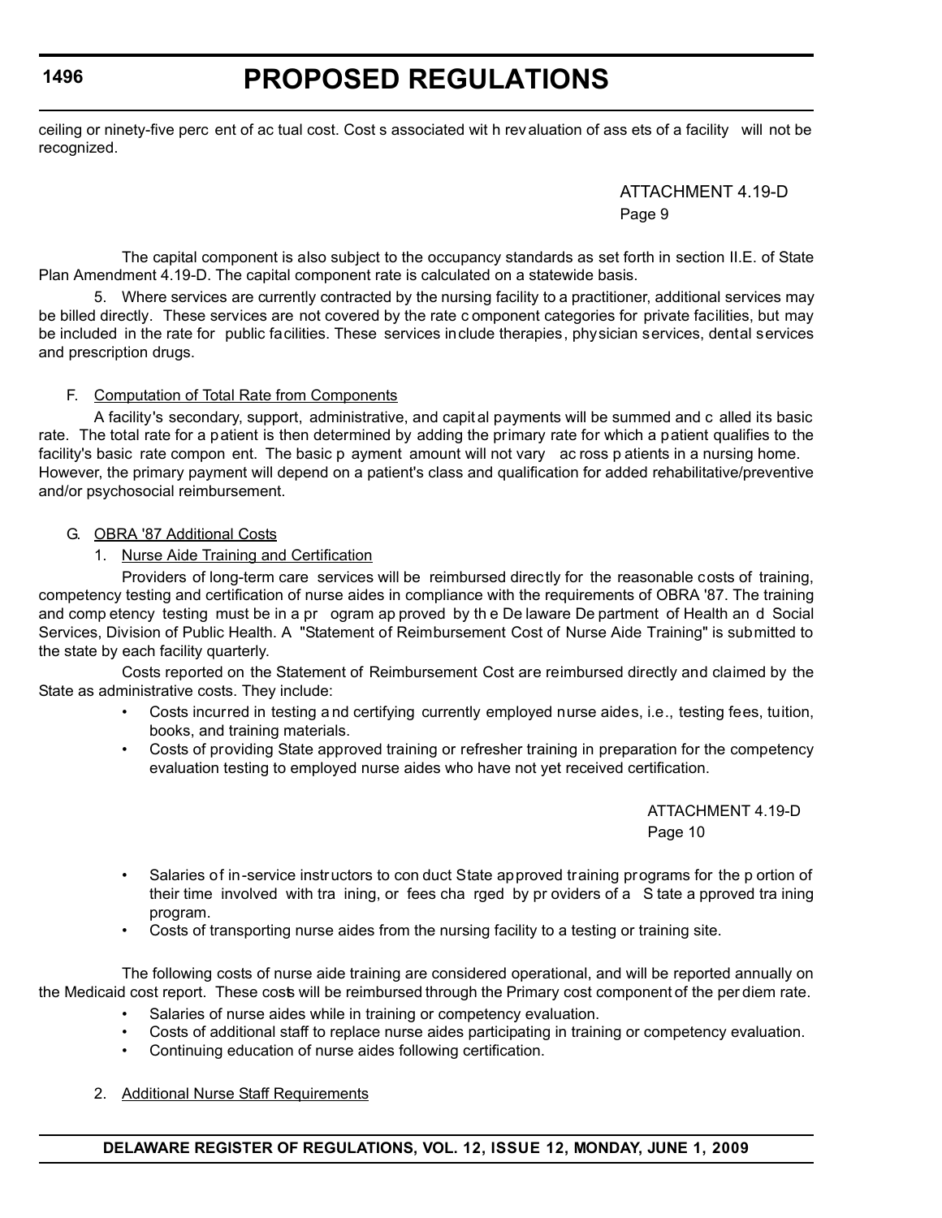ceiling or ninety-five percent of actual cost. Costs associated with revaluation of assets of a facility will not be recognized.

ATTACHMENT 4.19-D
Page 9

The capital component is also subject to the occupancy standards as set forth in section II.E. of State Plan Amendment 4.19-D. The capital component rate is calculated on a statewide basis.

5. Where services are currently contracted by the nursing facility to a practitioner, additional services may be billed directly. These services are not covered by the rate component categories for private facilities, but may be included in the rate for public facilities. These services include therapies, physician services, dental services and prescription drugs.

F. Computation of Total Rate from Components

A facility's secondary, support, administrative, and capital payments will be summed and called its basic rate. The total rate for a patient is then determined by adding the primary rate for which a patient qualifies to the facility's basic rate component. The basic payment amount will not vary across patients in a nursing home. However, the primary payment will depend on a patient's class and qualification for added rehabilitative/preventive and/or psychosocial reimbursement.

G. OBRA '87 Additional Costs

1. Nurse Aide Training and Certification

Providers of long-term care services will be reimbursed directly for the reasonable costs of training, competency testing and certification of nurse aides in compliance with the requirements of OBRA '87. The training and competency testing must be in a program approved by the Delaware Department of Health and Social Services, Division of Public Health. A "Statement of Reimbursement Cost of Nurse Aide Training" is submitted to the state by each facility quarterly.

Costs reported on the Statement of Reimbursement Cost are reimbursed directly and claimed by the State as administrative costs. They include:

- Costs incurred in testing and certifying currently employed nurse aides, i.e., testing fees, tuition, books, and training materials.
- Costs of providing State approved training or refresher training in preparation for the competency evaluation testing to employed nurse aides who have not yet received certification.

ATTACHMENT 4.19-D
Page 10

- Salaries of in-service instructors to conduct State approved training programs for the portion of their time involved with training, or fees charged by providers of a State approved training program.
- Costs of transporting nurse aides from the nursing facility to a testing or training site.

The following costs of nurse aide training are considered operational, and will be reported annually on the Medicaid cost report. These costs will be reimbursed through the Primary cost component of the per diem rate.

- Salaries of nurse aides while in training or competency evaluation.
- Costs of additional staff to replace nurse aides participating in training or competency evaluation.
- Continuing education of nurse aides following certification.

2. Additional Nurse Staff Requirements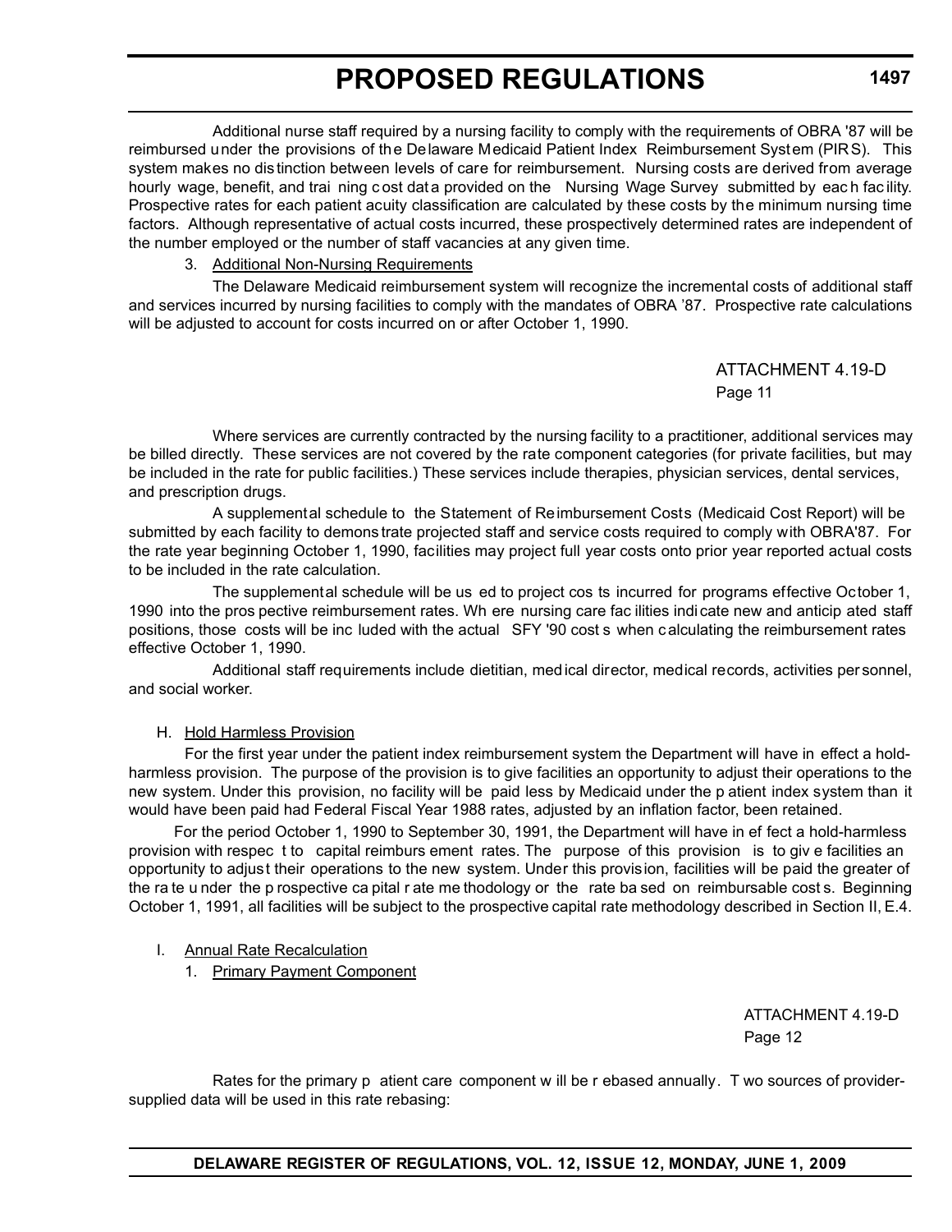Additional nurse staff required by a nursing facility to comply with the requirements of OBRA '87 will be reimbursed under the provisions of the Delaware Medicaid Patient Index Reimbursement System (PIRS). This system makes no distinction between levels of care for reimbursement. Nursing costs are derived from average hourly wage, benefit, and training cost data provided on the Nursing Wage Survey submitted by each facility. Prospective rates for each patient acuity classification are calculated by these costs by the minimum nursing time factors. Although representative of actual costs incurred, these prospectively determined rates are independent of the number employed or the number of staff vacancies at any given time.

3. Additional Non-Nursing Requirements

The Delaware Medicaid reimbursement system will recognize the incremental costs of additional staff and services incurred by nursing facilities to comply with the mandates of OBRA '87. Prospective rate calculations will be adjusted to account for costs incurred on or after October 1, 1990.

ATTACHMENT 4.19-D
Page 11

Where services are currently contracted by the nursing facility to a practitioner, additional services may be billed directly. These services are not covered by the rate component categories (for private facilities, but may be included in the rate for public facilities.) These services include therapies, physician services, dental services, and prescription drugs.

A supplemental schedule to the Statement of Reimbursement Costs (Medicaid Cost Report) will be submitted by each facility to demonstrate projected staff and service costs required to comply with OBRA'87. For the rate year beginning October 1, 1990, facilities may project full year costs onto prior year reported actual costs to be included in the rate calculation.

The supplemental schedule will be used to project costs incurred for programs effective October 1, 1990 into the prospective reimbursement rates. Where nursing care facilities indicate new and anticipated staff positions, those costs will be included with the actual SFY '90 costs when calculating the reimbursement rates effective October 1, 1990.

Additional staff requirements include dietitian, medical director, medical records, activities personnel, and social worker.

H. Hold Harmless Provision

For the first year under the patient index reimbursement system the Department will have in effect a hold-harmless provision. The purpose of the provision is to give facilities an opportunity to adjust their operations to the new system. Under this provision, no facility will be paid less by Medicaid under the patient index system than it would have been paid had Federal Fiscal Year 1988 rates, adjusted by an inflation factor, been retained.

For the period October 1, 1990 to September 30, 1991, the Department will have in effect a hold-harmless provision with respect to capital reimbursement rates. The purpose of this provision is to give facilities an opportunity to adjust their operations to the new system. Under this provision, facilities will be paid the greater of the rate under the prospective capital rate methodology or the rate based on reimbursable costs. Beginning October 1, 1991, all facilities will be subject to the prospective capital rate methodology described in Section II, E.4.

I. Annual Rate Recalculation

1. Primary Payment Component

ATTACHMENT 4.19-D
Page 12

Rates for the primary patient care component will be rebased annually. Two sources of provider-supplied data will be used in this rate rebasing: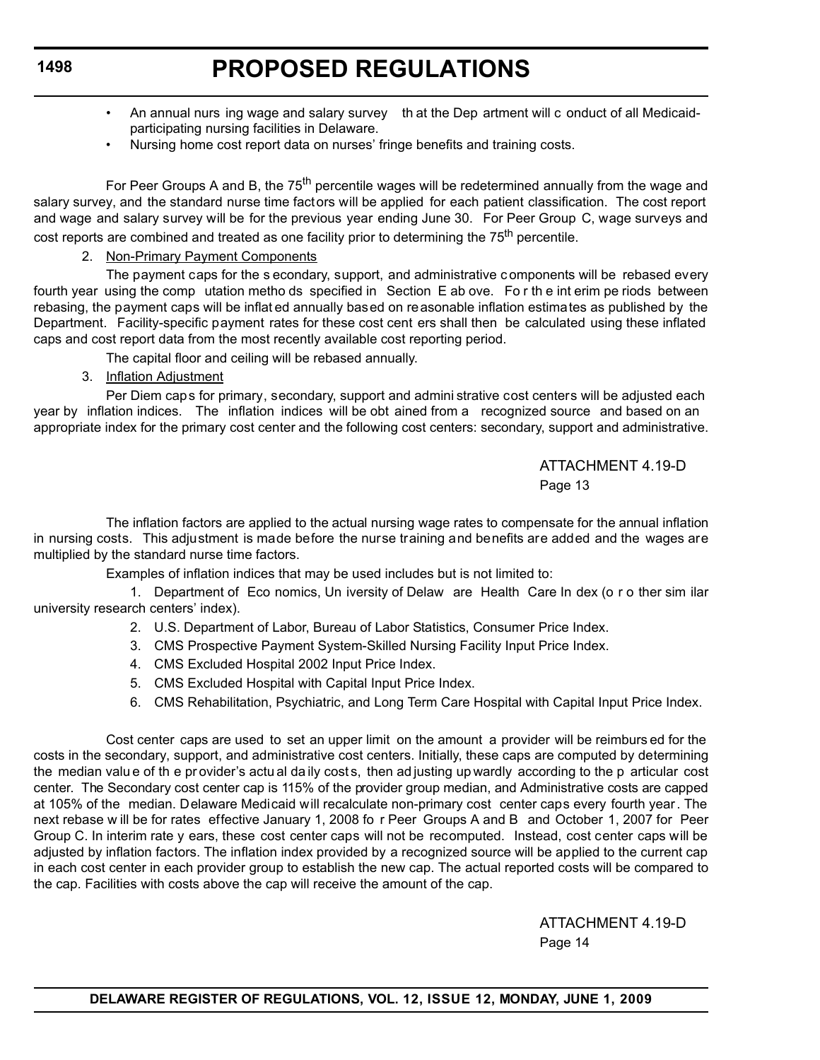- An annual nursing wage and salary survey that the Department will conduct of all Medicaid-participating nursing facilities in Delaware.
- Nursing home cost report data on nurses' fringe benefits and training costs.

For Peer Groups A and B, the 75th percentile wages will be redetermined annually from the wage and salary survey, and the standard nurse time factors will be applied for each patient classification. The cost report and wage and salary survey will be for the previous year ending June 30. For Peer Group C, wage surveys and cost reports are combined and treated as one facility prior to determining the 75th percentile.

2. Non-Primary Payment Components

The payment caps for the secondary, support, and administrative components will be rebased every fourth year using the computation methods specified in Section E above. For the interim periods between rebasing, the payment caps will be inflated annually based on reasonable inflation estimates as published by the Department. Facility-specific payment rates for these cost centers shall then be calculated using these inflated caps and cost report data from the most recently available cost reporting period.

The capital floor and ceiling will be rebased annually.

3. Inflation Adjustment

Per Diem caps for primary, secondary, support and administrative cost centers will be adjusted each year by inflation indices. The inflation indices will be obtained from a recognized source and based on an appropriate index for the primary cost center and the following cost centers: secondary, support and administrative.

ATTACHMENT 4.19-D
Page 13

The inflation factors are applied to the actual nursing wage rates to compensate for the annual inflation in nursing costs. This adjustment is made before the nurse training and benefits are added and the wages are multiplied by the standard nurse time factors.

Examples of inflation indices that may be used includes but is not limited to:

1. Department of Economics, University of Delaware Health Care Index (or other similar university research centers' index).
2. U.S. Department of Labor, Bureau of Labor Statistics, Consumer Price Index.
3. CMS Prospective Payment System-Skilled Nursing Facility Input Price Index.
4. CMS Excluded Hospital 2002 Input Price Index.
5. CMS Excluded Hospital with Capital Input Price Index.
6. CMS Rehabilitation, Psychiatric, and Long Term Care Hospital with Capital Input Price Index.

Cost center caps are used to set an upper limit on the amount a provider will be reimbursed for the costs in the secondary, support, and administrative cost centers. Initially, these caps are computed by determining the median value of the provider's actual daily costs, then adjusting upwardly according to the particular cost center. The Secondary cost center cap is 115% of the provider group median, and Administrative costs are capped at 105% of the median. Delaware Medicaid will recalculate non-primary cost center caps every fourth year. The next rebase will be for rates effective January 1, 2008 for Peer Groups A and B and October 1, 2007 for Peer Group C. In interim rate years, these cost center caps will not be recomputed. Instead, cost center caps will be adjusted by inflation factors. The inflation index provided by a recognized source will be applied to the current cap in each cost center in each provider group to establish the new cap. The actual reported costs will be compared to the cap. Facilities with costs above the cap will receive the amount of the cap.

ATTACHMENT 4.19-D
Page 14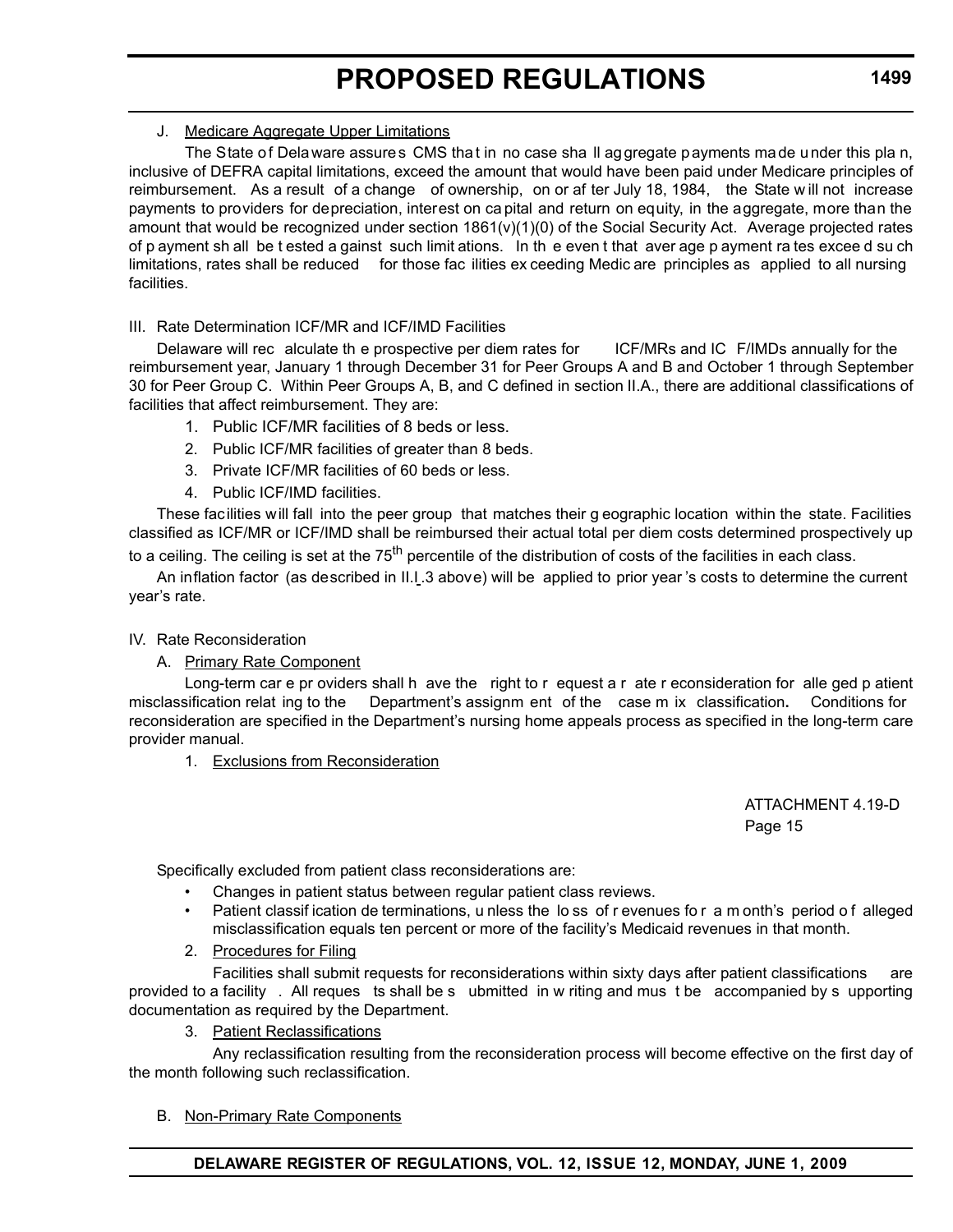J. Medicare Aggregate Upper Limitations

The State of Delaware assures CMS that in no case shall aggregate payments made under this plan, inclusive of DEFRA capital limitations, exceed the amount that would have been paid under Medicare principles of reimbursement. As a result of a change of ownership, on or after July 18, 1984, the State will not increase payments to providers for depreciation, interest on capital and return on equity, in the aggregate, more than the amount that would be recognized under section 1861(v)(1)(0) of the Social Security Act. Average projected rates of payment shall be tested against such limitations. In the event that average payment rates exceed such limitations, rates shall be reduced for those facilities exceeding Medicare principles as applied to all nursing facilities.

III. Rate Determination ICF/MR and ICF/IMD Facilities

Delaware will recalculate the prospective per diem rates for ICF/MRs and ICF/IMDs annually for the reimbursement year, January 1 through December 31 for Peer Groups A and B and October 1 through September 30 for Peer Group C. Within Peer Groups A, B, and C defined in section II.A., there are additional classifications of facilities that affect reimbursement. They are:

1. Public ICF/MR facilities of 8 beds or less.
2. Public ICF/MR facilities of greater than 8 beds.
3. Private ICF/MR facilities of 60 beds or less.
4. Public ICF/IMD facilities.

These facilities will fall into the peer group that matches their geographic location within the state. Facilities classified as ICF/MR or ICF/IMD shall be reimbursed their actual total per diem costs determined prospectively up to a ceiling. The ceiling is set at the 75th percentile of the distribution of costs of the facilities in each class.

An inflation factor (as described in II.I.3 above) will be applied to prior year's costs to determine the current year's rate.

IV. Rate Reconsideration

A. Primary Rate Component

Long-term care providers shall have the right to request a rate reconsideration for alleged patient misclassification relating to the Department's assignment of the case mix classification**.** Conditions for reconsideration are specified in the Department's nursing home appeals process as specified in the long-term care provider manual.

1. Exclusions from Reconsideration

ATTACHMENT 4.19-D
Page 15

Specifically excluded from patient class reconsiderations are:

- Changes in patient status between regular patient class reviews.
- Patient classification determinations, unless the loss of revenues for a month's period of alleged misclassification equals ten percent or more of the facility's Medicaid revenues in that month.

2. Procedures for Filing

Facilities shall submit requests for reconsiderations within sixty days after patient classifications are provided to a facility. All requests shall be submitted in writing and must be accompanied by supporting documentation as required by the Department.

3. Patient Reclassifications

Any reclassification resulting from the reconsideration process will become effective on the first day of the month following such reclassification.

B. Non-Primary Rate Components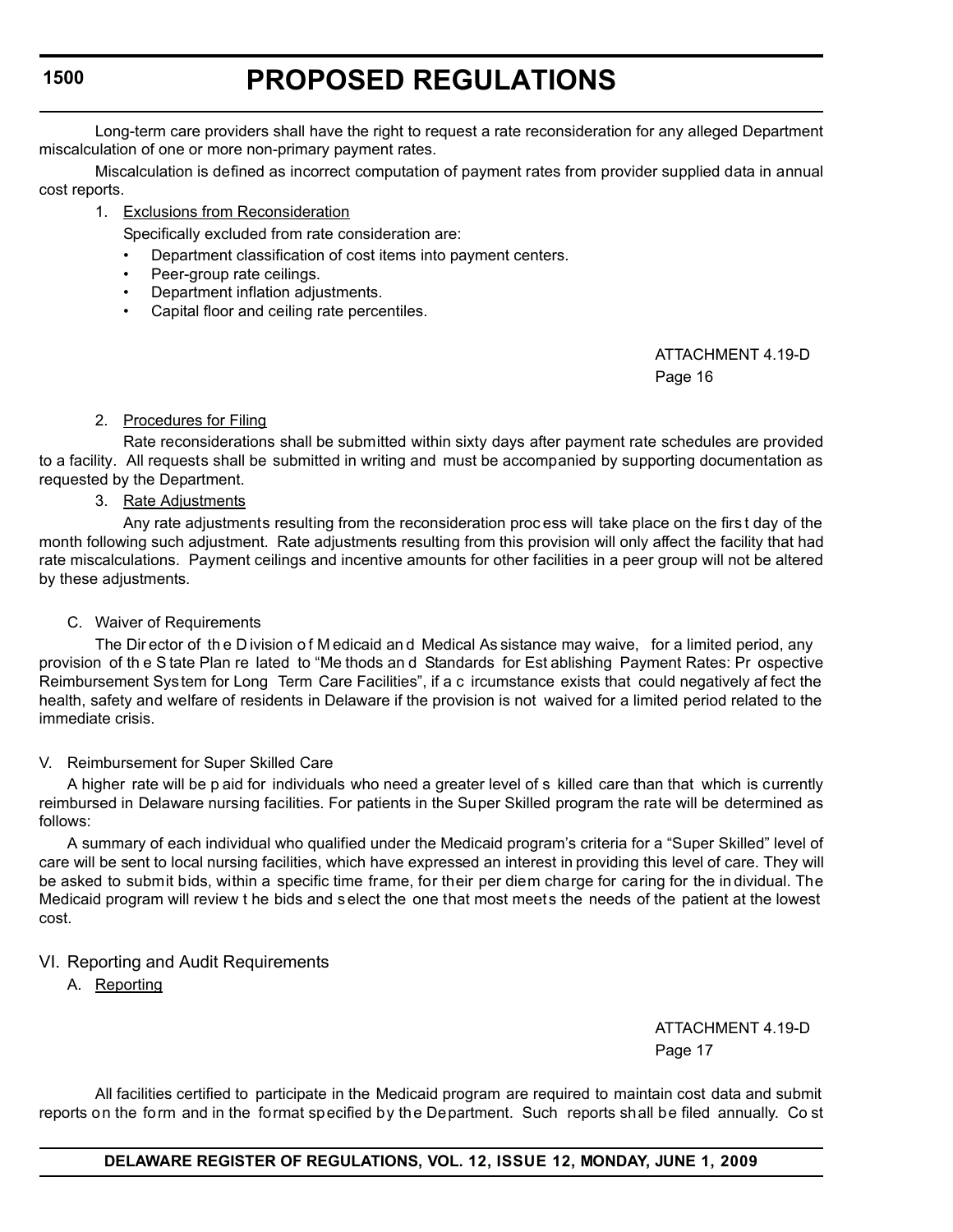Long-term care providers shall have the right to request a rate reconsideration for any alleged Department miscalculation of one or more non-primary payment rates.

Miscalculation is defined as incorrect computation of payment rates from provider supplied data in annual cost reports.

1. Exclusions from Reconsideration

   Specifically excluded from rate consideration are:

   - Department classification of cost items into payment centers.
   - Peer-group rate ceilings.
   - Department inflation adjustments.
   - Capital floor and ceiling rate percentiles.

ATTACHMENT 4.19-D
Page 16

2. Procedures for Filing

   Rate reconsiderations shall be submitted within sixty days after payment rate schedules are provided to a facility. All requests shall be submitted in writing and must be accompanied by supporting documentation as requested by the Department.

3. Rate Adjustments

   Any rate adjustments resulting from the reconsideration process will take place on the first day of the month following such adjustment. Rate adjustments resulting from this provision will only affect the facility that had rate miscalculations. Payment ceilings and incentive amounts for other facilities in a peer group will not be altered by these adjustments.

C. Waiver of Requirements

The Director of the Division of Medicaid and Medical Assistance may waive, for a limited period, any provision of the State Plan related to "Methods and Standards for Establishing Payment Rates: Prospective Reimbursement System for Long Term Care Facilities", if a circumstance exists that could negatively affect the health, safety and welfare of residents in Delaware if the provision is not waived for a limited period related to the immediate crisis.

V. Reimbursement for Super Skilled Care

A higher rate will be paid for individuals who need a greater level of skilled care than that which is currently reimbursed in Delaware nursing facilities. For patients in the Super Skilled program the rate will be determined as follows:

A summary of each individual who qualified under the Medicaid program's criteria for a "Super Skilled" level of care will be sent to local nursing facilities, which have expressed an interest in providing this level of care. They will be asked to submit bids, within a specific time frame, for their per diem charge for caring for the individual. The Medicaid program will review the bids and select the one that most meets the needs of the patient at the lowest cost.

VI. Reporting and Audit Requirements

A. Reporting

ATTACHMENT 4.19-D
Page 17

All facilities certified to participate in the Medicaid program are required to maintain cost data and submit reports on the form and in the format specified by the Department. Such reports shall be filed annually. Cost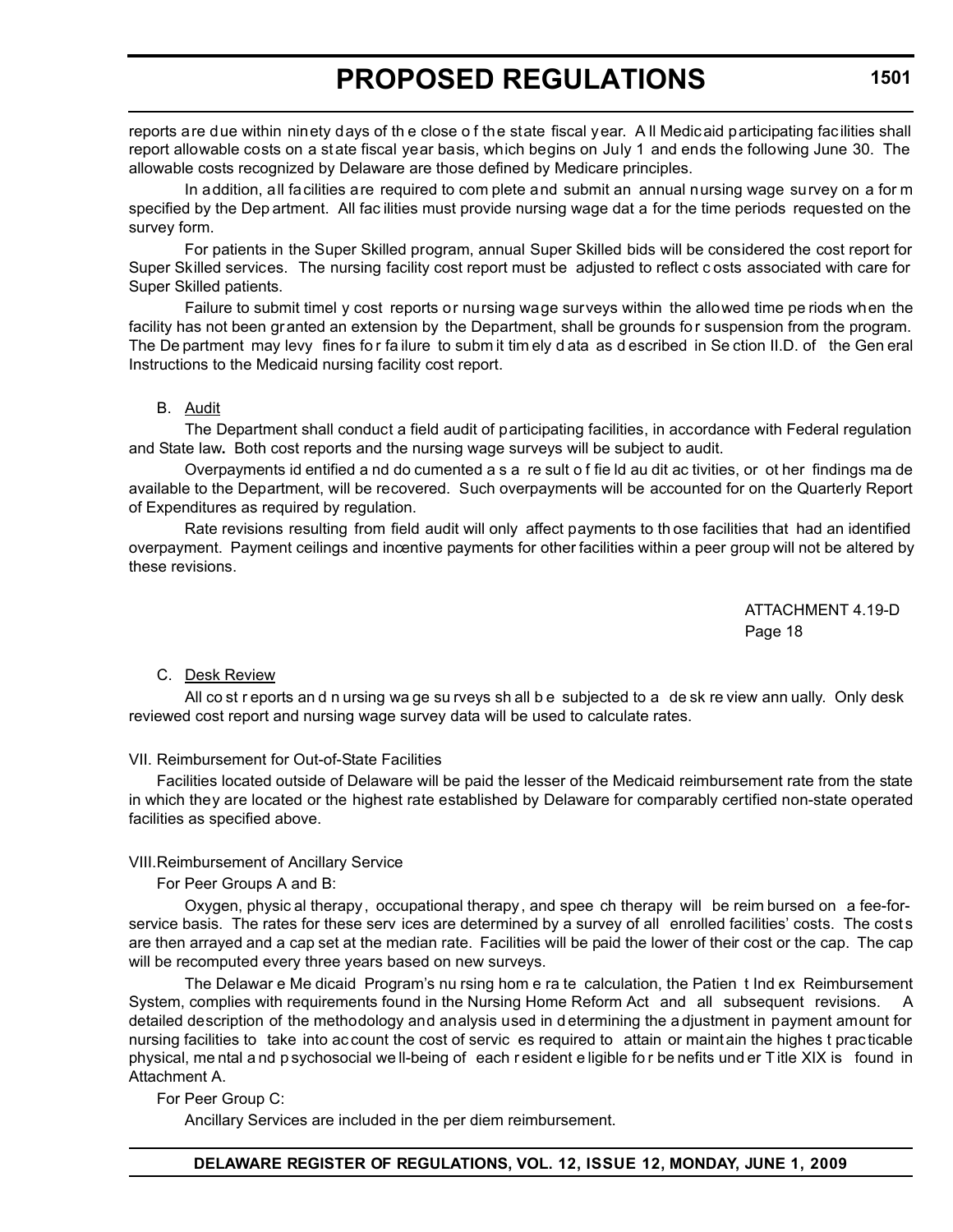reports are due within ninety days of the close of the state fiscal year. All Medicaid participating facilities shall report allowable costs on a state fiscal year basis, which begins on July 1 and ends the following June 30. The allowable costs recognized by Delaware are those defined by Medicare principles.

In addition, all facilities are required to complete and submit an annual nursing wage survey on a form specified by the Department. All facilities must provide nursing wage data for the time periods requested on the survey form.

For patients in the Super Skilled program, annual Super Skilled bids will be considered the cost report for Super Skilled services. The nursing facility cost report must be adjusted to reflect costs associated with care for Super Skilled patients.

Failure to submit timely cost reports or nursing wage surveys within the allowed time periods when the facility has not been granted an extension by the Department, shall be grounds for suspension from the program. The Department may levy fines for failure to submit timely data as described in Section II.D. of the General Instructions to the Medicaid nursing facility cost report.

B. Audit

The Department shall conduct a field audit of participating facilities, in accordance with Federal regulation and State law. Both cost reports and the nursing wage surveys will be subject to audit.

Overpayments identified and documented as a result of field audit activities, or other findings made available to the Department, will be recovered. Such overpayments will be accounted for on the Quarterly Report of Expenditures as required by regulation.

Rate revisions resulting from field audit will only affect payments to those facilities that had an identified overpayment. Payment ceilings and incentive payments for other facilities within a peer group will not be altered by these revisions.

ATTACHMENT 4.19-D
Page 18

C. Desk Review

All cost reports and nursing wage surveys shall be subjected to a desk review annually. Only desk reviewed cost report and nursing wage survey data will be used to calculate rates.

VII. Reimbursement for Out-of-State Facilities

Facilities located outside of Delaware will be paid the lesser of the Medicaid reimbursement rate from the state in which they are located or the highest rate established by Delaware for comparably certified non-state operated facilities as specified above.

VIII. Reimbursement of Ancillary Service

For Peer Groups A and B:

Oxygen, physical therapy, occupational therapy, and speech therapy will be reimbursed on a fee-for-service basis. The rates for these services are determined by a survey of all enrolled facilities' costs. The costs are then arrayed and a cap set at the median rate. Facilities will be paid the lower of their cost or the cap. The cap will be recomputed every three years based on new surveys.

The Delaware Medicaid Program's nursing home rate calculation, the Patient Index Reimbursement System, complies with requirements found in the Nursing Home Reform Act and all subsequent revisions. A detailed description of the methodology and analysis used in determining the adjustment in payment amount for nursing facilities to take into account the cost of services required to attain or maintain the highest practicable physical, mental and psychosocial well-being of each resident eligible for benefits under Title XIX is found in Attachment A.

For Peer Group C:

Ancillary Services are included in the per diem reimbursement.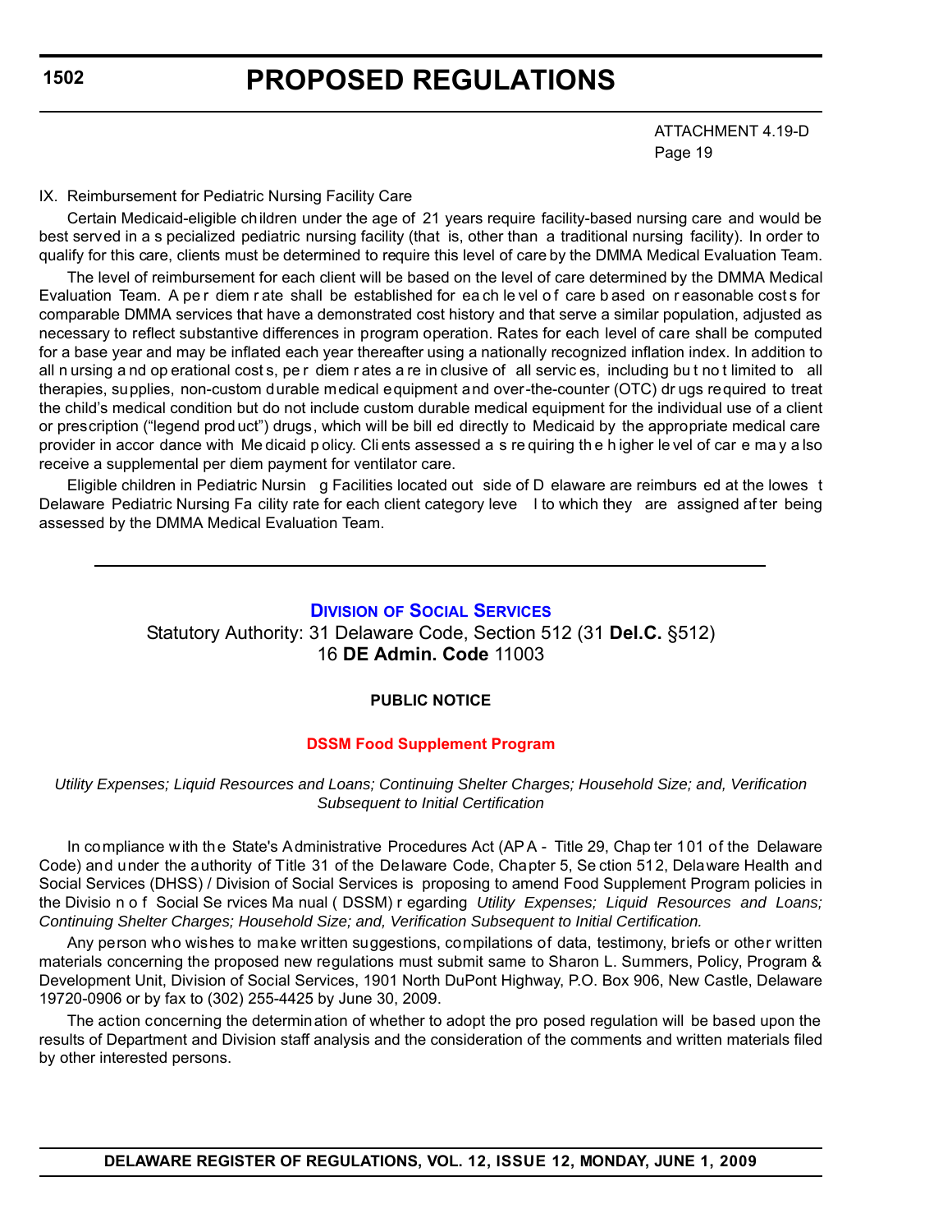ATTACHMENT 4.19-D
Page 19

IX. Reimbursement for Pediatric Nursing Facility Care

Certain Medicaid-eligible children under the age of 21 years require facility-based nursing care and would be best served in a specialized pediatric nursing facility (that is, other than a traditional nursing facility). In order to qualify for this care, clients must be determined to require this level of care by the DMMA Medical Evaluation Team.

The level of reimbursement for each client will be based on the level of care determined by the DMMA Medical Evaluation Team. A per diem rate shall be established for each level of care based on reasonable costs for comparable DMMA services that have a demonstrated cost history and that serve a similar population, adjusted as necessary to reflect substantive differences in program operation. Rates for each level of care shall be computed for a base year and may be inflated each year thereafter using a nationally recognized inflation index. In addition to all nursing and operational costs, per diem rates are inclusive of all services, including but not limited to all therapies, supplies, non-custom durable medical equipment and over-the-counter (OTC) drugs required to treat the child's medical condition but do not include custom durable medical equipment for the individual use of a client or prescription ("legend product") drugs, which will be billed directly to Medicaid by the appropriate medical care provider in accordance with Medicaid policy. Clients assessed as requiring the higher level of care may also receive a supplemental per diem payment for ventilator care.

Eligible children in Pediatric Nursing Facilities located outside of Delaware are reimbursed at the lowest Delaware Pediatric Nursing Facility rate for each client category level to which they are assigned after being assessed by the DMMA Medical Evaluation Team.

---

## Division of Social Services

Statutory Authority: 31 Delaware Code, Section 512 (31 **Del.C.** §512)
16 **DE Admin. Code** 11003

### PUBLIC NOTICE

### DSSM Food Supplement Program

*Utility Expenses; Liquid Resources and Loans; Continuing Shelter Charges; Household Size; and, Verification Subsequent to Initial Certification*

In compliance with the State's Administrative Procedures Act (APA - Title 29, Chapter 101 of the Delaware Code) and under the authority of Title 31 of the Delaware Code, Chapter 5, Section 512, Delaware Health and Social Services (DHSS) / Division of Social Services is proposing to amend Food Supplement Program policies in the Division of Social Services Manual (DSSM) regarding *Utility Expenses; Liquid Resources and Loans; Continuing Shelter Charges; Household Size; and, Verification Subsequent to Initial Certification.*

Any person who wishes to make written suggestions, compilations of data, testimony, briefs or other written materials concerning the proposed new regulations must submit same to Sharon L. Summers, Policy, Program & Development Unit, Division of Social Services, 1901 North DuPont Highway, P.O. Box 906, New Castle, Delaware 19720-0906 or by fax to (302) 255-4425 by June 30, 2009.

The action concerning the determination of whether to adopt the proposed regulation will be based upon the results of Department and Division staff analysis and the consideration of the comments and written materials filed by other interested persons.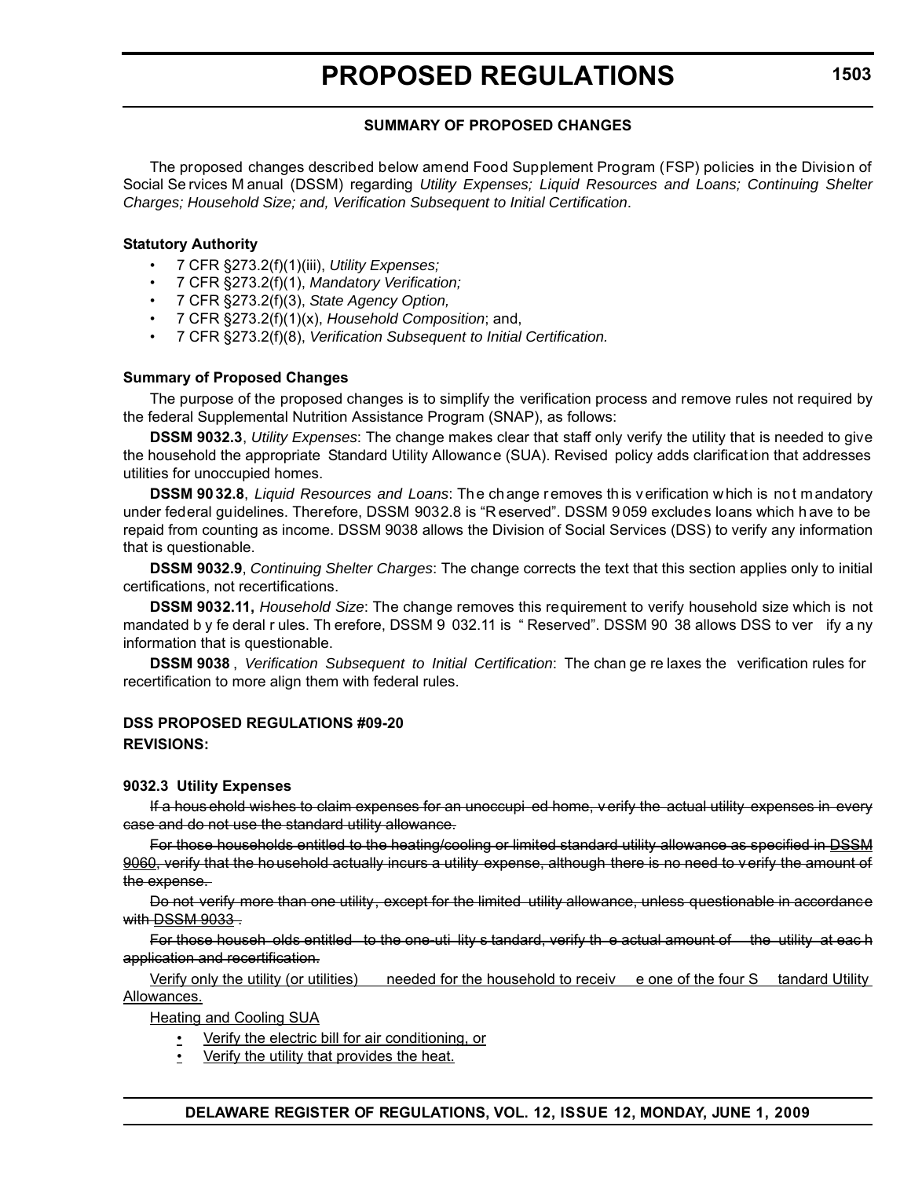## SUMMARY OF PROPOSED CHANGES

The proposed changes described below amend Food Supplement Program (FSP) policies in the Division of Social Services Manual (DSSM) regarding *Utility Expenses; Liquid Resources and Loans; Continuing Shelter Charges; Household Size; and, Verification Subsequent to Initial Certification*.

**Statutory Authority**

- 7 CFR §273.2(f)(1)(iii), *Utility Expenses;*
- 7 CFR §273.2(f)(1), *Mandatory Verification;*
- 7 CFR §273.2(f)(3), *State Agency Option,*
- 7 CFR §273.2(f)(1)(x), *Household Composition*; and,
- 7 CFR §273.2(f)(8), *Verification Subsequent to Initial Certification.*

**Summary of Proposed Changes**

The purpose of the proposed changes is to simplify the verification process and remove rules not required by the federal Supplemental Nutrition Assistance Program (SNAP), as follows:

**DSSM 9032.3**, *Utility Expenses*: The change makes clear that staff only verify the utility that is needed to give the household the appropriate Standard Utility Allowance (SUA). Revised policy adds clarification that addresses utilities for unoccupied homes.

**DSSM 9032.8**, *Liquid Resources and Loans*: The change removes this verification which is not mandatory under federal guidelines. Therefore, DSSM 9032.8 is "Reserved". DSSM 9059 excludes loans which have to be repaid from counting as income. DSSM 9038 allows the Division of Social Services (DSS) to verify any information that is questionable.

**DSSM 9032.9**, *Continuing Shelter Charges*: The change corrects the text that this section applies only to initial certifications, not recertifications.

**DSSM 9032.11,** *Household Size*: The change removes this requirement to verify household size which is not mandated by federal rules. Therefore, DSSM 9032.11 is "Reserved". DSSM 9038 allows DSS to verify any information that is questionable.

**DSSM 9038**, *Verification Subsequent to Initial Certification*: The change relaxes the verification rules for recertification to more align them with federal rules.

**DSS PROPOSED REGULATIONS #09-20**

**REVISIONS:**

**9032.3 Utility Expenses**

~~If a household wishes to claim expenses for an unoccupied home, verify the actual utility expenses in every case and do not use the standard utility allowance.~~

~~For those households entitled to the heating/cooling or limited standard utility allowance as specified in DSSM 9060, verify that the household actually incurs a utility expense, although there is no need to verify the amount of the expense.~~

~~Do not verify more than one utility, except for the limited utility allowance, unless questionable in accordance with DSSM 9033.~~

~~For those households entitled to the one-utility standard, verify the actual amount of the utility at each application and recertification.~~

<u>Verify only the utility (or utilities) needed for the household to receive one of the four Standard Utility Allowances.</u>

<u>Heating and Cooling SUA</u>

- <u>Verify the electric bill for air conditioning, or</u>
- <u>Verify the utility that provides the heat.</u>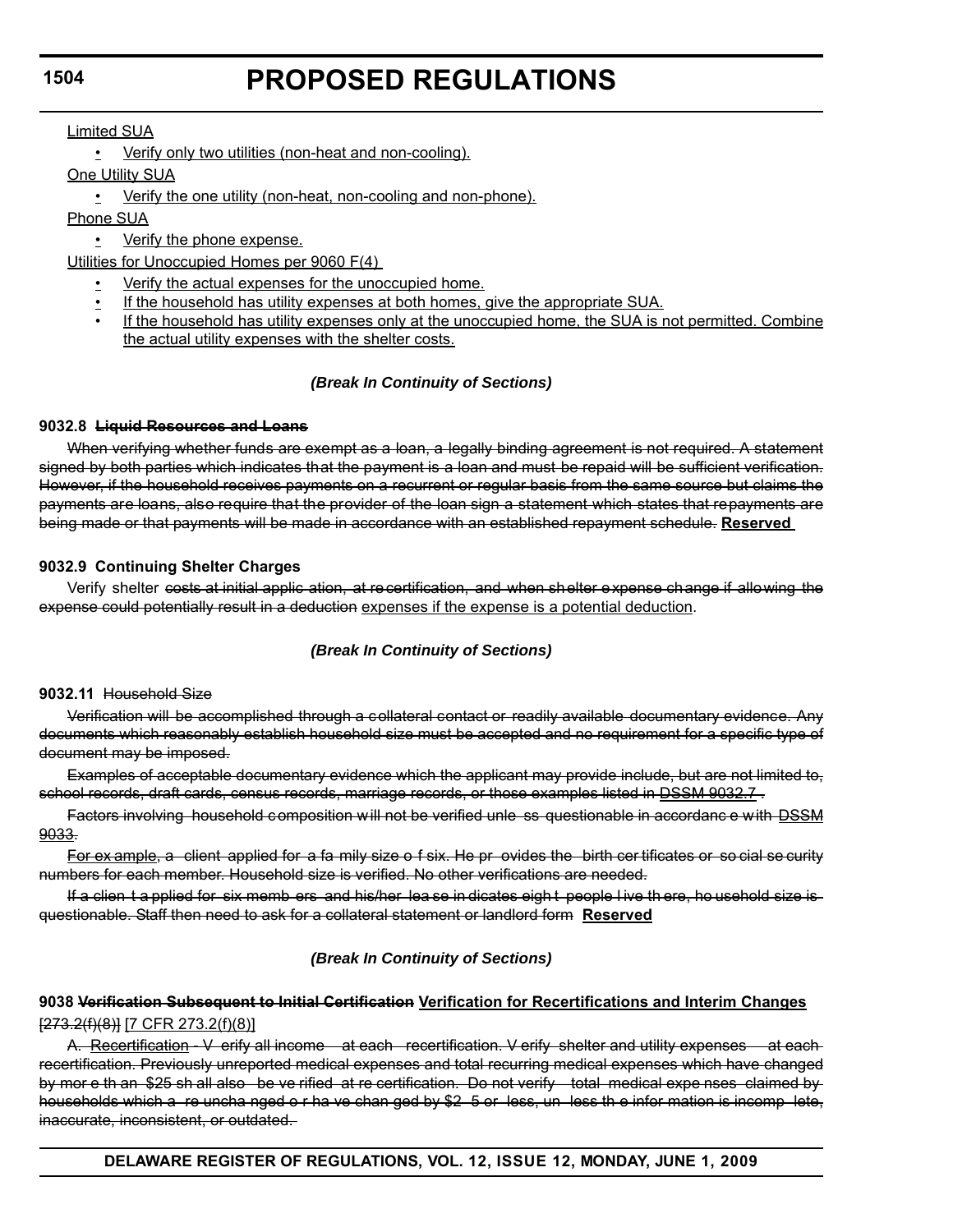Limited SUA

- Verify only two utilities (non-heat and non-cooling).

One Utility SUA

- Verify the one utility (non-heat, non-cooling and non-phone).

Phone SUA

- Verify the phone expense.

Utilities for Unoccupied Homes per 9060 F(4)

- Verify the actual expenses for the unoccupied home.
- If the household has utility expenses at both homes, give the appropriate SUA.
- If the household has utility expenses only at the unoccupied home, the SUA is not permitted. Combine the actual utility expenses with the shelter costs.

*(Break In Continuity of Sections)*

**9032.8** ~~**Liquid Resources and Loans**~~

~~When verifying whether funds are exempt as a loan, a legally binding agreement is not required. A statement signed by both parties which indicates that the payment is a loan and must be repaid will be sufficient verification. However, if the household receives payments on a recurrent or regular basis from the same source but claims the payments are loans, also require that the provider of the loan sign a statement which states that repayments are being made or that payments will be made in accordance with an established repayment schedule.~~ **Reserved**

**9032.9 Continuing Shelter Charges**

Verify shelter ~~costs at initial application, at recertification, and when shelter expense change if allowing the expense could potentially result in a deduction~~ expenses if the expense is a potential deduction.

*(Break In Continuity of Sections)*

**9032.11** ~~Household Size~~

~~Verification will be accomplished through a collateral contact or readily available documentary evidence. Any documents which reasonably establish household size must be accepted and no requirement for a specific type of document may be imposed.~~

~~Examples of acceptable documentary evidence which the applicant may provide include, but are not limited to, school records, draft cards, census records, marriage records, or those examples listed in DSSM 9032.7 .~~

~~Factors involving household composition will not be verified unless questionable in accordance with DSSM 9033.~~

~~For example, a client applied for a family size of six. He provides the birth certificates or social security numbers for each member. Household size is verified. No other verifications are needed.~~

~~If a client applied for six members and his/her lease indicates eight people live there, household size is questionable. Staff then need to ask for a collateral statement or landlord form~~ **Reserved**

*(Break In Continuity of Sections)*

**9038** ~~**Verification Subsequent to Initial Certification**~~ **Verification for Recertifications and Interim Changes**

~~[273.2(f)(8)]~~ [7 CFR 273.2(f)(8)]

~~A.~~ ~~Recertification~~ ~~- Verify all income at each recertification. Verify shelter and utility expenses at each recertification. Previously unreported medical expenses and total recurring medical expenses which have changed by more than $25 shall also be verified at recertification. Do not verify total medical expenses claimed by households which are unchanged or have changed by $25 or less, unless the information is incomplete, inaccurate, inconsistent, or outdated.~~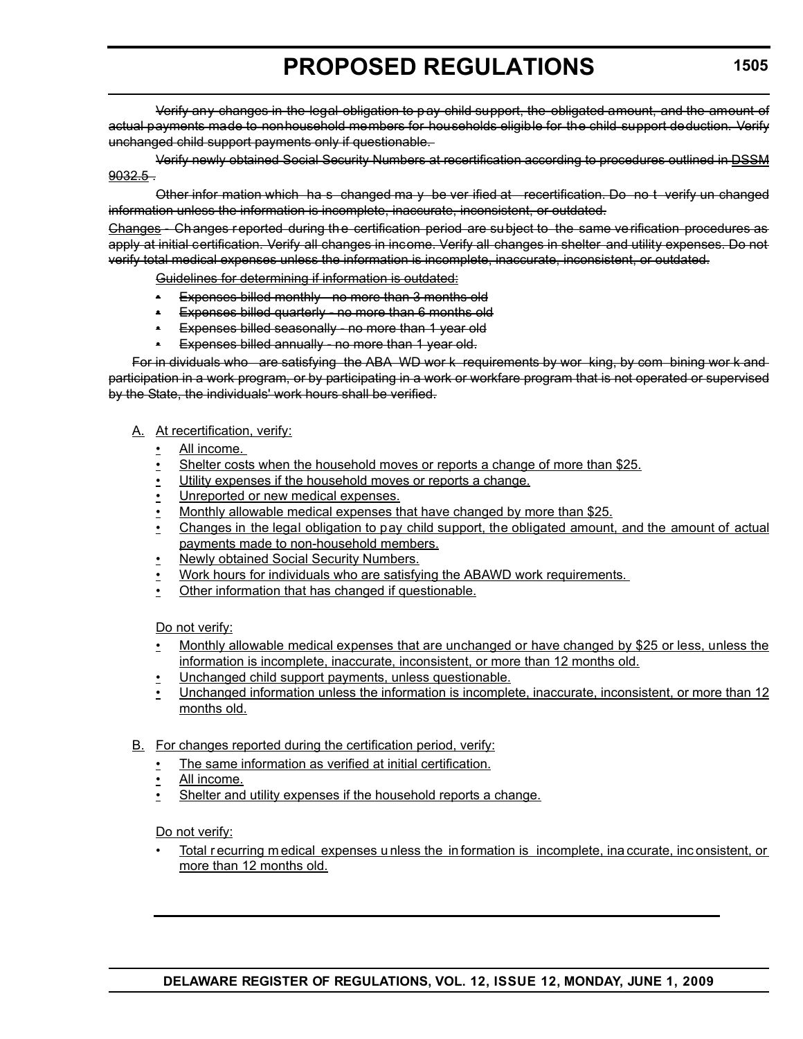~~Verify any changes in the legal obligation to pay child support, the obligated amount, and the amount of actual payments made to nonhousehold members for households eligible for the child support deduction. Verify unchanged child support payments only if questionable.~~

~~Verify newly obtained Social Security Numbers at recertification according to procedures outlined in DSSM 9032.5 .~~

~~Other information which has changed may be verified at recertification. Do not verify unchanged information unless the information is incomplete, inaccurate, inconsistent, or outdated.~~

~~Changes - Changes reported during the certification period are subject to the same verification procedures as apply at initial certification. Verify all changes in income. Verify all changes in shelter and utility expenses. Do not verify total medical expenses unless the information is incomplete, inaccurate, inconsistent, or outdated.~~

~~Guidelines for determining if information is outdated:~~

- ~~Expenses billed monthly - no more than 3 months old~~
- ~~Expenses billed quarterly - no more than 6 months old~~
- ~~Expenses billed seasonally - no more than 1 year old~~
- ~~Expenses billed annually - no more than 1 year old.~~

~~For individuals who are satisfying the ABAWD work requirements by working, by combining work and participation in a work program, or by participating in a work or workfare program that is not operated or supervised by the State, the individuals' work hours shall be verified.~~

A. At recertification, verify:

- All income.
- Shelter costs when the household moves or reports a change of more than $25.
- Utility expenses if the household moves or reports a change.
- Unreported or new medical expenses.
- Monthly allowable medical expenses that have changed by more than $25.
- Changes in the legal obligation to pay child support, the obligated amount, and the amount of actual payments made to non-household members.
- Newly obtained Social Security Numbers.
- Work hours for individuals who are satisfying the ABAWD work requirements.
- Other information that has changed if questionable.

Do not verify:

- Monthly allowable medical expenses that are unchanged or have changed by $25 or less, unless the information is incomplete, inaccurate, inconsistent, or more than 12 months old.
- Unchanged child support payments, unless questionable.
- Unchanged information unless the information is incomplete, inaccurate, inconsistent, or more than 12 months old.

B. For changes reported during the certification period, verify:

- The same information as verified at initial certification.
- All income.
- Shelter and utility expenses if the household reports a change.

Do not verify:

- Total recurring medical expenses unless the information is incomplete, inaccurate, inconsistent, or more than 12 months old.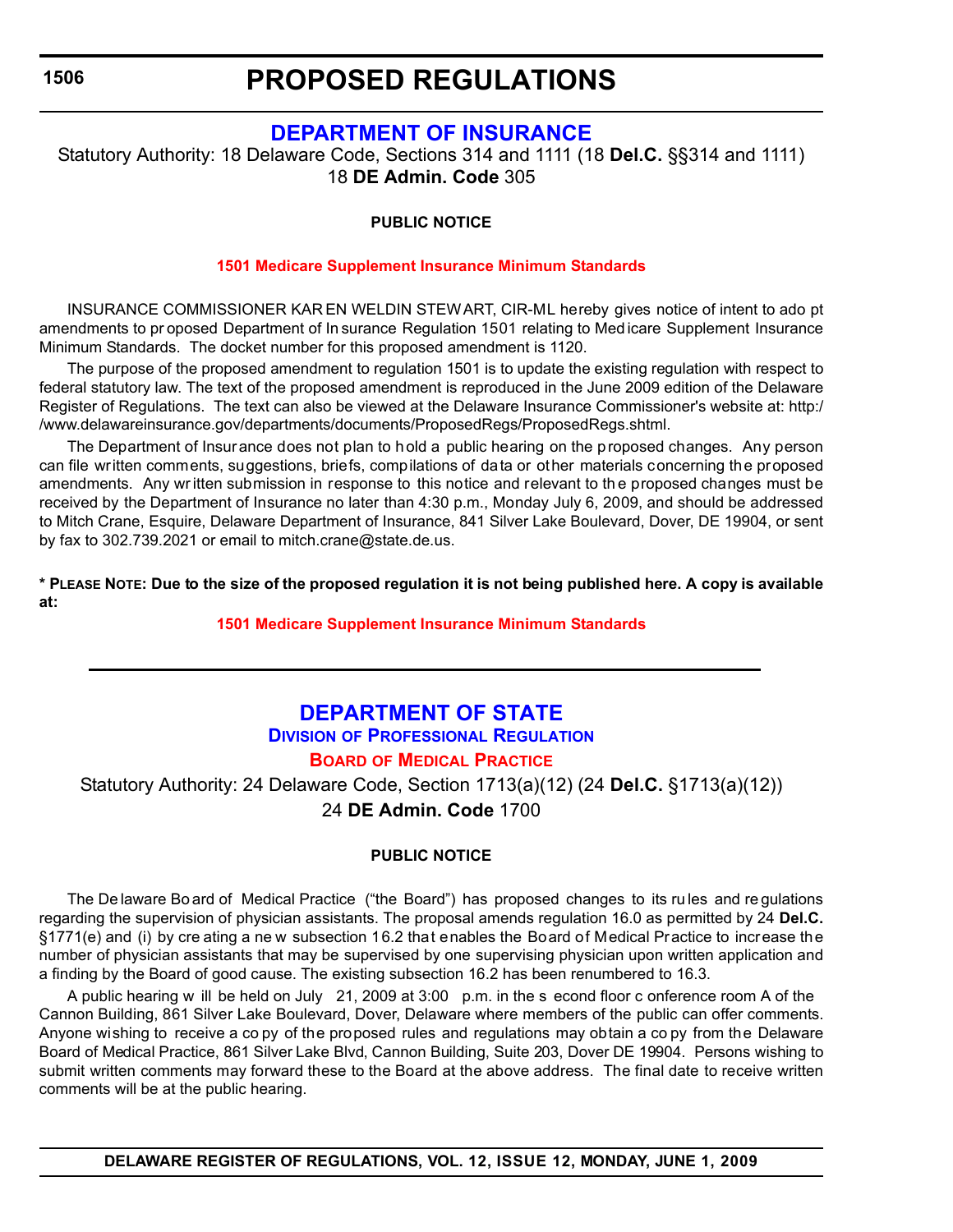# PROPOSED REGULATIONS

## DEPARTMENT OF INSURANCE

Statutory Authority: 18 Delaware Code, Sections 314 and 1111 (18 **Del.C.** §§314 and 1111)
18 **DE Admin. Code** 305

**PUBLIC NOTICE**

**1501 Medicare Supplement Insurance Minimum Standards**

INSURANCE COMMISSIONER KAREN WELDIN STEWART, CIR-ML hereby gives notice of intent to adopt amendments to proposed Department of Insurance Regulation 1501 relating to Medicare Supplement Insurance Minimum Standards. The docket number for this proposed amendment is 1120.

The purpose of the proposed amendment to regulation 1501 is to update the existing regulation with respect to federal statutory law. The text of the proposed amendment is reproduced in the June 2009 edition of the Delaware Register of Regulations. The text can also be viewed at the Delaware Insurance Commissioner's website at: http://www.delawareinsurance.gov/departments/documents/ProposedRegs/ProposedRegs.shtml.

The Department of Insurance does not plan to hold a public hearing on the proposed changes. Any person can file written comments, suggestions, briefs, compilations of data or other materials concerning the proposed amendments. Any written submission in response to this notice and relevant to the proposed changes must be received by the Department of Insurance no later than 4:30 p.m., Monday July 6, 2009, and should be addressed to Mitch Crane, Esquire, Delaware Department of Insurance, 841 Silver Lake Boulevard, Dover, DE 19904, or sent by fax to 302.739.2021 or email to mitch.crane@state.de.us.

**\* Please Note: Due to the size of the proposed regulation it is not being published here. A copy is available at:**

**1501 Medicare Supplement Insurance Minimum Standards**

---

## DEPARTMENT OF STATE

### Division of Professional Regulation

### Board of Medical Practice

Statutory Authority: 24 Delaware Code, Section 1713(a)(12) (24 **Del.C.** §1713(a)(12))
24 **DE Admin. Code** 1700

**PUBLIC NOTICE**

The Delaware Board of Medical Practice ("the Board") has proposed changes to its rules and regulations regarding the supervision of physician assistants. The proposal amends regulation 16.0 as permitted by 24 **Del.C.** §1771(e) and (i) by creating a new subsection 16.2 that enables the Board of Medical Practice to increase the number of physician assistants that may be supervised by one supervising physician upon written application and a finding by the Board of good cause. The existing subsection 16.2 has been renumbered to 16.3.

A public hearing will be held on July 21, 2009 at 3:00 p.m. in the second floor conference room A of the Cannon Building, 861 Silver Lake Boulevard, Dover, Delaware where members of the public can offer comments. Anyone wishing to receive a copy of the proposed rules and regulations may obtain a copy from the Delaware Board of Medical Practice, 861 Silver Lake Blvd, Cannon Building, Suite 203, Dover DE 19904. Persons wishing to submit written comments may forward these to the Board at the above address. The final date to receive written comments will be at the public hearing.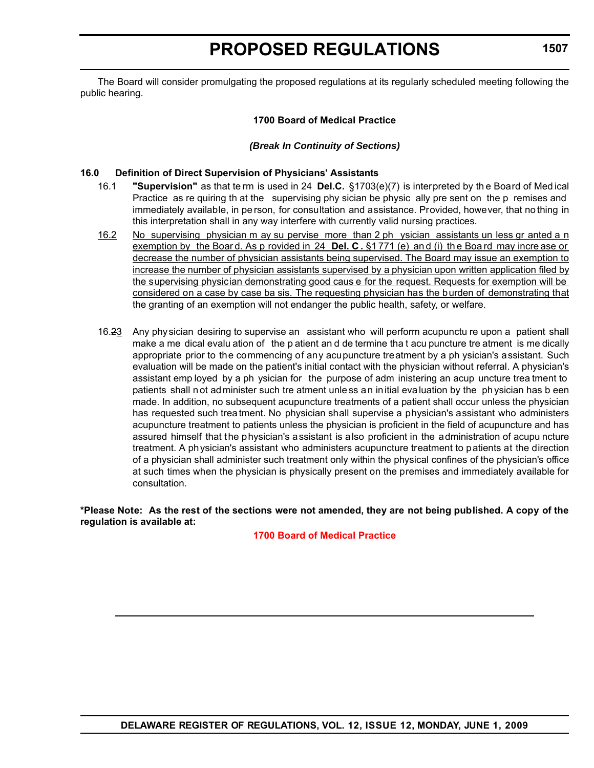The Board will consider promulgating the proposed regulations at its regularly scheduled meeting following the public hearing.

**1700 Board of Medical Practice**

***(Break In Continuity of Sections)***

**16.0 Definition of Direct Supervision of Physicians' Assistants**

16.1 **"Supervision"** as that term is used in 24 **Del.C.** §1703(e)(7) is interpreted by the Board of Medical Practice as requiring that the supervising physician be physically present on the premises and immediately available, in person, for consultation and assistance. Provided, however, that nothing in this interpretation shall in any way interfere with currently valid nursing practices.

<u>16.2</u> <u>No supervising physician may supervise more than 2 physician assistants unless granted an exemption by the Board. As provided in 24 **Del. C.** §1771 (e) and (i) the Board may increase or decrease the number of physician assistants being supervised. The Board may issue an exemption to increase the number of physician assistants supervised by a physician upon written application filed by the supervising physician demonstrating good cause for the request. Requests for exemption will be considered on a case by case basis. The requesting physician has the burden of demonstrating that the granting of an exemption will not endanger the public health, safety, or welfare.</u>

16.~~2~~<u>3</u> Any physician desiring to supervise an assistant who will perform acupuncture upon a patient shall make a medical evaluation of the patient and determine that acupuncture treatment is medically appropriate prior to the commencing of any acupuncture treatment by a physician's assistant. Such evaluation will be made on the patient's initial contact with the physician without referral. A physician's assistant employed by a physician for the purpose of administering an acupuncture treatment to patients shall not administer such treatment unless an initial evaluation by the physician has been made. In addition, no subsequent acupuncture treatments of a patient shall occur unless the physician has requested such treatment. No physician shall supervise a physician's assistant who administers acupuncture treatment to patients unless the physician is proficient in the field of acupuncture and has assured himself that the physician's assistant is also proficient in the administration of acupuncture treatment. A physician's assistant who administers acupuncture treatment to patients at the direction of a physician shall administer such treatment only within the physical confines of the physician's office at such times when the physician is physically present on the premises and immediately available for consultation.

**\*Please Note: As the rest of the sections were not amended, they are not being published. A copy of the regulation is available at:**

**1700 Board of Medical Practice**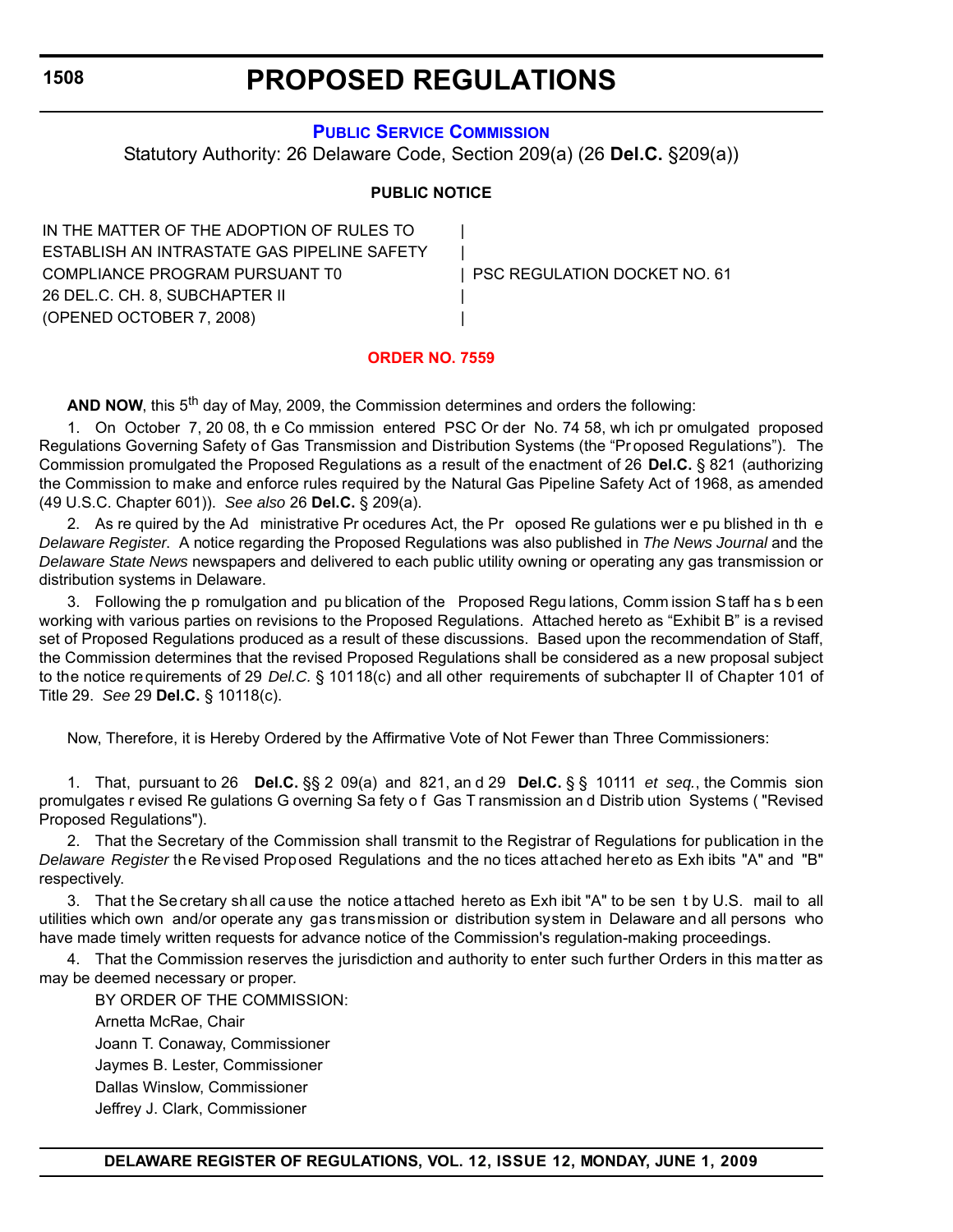# PROPOSED REGULATIONS

## PUBLIC SERVICE COMMISSION

Statutory Authority: 26 Delaware Code, Section 209(a) (26 **Del.C.** §209(a))

**PUBLIC NOTICE**

| | |
|---|---|
| IN THE MATTER OF THE ADOPTION OF RULES TO ESTABLISH AN INTRASTATE GAS PIPELINE SAFETY COMPLIANCE PROGRAM PURSUANT T0 26 DEL.C. CH. 8, SUBCHAPTER II (OPENED OCTOBER 7, 2008) | PSC REGULATION DOCKET NO. 61 |

**ORDER NO. 7559**

**AND NOW**, this 5th day of May, 2009, the Commission determines and orders the following:

1. On October 7, 2008, the Commission entered PSC Order No. 7458, which promulgated proposed Regulations Governing Safety of Gas Transmission and Distribution Systems (the "Proposed Regulations"). The Commission promulgated the Proposed Regulations as a result of the enactment of 26 **Del.C.** § 821 (authorizing the Commission to make and enforce rules required by the Natural Gas Pipeline Safety Act of 1968, as amended (49 U.S.C. Chapter 601)). *See also* 26 **Del.C.** § 209(a).

2. As required by the Administrative Procedures Act, the Proposed Regulations were published in the *Delaware Register*. A notice regarding the Proposed Regulations was also published in *The News Journal* and the *Delaware State News* newspapers and delivered to each public utility owning or operating any gas transmission or distribution systems in Delaware.

3. Following the promulgation and publication of the Proposed Regulations, Commission Staff has been working with various parties on revisions to the Proposed Regulations. Attached hereto as "Exhibit B" is a revised set of Proposed Regulations produced as a result of these discussions. Based upon the recommendation of Staff, the Commission determines that the revised Proposed Regulations shall be considered as a new proposal subject to the notice requirements of 29 *Del.C.* § 10118(c) and all other requirements of subchapter II of Chapter 101 of Title 29. *See* 29 **Del.C.** § 10118(c).

Now, Therefore, it is Hereby Ordered by the Affirmative Vote of Not Fewer than Three Commissioners:

1. That, pursuant to 26 **Del.C.** §§ 209(a) and 821, and 29 **Del.C.** §§ 10111 *et seq.*, the Commission promulgates revised Regulations Governing Safety of Gas Transmission and Distribution Systems ("Revised Proposed Regulations").

2. That the Secretary of the Commission shall transmit to the Registrar of Regulations for publication in the *Delaware Register* the Revised Proposed Regulations and the notices attached hereto as Exhibits "A" and "B" respectively.

3. That the Secretary shall cause the notice attached hereto as Exhibit "A" to be sent by U.S. mail to all utilities which own and/or operate any gas transmission or distribution system in Delaware and all persons who have made timely written requests for advance notice of the Commission's regulation-making proceedings.

4. That the Commission reserves the jurisdiction and authority to enter such further Orders in this matter as may be deemed necessary or proper.

BY ORDER OF THE COMMISSION:

Arnetta McRae, Chair

Joann T. Conaway, Commissioner

Jaymes B. Lester, Commissioner

Dallas Winslow, Commissioner

Jeffrey J. Clark, Commissioner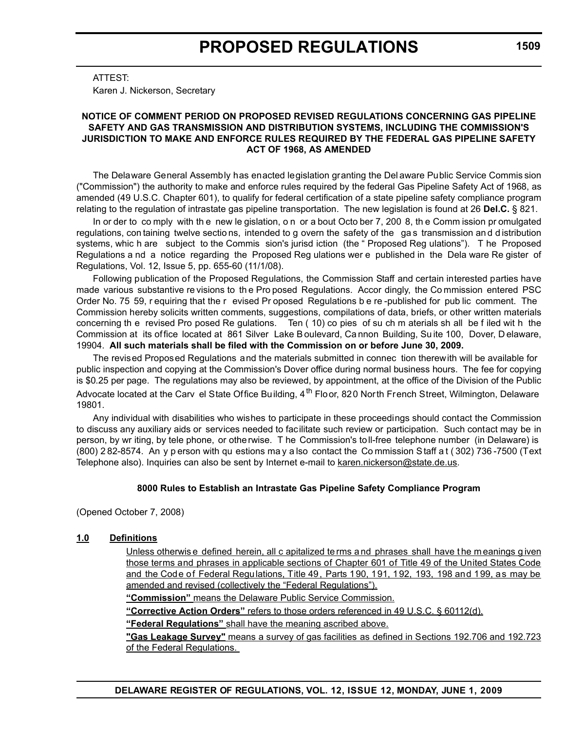ATTEST:

Karen J. Nickerson, Secretary

**NOTICE OF COMMENT PERIOD ON PROPOSED REVISED REGULATIONS CONCERNING GAS PIPELINE SAFETY AND GAS TRANSMISSION AND DISTRIBUTION SYSTEMS, INCLUDING THE COMMISSION'S JURISDICTION TO MAKE AND ENFORCE RULES REQUIRED BY THE FEDERAL GAS PIPELINE SAFETY ACT OF 1968, AS AMENDED**

The Delaware General Assembly has enacted legislation granting the Delaware Public Service Commission ("Commission") the authority to make and enforce rules required by the federal Gas Pipeline Safety Act of 1968, as amended (49 U.S.C. Chapter 601), to qualify for federal certification of a state pipeline safety compliance program relating to the regulation of intrastate gas pipeline transportation. The new legislation is found at 26 **Del.C.** § 821.

In order to comply with the new legislation, on or about October 7, 2008, the Commission promulgated regulations, containing twelve sections, intended to govern the safety of the gas transmission and distribution systems, which are subject to the Commission's jurisdiction (the "Proposed Regulations"). The Proposed Regulations and a notice regarding the Proposed Regulations were published in the Delaware Register of Regulations, Vol. 12, Issue 5, pp. 655-60 (11/1/08).

Following publication of the Proposed Regulations, the Commission Staff and certain interested parties have made various substantive revisions to the Proposed Regulations. Accordingly, the Commission entered PSC Order No. 7559, requiring that the revised Proposed Regulations be re-published for public comment. The Commission hereby solicits written comments, suggestions, compilations of data, briefs, or other written materials concerning the revised Proposed Regulations. Ten (10) copies of such materials shall be filed with the Commission at its office located at 861 Silver Lake Boulevard, Cannon Building, Suite 100, Dover, Delaware, 19904. **All such materials shall be filed with the Commission on or before June 30, 2009.**

The revised Proposed Regulations and the materials submitted in connection therewith will be available for public inspection and copying at the Commission's Dover office during normal business hours. The fee for copying is $0.25 per page. The regulations may also be reviewed, by appointment, at the office of the Division of the Public Advocate located at the Carvel State Office Building, 4th Floor, 820 North French Street, Wilmington, Delaware 19801.

Any individual with disabilities who wishes to participate in these proceedings should contact the Commission to discuss any auxiliary aids or services needed to facilitate such review or participation. Such contact may be in person, by writing, by telephone, or otherwise. The Commission's toll-free telephone number (in Delaware) is (800) 282-8574. Any person with questions may also contact the Commission Staff at (302) 736-7500 (Text Telephone also). Inquiries can also be sent by Internet e-mail to karen.nickerson@state.de.us.

**8000 Rules to Establish an Intrastate Gas Pipeline Safety Compliance Program**

(Opened October 7, 2008)

**1.0 Definitions**

Unless otherwise defined herein, all capitalized terms and phrases shall have the meanings given those terms and phrases in applicable sections of Chapter 601 of Title 49 of the United States Code and the Code of Federal Regulations, Title 49, Parts 190, 191, 192, 193, 198 and 199, as may be amended and revised (collectively the "Federal Regulations").

**"Commission"** means the Delaware Public Service Commission.

**"Corrective Action Orders"** refers to those orders referenced in 49 U.S.C. § 60112(d).

**"Federal Regulations"** shall have the meaning ascribed above.

**"Gas Leakage Survey"** means a survey of gas facilities as defined in Sections 192.706 and 192.723 of the Federal Regulations.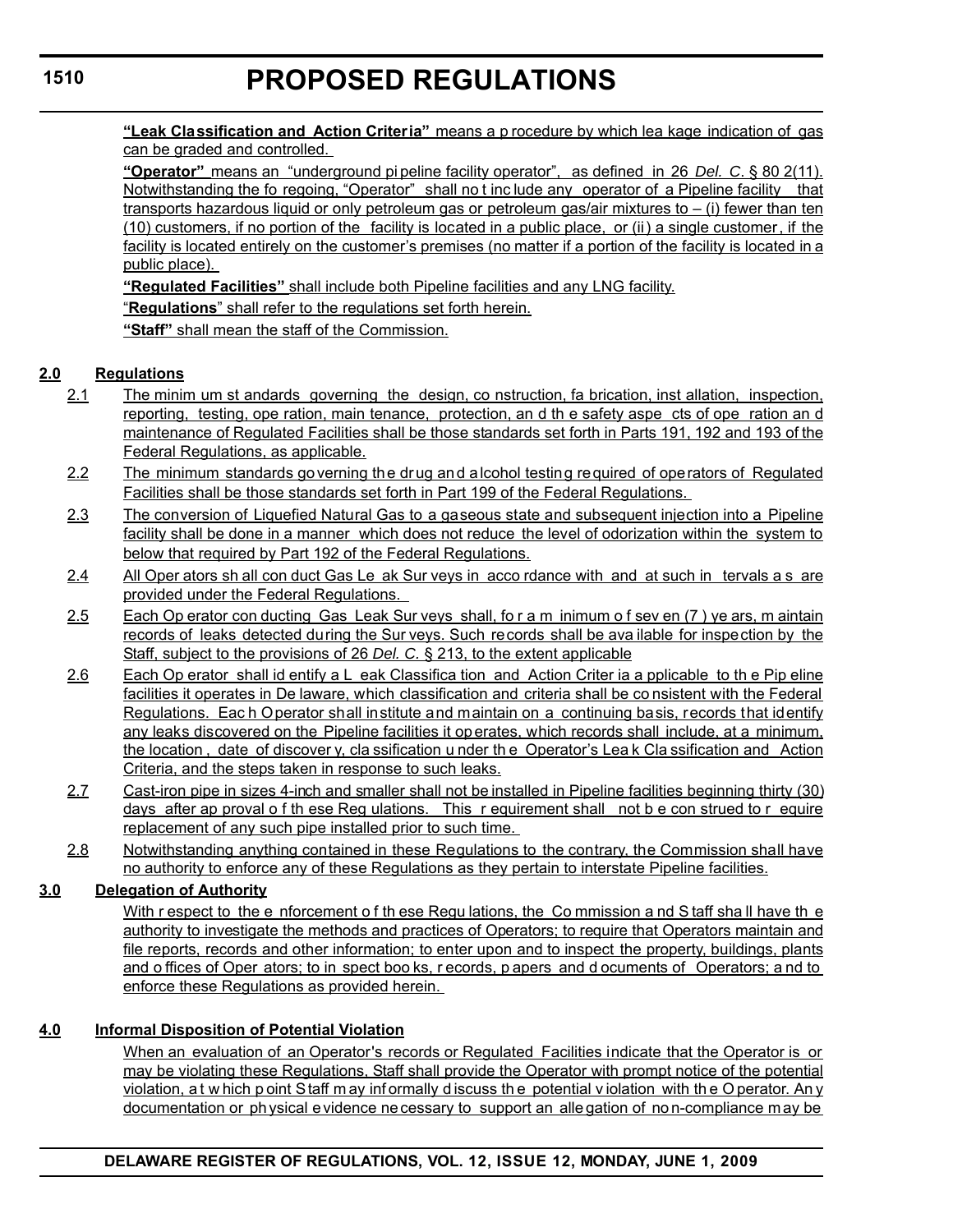**"Leak Classification and Action Criteria"** means a procedure by which leakage indication of gas can be graded and controlled.

**"Operator"** means an "underground pipeline facility operator", as defined in 26 *Del. C.* § 802(11). Notwithstanding the foregoing, "Operator" shall not include any operator of a Pipeline facility that transports hazardous liquid or only petroleum gas or petroleum gas/air mixtures to – (i) fewer than ten (10) customers, if no portion of the facility is located in a public place, or (ii) a single customer, if the facility is located entirely on the customer's premises (no matter if a portion of the facility is located in a public place).

**"Regulated Facilities"** shall include both Pipeline facilities and any LNG facility.

"**Regulations**" shall refer to the regulations set forth herein.

**"Staff"** shall mean the staff of the Commission.

## 2.0 Regulations

2.1 The minimum standards governing the design, construction, fabrication, installation, inspection, reporting, testing, operation, maintenance, protection, and the safety aspects of operation and maintenance of Regulated Facilities shall be those standards set forth in Parts 191, 192 and 193 of the Federal Regulations, as applicable.

2.2 The minimum standards governing the drug and alcohol testing required of operators of Regulated Facilities shall be those standards set forth in Part 199 of the Federal Regulations.

2.3 The conversion of Liquefied Natural Gas to a gaseous state and subsequent injection into a Pipeline facility shall be done in a manner which does not reduce the level of odorization within the system to below that required by Part 192 of the Federal Regulations.

2.4 All Operators shall conduct Gas Leak Surveys in accordance with and at such intervals as are provided under the Federal Regulations.

2.5 Each Operator conducting Gas Leak Surveys shall, for a minimum of seven (7) years, maintain records of leaks detected during the Surveys. Such records shall be available for inspection by the Staff, subject to the provisions of 26 *Del. C.* § 213, to the extent applicable

2.6 Each Operator shall identify a Leak Classification and Action Criteria applicable to the Pipeline facilities it operates in Delaware, which classification and criteria shall be consistent with the Federal Regulations. Each Operator shall institute and maintain on a continuing basis, records that identify any leaks discovered on the Pipeline facilities it operates, which records shall include, at a minimum, the location, date of discovery, classification under the Operator's Leak Classification and Action Criteria, and the steps taken in response to such leaks.

2.7 Cast-iron pipe in sizes 4-inch and smaller shall not be installed in Pipeline facilities beginning thirty (30) days after approval of these Regulations. This requirement shall not be construed to require replacement of any such pipe installed prior to such time.

2.8 Notwithstanding anything contained in these Regulations to the contrary, the Commission shall have no authority to enforce any of these Regulations as they pertain to interstate Pipeline facilities.

## 3.0 Delegation of Authority

With respect to the enforcement of these Regulations, the Commission and Staff shall have the authority to investigate the methods and practices of Operators; to require that Operators maintain and file reports, records and other information; to enter upon and to inspect the property, buildings, plants and offices of Operators; to inspect books, records, papers and documents of Operators; and to enforce these Regulations as provided herein.

## 4.0 Informal Disposition of Potential Violation

When an evaluation of an Operator's records or Regulated Facilities indicate that the Operator is or may be violating these Regulations, Staff shall provide the Operator with prompt notice of the potential violation, at which point Staff may informally discuss the potential violation with the Operator. Any documentation or physical evidence necessary to support an allegation of non-compliance may be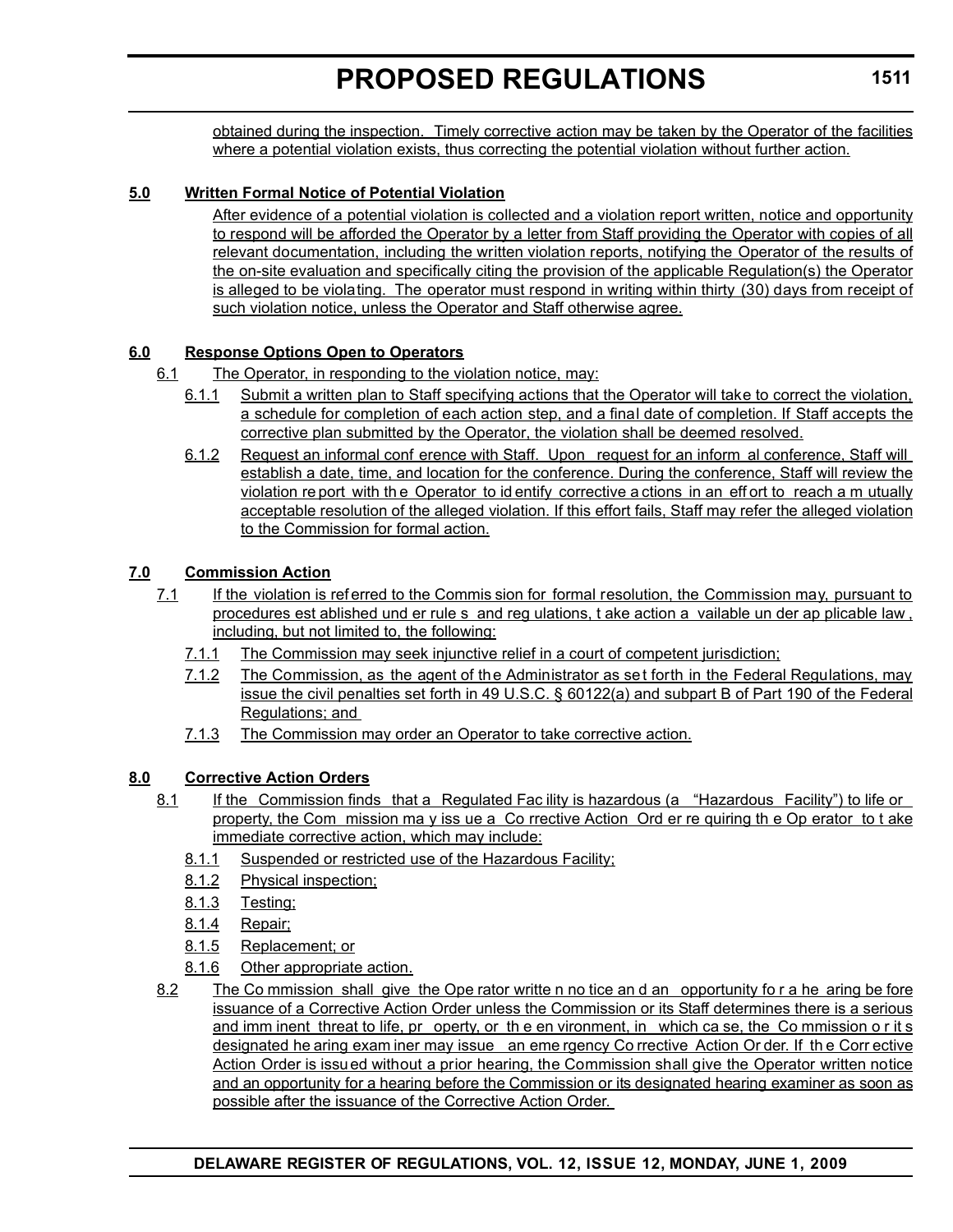obtained during the inspection. Timely corrective action may be taken by the Operator of the facilities where a potential violation exists, thus correcting the potential violation without further action.

**5.0 Written Formal Notice of Potential Violation**

After evidence of a potential violation is collected and a violation report written, notice and opportunity to respond will be afforded the Operator by a letter from Staff providing the Operator with copies of all relevant documentation, including the written violation reports, notifying the Operator of the results of the on-site evaluation and specifically citing the provision of the applicable Regulation(s) the Operator is alleged to be violating. The operator must respond in writing within thirty (30) days from receipt of such violation notice, unless the Operator and Staff otherwise agree.

**6.0 Response Options Open to Operators**

6.1 The Operator, in responding to the violation notice, may:

6.1.1 Submit a written plan to Staff specifying actions that the Operator will take to correct the violation, a schedule for completion of each action step, and a final date of completion. If Staff accepts the corrective plan submitted by the Operator, the violation shall be deemed resolved.

6.1.2 Request an informal conference with Staff. Upon request for an informal conference, Staff will establish a date, time, and location for the conference. During the conference, Staff will review the violation report with the Operator to identify corrective actions in an effort to reach a mutually acceptable resolution of the alleged violation. If this effort fails, Staff may refer the alleged violation to the Commission for formal action.

**7.0 Commission Action**

7.1 If the violation is referred to the Commission for formal resolution, the Commission may, pursuant to procedures established under rules and regulations, take action available under applicable law, including, but not limited to, the following:

7.1.1 The Commission may seek injunctive relief in a court of competent jurisdiction;

7.1.2 The Commission, as the agent of the Administrator as set forth in the Federal Regulations, may issue the civil penalties set forth in 49 U.S.C. § 60122(a) and subpart B of Part 190 of the Federal Regulations; and

7.1.3 The Commission may order an Operator to take corrective action.

**8.0 Corrective Action Orders**

8.1 If the Commission finds that a Regulated Facility is hazardous (a "Hazardous Facility") to life or property, the Commission may issue a Corrective Action Order requiring the Operator to take immediate corrective action, which may include:

8.1.1 Suspended or restricted use of the Hazardous Facility;

8.1.2 Physical inspection;

8.1.3 Testing;

8.1.4 Repair;

8.1.5 Replacement; or

8.1.6 Other appropriate action.

8.2 The Commission shall give the Operator written notice and an opportunity for a hearing before issuance of a Corrective Action Order unless the Commission or its Staff determines there is a serious and imminent threat to life, property, or the environment, in which case, the Commission or its designated hearing examiner may issue an emergency Corrective Action Order. If the Corrective Action Order is issued without a prior hearing, the Commission shall give the Operator written notice and an opportunity for a hearing before the Commission or its designated hearing examiner as soon as possible after the issuance of the Corrective Action Order.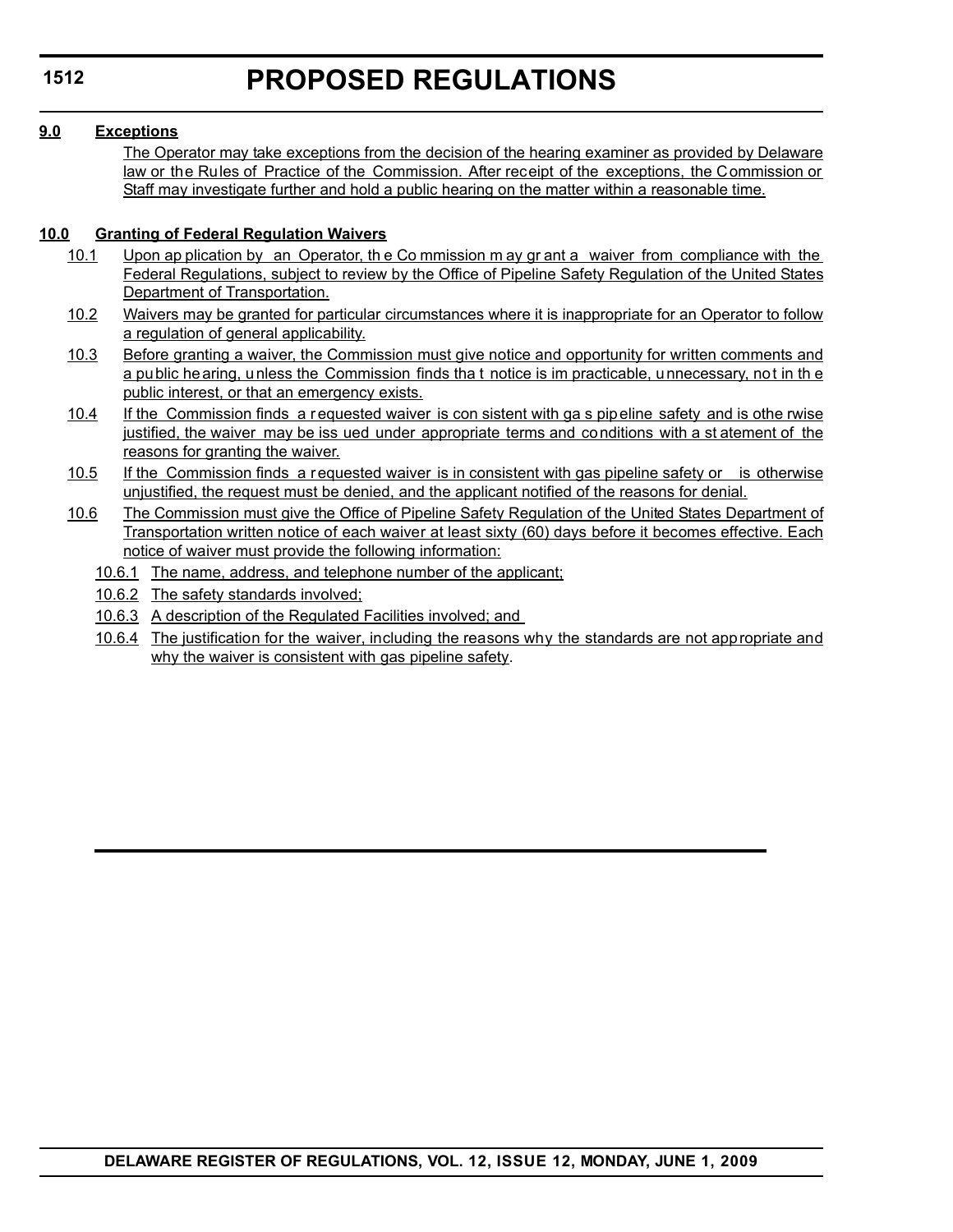**9.0 Exceptions**

The Operator may take exceptions from the decision of the hearing examiner as provided by Delaware law or the Rules of Practice of the Commission. After receipt of the exceptions, the Commission or Staff may investigate further and hold a public hearing on the matter within a reasonable time.

**10.0 Granting of Federal Regulation Waivers**

10.1 Upon application by an Operator, the Commission may grant a waiver from compliance with the Federal Regulations, subject to review by the Office of Pipeline Safety Regulation of the United States Department of Transportation.

10.2 Waivers may be granted for particular circumstances where it is inappropriate for an Operator to follow a regulation of general applicability.

10.3 Before granting a waiver, the Commission must give notice and opportunity for written comments and a public hearing, unless the Commission finds that notice is impracticable, unnecessary, not in the public interest, or that an emergency exists.

10.4 If the Commission finds a requested waiver is consistent with gas pipeline safety and is otherwise justified, the waiver may be issued under appropriate terms and conditions with a statement of the reasons for granting the waiver.

10.5 If the Commission finds a requested waiver is inconsistent with gas pipeline safety or is otherwise unjustified, the request must be denied, and the applicant notified of the reasons for denial.

10.6 The Commission must give the Office of Pipeline Safety Regulation of the United States Department of Transportation written notice of each waiver at least sixty (60) days before it becomes effective. Each notice of waiver must provide the following information:

10.6.1 The name, address, and telephone number of the applicant;

10.6.2 The safety standards involved;

10.6.3 A description of the Regulated Facilities involved; and

10.6.4 The justification for the waiver, including the reasons why the standards are not appropriate and why the waiver is consistent with gas pipeline safety.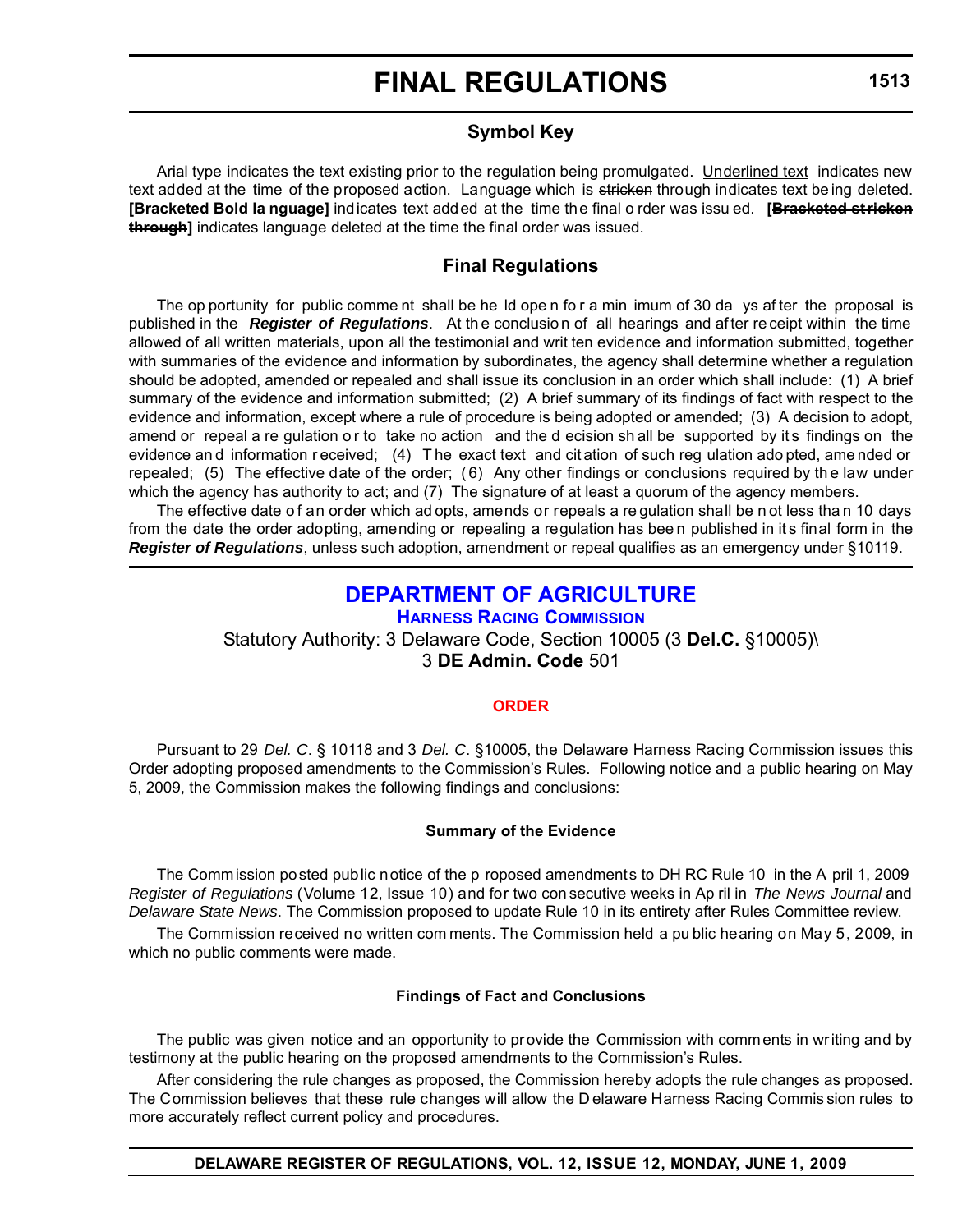# FINAL REGULATIONS

## Symbol Key

Arial type indicates the text existing prior to the regulation being promulgated. Underlined text indicates new text added at the time of the proposed action. Language which is ~~stricken~~ through indicates text being deleted. **[Bracketed Bold language]** indicates text added at the time the final order was issued. **[~~Bracketed stricken through~~]** indicates language deleted at the time the final order was issued.

## Final Regulations

The opportunity for public comment shall be held open for a minimum of 30 days after the proposal is published in the ***Register of Regulations***. At the conclusion of all hearings and after receipt within the time allowed of all written materials, upon all the testimonial and written evidence and information submitted, together with summaries of the evidence and information by subordinates, the agency shall determine whether a regulation should be adopted, amended or repealed and shall issue its conclusion in an order which shall include: (1) A brief summary of the evidence and information submitted; (2) A brief summary of its findings of fact with respect to the evidence and information, except where a rule of procedure is being adopted or amended; (3) A decision to adopt, amend or repeal a regulation or to take no action and the decision shall be supported by its findings on the evidence and information received; (4) The exact text and citation of such regulation adopted, amended or repealed; (5) The effective date of the order; (6) Any other findings or conclusions required by the law under which the agency has authority to act; and (7) The signature of at least a quorum of the agency members.

The effective date of an order which adopts, amends or repeals a regulation shall be not less than 10 days from the date the order adopting, amending or repealing a regulation has been published in its final form in the ***Register of Regulations***, unless such adoption, amendment or repeal qualifies as an emergency under §10119.

## DEPARTMENT OF AGRICULTURE

### HARNESS RACING COMMISSION

Statutory Authority: 3 Delaware Code, Section 10005 (3 **Del.C.** §10005)\
3 **DE Admin. Code** 501

### ORDER

Pursuant to 29 *Del. C*. § 10118 and 3 *Del. C*. §10005, the Delaware Harness Racing Commission issues this Order adopting proposed amendments to the Commission's Rules. Following notice and a public hearing on May 5, 2009, the Commission makes the following findings and conclusions:

#### Summary of the Evidence

The Commission posted public notice of the proposed amendments to DHRC Rule 10 in the April 1, 2009 *Register of Regulations* (Volume 12, Issue 10) and for two consecutive weeks in April in *The News Journal* and *Delaware State News*. The Commission proposed to update Rule 10 in its entirety after Rules Committee review.

The Commission received no written comments. The Commission held a public hearing on May 5, 2009, in which no public comments were made.

#### Findings of Fact and Conclusions

The public was given notice and an opportunity to provide the Commission with comments in writing and by testimony at the public hearing on the proposed amendments to the Commission's Rules.

After considering the rule changes as proposed, the Commission hereby adopts the rule changes as proposed. The Commission believes that these rule changes will allow the Delaware Harness Racing Commission rules to more accurately reflect current policy and procedures.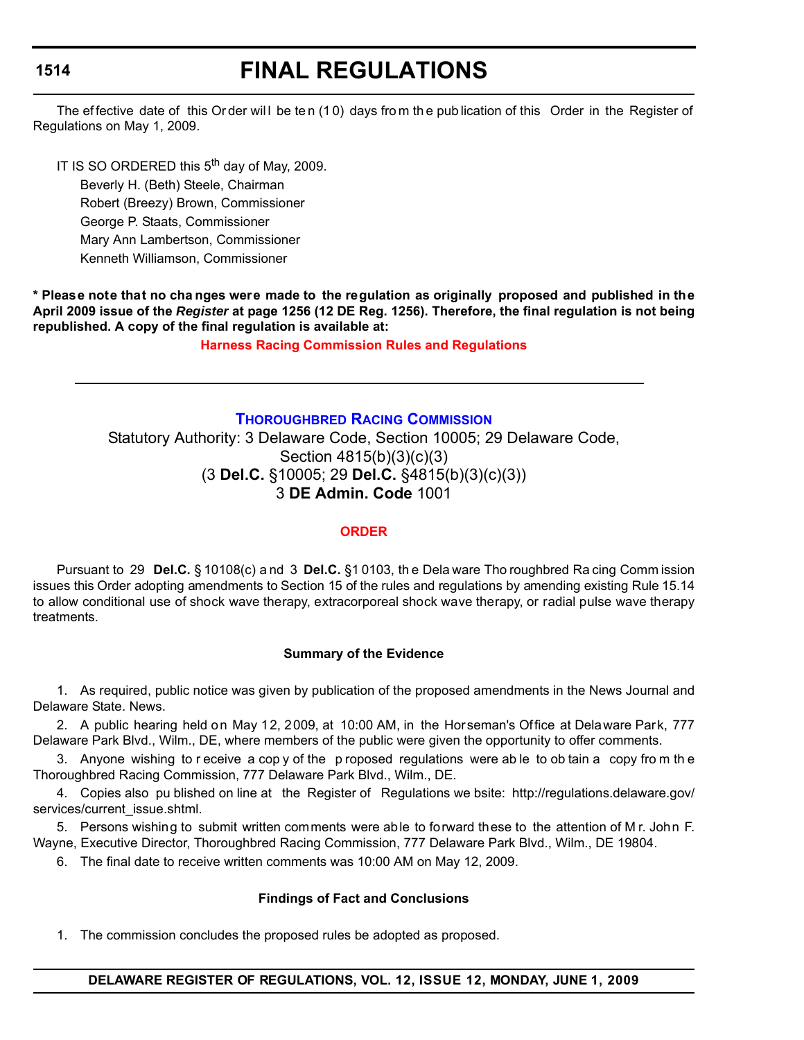The effective date of this Order will be ten (10) days from the publication of this Order in the Register of Regulations on May 1, 2009.

IT IS SO ORDERED this 5th day of May, 2009.

Beverly H. (Beth) Steele, Chairman
Robert (Breezy) Brown, Commissioner
George P. Staats, Commissioner
Mary Ann Lambertson, Commissioner
Kenneth Williamson, Commissioner

**\* Please note that no changes were made to the regulation as originally proposed and published in the April 2009 issue of the *Register* at page 1256 (12 DE Reg. 1256). Therefore, the final regulation is not being republished. A copy of the final regulation is available at:**

**Harness Racing Commission Rules and Regulations**

---

## THOROUGHBRED RACING COMMISSION

Statutory Authority: 3 Delaware Code, Section 10005; 29 Delaware Code, Section 4815(b)(3)(c)(3)
(3 **Del.C.** §10005; 29 **Del.C.** §4815(b)(3)(c)(3))
3 **DE Admin. Code** 1001

### ORDER

Pursuant to 29 **Del.C.** § 10108(c) and 3 **Del.C.** §10103, the Delaware Thoroughbred Racing Commission issues this Order adopting amendments to Section 15 of the rules and regulations by amending existing Rule 15.14 to allow conditional use of shock wave therapy, extracorporeal shock wave therapy, or radial pulse wave therapy treatments.

#### Summary of the Evidence

1. As required, public notice was given by publication of the proposed amendments in the News Journal and Delaware State. News.
2. A public hearing held on May 12, 2009, at 10:00 AM, in the Horseman's Office at Delaware Park, 777 Delaware Park Blvd., Wilm., DE, where members of the public were given the opportunity to offer comments.
3. Anyone wishing to receive a copy of the proposed regulations were able to obtain a copy from the Thoroughbred Racing Commission, 777 Delaware Park Blvd., Wilm., DE.
4. Copies also published on line at the Register of Regulations website: http://regulations.delaware.gov/services/current_issue.shtml.
5. Persons wishing to submit written comments were able to forward these to the attention of Mr. John F. Wayne, Executive Director, Thoroughbred Racing Commission, 777 Delaware Park Blvd., Wilm., DE 19804.
6. The final date to receive written comments was 10:00 AM on May 12, 2009.

#### Findings of Fact and Conclusions

1. The commission concludes the proposed rules be adopted as proposed.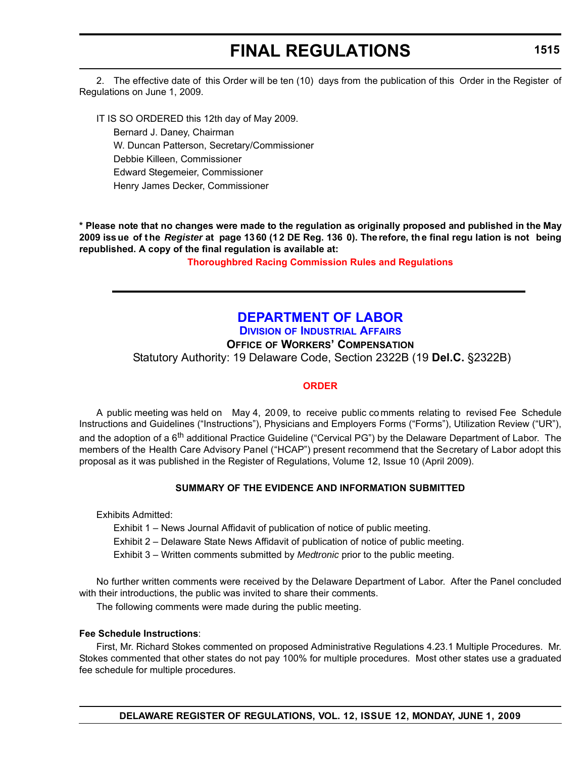2. The effective date of this Order will be ten (10) days from the publication of this Order in the Register of Regulations on June 1, 2009.

IT IS SO ORDERED this 12th day of May 2009.

Bernard J. Daney, Chairman
W. Duncan Patterson, Secretary/Commissioner
Debbie Killeen, Commissioner
Edward Stegemeier, Commissioner
Henry James Decker, Commissioner

**\* Please note that no changes were made to the regulation as originally proposed and published in the May 2009 issue of the *Register* at page 1360 (12 DE Reg. 1360). Therefore, the final regulation is not being republished. A copy of the final regulation is available at:**

**Thoroughbred Racing Commission Rules and Regulations**

---

## DEPARTMENT OF LABOR

### DIVISION OF INDUSTRIAL AFFAIRS

### OFFICE OF WORKERS' COMPENSATION

Statutory Authority: 19 Delaware Code, Section 2322B (19 **Del.C.** §2322B)

### ORDER

A public meeting was held on May 4, 2009, to receive public comments relating to revised Fee Schedule Instructions and Guidelines ("Instructions"), Physicians and Employers Forms ("Forms"), Utilization Review ("UR"), and the adoption of a 6th additional Practice Guideline ("Cervical PG") by the Delaware Department of Labor. The members of the Health Care Advisory Panel ("HCAP") present recommend that the Secretary of Labor adopt this proposal as it was published in the Register of Regulations, Volume 12, Issue 10 (April 2009).

**SUMMARY OF THE EVIDENCE AND INFORMATION SUBMITTED**

Exhibits Admitted:

Exhibit 1 – News Journal Affidavit of publication of notice of public meeting.
Exhibit 2 – Delaware State News Affidavit of publication of notice of public meeting.
Exhibit 3 – Written comments submitted by *Medtronic* prior to the public meeting.

No further written comments were received by the Delaware Department of Labor. After the Panel concluded with their introductions, the public was invited to share their comments.

The following comments were made during the public meeting.

**Fee Schedule Instructions**:

First, Mr. Richard Stokes commented on proposed Administrative Regulations 4.23.1 Multiple Procedures. Mr. Stokes commented that other states do not pay 100% for multiple procedures. Most other states use a graduated fee schedule for multiple procedures.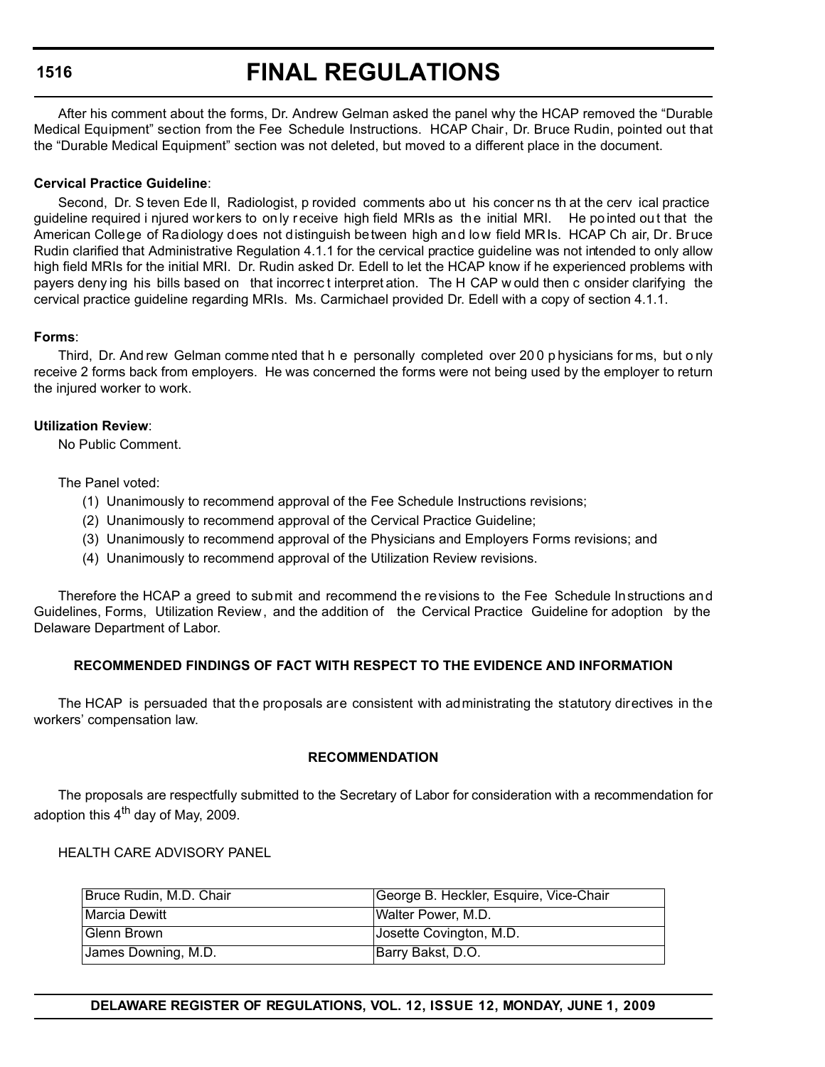After his comment about the forms, Dr. Andrew Gelman asked the panel why the HCAP removed the "Durable Medical Equipment" section from the Fee Schedule Instructions. HCAP Chair, Dr. Bruce Rudin, pointed out that the "Durable Medical Equipment" section was not deleted, but moved to a different place in the document.

**Cervical Practice Guideline**:

Second, Dr. Steven Edell, Radiologist, provided comments about his concerns that the cervical practice guideline required injured workers to only receive high field MRIs as the initial MRI. He pointed out that the American College of Radiology does not distinguish between high and low field MRIs. HCAP Chair, Dr. Bruce Rudin clarified that Administrative Regulation 4.1.1 for the cervical practice guideline was not intended to only allow high field MRIs for the initial MRI. Dr. Rudin asked Dr. Edell to let the HCAP know if he experienced problems with payers denying his bills based on that incorrect interpretation. The HCAP would then consider clarifying the cervical practice guideline regarding MRIs. Ms. Carmichael provided Dr. Edell with a copy of section 4.1.1.

**Forms**:

Third, Dr. Andrew Gelman commented that he personally completed over 200 physicians forms, but only receive 2 forms back from employers. He was concerned the forms were not being used by the employer to return the injured worker to work.

**Utilization Review**:

No Public Comment.

The Panel voted:

(1) Unanimously to recommend approval of the Fee Schedule Instructions revisions;

(2) Unanimously to recommend approval of the Cervical Practice Guideline;

(3) Unanimously to recommend approval of the Physicians and Employers Forms revisions; and

(4) Unanimously to recommend approval of the Utilization Review revisions.

Therefore the HCAP agreed to submit and recommend the revisions to the Fee Schedule Instructions and Guidelines, Forms, Utilization Review, and the addition of the Cervical Practice Guideline for adoption by the Delaware Department of Labor.

**RECOMMENDED FINDINGS OF FACT WITH RESPECT TO THE EVIDENCE AND INFORMATION**

The HCAP is persuaded that the proposals are consistent with administrating the statutory directives in the workers' compensation law.

**RECOMMENDATION**

The proposals are respectfully submitted to the Secretary of Labor for consideration with a recommendation for adoption this 4th day of May, 2009.

HEALTH CARE ADVISORY PANEL

| | |
|---|---|
| Bruce Rudin, M.D. Chair | George B. Heckler, Esquire, Vice-Chair |
| Marcia Dewitt | Walter Power, M.D. |
| Glenn Brown | Josette Covington, M.D. |
| James Downing, M.D. | Barry Bakst, D.O. |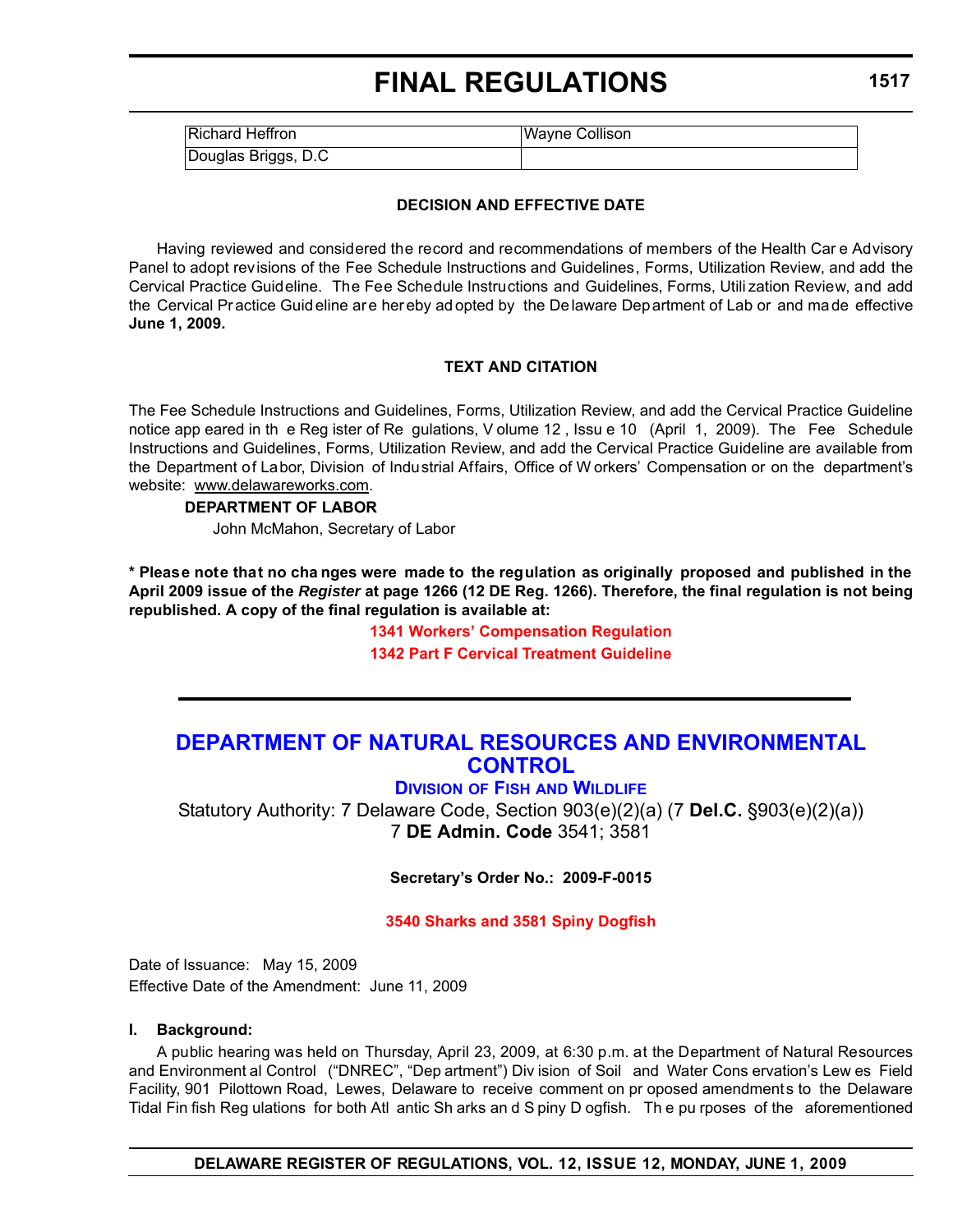| Richard Heffron | Wayne Collison |
|---|---|
| Douglas Briggs, D.C | |

**DECISION AND EFFECTIVE DATE**

Having reviewed and considered the record and recommendations of members of the Health Care Advisory Panel to adopt revisions of the Fee Schedule Instructions and Guidelines, Forms, Utilization Review, and add the Cervical Practice Guideline. The Fee Schedule Instructions and Guidelines, Forms, Utilization Review, and add the Cervical Practice Guideline are hereby adopted by the Delaware Department of Labor and made effective **June 1, 2009.**

**TEXT AND CITATION**

The Fee Schedule Instructions and Guidelines, Forms, Utilization Review, and add the Cervical Practice Guideline notice appeared in the Register of Regulations, Volume 12, Issue 10 (April 1, 2009). The Fee Schedule Instructions and Guidelines, Forms, Utilization Review, and add the Cervical Practice Guideline are available from the Department of Labor, Division of Industrial Affairs, Office of Workers' Compensation or on the department's website: www.delawareworks.com.

**DEPARTMENT OF LABOR**

John McMahon, Secretary of Labor

**\* Please note that no changes were made to the regulation as originally proposed and published in the April 2009 issue of the *Register* at page 1266 (12 DE Reg. 1266). Therefore, the final regulation is not being republished. A copy of the final regulation is available at:**

**1341 Workers' Compensation Regulation**

**1342 Part F Cervical Treatment Guideline**

---

## DEPARTMENT OF NATURAL RESOURCES AND ENVIRONMENTAL CONTROL

### DIVISION OF FISH AND WILDLIFE

Statutory Authority: 7 Delaware Code, Section 903(e)(2)(a) (7 **Del.C.** §903(e)(2)(a))
7 **DE Admin. Code** 3541; 3581

**Secretary's Order No.: 2009-F-0015**

**3540 Sharks and 3581 Spiny Dogfish**

Date of Issuance: May 15, 2009
Effective Date of the Amendment: June 11, 2009

**I. Background:**

A public hearing was held on Thursday, April 23, 2009, at 6:30 p.m. at the Department of Natural Resources and Environmental Control ("DNREC", "Department") Division of Soil and Water Conservation's Lewes Field Facility, 901 Pilottown Road, Lewes, Delaware to receive comment on proposed amendments to the Delaware Tidal Finfish Regulations for both Atlantic Sharks and Spiny Dogfish. The purposes of the aforementioned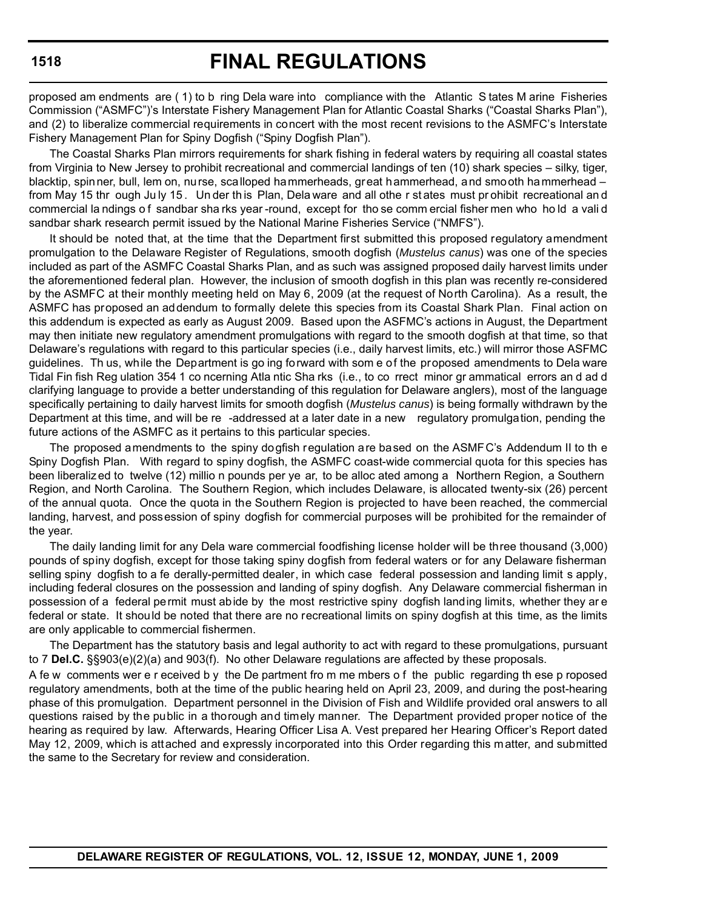proposed amendments are (1) to bring Delaware into compliance with the Atlantic States Marine Fisheries Commission ("ASMFC")'s Interstate Fishery Management Plan for Atlantic Coastal Sharks ("Coastal Sharks Plan"), and (2) to liberalize commercial requirements in concert with the most recent revisions to the ASMFC's Interstate Fishery Management Plan for Spiny Dogfish ("Spiny Dogfish Plan").

The Coastal Sharks Plan mirrors requirements for shark fishing in federal waters by requiring all coastal states from Virginia to New Jersey to prohibit recreational and commercial landings of ten (10) shark species – silky, tiger, blacktip, spinner, bull, lemon, nurse, scalloped hammerheads, great hammerhead, and smooth hammerhead – from May 15 through July 15. Under this Plan, Delaware and all other states must prohibit recreational and commercial landings of sandbar sharks year-round, except for those commercial fishermen who hold a valid sandbar shark research permit issued by the National Marine Fisheries Service ("NMFS").

It should be noted that, at the time that the Department first submitted this proposed regulatory amendment promulgation to the Delaware Register of Regulations, smooth dogfish (*Mustelus canus*) was one of the species included as part of the ASMFC Coastal Sharks Plan, and as such was assigned proposed daily harvest limits under the aforementioned federal plan. However, the inclusion of smooth dogfish in this plan was recently re-considered by the ASMFC at their monthly meeting held on May 6, 2009 (at the request of North Carolina). As a result, the ASMFC has proposed an addendum to formally delete this species from its Coastal Shark Plan. Final action on this addendum is expected as early as August 2009. Based upon the ASFMC's actions in August, the Department may then initiate new regulatory amendment promulgations with regard to the smooth dogfish at that time, so that Delaware's regulations with regard to this particular species (i.e., daily harvest limits, etc.) will mirror those ASFMC guidelines. Thus, while the Department is going forward with some of the proposed amendments to Delaware Tidal Finfish Regulation 3541 concerning Atlantic Sharks (i.e., to correct minor grammatical errors and add clarifying language to provide a better understanding of this regulation for Delaware anglers), most of the language specifically pertaining to daily harvest limits for smooth dogfish (*Mustelus canus*) is being formally withdrawn by the Department at this time, and will be re-addressed at a later date in a new regulatory promulgation, pending the future actions of the ASMFC as it pertains to this particular species.

The proposed amendments to the spiny dogfish regulation are based on the ASMFC's Addendum II to the Spiny Dogfish Plan. With regard to spiny dogfish, the ASMFC coast-wide commercial quota for this species has been liberalized to twelve (12) million pounds per year, to be allocated among a Northern Region, a Southern Region, and North Carolina. The Southern Region, which includes Delaware, is allocated twenty-six (26) percent of the annual quota. Once the quota in the Southern Region is projected to have been reached, the commercial landing, harvest, and possession of spiny dogfish for commercial purposes will be prohibited for the remainder of the year.

The daily landing limit for any Delaware commercial foodfishing license holder will be three thousand (3,000) pounds of spiny dogfish, except for those taking spiny dogfish from federal waters or for any Delaware fisherman selling spiny dogfish to a federally-permitted dealer, in which case federal possession and landing limits apply, including federal closures on the possession and landing of spiny dogfish. Any Delaware commercial fisherman in possession of a federal permit must abide by the most restrictive spiny dogfish landing limits, whether they are federal or state. It should be noted that there are no recreational limits on spiny dogfish at this time, as the limits are only applicable to commercial fishermen.

The Department has the statutory basis and legal authority to act with regard to these promulgations, pursuant to 7 **Del.C.** §§903(e)(2)(a) and 903(f). No other Delaware regulations are affected by these proposals.

A few comments were received by the Department from members of the public regarding these proposed regulatory amendments, both at the time of the public hearing held on April 23, 2009, and during the post-hearing phase of this promulgation. Department personnel in the Division of Fish and Wildlife provided oral answers to all questions raised by the public in a thorough and timely manner. The Department provided proper notice of the hearing as required by law. Afterwards, Hearing Officer Lisa A. Vest prepared her Hearing Officer's Report dated May 12, 2009, which is attached and expressly incorporated into this Order regarding this matter, and submitted the same to the Secretary for review and consideration.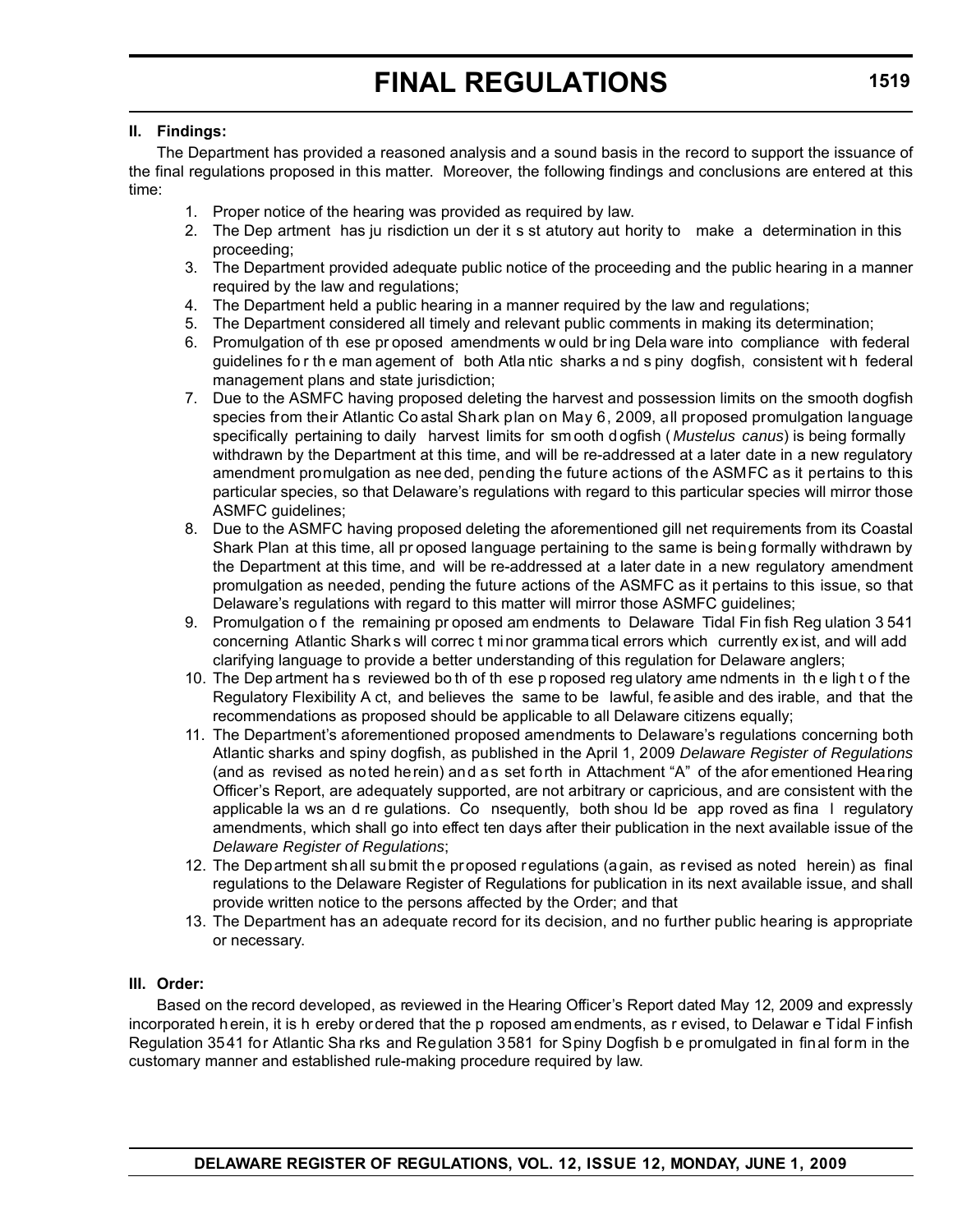**II. Findings:**

The Department has provided a reasoned analysis and a sound basis in the record to support the issuance of the final regulations proposed in this matter. Moreover, the following findings and conclusions are entered at this time:

1. Proper notice of the hearing was provided as required by law.
2. The Department has jurisdiction under its statutory authority to make a determination in this proceeding;
3. The Department provided adequate public notice of the proceeding and the public hearing in a manner required by the law and regulations;
4. The Department held a public hearing in a manner required by the law and regulations;
5. The Department considered all timely and relevant public comments in making its determination;
6. Promulgation of these proposed amendments would bring Delaware into compliance with federal guidelines for the management of both Atlantic sharks and spiny dogfish, consistent with federal management plans and state jurisdiction;
7. Due to the ASMFC having proposed deleting the harvest and possession limits on the smooth dogfish species from their Atlantic Coastal Shark plan on May 6, 2009, all proposed promulgation language specifically pertaining to daily harvest limits for smooth dogfish (*Mustelus canus*) is being formally withdrawn by the Department at this time, and will be re-addressed at a later date in a new regulatory amendment promulgation as needed, pending the future actions of the ASMFC as it pertains to this particular species, so that Delaware's regulations with regard to this particular species will mirror those ASMFC guidelines;
8. Due to the ASMFC having proposed deleting the aforementioned gill net requirements from its Coastal Shark Plan at this time, all proposed language pertaining to the same is being formally withdrawn by the Department at this time, and will be re-addressed at a later date in a new regulatory amendment promulgation as needed, pending the future actions of the ASMFC as it pertains to this issue, so that Delaware's regulations with regard to this matter will mirror those ASMFC guidelines;
9. Promulgation of the remaining proposed amendments to Delaware Tidal Finfish Regulation 3541 concerning Atlantic Sharks will correct minor grammatical errors which currently exist, and will add clarifying language to provide a better understanding of this regulation for Delaware anglers;
10. The Department has reviewed both of these proposed regulatory amendments in the light of the Regulatory Flexibility Act, and believes the same to be lawful, feasible and desirable, and that the recommendations as proposed should be applicable to all Delaware citizens equally;
11. The Department's aforementioned proposed amendments to Delaware's regulations concerning both Atlantic sharks and spiny dogfish, as published in the April 1, 2009 *Delaware Register of Regulations* (and as revised as noted herein) and as set forth in Attachment "A" of the aforementioned Hearing Officer's Report, are adequately supported, are not arbitrary or capricious, and are consistent with the applicable laws and regulations. Consequently, both should be approved as final regulatory amendments, which shall go into effect ten days after their publication in the next available issue of the *Delaware Register of Regulations*;
12. The Department shall submit the proposed regulations (again, as revised as noted herein) as final regulations to the Delaware Register of Regulations for publication in its next available issue, and shall provide written notice to the persons affected by the Order; and that
13. The Department has an adequate record for its decision, and no further public hearing is appropriate or necessary.

**III. Order:**

Based on the record developed, as reviewed in the Hearing Officer's Report dated May 12, 2009 and expressly incorporated herein, it is hereby ordered that the proposed amendments, as revised, to Delaware Tidal Finfish Regulation 3541 for Atlantic Sharks and Regulation 3581 for Spiny Dogfish be promulgated in final form in the customary manner and established rule-making procedure required by law.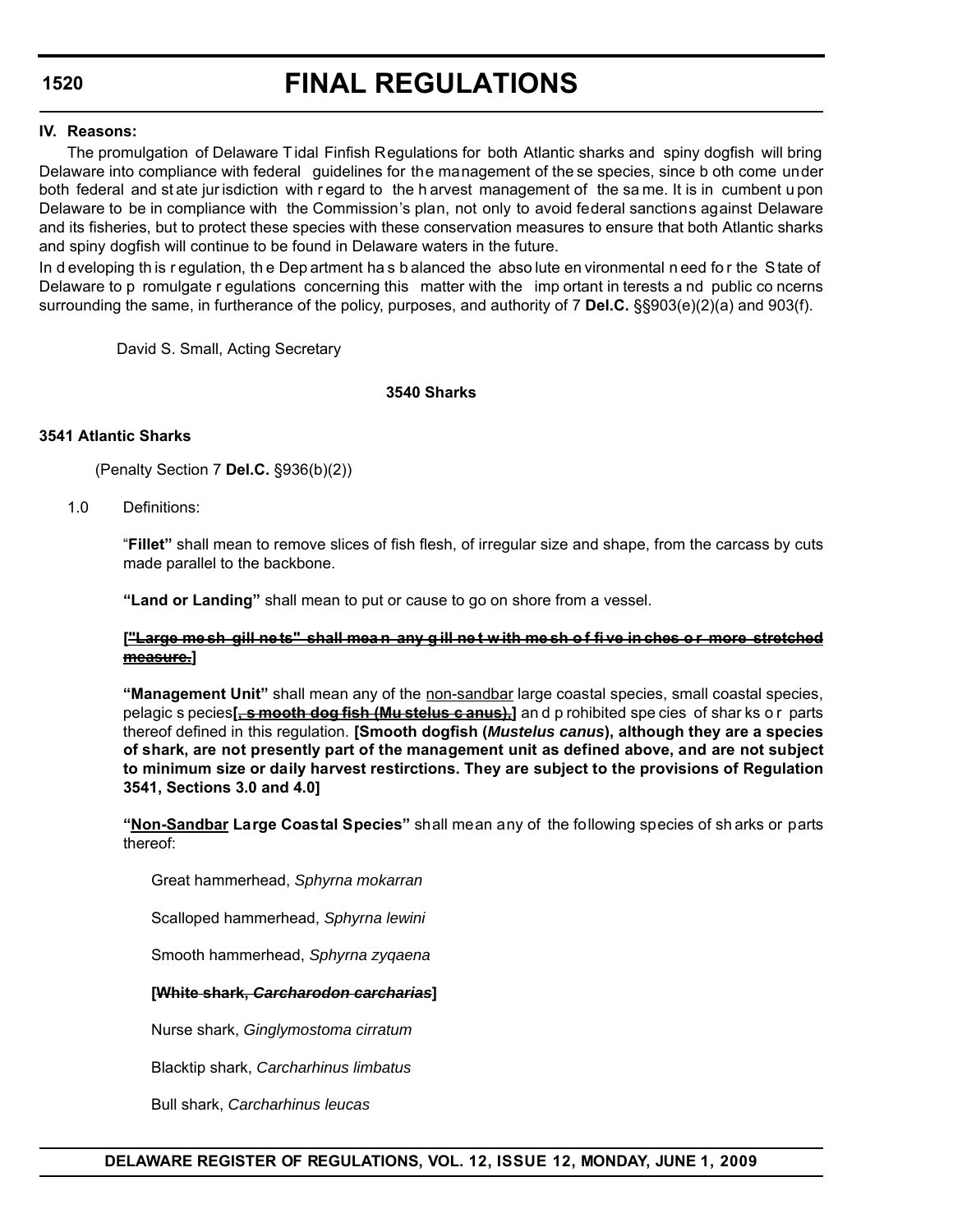**IV. Reasons:**

The promulgation of Delaware Tidal Finfish Regulations for both Atlantic sharks and spiny dogfish will bring Delaware into compliance with federal guidelines for the management of these species, since both come under both federal and state jurisdiction with regard to the harvest management of the same. It is incumbent upon Delaware to be in compliance with the Commission's plan, not only to avoid federal sanctions against Delaware and its fisheries, but to protect these species with these conservation measures to ensure that both Atlantic sharks and spiny dogfish will continue to be found in Delaware waters in the future.

In developing this regulation, the Department has balanced the absolute environmental need for the State of Delaware to promulgate regulations concerning this matter with the important interests and public concerns surrounding the same, in furtherance of the policy, purposes, and authority of 7 **Del.C.** §§903(e)(2)(a) and 903(f).

David S. Small, Acting Secretary

**3540 Sharks**

**3541 Atlantic Sharks**

(Penalty Section 7 **Del.C.** §936(b)(2))

1.0 Definitions:

"**Fillet**" shall mean to remove slices of fish flesh, of irregular size and shape, from the carcass by cuts made parallel to the backbone.

**"Land or Landing"** shall mean to put or cause to go on shore from a vessel.

**[~~"Large mesh gill nets" shall mean any gill net with mesh of five inches or more stretched measure.~~]**

**"Management Unit"** shall mean any of the non-sandbar large coastal species, small coastal species, pelagic species**[~~, smooth dogfish (Mustelus canus),~~]** and prohibited species of sharks or parts thereof defined in this regulation. **[Smooth dogfish (*Mustelus canus*), although they are a species of shark, are not presently part of the management unit as defined above, and are not subject to minimum size or daily harvest restirctions. They are subject to the provisions of Regulation 3541, Sections 3.0 and 4.0]**

**"Non-Sandbar Large Coastal Species"** shall mean any of the following species of sharks or parts thereof:

Great hammerhead, *Sphyrna mokarran*

Scalloped hammerhead, *Sphyrna lewini*

Smooth hammerhead, *Sphyrna zyqaena*

**[~~White shark, *Carcharodon carcharias*~~]**

Nurse shark, *Ginglymostoma cirratum*

Blacktip shark, *Carcharhinus limbatus*

Bull shark, *Carcharhinus leucas*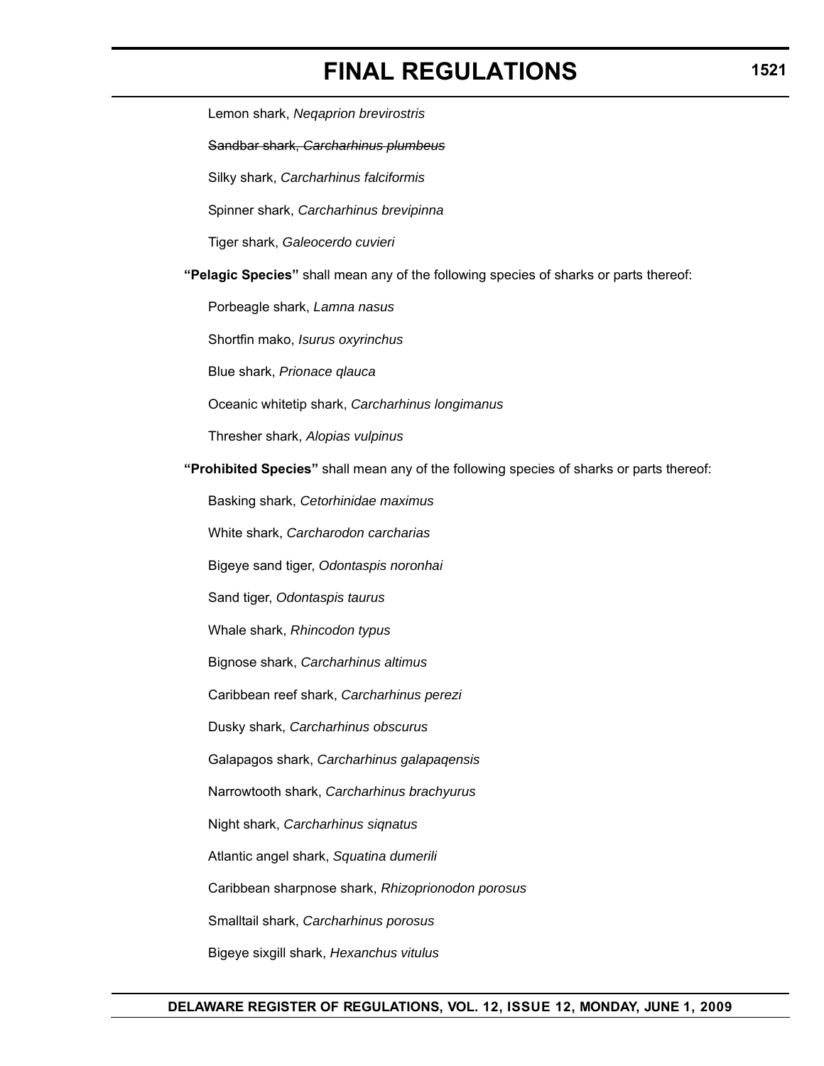Lemon shark, *Neqaprion brevirostris*

~~Sandbar shark, *Carcharhinus plumbeus*~~

Silky shark, *Carcharhinus falciformis*

Spinner shark, *Carcharhinus brevipinna*

Tiger shark, *Galeocerdo cuvieri*

**"Pelagic Species"** shall mean any of the following species of sharks or parts thereof:

Porbeagle shark, *Lamna nasus*

Shortfin mako, *Isurus oxyrinchus*

Blue shark, *Prionace qlauca*

Oceanic whitetip shark, *Carcharhinus longimanus*

Thresher shark, *Alopias vulpinus*

**"Prohibited Species"** shall mean any of the following species of sharks or parts thereof:

Basking shark, *Cetorhinidae maximus*

White shark, *Carcharodon carcharias*

Bigeye sand tiger, *Odontaspis noronhai*

Sand tiger, *Odontaspis taurus*

Whale shark, *Rhincodon typus*

Bignose shark, *Carcharhinus altimus*

Caribbean reef shark, *Carcharhinus perezi*

Dusky shark, *Carcharhinus obscurus*

Galapagos shark, *Carcharhinus galapaqensis*

Narrowtooth shark, *Carcharhinus brachyurus*

Night shark, *Carcharhinus siqnatus*

Atlantic angel shark, *Squatina dumerili*

Caribbean sharpnose shark, *Rhizoprionodon porosus*

Smalltail shark, *Carcharhinus porosus*

Bigeye sixgill shark, *Hexanchus vitulus*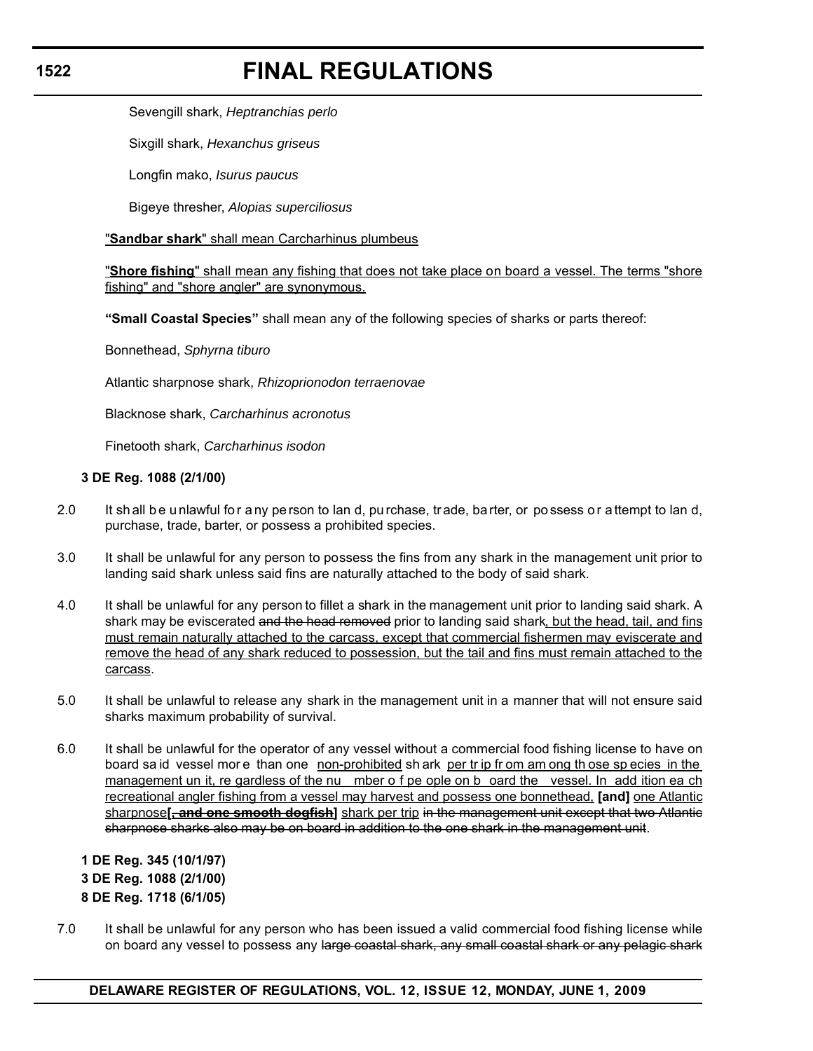Sevengill shark, *Heptranchias perlo*

Sixgill shark, *Hexanchus griseus*

Longfin mako, *Isurus paucus*

Bigeye thresher, *Alopias superciliosus*

<u>"**Sandbar shark**" shall mean Carcharhinus plumbeus</u>

<u>"**Shore fishing**" shall mean any fishing that does not take place on board a vessel. The terms "shore fishing" and "shore angler" are synonymous.</u>

**"Small Coastal Species"** shall mean any of the following species of sharks or parts thereof:

Bonnethead, *Sphyrna tiburo*

Atlantic sharpnose shark, *Rhizoprionodon terraenovae*

Blacknose shark, *Carcharhinus acronotus*

Finetooth shark, *Carcharhinus isodon*

**3 DE Reg. 1088 (2/1/00)**

2.0 It shall be unlawful for any person to land, purchase, trade, barter, or possess or attempt to land, purchase, trade, barter, or possess a prohibited species.

3.0 It shall be unlawful for any person to possess the fins from any shark in the management unit prior to landing said shark unless said fins are naturally attached to the body of said shark.

4.0 It shall be unlawful for any person to fillet a shark in the management unit prior to landing said shark. A shark may be eviscerated ~~and the head removed~~ prior to landing said shark<u>, but the head, tail, and fins must remain naturally attached to the carcass, except that commercial fishermen may eviscerate and remove the head of any shark reduced to possession, but the tail and fins must remain attached to the carcass</u>.

5.0 It shall be unlawful to release any shark in the management unit in a manner that will not ensure said sharks maximum probability of survival.

6.0 It shall be unlawful for the operator of any vessel without a commercial food fishing license to have on board said vessel more than one <u>non-prohibited</u> shark <u>per trip from among those species in the management unit, regardless of the number of people on board the vessel. In addition each recreational angler fishing from a vessel may harvest and possess one bonnethead,</u> **[and]** <u>one Atlantic sharpnose</u>**[~~, and one smooth dogfish~~]** <u>shark per trip</u> ~~in the management unit except that two Atlantic sharpnose sharks also may be on board in addition to the one shark in the management unit~~.

**1 DE Reg. 345 (10/1/97)**
**3 DE Reg. 1088 (2/1/00)**
**8 DE Reg. 1718 (6/1/05)**

7.0 It shall be unlawful for any person who has been issued a valid commercial food fishing license while on board any vessel to possess any ~~large coastal shark, any small coastal shark or any pelagic shark~~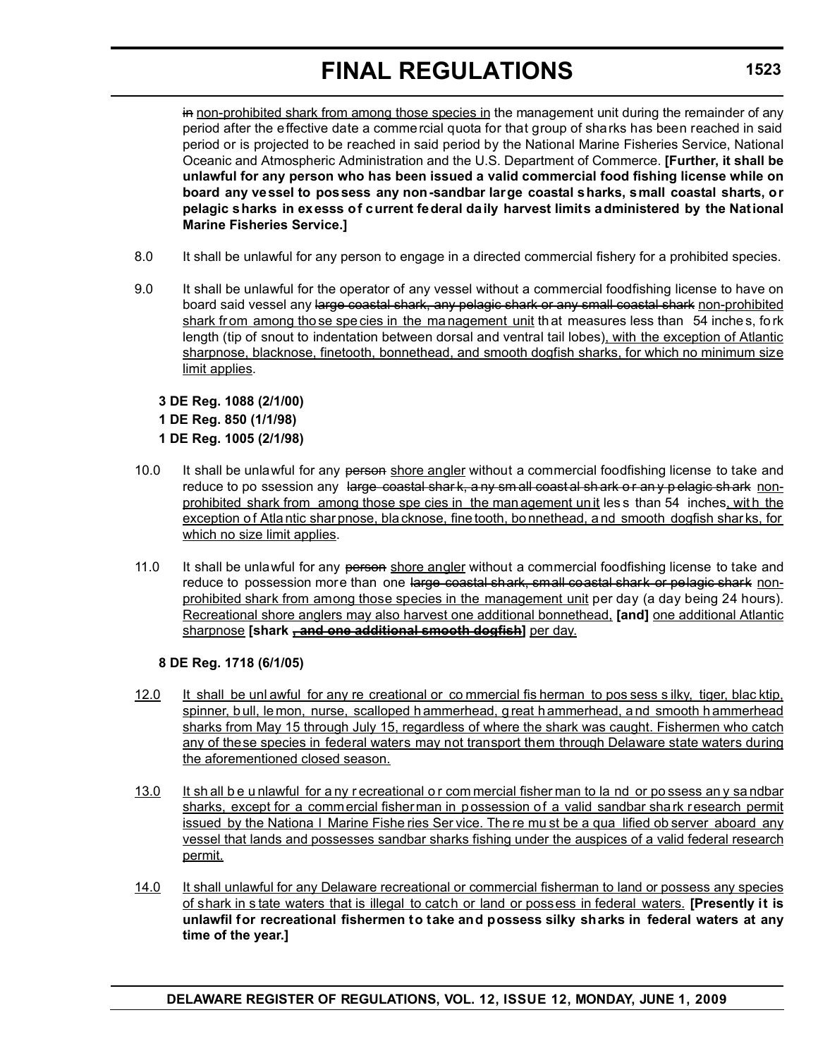~~in~~ <u>non-prohibited shark from among those species in</u> the management unit during the remainder of any period after the effective date a commercial quota for that group of sharks has been reached in said period or is projected to be reached in said period by the National Marine Fisheries Service, National Oceanic and Atmospheric Administration and the U.S. Department of Commerce. **[Further, it shall be unlawful for any person who has been issued a valid commercial food fishing license while on board any vessel to possess any non-sandbar large coastal sharks, small coastal sharts, or pelagic sharks in exesss of current federal daily harvest limits administered by the National Marine Fisheries Service.]**

8.0 It shall be unlawful for any person to engage in a directed commercial fishery for a prohibited species.

9.0 It shall be unlawful for the operator of any vessel without a commercial foodfishing license to have on board said vessel any ~~large coastal shark, any pelagic shark or any small coastal shark~~ <u>non-prohibited shark from among those species in the management unit</u> that measures less than 54 inches, fork length (tip of snout to indentation between dorsal and ventral tail lobes)<u>, with the exception of Atlantic sharpnose, blacknose, finetooth, bonnethead, and smooth dogfish sharks, for which no minimum size limit applies</u>.

**3 DE Reg. 1088 (2/1/00)**
**1 DE Reg. 850 (1/1/98)**
**1 DE Reg. 1005 (2/1/98)**

10.0 It shall be unlawful for any ~~person~~ <u>shore angler</u> without a commercial foodfishing license to take and reduce to possession any ~~large coastal shark, any small coastal shark or any pelagic shark~~ <u>non-prohibited shark from among those species in the management unit</u> less than 54 inches<u>, with the exception of Atlantic sharpnose, blacknose, finetooth, bonnethead, and smooth dogfish sharks, for which no size limit applies</u>.

11.0 It shall be unlawful for any ~~person~~ <u>shore angler</u> without a commercial foodfishing license to take and reduce to possession more than one ~~large coastal shark, small coastal shark or pelagic shark~~ <u>non-prohibited shark from among those species in the management unit</u> per day (a day being 24 hours). <u>Recreational shore anglers may also harvest one additional bonnethead,</u> **[and]** <u>one additional Atlantic sharpnose</u> **[shark ~~, and one additional smooth dogfish~~]** <u>per day.</u>

**8 DE Reg. 1718 (6/1/05)**

<u>12.0</u> <u>It shall be unlawful for any recreational or commercial fisherman to possess silky, tiger, blacktip, spinner, bull, lemon, nurse, scalloped hammerhead, great hammerhead, and smooth hammerhead sharks from May 15 through July 15, regardless of where the shark was caught. Fishermen who catch any of these species in federal waters may not transport them through Delaware state waters during the aforementioned closed season.</u>

<u>13.0</u> <u>It shall be unlawful for any recreational or commercial fisherman to land or possess any sandbar sharks, except for a commercial fisherman in possession of a valid sandbar shark research permit issued by the National Marine Fisheries Service. There must be a qualified observer aboard any vessel that lands and possesses sandbar sharks fishing under the auspices of a valid federal research permit.</u>

<u>14.0</u> <u>It shall unlawful for any Delaware recreational or commercial fisherman to land or possess any species of shark in state waters that is illegal to catch or land or possess in federal waters.</u> **[Presently it is unlawfil for recreational fishermen to take and possess silky sharks in federal waters at any time of the year.]**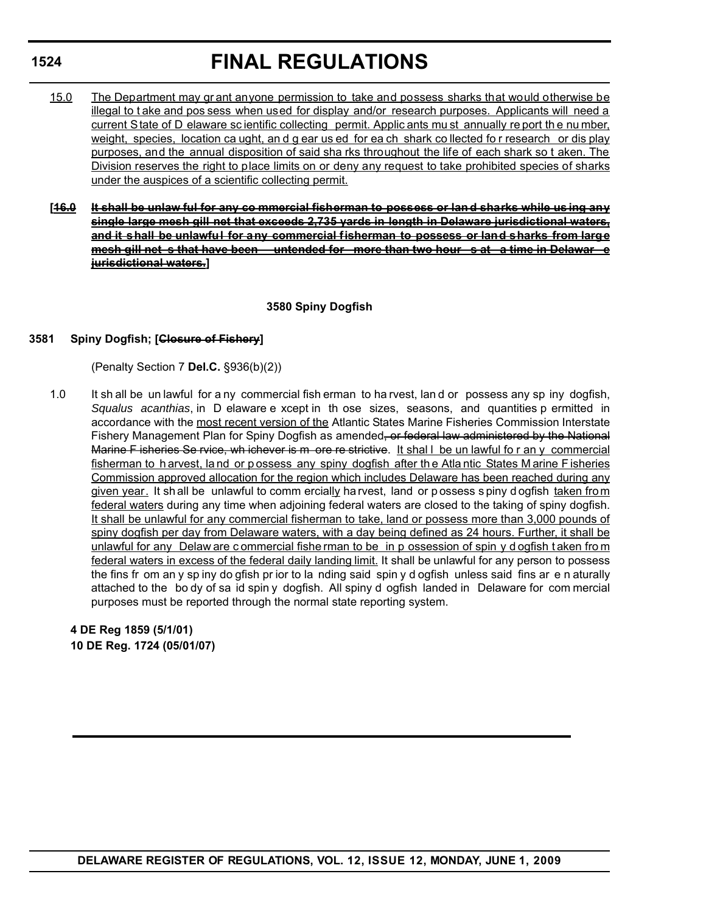15.0 The Department may grant anyone permission to take and possess sharks that would otherwise be illegal to take and possess when used for display and/or research purposes. Applicants will need a current State of Delaware scientific collecting permit. Applicants must annually report the number, weight, species, location caught, and gear used for each shark collected for research or display purposes, and the annual disposition of said sharks throughout the life of each shark so taken. The Division reserves the right to place limits on or deny any request to take prohibited species of sharks under the auspices of a scientific collecting permit.

**[~~16.0 It shall be unlawful for any commercial fisherman to possess or land sharks while using any single large mesh gill net that exceeds 2,735 yards in length in Delaware jurisdictional waters, and it shall be unlawful for any commercial fisherman to possess or land sharks from large mesh gill nets that have been untended for more than two hours at a time in Delaware jurisdictional waters.~~]**

### 3580 Spiny Dogfish

**3581 Spiny Dogfish; [~~Closure of Fishery~~]**

(Penalty Section 7 **Del.C.** §936(b)(2))

1.0 It shall be unlawful for any commercial fisherman to harvest, land or possess any spiny dogfish, *Squalus acanthias*, in Delaware except in those sizes, seasons, and quantities permitted in accordance with the most recent version of the Atlantic States Marine Fisheries Commission Interstate Fishery Management Plan for Spiny Dogfish as amended~~, or federal law administered by the National Marine Fisheries Service, whichever is more restrictive~~. It shall be unlawful for any commercial fisherman to harvest, land or possess any spiny dogfish after the Atlantic States Marine Fisheries Commission approved allocation for the region which includes Delaware has been reached during any given year. It shall be unlawful to commercially harvest, land or possess spiny dogfish taken from federal waters during any time when adjoining federal waters are closed to the taking of spiny dogfish. It shall be unlawful for any commercial fisherman to take, land or possess more than 3,000 pounds of spiny dogfish per day from Delaware waters, with a day being defined as 24 hours. Further, it shall be unlawful for any Delaware commercial fisherman to be in possession of spiny dogfish taken from federal waters in excess of the federal daily landing limit. It shall be unlawful for any person to possess the fins from any spiny dogfish prior to landing said spiny dogfish unless said fins are naturally attached to the body of said spiny dogfish. All spiny dogfish landed in Delaware for commercial purposes must be reported through the normal state reporting system.

**4 DE Reg 1859 (5/1/01)**
**10 DE Reg. 1724 (05/01/07)**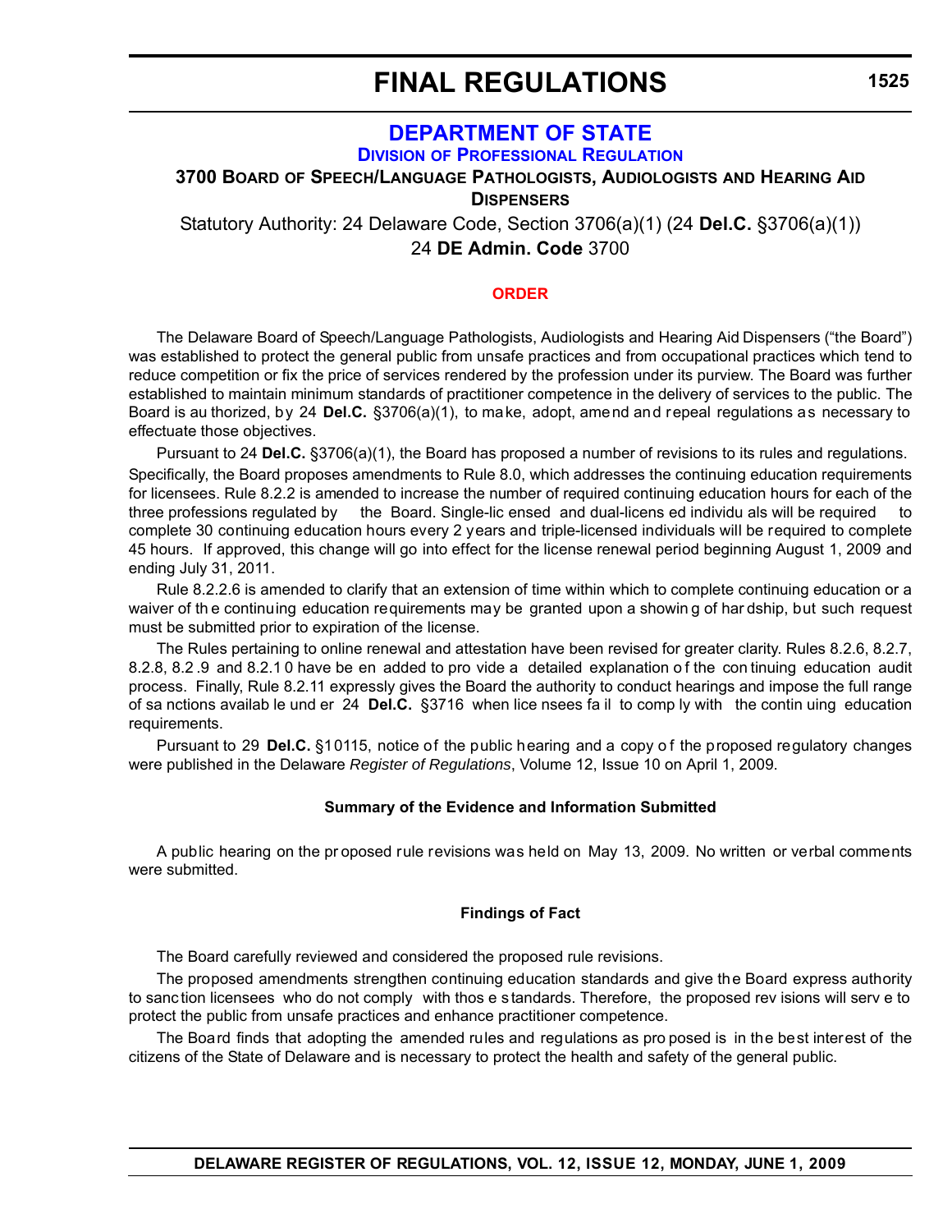# FINAL REGULATIONS

## DEPARTMENT OF STATE

### DIVISION OF PROFESSIONAL REGULATION

**3700 BOARD OF SPEECH/LANGUAGE PATHOLOGISTS, AUDIOLOGISTS AND HEARING AID DISPENSERS**

Statutory Authority: 24 Delaware Code, Section 3706(a)(1) (24 **Del.C.** §3706(a)(1))

24 **DE Admin. Code** 3700

**ORDER**

The Delaware Board of Speech/Language Pathologists, Audiologists and Hearing Aid Dispensers ("the Board") was established to protect the general public from unsafe practices and from occupational practices which tend to reduce competition or fix the price of services rendered by the profession under its purview. The Board was further established to maintain minimum standards of practitioner competence in the delivery of services to the public. The Board is authorized, by 24 **Del.C.** §3706(a)(1), to make, adopt, amend and repeal regulations as necessary to effectuate those objectives.

Pursuant to 24 **Del.C.** §3706(a)(1), the Board has proposed a number of revisions to its rules and regulations. Specifically, the Board proposes amendments to Rule 8.0, which addresses the continuing education requirements for licensees. Rule 8.2.2 is amended to increase the number of required continuing education hours for each of the three professions regulated by the Board. Single-licensed and dual-licensed individuals will be required to complete 30 continuing education hours every 2 years and triple-licensed individuals will be required to complete 45 hours. If approved, this change will go into effect for the license renewal period beginning August 1, 2009 and ending July 31, 2011.

Rule 8.2.2.6 is amended to clarify that an extension of time within which to complete continuing education or a waiver of the continuing education requirements may be granted upon a showing of hardship, but such request must be submitted prior to expiration of the license.

The Rules pertaining to online renewal and attestation have been revised for greater clarity. Rules 8.2.6, 8.2.7, 8.2.8, 8.2.9 and 8.2.10 have been added to provide a detailed explanation of the continuing education audit process. Finally, Rule 8.2.11 expressly gives the Board the authority to conduct hearings and impose the full range of sanctions available under 24 **Del.C.** §3716 when licensees fail to comply with the continuing education requirements.

Pursuant to 29 **Del.C.** §10115, notice of the public hearing and a copy of the proposed regulatory changes were published in the Delaware *Register of Regulations*, Volume 12, Issue 10 on April 1, 2009.

**Summary of the Evidence and Information Submitted**

A public hearing on the proposed rule revisions was held on May 13, 2009. No written or verbal comments were submitted.

**Findings of Fact**

The Board carefully reviewed and considered the proposed rule revisions.

The proposed amendments strengthen continuing education standards and give the Board express authority to sanction licensees who do not comply with those standards. Therefore, the proposed revisions will serve to protect the public from unsafe practices and enhance practitioner competence.

The Board finds that adopting the amended rules and regulations as proposed is in the best interest of the citizens of the State of Delaware and is necessary to protect the health and safety of the general public.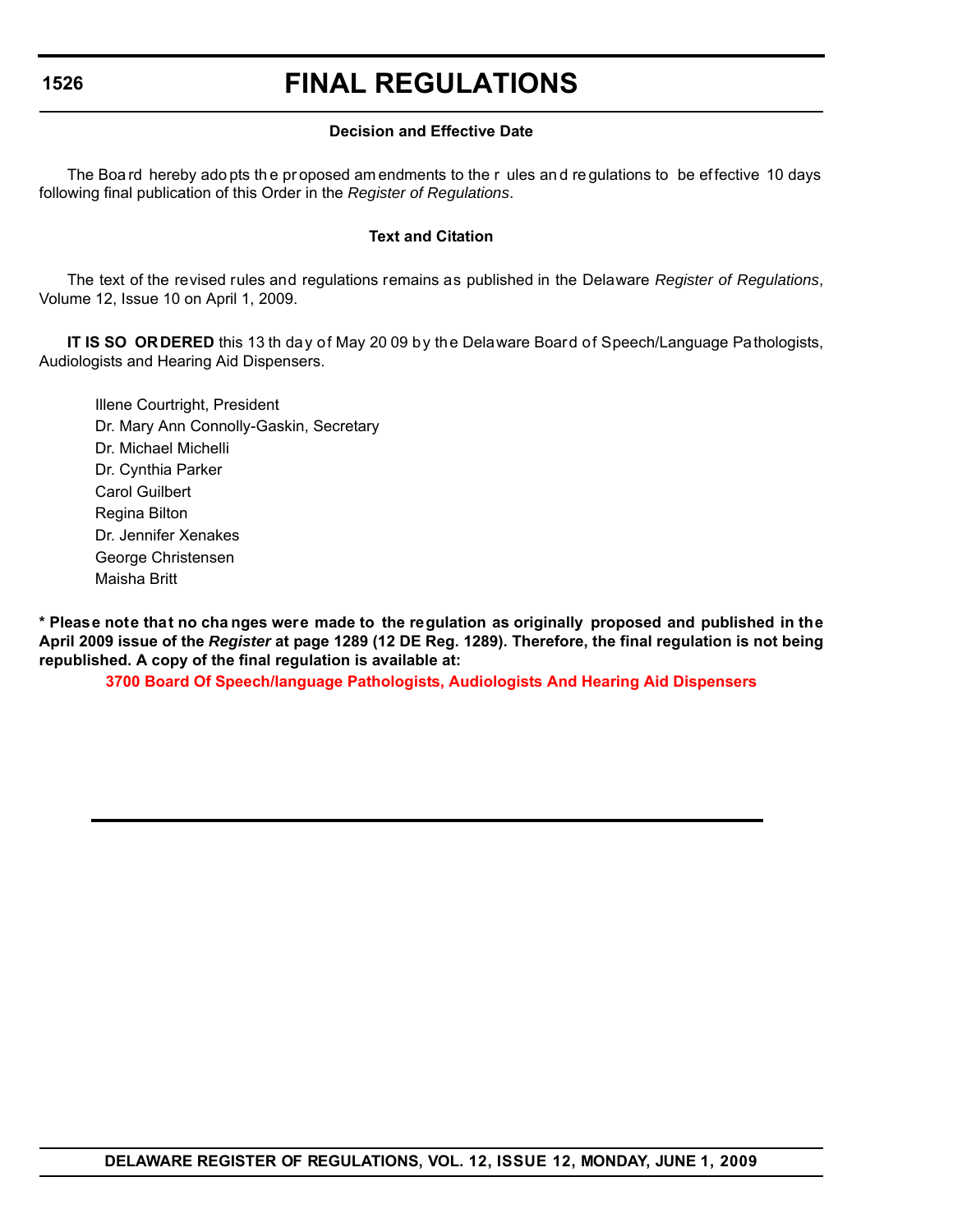### Decision and Effective Date

The Board hereby adopts the proposed amendments to the rules and regulations to be effective 10 days following final publication of this Order in the *Register of Regulations*.

### Text and Citation

The text of the revised rules and regulations remains as published in the Delaware *Register of Regulations*, Volume 12, Issue 10 on April 1, 2009.

**IT IS SO ORDERED** this 13th day of May 2009 by the Delaware Board of Speech/Language Pathologists, Audiologists and Hearing Aid Dispensers.

Illene Courtright, President
Dr. Mary Ann Connolly-Gaskin, Secretary
Dr. Michael Michelli
Dr. Cynthia Parker
Carol Guilbert
Regina Bilton
Dr. Jennifer Xenakes
George Christensen
Maisha Britt

**\* Please note that no changes were made to the regulation as originally proposed and published in the April 2009 issue of the *Register* at page 1289 (12 DE Reg. 1289). Therefore, the final regulation is not being republished. A copy of the final regulation is available at:**

**3700 Board Of Speech/language Pathologists, Audiologists And Hearing Aid Dispensers**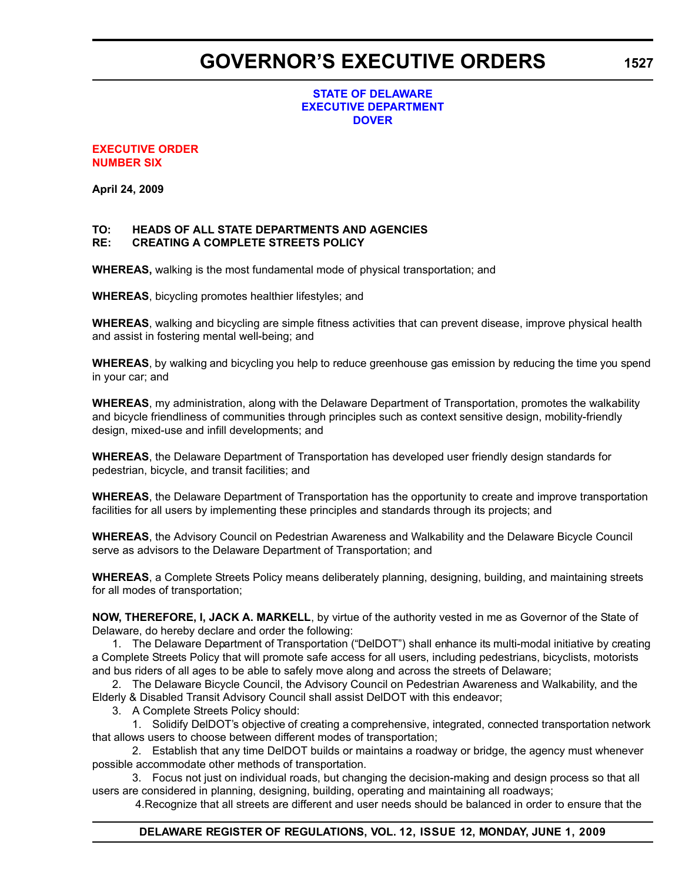# GOVERNOR'S EXECUTIVE ORDERS

**STATE OF DELAWARE**
**EXECUTIVE DEPARTMENT**
**DOVER**

**EXECUTIVE ORDER**
**NUMBER SIX**

**April 24, 2009**

**TO: HEADS OF ALL STATE DEPARTMENTS AND AGENCIES**
**RE: CREATING A COMPLETE STREETS POLICY**

**WHEREAS,** walking is the most fundamental mode of physical transportation; and

**WHEREAS**, bicycling promotes healthier lifestyles; and

**WHEREAS**, walking and bicycling are simple fitness activities that can prevent disease, improve physical health and assist in fostering mental well-being; and

**WHEREAS**, by walking and bicycling you help to reduce greenhouse gas emission by reducing the time you spend in your car; and

**WHEREAS**, my administration, along with the Delaware Department of Transportation, promotes the walkability and bicycle friendliness of communities through principles such as context sensitive design, mobility-friendly design, mixed-use and infill developments; and

**WHEREAS**, the Delaware Department of Transportation has developed user friendly design standards for pedestrian, bicycle, and transit facilities; and

**WHEREAS**, the Delaware Department of Transportation has the opportunity to create and improve transportation facilities for all users by implementing these principles and standards through its projects; and

**WHEREAS**, the Advisory Council on Pedestrian Awareness and Walkability and the Delaware Bicycle Council serve as advisors to the Delaware Department of Transportation; and

**WHEREAS**, a Complete Streets Policy means deliberately planning, designing, building, and maintaining streets for all modes of transportation;

**NOW, THEREFORE, I, JACK A. MARKELL**, by virtue of the authority vested in me as Governor of the State of Delaware, do hereby declare and order the following:

1. The Delaware Department of Transportation ("DelDOT") shall enhance its multi-modal initiative by creating a Complete Streets Policy that will promote safe access for all users, including pedestrians, bicyclists, motorists and bus riders of all ages to be able to safely move along and across the streets of Delaware;
2. The Delaware Bicycle Council, the Advisory Council on Pedestrian Awareness and Walkability, and the Elderly & Disabled Transit Advisory Council shall assist DelDOT with this endeavor;
3. A Complete Streets Policy should:
    1. Solidify DelDOT's objective of creating a comprehensive, integrated, connected transportation network that allows users to choose between different modes of transportation;
    2. Establish that any time DelDOT builds or maintains a roadway or bridge, the agency must whenever possible accommodate other methods of transportation.
    3. Focus not just on individual roads, but changing the decision-making and design process so that all users are considered in planning, designing, building, operating and maintaining all roadways;
    4. Recognize that all streets are different and user needs should be balanced in order to ensure that the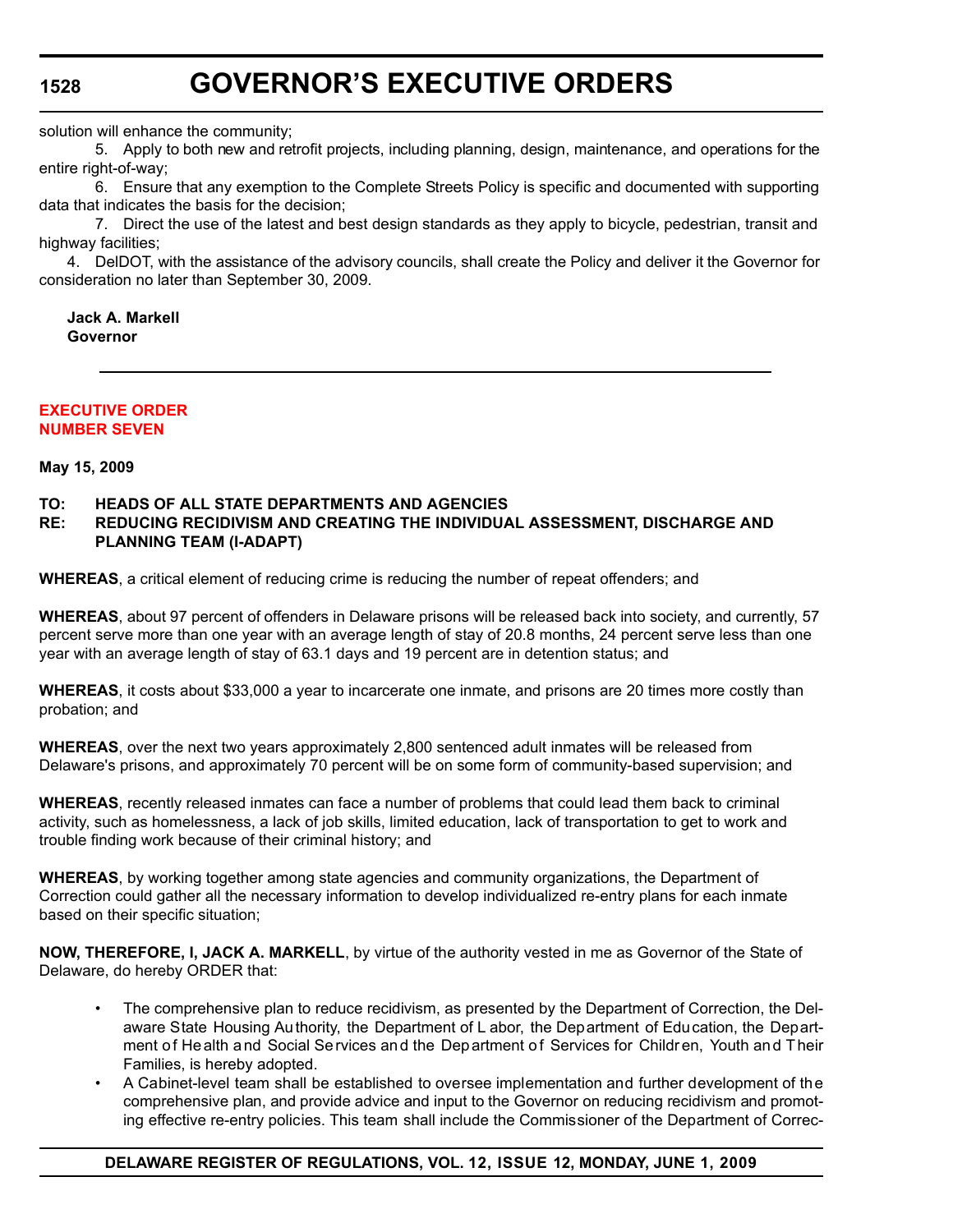solution will enhance the community;

5. Apply to both new and retrofit projects, including planning, design, maintenance, and operations for the entire right-of-way;

6. Ensure that any exemption to the Complete Streets Policy is specific and documented with supporting data that indicates the basis for the decision;

7. Direct the use of the latest and best design standards as they apply to bicycle, pedestrian, transit and highway facilities;

4. DelDOT, with the assistance of the advisory councils, shall create the Policy and deliver it the Governor for consideration no later than September 30, 2009.

**Jack A. Markell**
**Governor**

---

## EXECUTIVE ORDER NUMBER SEVEN

**May 15, 2009**

**TO: HEADS OF ALL STATE DEPARTMENTS AND AGENCIES**
**RE: REDUCING RECIDIVISM AND CREATING THE INDIVIDUAL ASSESSMENT, DISCHARGE AND PLANNING TEAM (I-ADAPT)**

**WHEREAS**, a critical element of reducing crime is reducing the number of repeat offenders; and

**WHEREAS**, about 97 percent of offenders in Delaware prisons will be released back into society, and currently, 57 percent serve more than one year with an average length of stay of 20.8 months, 24 percent serve less than one year with an average length of stay of 63.1 days and 19 percent are in detention status; and

**WHEREAS**, it costs about $33,000 a year to incarcerate one inmate, and prisons are 20 times more costly than probation; and

**WHEREAS**, over the next two years approximately 2,800 sentenced adult inmates will be released from Delaware's prisons, and approximately 70 percent will be on some form of community-based supervision; and

**WHEREAS**, recently released inmates can face a number of problems that could lead them back to criminal activity, such as homelessness, a lack of job skills, limited education, lack of transportation to get to work and trouble finding work because of their criminal history; and

**WHEREAS**, by working together among state agencies and community organizations, the Department of Correction could gather all the necessary information to develop individualized re-entry plans for each inmate based on their specific situation;

**NOW, THEREFORE, I, JACK A. MARKELL**, by virtue of the authority vested in me as Governor of the State of Delaware, do hereby ORDER that:

- The comprehensive plan to reduce recidivism, as presented by the Department of Correction, the Delaware State Housing Authority, the Department of Labor, the Department of Education, the Department of Health and Social Services and the Department of Services for Children, Youth and Their Families, is hereby adopted.
- A Cabinet-level team shall be established to oversee implementation and further development of the comprehensive plan, and provide advice and input to the Governor on reducing recidivism and promoting effective re-entry policies. This team shall include the Commissioner of the Department of Correc-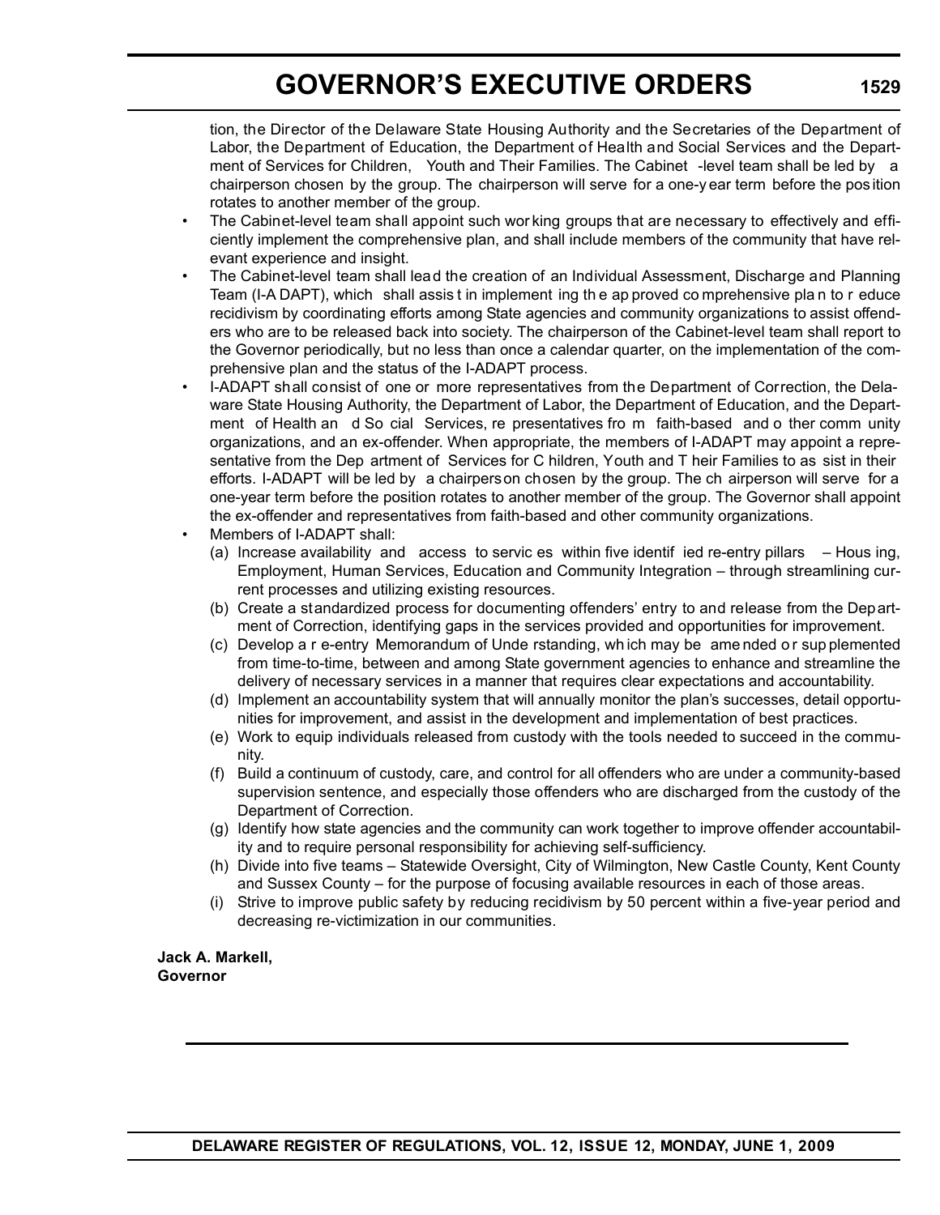tion, the Director of the Delaware State Housing Authority and the Secretaries of the Department of Labor, the Department of Education, the Department of Health and Social Services and the Department of Services for Children, Youth and Their Families. The Cabinet-level team shall be led by a chairperson chosen by the group. The chairperson will serve for a one-year term before the position rotates to another member of the group.

- The Cabinet-level team shall appoint such working groups that are necessary to effectively and efficiently implement the comprehensive plan, and shall include members of the community that have relevant experience and insight.
- The Cabinet-level team shall lead the creation of an Individual Assessment, Discharge and Planning Team (I-ADAPT), which shall assist in implementing the approved comprehensive plan to reduce recidivism by coordinating efforts among State agencies and community organizations to assist offenders who are to be released back into society. The chairperson of the Cabinet-level team shall report to the Governor periodically, but no less than once a calendar quarter, on the implementation of the comprehensive plan and the status of the I-ADAPT process.
- I-ADAPT shall consist of one or more representatives from the Department of Correction, the Delaware State Housing Authority, the Department of Labor, the Department of Education, and the Department of Health and Social Services, representatives from faith-based and other community organizations, and an ex-offender. When appropriate, the members of I-ADAPT may appoint a representative from the Department of Services for Children, Youth and Their Families to assist in their efforts. I-ADAPT will be led by a chairperson chosen by the group. The chairperson will serve for a one-year term before the position rotates to another member of the group. The Governor shall appoint the ex-offender and representatives from faith-based and other community organizations.
- Members of I-ADAPT shall:
  - (a) Increase availability and access to services within five identified re-entry pillars – Housing, Employment, Human Services, Education and Community Integration – through streamlining current processes and utilizing existing resources.
  - (b) Create a standardized process for documenting offenders' entry to and release from the Department of Correction, identifying gaps in the services provided and opportunities for improvement.
  - (c) Develop a re-entry Memorandum of Understanding, which may be amended or supplemented from time-to-time, between and among State government agencies to enhance and streamline the delivery of necessary services in a manner that requires clear expectations and accountability.
  - (d) Implement an accountability system that will annually monitor the plan's successes, detail opportunities for improvement, and assist in the development and implementation of best practices.
  - (e) Work to equip individuals released from custody with the tools needed to succeed in the community.
  - (f) Build a continuum of custody, care, and control for all offenders who are under a community-based supervision sentence, and especially those offenders who are discharged from the custody of the Department of Correction.
  - (g) Identify how state agencies and the community can work together to improve offender accountability and to require personal responsibility for achieving self-sufficiency.
  - (h) Divide into five teams – Statewide Oversight, City of Wilmington, New Castle County, Kent County and Sussex County – for the purpose of focusing available resources in each of those areas.
  - (i) Strive to improve public safety by reducing recidivism by 50 percent within a five-year period and decreasing re-victimization in our communities.

**Jack A. Markell,**
**Governor**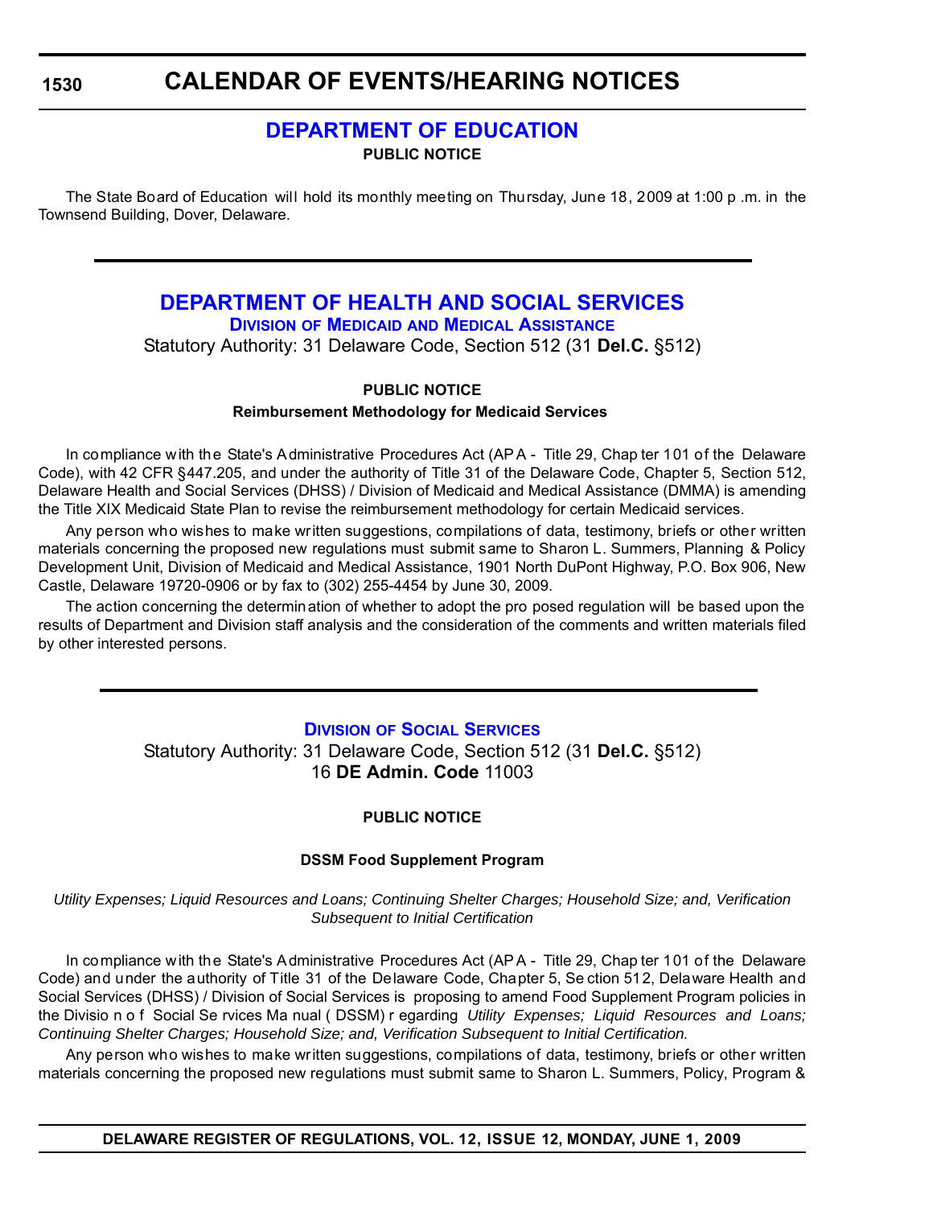# CALENDAR OF EVENTS/HEARING NOTICES

## DEPARTMENT OF EDUCATION

**PUBLIC NOTICE**

The State Board of Education will hold its monthly meeting on Thursday, June 18, 2009 at 1:00 p.m. in the Townsend Building, Dover, Delaware.

---

## DEPARTMENT OF HEALTH AND SOCIAL SERVICES

### DIVISION OF MEDICAID AND MEDICAL ASSISTANCE

Statutory Authority: 31 Delaware Code, Section 512 (31 **Del.C.** §512)

**PUBLIC NOTICE**

**Reimbursement Methodology for Medicaid Services**

In compliance with the State's Administrative Procedures Act (APA - Title 29, Chapter 101 of the Delaware Code), with 42 CFR §447.205, and under the authority of Title 31 of the Delaware Code, Chapter 5, Section 512, Delaware Health and Social Services (DHSS) / Division of Medicaid and Medical Assistance (DMMA) is amending the Title XIX Medicaid State Plan to revise the reimbursement methodology for certain Medicaid services.

Any person who wishes to make written suggestions, compilations of data, testimony, briefs or other written materials concerning the proposed new regulations must submit same to Sharon L. Summers, Planning & Policy Development Unit, Division of Medicaid and Medical Assistance, 1901 North DuPont Highway, P.O. Box 906, New Castle, Delaware 19720-0906 or by fax to (302) 255-4454 by June 30, 2009.

The action concerning the determination of whether to adopt the proposed regulation will be based upon the results of Department and Division staff analysis and the consideration of the comments and written materials filed by other interested persons.

---

### DIVISION OF SOCIAL SERVICES

Statutory Authority: 31 Delaware Code, Section 512 (31 **Del.C.** §512)
16 **DE Admin. Code** 11003

**PUBLIC NOTICE**

**DSSM Food Supplement Program**

*Utility Expenses; Liquid Resources and Loans; Continuing Shelter Charges; Household Size; and, Verification Subsequent to Initial Certification*

In compliance with the State's Administrative Procedures Act (APA - Title 29, Chapter 101 of the Delaware Code) and under the authority of Title 31 of the Delaware Code, Chapter 5, Section 512, Delaware Health and Social Services (DHSS) / Division of Social Services is proposing to amend Food Supplement Program policies in the Division of Social Services Manual (DSSM) regarding *Utility Expenses; Liquid Resources and Loans; Continuing Shelter Charges; Household Size; and, Verification Subsequent to Initial Certification.*

Any person who wishes to make written suggestions, compilations of data, testimony, briefs or other written materials concerning the proposed new regulations must submit same to Sharon L. Summers, Policy, Program &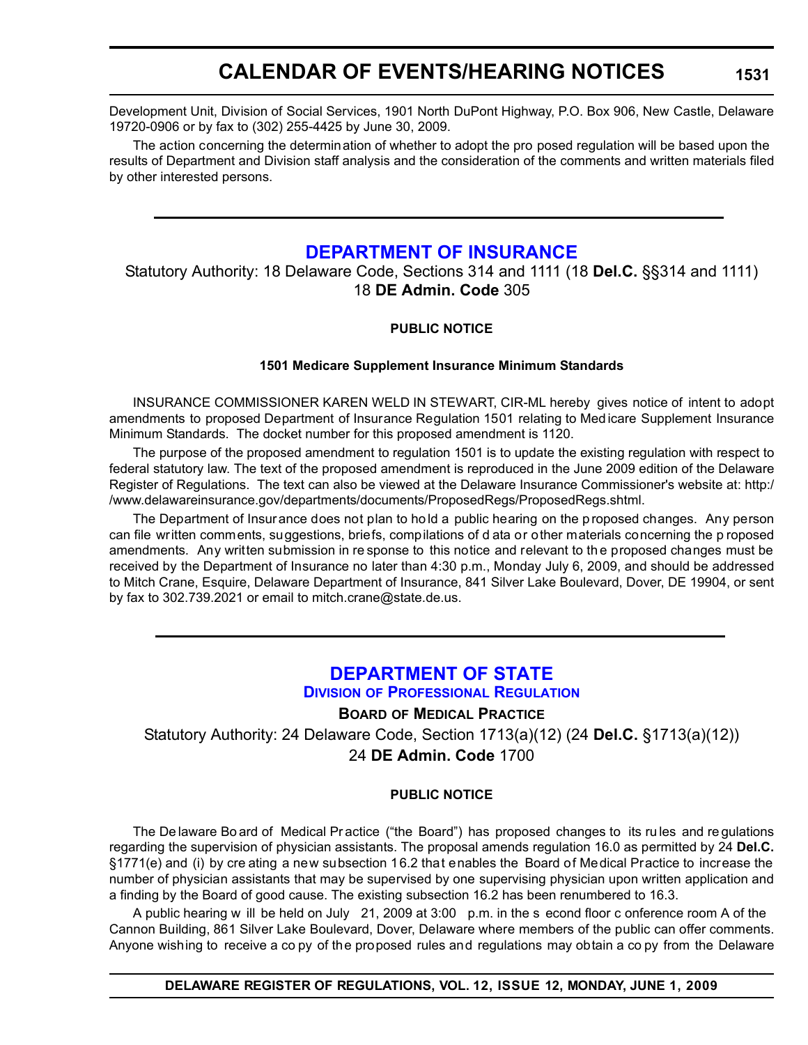Development Unit, Division of Social Services, 1901 North DuPont Highway, P.O. Box 906, New Castle, Delaware 19720-0906 or by fax to (302) 255-4425 by June 30, 2009.

The action concerning the determination of whether to adopt the proposed regulation will be based upon the results of Department and Division staff analysis and the consideration of the comments and written materials filed by other interested persons.

---

## DEPARTMENT OF INSURANCE

Statutory Authority: 18 Delaware Code, Sections 314 and 1111 (18 **Del.C.** §§314 and 1111)
18 **DE Admin. Code** 305

**PUBLIC NOTICE**

**1501 Medicare Supplement Insurance Minimum Standards**

INSURANCE COMMISSIONER KAREN WELDIN STEWART, CIR-ML hereby gives notice of intent to adopt amendments to proposed Department of Insurance Regulation 1501 relating to Medicare Supplement Insurance Minimum Standards. The docket number for this proposed amendment is 1120.

The purpose of the proposed amendment to regulation 1501 is to update the existing regulation with respect to federal statutory law. The text of the proposed amendment is reproduced in the June 2009 edition of the Delaware Register of Regulations. The text can also be viewed at the Delaware Insurance Commissioner's website at: http://www.delawareinsurance.gov/departments/documents/ProposedRegs/ProposedRegs.shtml.

The Department of Insurance does not plan to hold a public hearing on the proposed changes. Any person can file written comments, suggestions, briefs, compilations of data or other materials concerning the proposed amendments. Any written submission in response to this notice and relevant to the proposed changes must be received by the Department of Insurance no later than 4:30 p.m., Monday July 6, 2009, and should be addressed to Mitch Crane, Esquire, Delaware Department of Insurance, 841 Silver Lake Boulevard, Dover, DE 19904, or sent by fax to 302.739.2021 or email to mitch.crane@state.de.us.

---

## DEPARTMENT OF STATE

### Division of Professional Regulation

**Board of Medical Practice**

Statutory Authority: 24 Delaware Code, Section 1713(a)(12) (24 **Del.C.** §1713(a)(12))
24 **DE Admin. Code** 1700

**PUBLIC NOTICE**

The Delaware Board of Medical Practice ("the Board") has proposed changes to its rules and regulations regarding the supervision of physician assistants. The proposal amends regulation 16.0 as permitted by 24 **Del.C.** §1771(e) and (i) by creating a new subsection 16.2 that enables the Board of Medical Practice to increase the number of physician assistants that may be supervised by one supervising physician upon written application and a finding by the Board of good cause. The existing subsection 16.2 has been renumbered to 16.3.

A public hearing will be held on July 21, 2009 at 3:00 p.m. in the second floor conference room A of the Cannon Building, 861 Silver Lake Boulevard, Dover, Delaware where members of the public can offer comments. Anyone wishing to receive a copy of the proposed rules and regulations may obtain a copy from the Delaware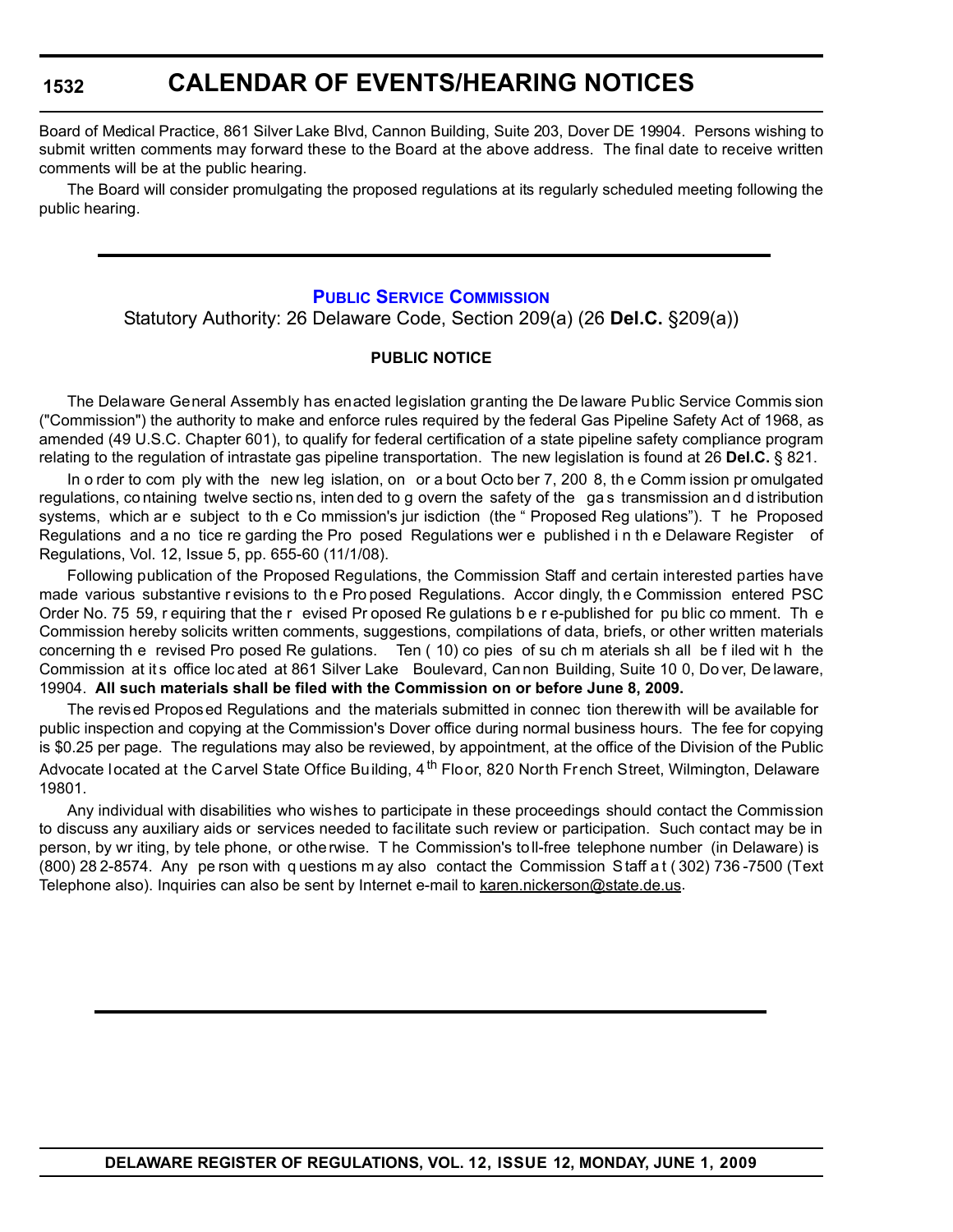Board of Medical Practice, 861 Silver Lake Blvd, Cannon Building, Suite 203, Dover DE 19904. Persons wishing to submit written comments may forward these to the Board at the above address. The final date to receive written comments will be at the public hearing.

The Board will consider promulgating the proposed regulations at its regularly scheduled meeting following the public hearing.

---

## PUBLIC SERVICE COMMISSION

Statutory Authority: 26 Delaware Code, Section 209(a) (26 **Del.C.** §209(a))

**PUBLIC NOTICE**

The Delaware General Assembly has enacted legislation granting the Delaware Public Service Commission ("Commission") the authority to make and enforce rules required by the federal Gas Pipeline Safety Act of 1968, as amended (49 U.S.C. Chapter 601), to qualify for federal certification of a state pipeline safety compliance program relating to the regulation of intrastate gas pipeline transportation. The new legislation is found at 26 **Del.C.** § 821.

In order to comply with the new legislation, on or about October 7, 2008, the Commission promulgated regulations, containing twelve sections, intended to govern the safety of the gas transmission and distribution systems, which are subject to the Commission's jurisdiction (the "Proposed Regulations"). The Proposed Regulations and a notice regarding the Proposed Regulations were published in the Delaware Register of Regulations, Vol. 12, Issue 5, pp. 655-60 (11/1/08).

Following publication of the Proposed Regulations, the Commission Staff and certain interested parties have made various substantive revisions to the Proposed Regulations. Accordingly, the Commission entered PSC Order No. 7559, requiring that the revised Proposed Regulations be re-published for public comment. The Commission hereby solicits written comments, suggestions, compilations of data, briefs, or other written materials concerning the revised Proposed Regulations. Ten (10) copies of such materials shall be filed with the Commission at its office located at 861 Silver Lake Boulevard, Cannon Building, Suite 100, Dover, Delaware, 19904. **All such materials shall be filed with the Commission on or before June 8, 2009.**

The revised Proposed Regulations and the materials submitted in connection therewith will be available for public inspection and copying at the Commission's Dover office during normal business hours. The fee for copying is $0.25 per page. The regulations may also be reviewed, by appointment, at the office of the Division of the Public Advocate located at the Carvel State Office Building, 4th Floor, 820 North French Street, Wilmington, Delaware 19801.

Any individual with disabilities who wishes to participate in these proceedings should contact the Commission to discuss any auxiliary aids or services needed to facilitate such review or participation. Such contact may be in person, by writing, by telephone, or otherwise. The Commission's toll-free telephone number (in Delaware) is (800) 282-8574. Any person with questions may also contact the Commission Staff at (302) 736-7500 (Text Telephone also). Inquiries can also be sent by Internet e-mail to karen.nickerson@state.de.us.

---